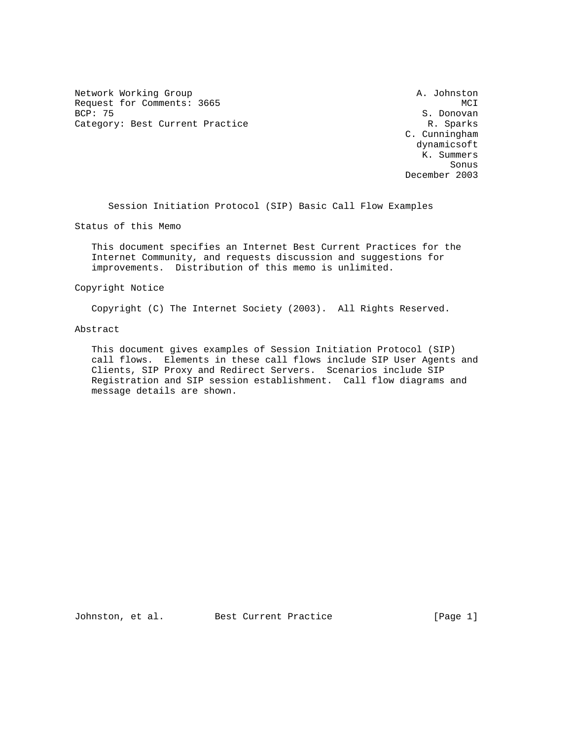Network Working Group A. Johnston
Request for Comments: 3665 MCI
BCP: 75 S. Donovan
Category: Best Current Practice R. Sparks
C. Cunningham
dynamicsoft
K. Summers
Sonus
December 2003

# Session Initiation Protocol (SIP) Basic Call Flow Examples

## Status of this Memo

This document specifies an Internet Best Current Practices for the Internet Community, and requests discussion and suggestions for improvements. Distribution of this memo is unlimited.

## Copyright Notice

Copyright (C) The Internet Society (2003). All Rights Reserved.

## Abstract

This document gives examples of Session Initiation Protocol (SIP) call flows. Elements in these call flows include SIP User Agents and Clients, SIP Proxy and Redirect Servers. Scenarios include SIP Registration and SIP session establishment. Call flow diagrams and message details are shown.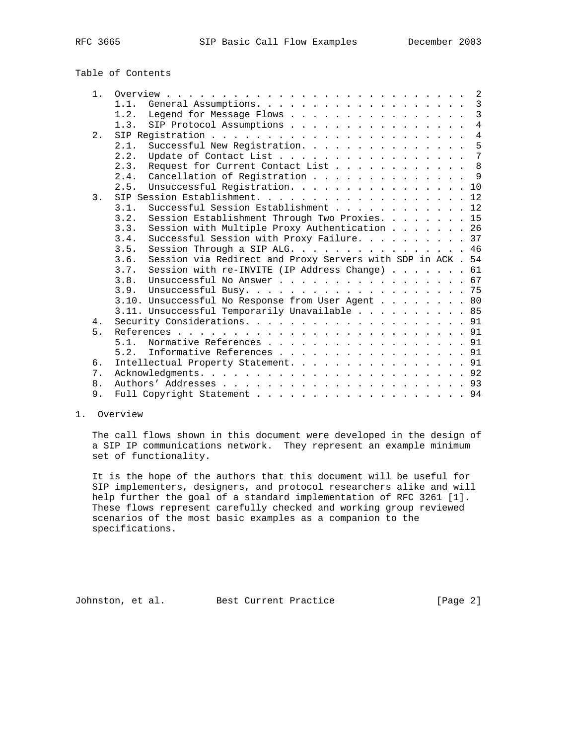Table of Contents

```
   1.  Overview . . . . . . . . . . . . . . . . . . . . . . . . . . .  2
       1.1.  General Assumptions. . . . . . . . . . . . . . . . . . .  3
       1.2.  Legend for Message Flows . . . . . . . . . . . . . . . .  3
       1.3.  SIP Protocol Assumptions . . . . . . . . . . . . . . . .  4
   2.  SIP Registration . . . . . . . . . . . . . . . . . . . . . . .  4
       2.1.  Successful New Registration. . . . . . . . . . . . . . .  5
       2.2.  Update of Contact List . . . . . . . . . . . . . . . . .  7
       2.3.  Request for Current Contact List . . . . . . . . . . . .  8
       2.4.  Cancellation of Registration . . . . . . . . . . . . . .  9
       2.5.  Unsuccessful Registration. . . . . . . . . . . . . . . . 10
   3.  SIP Session Establishment. . . . . . . . . . . . . . . . . . . 12
       3.1.  Successful Session Establishment . . . . . . . . . . . . 12
       3.2.  Session Establishment Through Two Proxies. . . . . . . . 15
       3.3.  Session with Multiple Proxy Authentication . . . . . . . 26
       3.4.  Successful Session with Proxy Failure. . . . . . . . . . 37
       3.5.  Session Through a SIP ALG. . . . . . . . . . . . . . . . 46
       3.6.  Session via Redirect and Proxy Servers with SDP in ACK . 54
       3.7.  Session with re-INVITE (IP Address Change) . . . . . . . 61
       3.8.  Unsuccessful No Answer . . . . . . . . . . . . . . . . . 67
       3.9.  Unsuccessful Busy. . . . . . . . . . . . . . . . . . . . 75
       3.10. Unsuccessful No Response from User Agent . . . . . . . . 80
       3.11. Unsuccessful Temporarily Unavailable . . . . . . . . . . 85
   4.  Security Considerations. . . . . . . . . . . . . . . . . . . . 91
   5.  References . . . . . . . . . . . . . . . . . . . . . . . . . . 91
       5.1.  Normative References . . . . . . . . . . . . . . . . . . 91
       5.2.  Informative References . . . . . . . . . . . . . . . . . 91
   6.  Intellectual Property Statement. . . . . . . . . . . . . . . . 91
   7.  Acknowledgments. . . . . . . . . . . . . . . . . . . . . . . . 92
   8.  Authors' Addresses . . . . . . . . . . . . . . . . . . . . . . 93
   9.  Full Copyright Statement . . . . . . . . . . . . . . . . . . . 94
```

# 1. Overview

The call flows shown in this document were developed in the design of a SIP IP communications network. They represent an example minimum set of functionality.

It is the hope of the authors that this document will be useful for SIP implementers, designers, and protocol researchers alike and will help further the goal of a standard implementation of RFC 3261 [1]. These flows represent carefully checked and working group reviewed scenarios of the most basic examples as a companion to the specifications.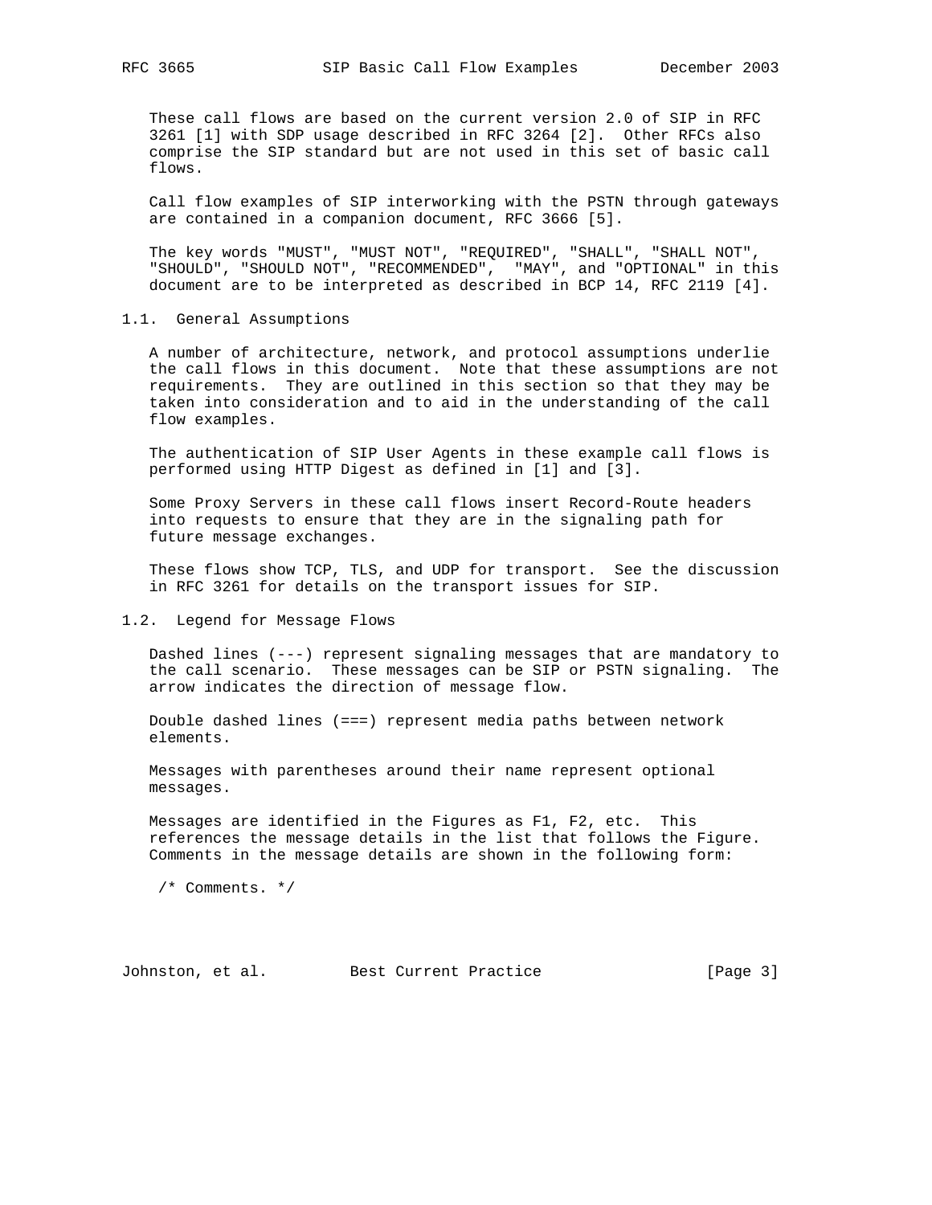These call flows are based on the current version 2.0 of SIP in RFC 3261 [1] with SDP usage described in RFC 3264 [2]. Other RFCs also comprise the SIP standard but are not used in this set of basic call flows.

Call flow examples of SIP interworking with the PSTN through gateways are contained in a companion document, RFC 3666 [5].

The key words "MUST", "MUST NOT", "REQUIRED", "SHALL", "SHALL NOT", "SHOULD", "SHOULD NOT", "RECOMMENDED", "MAY", and "OPTIONAL" in this document are to be interpreted as described in BCP 14, RFC 2119 [4].

## 1.1. General Assumptions

A number of architecture, network, and protocol assumptions underlie the call flows in this document. Note that these assumptions are not requirements. They are outlined in this section so that they may be taken into consideration and to aid in the understanding of the call flow examples.

The authentication of SIP User Agents in these example call flows is performed using HTTP Digest as defined in [1] and [3].

Some Proxy Servers in these call flows insert Record-Route headers into requests to ensure that they are in the signaling path for future message exchanges.

These flows show TCP, TLS, and UDP for transport. See the discussion in RFC 3261 for details on the transport issues for SIP.

## 1.2. Legend for Message Flows

Dashed lines (---) represent signaling messages that are mandatory to the call scenario. These messages can be SIP or PSTN signaling. The arrow indicates the direction of message flow.

Double dashed lines (===) represent media paths between network elements.

Messages with parentheses around their name represent optional messages.

Messages are identified in the Figures as F1, F2, etc. This references the message details in the list that follows the Figure. Comments in the message details are shown in the following form:

```
/* Comments. */
```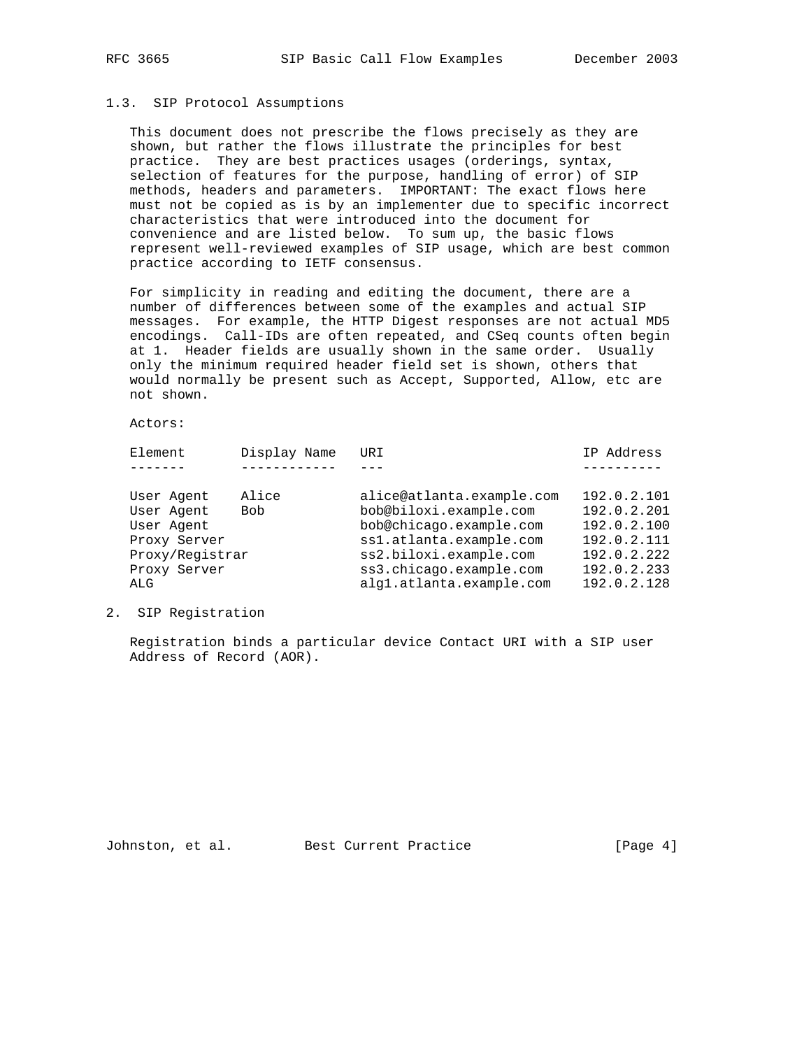## 1.3. SIP Protocol Assumptions

This document does not prescribe the flows precisely as they are shown, but rather the flows illustrate the principles for best practice. They are best practices usages (orderings, syntax, selection of features for the purpose, handling of error) of SIP methods, headers and parameters. IMPORTANT: The exact flows here must not be copied as is by an implementer due to specific incorrect characteristics that were introduced into the document for convenience and are listed below. To sum up, the basic flows represent well-reviewed examples of SIP usage, which are best common practice according to IETF consensus.

For simplicity in reading and editing the document, there are a number of differences between some of the examples and actual SIP messages. For example, the HTTP Digest responses are not actual MD5 encodings. Call-IDs are often repeated, and CSeq counts often begin at 1. Header fields are usually shown in the same order. Usually only the minimum required header field set is shown, others that would normally be present such as Accept, Supported, Allow, etc are not shown.

Actors:

| Element | Display Name | URI | IP Address |
|---|---|---|---|
| User Agent | Alice | alice@atlanta.example.com | 192.0.2.101 |
| User Agent | Bob | bob@biloxi.example.com | 192.0.2.201 |
| User Agent | | bob@chicago.example.com | 192.0.2.100 |
| Proxy Server | | ss1.atlanta.example.com | 192.0.2.111 |
| Proxy/Registrar | | ss2.biloxi.example.com | 192.0.2.222 |
| Proxy Server | | ss3.chicago.example.com | 192.0.2.233 |
| ALG | | alg1.atlanta.example.com | 192.0.2.128 |

# 2. SIP Registration

Registration binds a particular device Contact URI with a SIP user Address of Record (AOR).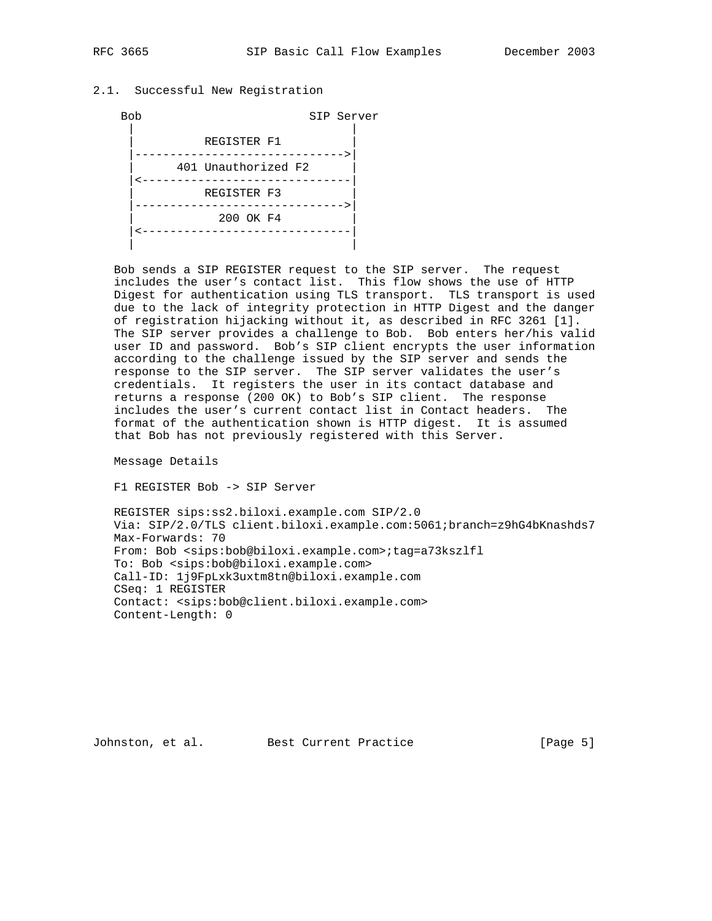## 2.1. Successful New Registration

```
 Bob                        SIP Server
   |                               |
   |          REGISTER F1          |
   |------------------------------>|
   |      401 Unauthorized F2      |
   |<------------------------------|
   |          REGISTER F3          |
   |------------------------------>|
   |            200 OK F4          |
   |<------------------------------|
   |                               |
```

Bob sends a SIP REGISTER request to the SIP server. The request includes the user's contact list. This flow shows the use of HTTP Digest for authentication using TLS transport. TLS transport is used due to the lack of integrity protection in HTTP Digest and the danger of registration hijacking without it, as described in RFC 3261 [1]. The SIP server provides a challenge to Bob. Bob enters her/his valid user ID and password. Bob's SIP client encrypts the user information according to the challenge issued by the SIP server and sends the response to the SIP server. The SIP server validates the user's credentials. It registers the user in its contact database and returns a response (200 OK) to Bob's SIP client. The response includes the user's current contact list in Contact headers. The format of the authentication shown is HTTP digest. It is assumed that Bob has not previously registered with this Server.

Message Details

F1 REGISTER Bob -> SIP Server

```
REGISTER sips:ss2.biloxi.example.com SIP/2.0
Via: SIP/2.0/TLS client.biloxi.example.com:5061;branch=z9hG4bKnashds7
Max-Forwards: 70
From: Bob <sips:bob@biloxi.example.com>;tag=a73kszlfl
To: Bob <sips:bob@biloxi.example.com>
Call-ID: 1j9FpLxk3uxtm8tn@biloxi.example.com
CSeq: 1 REGISTER
Contact: <sips:bob@client.biloxi.example.com>
Content-Length: 0
```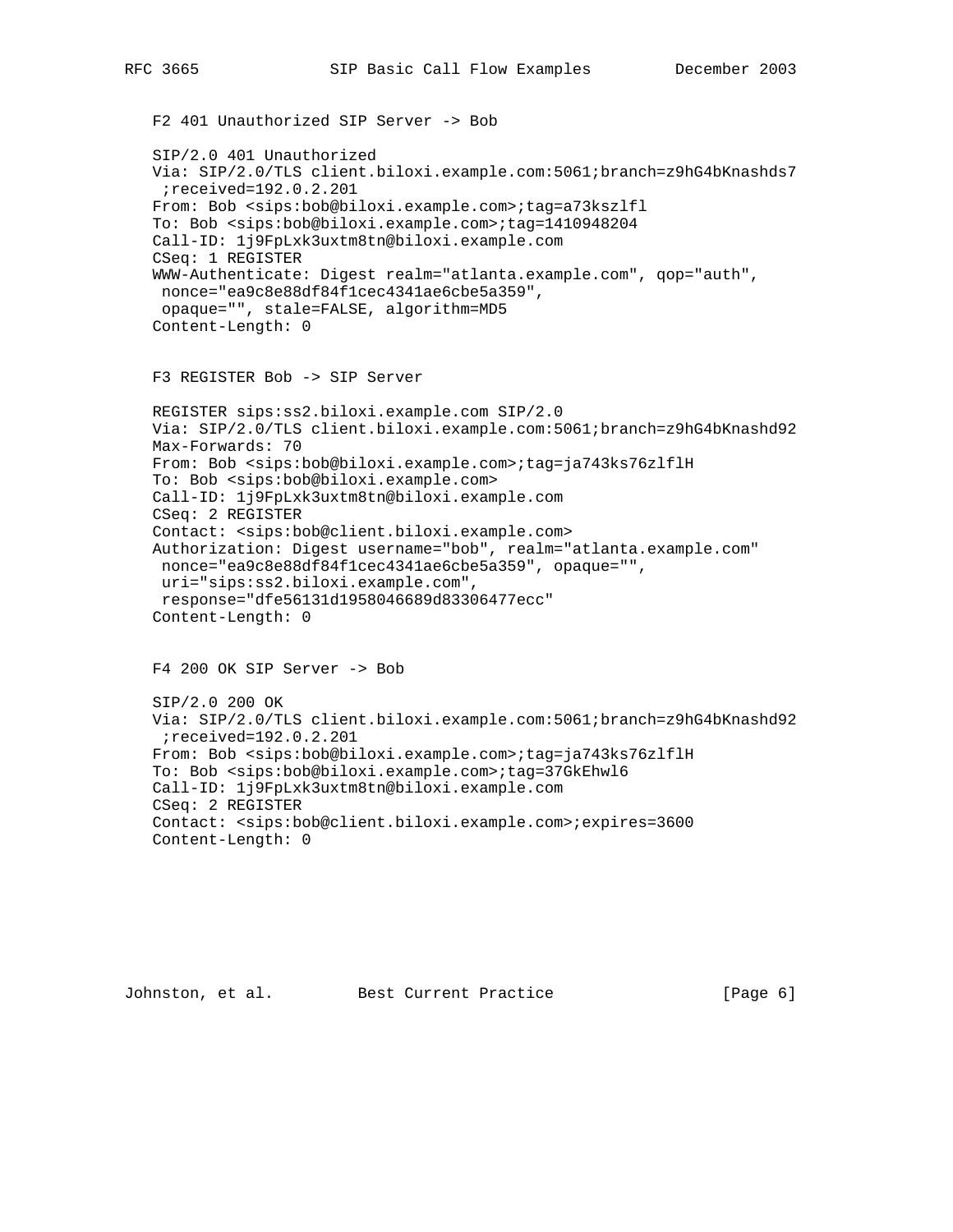F2 401 Unauthorized SIP Server -> Bob

```
SIP/2.0 401 Unauthorized
Via: SIP/2.0/TLS client.biloxi.example.com:5061;branch=z9hG4bKnashds7
 ;received=192.0.2.201
From: Bob <sips:bob@biloxi.example.com>;tag=a73kszlfl
To: Bob <sips:bob@biloxi.example.com>;tag=1410948204
Call-ID: 1j9FpLxk3uxtm8tn@biloxi.example.com
CSeq: 1 REGISTER
WWW-Authenticate: Digest realm="atlanta.example.com", qop="auth",
 nonce="ea9c8e88df84f1cec4341ae6cbe5a359",
 opaque="", stale=FALSE, algorithm=MD5
Content-Length: 0
```

F3 REGISTER Bob -> SIP Server

```
REGISTER sips:ss2.biloxi.example.com SIP/2.0
Via: SIP/2.0/TLS client.biloxi.example.com:5061;branch=z9hG4bKnashd92
Max-Forwards: 70
From: Bob <sips:bob@biloxi.example.com>;tag=ja743ks76zlflH
To: Bob <sips:bob@biloxi.example.com>
Call-ID: 1j9FpLxk3uxtm8tn@biloxi.example.com
CSeq: 2 REGISTER
Contact: <sips:bob@client.biloxi.example.com>
Authorization: Digest username="bob", realm="atlanta.example.com"
 nonce="ea9c8e88df84f1cec4341ae6cbe5a359", opaque="",
 uri="sips:ss2.biloxi.example.com",
 response="dfe56131d1958046689d83306477ecc"
Content-Length: 0
```

F4 200 OK SIP Server -> Bob

```
SIP/2.0 200 OK
Via: SIP/2.0/TLS client.biloxi.example.com:5061;branch=z9hG4bKnashd92
 ;received=192.0.2.201
From: Bob <sips:bob@biloxi.example.com>;tag=ja743ks76zlflH
To: Bob <sips:bob@biloxi.example.com>;tag=37GkEhwl6
Call-ID: 1j9FpLxk3uxtm8tn@biloxi.example.com
CSeq: 2 REGISTER
Contact: <sips:bob@client.biloxi.example.com>;expires=3600
Content-Length: 0
```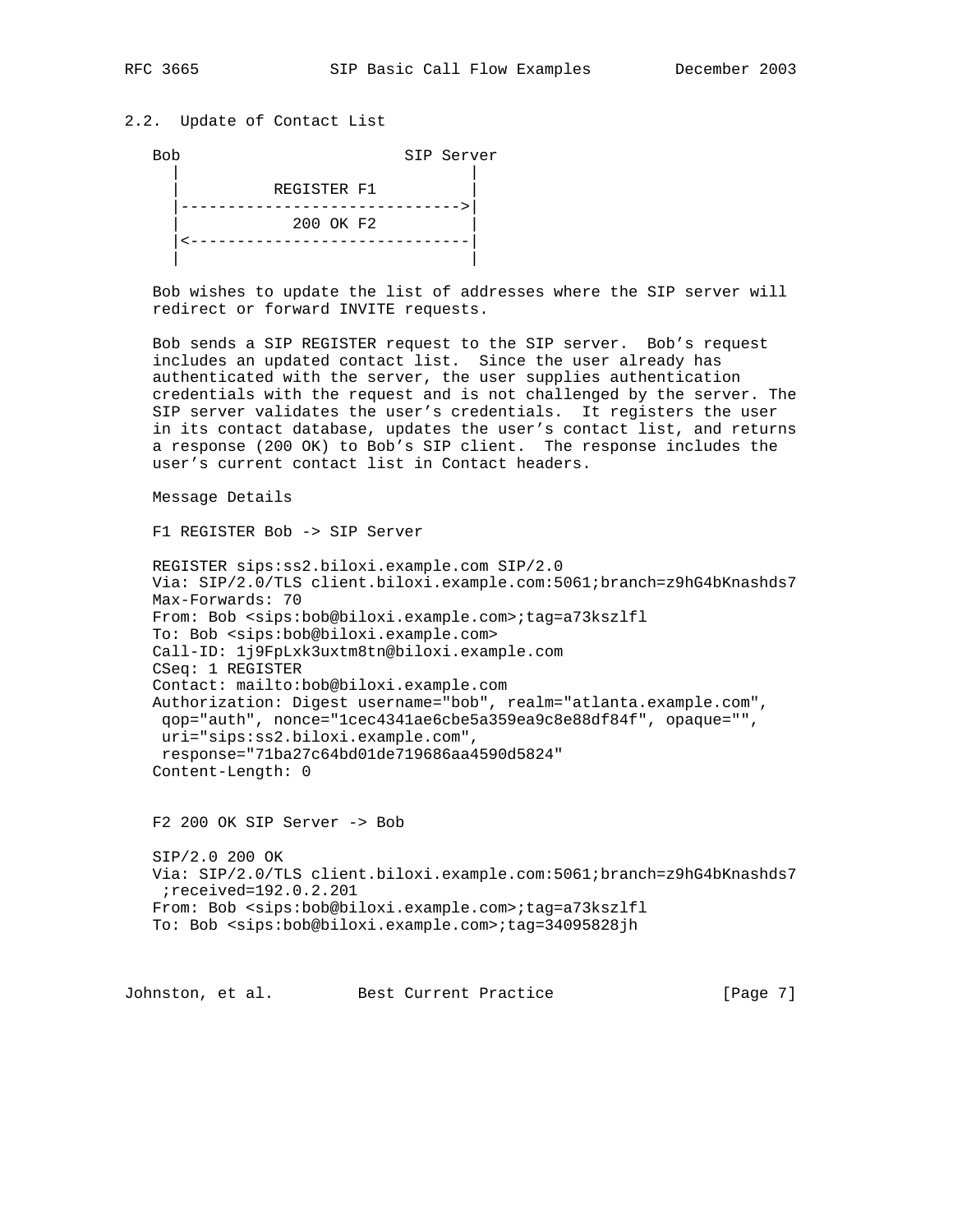## 2.2. Update of Contact List

```
   Bob                        SIP Server
    |                               |
    |          REGISTER F1          |
    |------------------------------>|
    |            200 OK F2          |
    |<------------------------------|
    |                               |
```

Bob wishes to update the list of addresses where the SIP server will redirect or forward INVITE requests.

Bob sends a SIP REGISTER request to the SIP server. Bob’s request includes an updated contact list. Since the user already has authenticated with the server, the user supplies authentication credentials with the request and is not challenged by the server. The SIP server validates the user’s credentials. It registers the user in its contact database, updates the user’s contact list, and returns a response (200 OK) to Bob’s SIP client. The response includes the user’s current contact list in Contact headers.

Message Details

F1 REGISTER Bob -> SIP Server

```
REGISTER sips:ss2.biloxi.example.com SIP/2.0
Via: SIP/2.0/TLS client.biloxi.example.com:5061;branch=z9hG4bKnashds7
Max-Forwards: 70
From: Bob <sips:bob@biloxi.example.com>;tag=a73kszlfl
To: Bob <sips:bob@biloxi.example.com>
Call-ID: 1j9FpLxk3uxtm8tn@biloxi.example.com
CSeq: 1 REGISTER
Contact: mailto:bob@biloxi.example.com
Authorization: Digest username="bob", realm="atlanta.example.com",
 qop="auth", nonce="1cec4341ae6cbe5a359ea9c8e88df84f", opaque="",
 uri="sips:ss2.biloxi.example.com",
 response="71ba27c64bd01de719686aa4590d5824"
Content-Length: 0
```

F2 200 OK SIP Server -> Bob

```
SIP/2.0 200 OK
Via: SIP/2.0/TLS client.biloxi.example.com:5061;branch=z9hG4bKnashds7
 ;received=192.0.2.201
From: Bob <sips:bob@biloxi.example.com>;tag=a73kszlfl
To: Bob <sips:bob@biloxi.example.com>;tag=34095828jh
```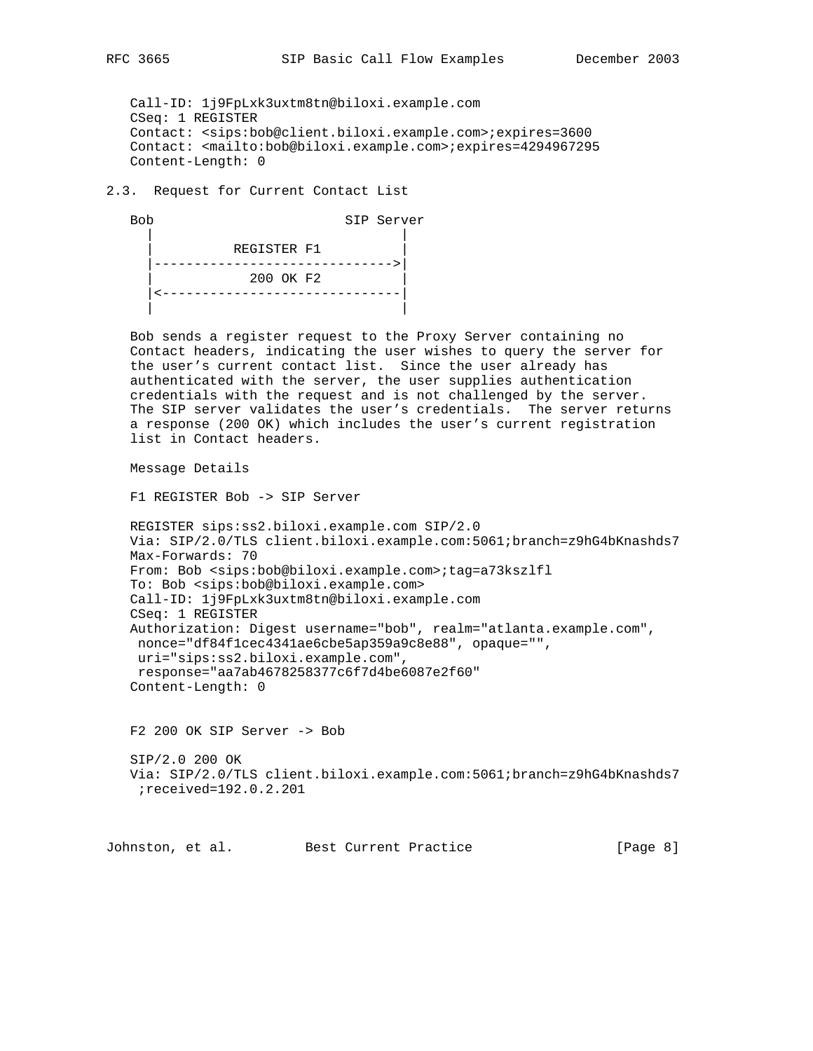```
Call-ID: 1j9FpLxk3uxtm8tn@biloxi.example.com
CSeq: 1 REGISTER
Contact: <sips:bob@client.biloxi.example.com>;expires=3600
Contact: <mailto:bob@biloxi.example.com>;expires=4294967295
Content-Length: 0
```

## 2.3. Request for Current Contact List

```
Bob                        SIP Server
  |                               |
  |          REGISTER F1          |
  |------------------------------>|
  |            200 OK F2          |
  |<------------------------------|
  |                               |
```

Bob sends a register request to the Proxy Server containing no Contact headers, indicating the user wishes to query the server for the user's current contact list. Since the user already has authenticated with the server, the user supplies authentication credentials with the request and is not challenged by the server. The SIP server validates the user's credentials. The server returns a response (200 OK) which includes the user's current registration list in Contact headers.

Message Details

F1 REGISTER Bob -> SIP Server

```
REGISTER sips:ss2.biloxi.example.com SIP/2.0
Via: SIP/2.0/TLS client.biloxi.example.com:5061;branch=z9hG4bKnashds7
Max-Forwards: 70
From: Bob <sips:bob@biloxi.example.com>;tag=a73kszlfl
To: Bob <sips:bob@biloxi.example.com>
Call-ID: 1j9FpLxk3uxtm8tn@biloxi.example.com
CSeq: 1 REGISTER
Authorization: Digest username="bob", realm="atlanta.example.com",
 nonce="df84f1cec4341ae6cbe5ap359a9c8e88", opaque="",
 uri="sips:ss2.biloxi.example.com",
 response="aa7ab4678258377c6f7d4be6087e2f60"
Content-Length: 0
```

F2 200 OK SIP Server -> Bob

```
SIP/2.0 200 OK
Via: SIP/2.0/TLS client.biloxi.example.com:5061;branch=z9hG4bKnashds7
 ;received=192.0.2.201
```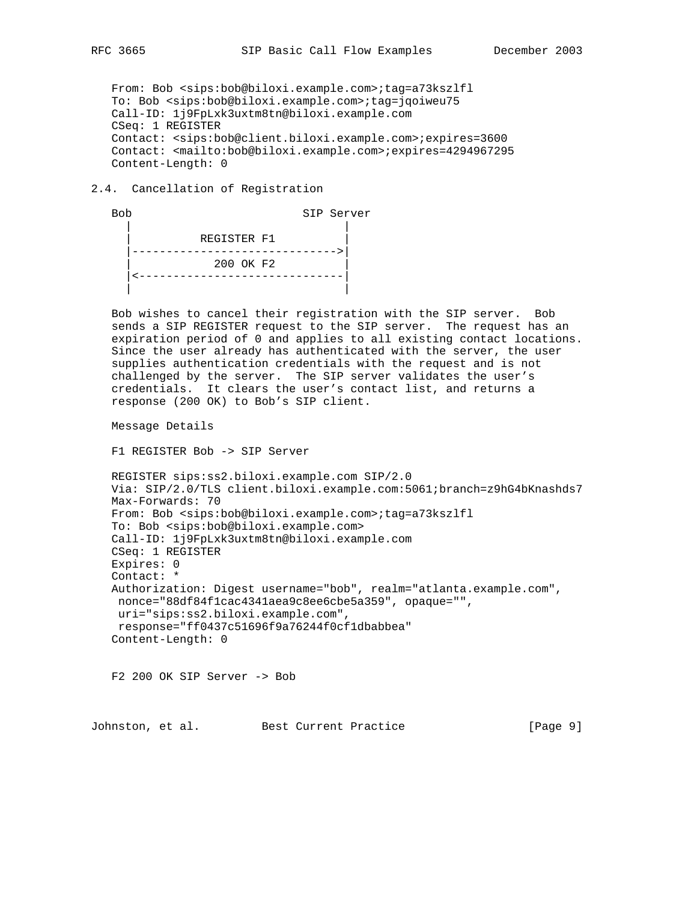```
From: Bob <sips:bob@biloxi.example.com>;tag=a73kszlfl
To: Bob <sips:bob@biloxi.example.com>;tag=jqoiweu75
Call-ID: 1j9FpLxk3uxtm8tn@biloxi.example.com
CSeq: 1 REGISTER
Contact: <sips:bob@client.biloxi.example.com>;expires=3600
Contact: <mailto:bob@biloxi.example.com>;expires=4294967295
Content-Length: 0
```

## 2.4. Cancellation of Registration

```
Bob                          SIP Server
  |                               |
  |          REGISTER F1          |
  |------------------------------>|
  |            200 OK F2          |
  |<------------------------------|
  |                               |
```

Bob wishes to cancel their registration with the SIP server. Bob sends a SIP REGISTER request to the SIP server. The request has an expiration period of 0 and applies to all existing contact locations. Since the user already has authenticated with the server, the user supplies authentication credentials with the request and is not challenged by the server. The SIP server validates the user's credentials. It clears the user's contact list, and returns a response (200 OK) to Bob's SIP client.

Message Details

F1 REGISTER Bob -> SIP Server

```
REGISTER sips:ss2.biloxi.example.com SIP/2.0
Via: SIP/2.0/TLS client.biloxi.example.com:5061;branch=z9hG4bKnashds7
Max-Forwards: 70
From: Bob <sips:bob@biloxi.example.com>;tag=a73kszlfl
To: Bob <sips:bob@biloxi.example.com>
Call-ID: 1j9FpLxk3uxtm8tn@biloxi.example.com
CSeq: 1 REGISTER
Expires: 0
Contact: *
Authorization: Digest username="bob", realm="atlanta.example.com",
 nonce="88df84f1cac4341aea9c8ee6cbe5a359", opaque="",
 uri="sips:ss2.biloxi.example.com",
 response="ff0437c51696f9a76244f0cf1dbabbea"
Content-Length: 0
```

F2 200 OK SIP Server -> Bob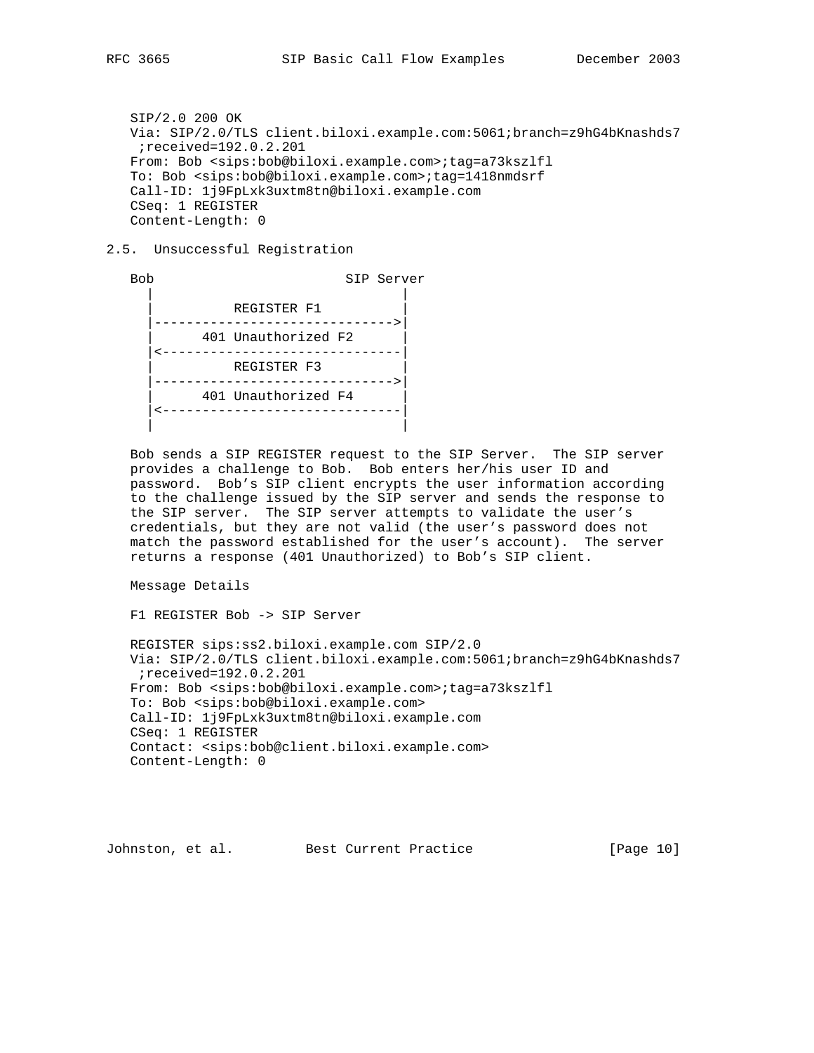```
SIP/2.0 200 OK
Via: SIP/2.0/TLS client.biloxi.example.com:5061;branch=z9hG4bKnashds7
 ;received=192.0.2.201
From: Bob <sips:bob@biloxi.example.com>;tag=a73kszlfl
To: Bob <sips:bob@biloxi.example.com>;tag=1418nmdsrf
Call-ID: 1j9FpLxk3uxtm8tn@biloxi.example.com
CSeq: 1 REGISTER
Content-Length: 0
```

## 2.5. Unsuccessful Registration

```
Bob                         SIP Server
  |                               |
  |          REGISTER F1          |
  |------------------------------>|
  |      401 Unauthorized F2      |
  |<------------------------------|
  |          REGISTER F3          |
  |------------------------------>|
  |      401 Unauthorized F4      |
  |<------------------------------|
  |                               |
```

Bob sends a SIP REGISTER request to the SIP Server. The SIP server provides a challenge to Bob. Bob enters her/his user ID and password. Bob's SIP client encrypts the user information according to the challenge issued by the SIP server and sends the response to the SIP server. The SIP server attempts to validate the user's credentials, but they are not valid (the user's password does not match the password established for the user's account). The server returns a response (401 Unauthorized) to Bob's SIP client.

Message Details

F1 REGISTER Bob -> SIP Server

```
REGISTER sips:ss2.biloxi.example.com SIP/2.0
Via: SIP/2.0/TLS client.biloxi.example.com:5061;branch=z9hG4bKnashds7
 ;received=192.0.2.201
From: Bob <sips:bob@biloxi.example.com>;tag=a73kszlfl
To: Bob <sips:bob@biloxi.example.com>
Call-ID: 1j9FpLxk3uxtm8tn@biloxi.example.com
CSeq: 1 REGISTER
Contact: <sips:bob@client.biloxi.example.com>
Content-Length: 0
```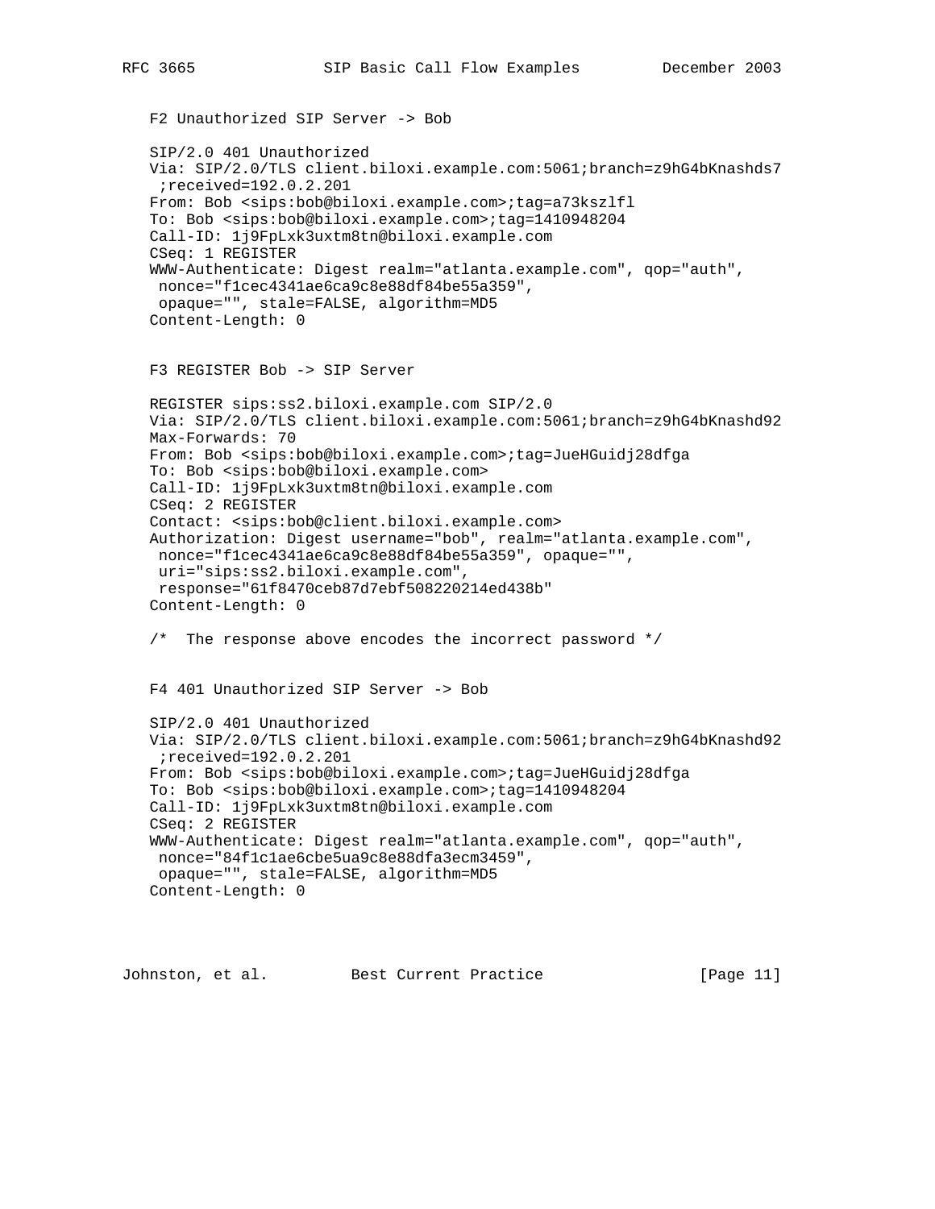F2 Unauthorized SIP Server -> Bob

```
SIP/2.0 401 Unauthorized
Via: SIP/2.0/TLS client.biloxi.example.com:5061;branch=z9hG4bKnashds7
 ;received=192.0.2.201
From: Bob <sips:bob@biloxi.example.com>;tag=a73kszlfl
To: Bob <sips:bob@biloxi.example.com>;tag=1410948204
Call-ID: 1j9FpLxk3uxtm8tn@biloxi.example.com
CSeq: 1 REGISTER
WWW-Authenticate: Digest realm="atlanta.example.com", qop="auth",
 nonce="f1cec4341ae6ca9c8e88df84be55a359",
 opaque="", stale=FALSE, algorithm=MD5
Content-Length: 0
```

F3 REGISTER Bob -> SIP Server

```
REGISTER sips:ss2.biloxi.example.com SIP/2.0
Via: SIP/2.0/TLS client.biloxi.example.com:5061;branch=z9hG4bKnashd92
Max-Forwards: 70
From: Bob <sips:bob@biloxi.example.com>;tag=JueHGuidj28dfga
To: Bob <sips:bob@biloxi.example.com>
Call-ID: 1j9FpLxk3uxtm8tn@biloxi.example.com
CSeq: 2 REGISTER
Contact: <sips:bob@client.biloxi.example.com>
Authorization: Digest username="bob", realm="atlanta.example.com",
 nonce="f1cec4341ae6ca9c8e88df84be55a359", opaque="",
 uri="sips:ss2.biloxi.example.com",
 response="61f8470ceb87d7ebf508220214ed438b"
Content-Length: 0

/*  The response above encodes the incorrect password */
```

F4 401 Unauthorized SIP Server -> Bob

```
SIP/2.0 401 Unauthorized
Via: SIP/2.0/TLS client.biloxi.example.com:5061;branch=z9hG4bKnashd92
 ;received=192.0.2.201
From: Bob <sips:bob@biloxi.example.com>;tag=JueHGuidj28dfga
To: Bob <sips:bob@biloxi.example.com>;tag=1410948204
Call-ID: 1j9FpLxk3uxtm8tn@biloxi.example.com
CSeq: 2 REGISTER
WWW-Authenticate: Digest realm="atlanta.example.com", qop="auth",
 nonce="84f1c1ae6cbe5ua9c8e88dfa3ecm3459",
 opaque="", stale=FALSE, algorithm=MD5
Content-Length: 0
```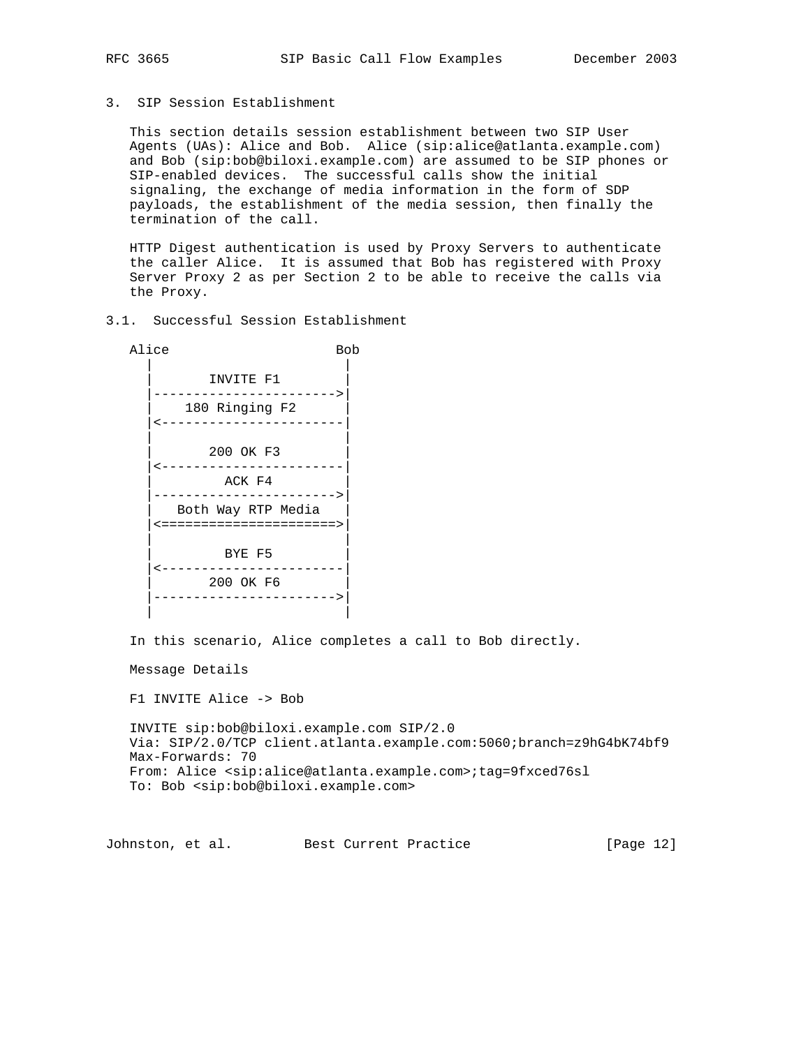## 3. SIP Session Establishment

This section details session establishment between two SIP User Agents (UAs): Alice and Bob. Alice (sip:alice@atlanta.example.com) and Bob (sip:bob@biloxi.example.com) are assumed to be SIP phones or SIP-enabled devices. The successful calls show the initial signaling, the exchange of media information in the form of SDP payloads, the establishment of the media session, then finally the termination of the call.

HTTP Digest authentication is used by Proxy Servers to authenticate the caller Alice. It is assumed that Bob has registered with Proxy Server Proxy 2 as per Section 2 to be able to receive the calls via the Proxy.

### 3.1. Successful Session Establishment

```
Alice                     Bob
  |                        |
  |       INVITE F1        |
  |----------------------->|
  |    180 Ringing F2      |
  |<-----------------------|
  |                        |
  |       200 OK F3        |
  |<-----------------------|
  |         ACK F4         |
  |----------------------->|
  |   Both Way RTP Media   |
  |<======================>|
  |                        |
  |         BYE F5         |
  |<-----------------------|
  |       200 OK F6        |
  |----------------------->|
  |                        |
```

In this scenario, Alice completes a call to Bob directly.

Message Details

F1 INVITE Alice -> Bob

```
INVITE sip:bob@biloxi.example.com SIP/2.0
Via: SIP/2.0/TCP client.atlanta.example.com:5060;branch=z9hG4bK74bf9
Max-Forwards: 70
From: Alice <sip:alice@atlanta.example.com>;tag=9fxced76sl
To: Bob <sip:bob@biloxi.example.com>
```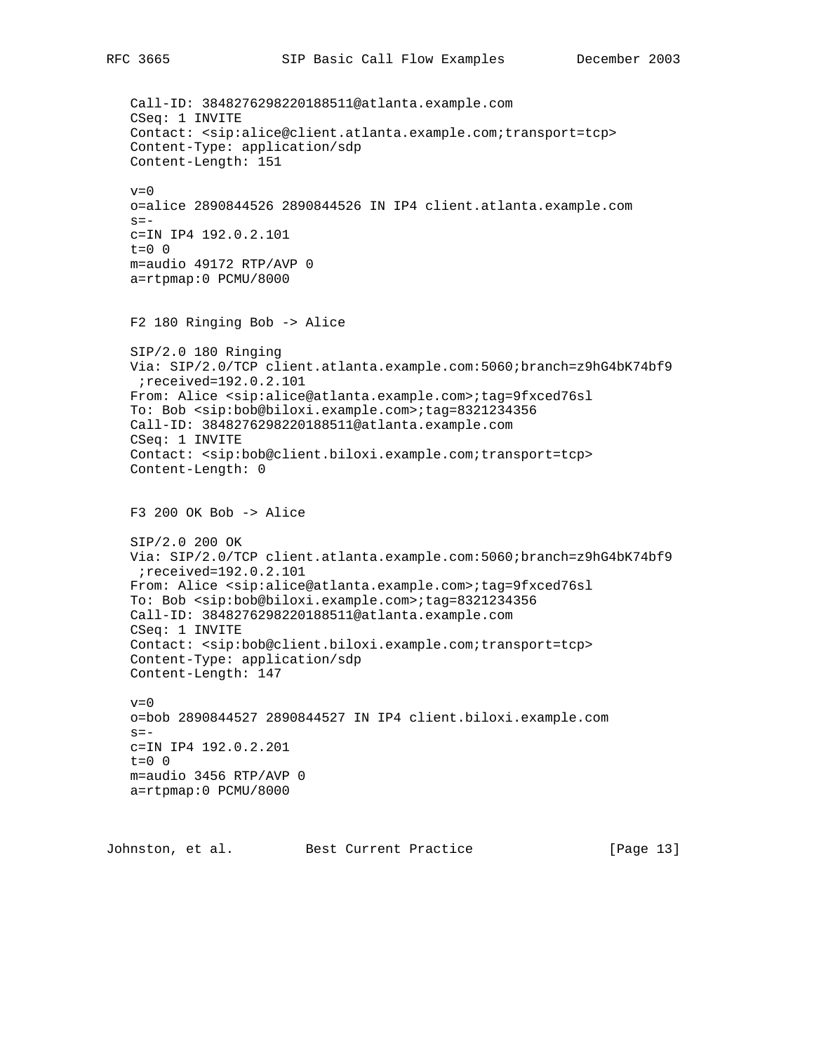```
Call-ID: 3848276298220188511@atlanta.example.com
CSeq: 1 INVITE
Contact: <sip:alice@client.atlanta.example.com;transport=tcp>
Content-Type: application/sdp
Content-Length: 151

v=0
o=alice 2890844526 2890844526 IN IP4 client.atlanta.example.com
s=-
c=IN IP4 192.0.2.101
t=0 0
m=audio 49172 RTP/AVP 0
a=rtpmap:0 PCMU/8000
```

F2 180 Ringing Bob -> Alice

```
SIP/2.0 180 Ringing
Via: SIP/2.0/TCP client.atlanta.example.com:5060;branch=z9hG4bK74bf9
 ;received=192.0.2.101
From: Alice <sip:alice@atlanta.example.com>;tag=9fxced76sl
To: Bob <sip:bob@biloxi.example.com>;tag=8321234356
Call-ID: 3848276298220188511@atlanta.example.com
CSeq: 1 INVITE
Contact: <sip:bob@client.biloxi.example.com;transport=tcp>
Content-Length: 0
```

F3 200 OK Bob -> Alice

```
SIP/2.0 200 OK
Via: SIP/2.0/TCP client.atlanta.example.com:5060;branch=z9hG4bK74bf9
 ;received=192.0.2.101
From: Alice <sip:alice@atlanta.example.com>;tag=9fxced76sl
To: Bob <sip:bob@biloxi.example.com>;tag=8321234356
Call-ID: 3848276298220188511@atlanta.example.com
CSeq: 1 INVITE
Contact: <sip:bob@client.biloxi.example.com;transport=tcp>
Content-Type: application/sdp
Content-Length: 147

v=0
o=bob 2890844527 2890844527 IN IP4 client.biloxi.example.com
s=-
c=IN IP4 192.0.2.201
t=0 0
m=audio 3456 RTP/AVP 0
a=rtpmap:0 PCMU/8000
```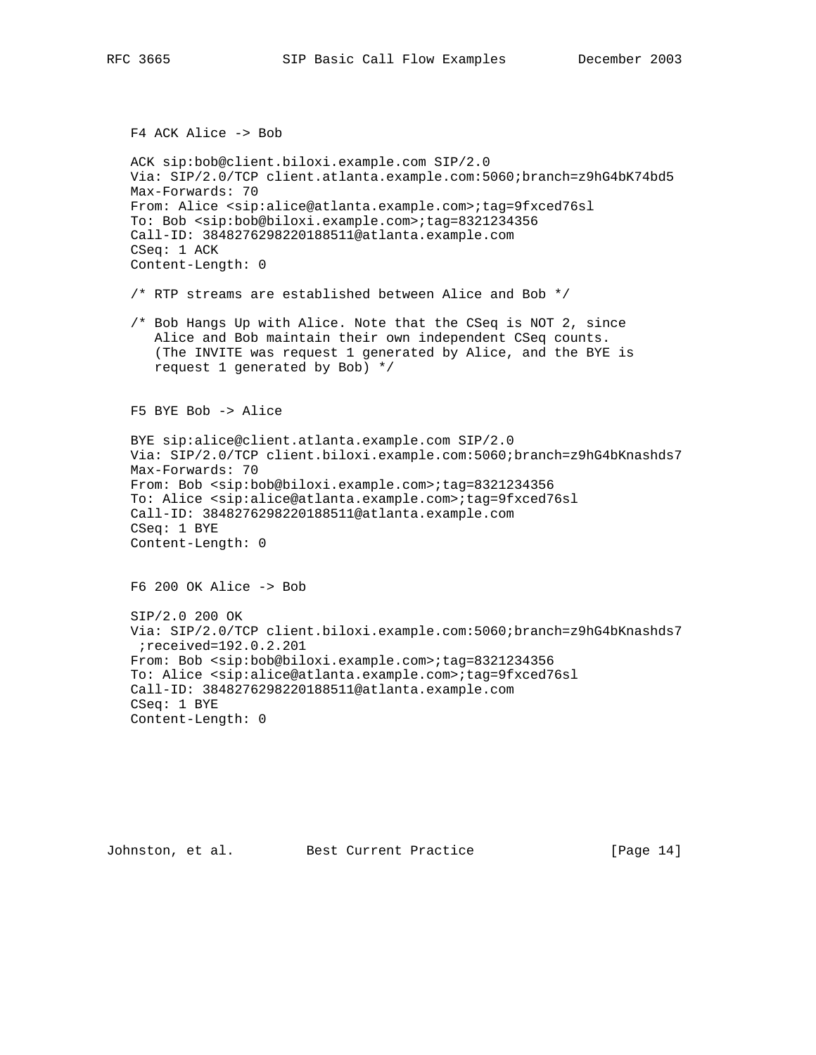F4 ACK Alice -> Bob

```
ACK sip:bob@client.biloxi.example.com SIP/2.0
Via: SIP/2.0/TCP client.atlanta.example.com:5060;branch=z9hG4bK74bd5
Max-Forwards: 70
From: Alice <sip:alice@atlanta.example.com>;tag=9fxced76sl
To: Bob <sip:bob@biloxi.example.com>;tag=8321234356
Call-ID: 3848276298220188511@atlanta.example.com
CSeq: 1 ACK
Content-Length: 0
```

/* RTP streams are established between Alice and Bob */

/* Bob Hangs Up with Alice. Note that the CSeq is NOT 2, since Alice and Bob maintain their own independent CSeq counts. (The INVITE was request 1 generated by Alice, and the BYE is request 1 generated by Bob) */

F5 BYE Bob -> Alice

```
BYE sip:alice@client.atlanta.example.com SIP/2.0
Via: SIP/2.0/TCP client.biloxi.example.com:5060;branch=z9hG4bKnashds7
Max-Forwards: 70
From: Bob <sip:bob@biloxi.example.com>;tag=8321234356
To: Alice <sip:alice@atlanta.example.com>;tag=9fxced76sl
Call-ID: 3848276298220188511@atlanta.example.com
CSeq: 1 BYE
Content-Length: 0
```

F6 200 OK Alice -> Bob

```
SIP/2.0 200 OK
Via: SIP/2.0/TCP client.biloxi.example.com:5060;branch=z9hG4bKnashds7
 ;received=192.0.2.201
From: Bob <sip:bob@biloxi.example.com>;tag=8321234356
To: Alice <sip:alice@atlanta.example.com>;tag=9fxced76sl
Call-ID: 3848276298220188511@atlanta.example.com
CSeq: 1 BYE
Content-Length: 0
```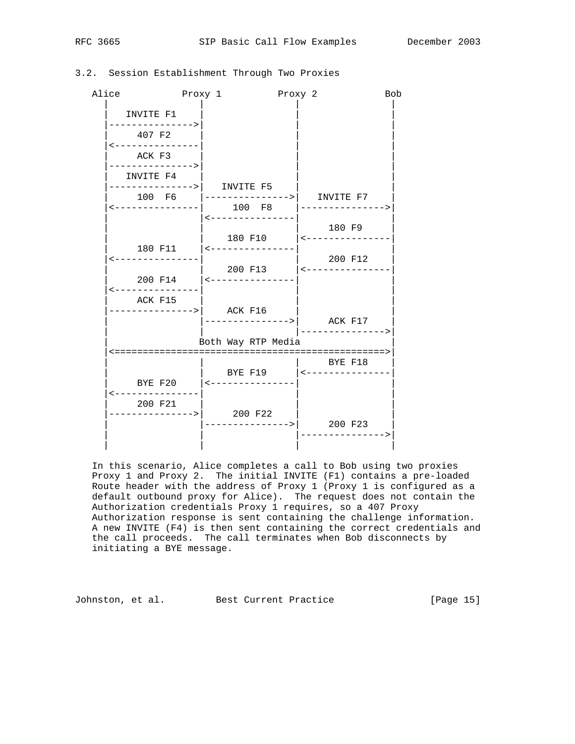### 3.2. Session Establishment Through Two Proxies

```
   Alice           Proxy 1          Proxy 2            Bob
     |                |                |                |
     |   INVITE F1    |                |                |
     |--------------->|                |                |
     |     407 F2     |                |                |
     |<---------------|                |                |
     |     ACK F3     |                |                |
     |--------------->|                |                |
     |   INVITE F4    |                |                |
     |--------------->|   INVITE F5    |                |
     |     100  F6    |--------------->|   INVITE F7    |
     |<---------------|     100  F8    |--------------->|
     |                |<---------------|                |
     |                |                |     180 F9     |
     |                |    180 F10     |<---------------|
     |     180 F11    |<---------------|                |
     |<---------------|                |     200 F12    |
     |                |    200 F13     |<---------------|
     |     200 F14    |<---------------|                |
     |<---------------|                |                |
     |     ACK F15    |                |                |
     |--------------->|    ACK F16     |                |
     |                |--------------->|     ACK F17    |
     |                |                |--------------->|
     |                Both Way RTP Media                |
     |<================================================>|
     |                |                |     BYE F18    |
     |                |    BYE F19     |<---------------|
     |     BYE F20    |<---------------|                |
     |<---------------|                |                |
     |     200 F21    |                |                |
     |--------------->|     200 F22    |                |
     |                |--------------->|     200 F23    |
     |                |                |--------------->|
     |                |                |                |
```

In this scenario, Alice completes a call to Bob using two proxies Proxy 1 and Proxy 2. The initial INVITE (F1) contains a pre-loaded Route header with the address of Proxy 1 (Proxy 1 is configured as a default outbound proxy for Alice). The request does not contain the Authorization credentials Proxy 1 requires, so a 407 Proxy Authorization response is sent containing the challenge information. A new INVITE (F4) is then sent containing the correct credentials and the call proceeds. The call terminates when Bob disconnects by initiating a BYE message.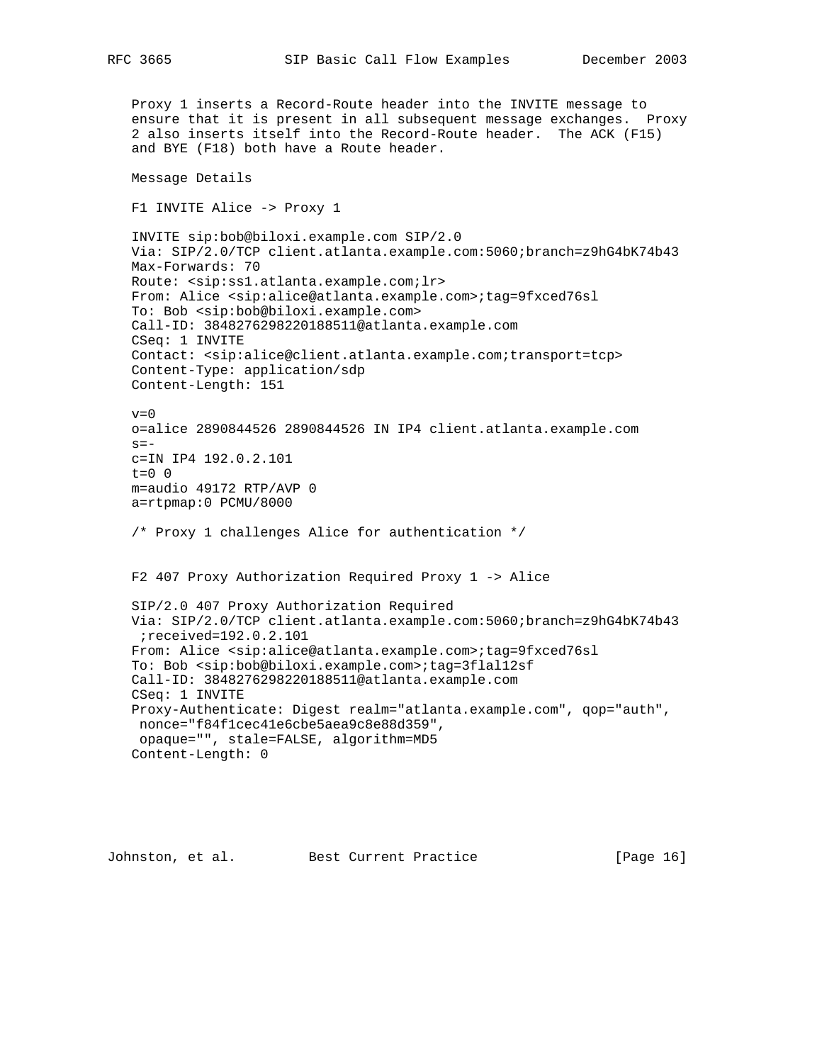Proxy 1 inserts a Record-Route header into the INVITE message to ensure that it is present in all subsequent message exchanges. Proxy 2 also inserts itself into the Record-Route header. The ACK (F15) and BYE (F18) both have a Route header.

Message Details

F1 INVITE Alice -> Proxy 1

```
INVITE sip:bob@biloxi.example.com SIP/2.0
Via: SIP/2.0/TCP client.atlanta.example.com:5060;branch=z9hG4bK74b43
Max-Forwards: 70
Route: <sip:ss1.atlanta.example.com;lr>
From: Alice <sip:alice@atlanta.example.com>;tag=9fxced76sl
To: Bob <sip:bob@biloxi.example.com>
Call-ID: 3848276298220188511@atlanta.example.com
CSeq: 1 INVITE
Contact: <sip:alice@client.atlanta.example.com;transport=tcp>
Content-Type: application/sdp
Content-Length: 151

v=0
o=alice 2890844526 2890844526 IN IP4 client.atlanta.example.com
s=-
c=IN IP4 192.0.2.101
t=0 0
m=audio 49172 RTP/AVP 0
a=rtpmap:0 PCMU/8000
```

/* Proxy 1 challenges Alice for authentication */

F2 407 Proxy Authorization Required Proxy 1 -> Alice

```
SIP/2.0 407 Proxy Authorization Required
Via: SIP/2.0/TCP client.atlanta.example.com:5060;branch=z9hG4bK74b43
 ;received=192.0.2.101
From: Alice <sip:alice@atlanta.example.com>;tag=9fxced76sl
To: Bob <sip:bob@biloxi.example.com>;tag=3flal12sf
Call-ID: 3848276298220188511@atlanta.example.com
CSeq: 1 INVITE
Proxy-Authenticate: Digest realm="atlanta.example.com", qop="auth",
 nonce="f84f1cec41e6cbe5aea9c8e88d359",
 opaque="", stale=FALSE, algorithm=MD5
Content-Length: 0
```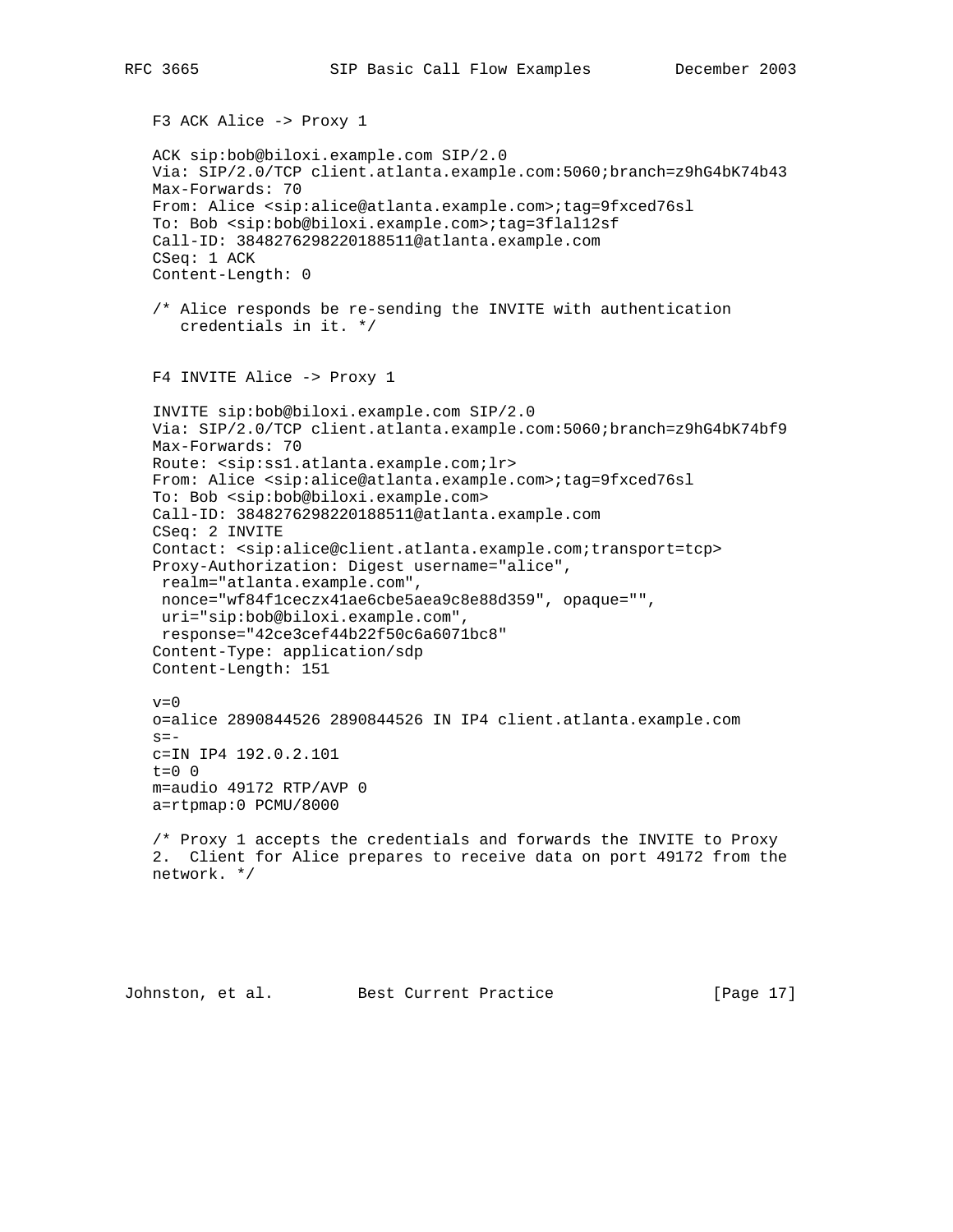F3 ACK Alice -> Proxy 1

```
ACK sip:bob@biloxi.example.com SIP/2.0
Via: SIP/2.0/TCP client.atlanta.example.com:5060;branch=z9hG4bK74b43
Max-Forwards: 70
From: Alice <sip:alice@atlanta.example.com>;tag=9fxced76sl
To: Bob <sip:bob@biloxi.example.com>;tag=3flal12sf
Call-ID: 3848276298220188511@atlanta.example.com
CSeq: 1 ACK
Content-Length: 0
```

/* Alice responds be re-sending the INVITE with authentication credentials in it. */

F4 INVITE Alice -> Proxy 1

```
INVITE sip:bob@biloxi.example.com SIP/2.0
Via: SIP/2.0/TCP client.atlanta.example.com:5060;branch=z9hG4bK74bf9
Max-Forwards: 70
Route: <sip:ss1.atlanta.example.com;lr>
From: Alice <sip:alice@atlanta.example.com>;tag=9fxced76sl
To: Bob <sip:bob@biloxi.example.com>
Call-ID: 3848276298220188511@atlanta.example.com
CSeq: 2 INVITE
Contact: <sip:alice@client.atlanta.example.com;transport=tcp>
Proxy-Authorization: Digest username="alice",
 realm="atlanta.example.com",
 nonce="wf84f1ceczx41ae6cbe5aea9c8e88d359", opaque="",
 uri="sip:bob@biloxi.example.com",
 response="42ce3cef44b22f50c6a6071bc8"
Content-Type: application/sdp
Content-Length: 151

v=0
o=alice 2890844526 2890844526 IN IP4 client.atlanta.example.com
s=-
c=IN IP4 192.0.2.101
t=0 0
m=audio 49172 RTP/AVP 0
a=rtpmap:0 PCMU/8000
```

/* Proxy 1 accepts the credentials and forwards the INVITE to Proxy 2. Client for Alice prepares to receive data on port 49172 from the network. */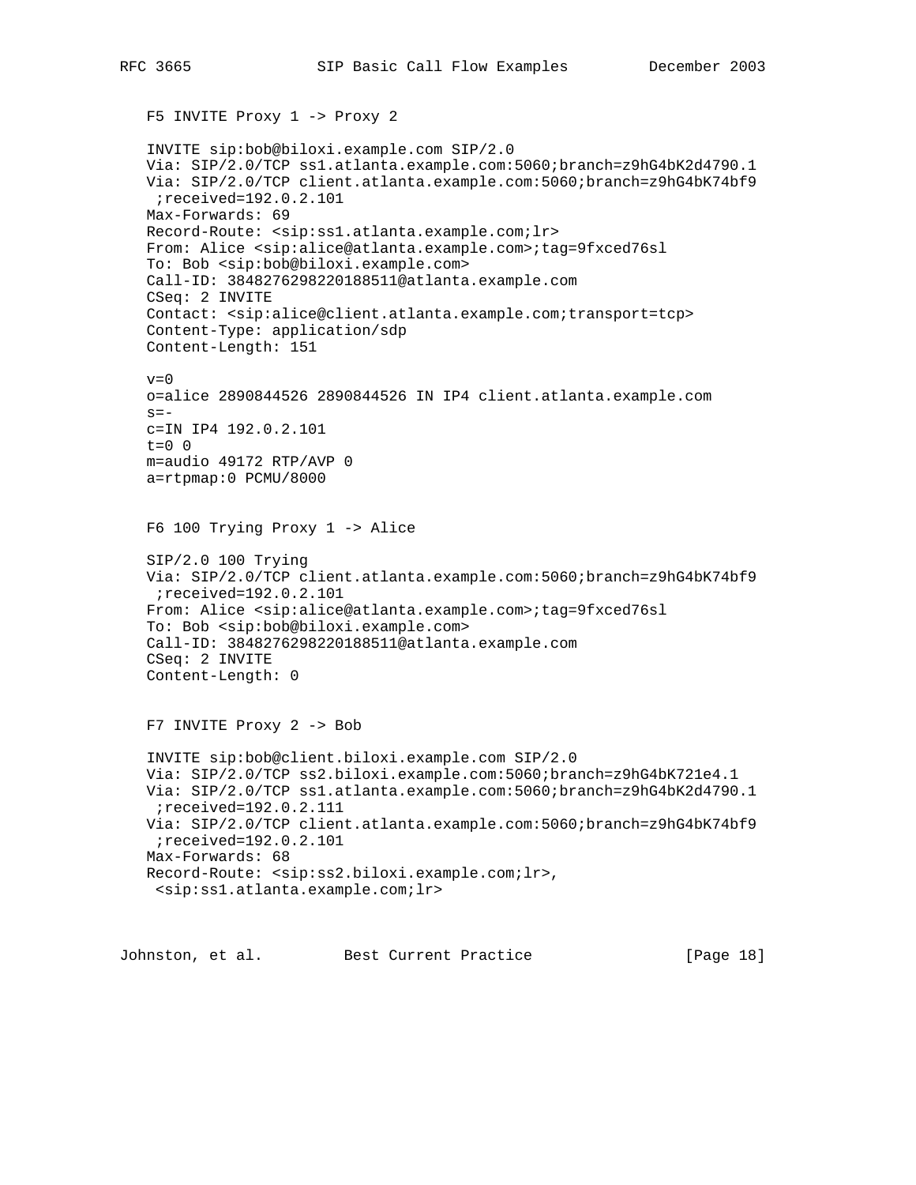F5 INVITE Proxy 1 -> Proxy 2

```
INVITE sip:bob@biloxi.example.com SIP/2.0
Via: SIP/2.0/TCP ss1.atlanta.example.com:5060;branch=z9hG4bK2d4790.1
Via: SIP/2.0/TCP client.atlanta.example.com:5060;branch=z9hG4bK74bf9
 ;received=192.0.2.101
Max-Forwards: 69
Record-Route: <sip:ss1.atlanta.example.com;lr>
From: Alice <sip:alice@atlanta.example.com>;tag=9fxced76sl
To: Bob <sip:bob@biloxi.example.com>
Call-ID: 3848276298220188511@atlanta.example.com
CSeq: 2 INVITE
Contact: <sip:alice@client.atlanta.example.com;transport=tcp>
Content-Type: application/sdp
Content-Length: 151

v=0
o=alice 2890844526 2890844526 IN IP4 client.atlanta.example.com
s=-
c=IN IP4 192.0.2.101
t=0 0
m=audio 49172 RTP/AVP 0
a=rtpmap:0 PCMU/8000
```

F6 100 Trying Proxy 1 -> Alice

```
SIP/2.0 100 Trying
Via: SIP/2.0/TCP client.atlanta.example.com:5060;branch=z9hG4bK74bf9
 ;received=192.0.2.101
From: Alice <sip:alice@atlanta.example.com>;tag=9fxced76sl
To: Bob <sip:bob@biloxi.example.com>
Call-ID: 3848276298220188511@atlanta.example.com
CSeq: 2 INVITE
Content-Length: 0
```

F7 INVITE Proxy 2 -> Bob

```
INVITE sip:bob@client.biloxi.example.com SIP/2.0
Via: SIP/2.0/TCP ss2.biloxi.example.com:5060;branch=z9hG4bK721e4.1
Via: SIP/2.0/TCP ss1.atlanta.example.com:5060;branch=z9hG4bK2d4790.1
 ;received=192.0.2.111
Via: SIP/2.0/TCP client.atlanta.example.com:5060;branch=z9hG4bK74bf9
 ;received=192.0.2.101
Max-Forwards: 68
Record-Route: <sip:ss2.biloxi.example.com;lr>,
 <sip:ss1.atlanta.example.com;lr>
```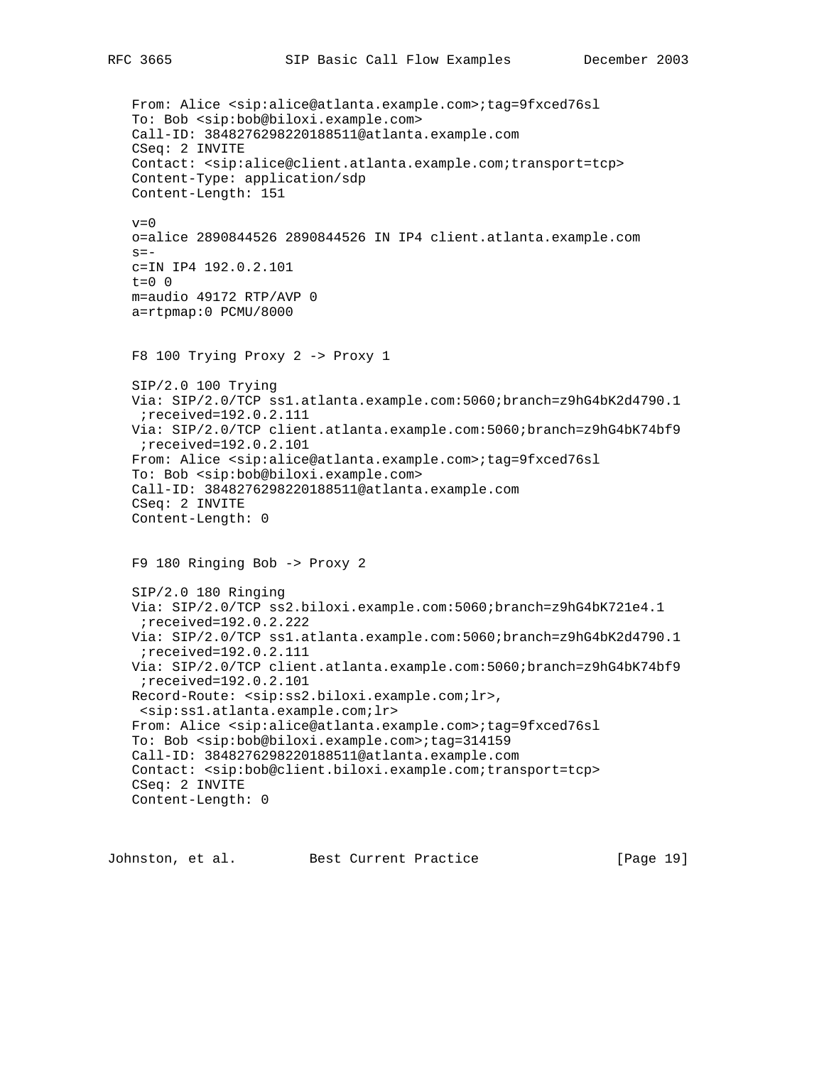```
From: Alice <sip:alice@atlanta.example.com>;tag=9fxced76sl
To: Bob <sip:bob@biloxi.example.com>
Call-ID: 3848276298220188511@atlanta.example.com
CSeq: 2 INVITE
Contact: <sip:alice@client.atlanta.example.com;transport=tcp>
Content-Type: application/sdp
Content-Length: 151

v=0
o=alice 2890844526 2890844526 IN IP4 client.atlanta.example.com
s=-
c=IN IP4 192.0.2.101
t=0 0
m=audio 49172 RTP/AVP 0
a=rtpmap:0 PCMU/8000
```

F8 100 Trying Proxy 2 -> Proxy 1

```
SIP/2.0 100 Trying
Via: SIP/2.0/TCP ss1.atlanta.example.com:5060;branch=z9hG4bK2d4790.1
 ;received=192.0.2.111
Via: SIP/2.0/TCP client.atlanta.example.com:5060;branch=z9hG4bK74bf9
 ;received=192.0.2.101
From: Alice <sip:alice@atlanta.example.com>;tag=9fxced76sl
To: Bob <sip:bob@biloxi.example.com>
Call-ID: 3848276298220188511@atlanta.example.com
CSeq: 2 INVITE
Content-Length: 0
```

F9 180 Ringing Bob -> Proxy 2

```
SIP/2.0 180 Ringing
Via: SIP/2.0/TCP ss2.biloxi.example.com:5060;branch=z9hG4bK721e4.1
 ;received=192.0.2.222
Via: SIP/2.0/TCP ss1.atlanta.example.com:5060;branch=z9hG4bK2d4790.1
 ;received=192.0.2.111
Via: SIP/2.0/TCP client.atlanta.example.com:5060;branch=z9hG4bK74bf9
 ;received=192.0.2.101
Record-Route: <sip:ss2.biloxi.example.com;lr>,
 <sip:ss1.atlanta.example.com;lr>
From: Alice <sip:alice@atlanta.example.com>;tag=9fxced76sl
To: Bob <sip:bob@biloxi.example.com>;tag=314159
Call-ID: 3848276298220188511@atlanta.example.com
Contact: <sip:bob@client.biloxi.example.com;transport=tcp>
CSeq: 2 INVITE
Content-Length: 0
```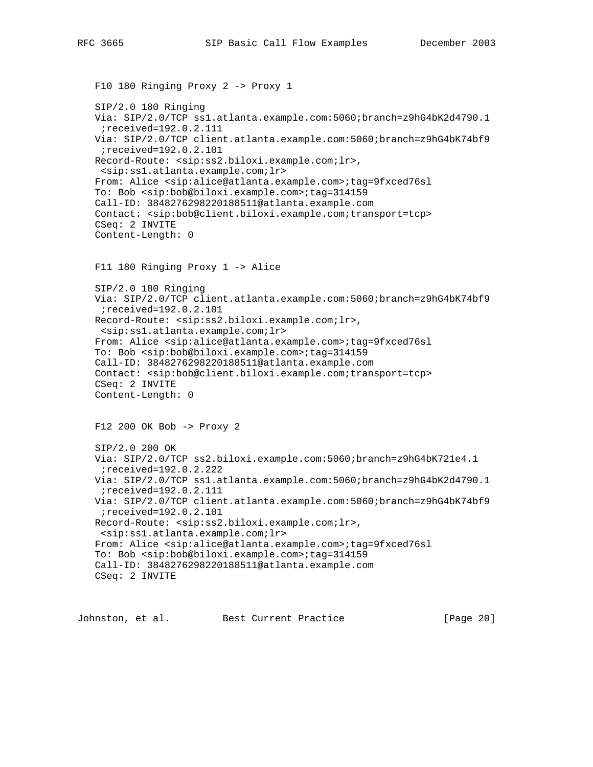F10 180 Ringing Proxy 2 -> Proxy 1

```
SIP/2.0 180 Ringing
Via: SIP/2.0/TCP ss1.atlanta.example.com:5060;branch=z9hG4bK2d4790.1
 ;received=192.0.2.111
Via: SIP/2.0/TCP client.atlanta.example.com:5060;branch=z9hG4bK74bf9
 ;received=192.0.2.101
Record-Route: <sip:ss2.biloxi.example.com;lr>,
 <sip:ss1.atlanta.example.com;lr>
From: Alice <sip:alice@atlanta.example.com>;tag=9fxced76sl
To: Bob <sip:bob@biloxi.example.com>;tag=314159
Call-ID: 3848276298220188511@atlanta.example.com
Contact: <sip:bob@client.biloxi.example.com;transport=tcp>
CSeq: 2 INVITE
Content-Length: 0
```

F11 180 Ringing Proxy 1 -> Alice

```
SIP/2.0 180 Ringing
Via: SIP/2.0/TCP client.atlanta.example.com:5060;branch=z9hG4bK74bf9
 ;received=192.0.2.101
Record-Route: <sip:ss2.biloxi.example.com;lr>,
 <sip:ss1.atlanta.example.com;lr>
From: Alice <sip:alice@atlanta.example.com>;tag=9fxced76sl
To: Bob <sip:bob@biloxi.example.com>;tag=314159
Call-ID: 3848276298220188511@atlanta.example.com
Contact: <sip:bob@client.biloxi.example.com;transport=tcp>
CSeq: 2 INVITE
Content-Length: 0
```

F12 200 OK Bob -> Proxy 2

```
SIP/2.0 200 OK
Via: SIP/2.0/TCP ss2.biloxi.example.com:5060;branch=z9hG4bK721e4.1
 ;received=192.0.2.222
Via: SIP/2.0/TCP ss1.atlanta.example.com:5060;branch=z9hG4bK2d4790.1
 ;received=192.0.2.111
Via: SIP/2.0/TCP client.atlanta.example.com:5060;branch=z9hG4bK74bf9
 ;received=192.0.2.101
Record-Route: <sip:ss2.biloxi.example.com;lr>,
 <sip:ss1.atlanta.example.com;lr>
From: Alice <sip:alice@atlanta.example.com>;tag=9fxced76sl
To: Bob <sip:bob@biloxi.example.com>;tag=314159
Call-ID: 3848276298220188511@atlanta.example.com
CSeq: 2 INVITE
```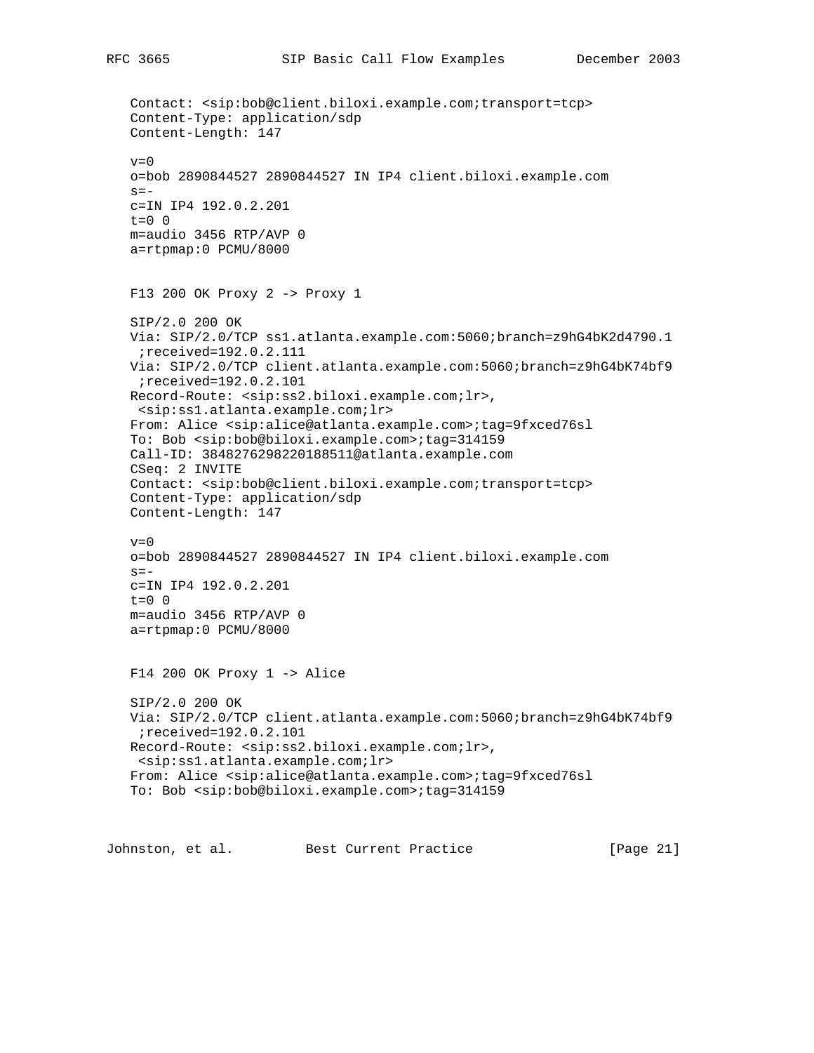```
   Contact: <sip:bob@client.biloxi.example.com;transport=tcp>
   Content-Type: application/sdp
   Content-Length: 147

   v=0
   o=bob 2890844527 2890844527 IN IP4 client.biloxi.example.com
   s=-
   c=IN IP4 192.0.2.201
   t=0 0
   m=audio 3456 RTP/AVP 0
   a=rtpmap:0 PCMU/8000
```

F13 200 OK Proxy 2 -> Proxy 1

```
   SIP/2.0 200 OK
   Via: SIP/2.0/TCP ss1.atlanta.example.com:5060;branch=z9hG4bK2d4790.1
    ;received=192.0.2.111
   Via: SIP/2.0/TCP client.atlanta.example.com:5060;branch=z9hG4bK74bf9
    ;received=192.0.2.101
   Record-Route: <sip:ss2.biloxi.example.com;lr>,
    <sip:ss1.atlanta.example.com;lr>
   From: Alice <sip:alice@atlanta.example.com>;tag=9fxced76sl
   To: Bob <sip:bob@biloxi.example.com>;tag=314159
   Call-ID: 3848276298220188511@atlanta.example.com
   CSeq: 2 INVITE
   Contact: <sip:bob@client.biloxi.example.com;transport=tcp>
   Content-Type: application/sdp
   Content-Length: 147

   v=0
   o=bob 2890844527 2890844527 IN IP4 client.biloxi.example.com
   s=-
   c=IN IP4 192.0.2.201
   t=0 0
   m=audio 3456 RTP/AVP 0
   a=rtpmap:0 PCMU/8000
```

F14 200 OK Proxy 1 -> Alice

```
   SIP/2.0 200 OK
   Via: SIP/2.0/TCP client.atlanta.example.com:5060;branch=z9hG4bK74bf9
    ;received=192.0.2.101
   Record-Route: <sip:ss2.biloxi.example.com;lr>,
    <sip:ss1.atlanta.example.com;lr>
   From: Alice <sip:alice@atlanta.example.com>;tag=9fxced76sl
   To: Bob <sip:bob@biloxi.example.com>;tag=314159
```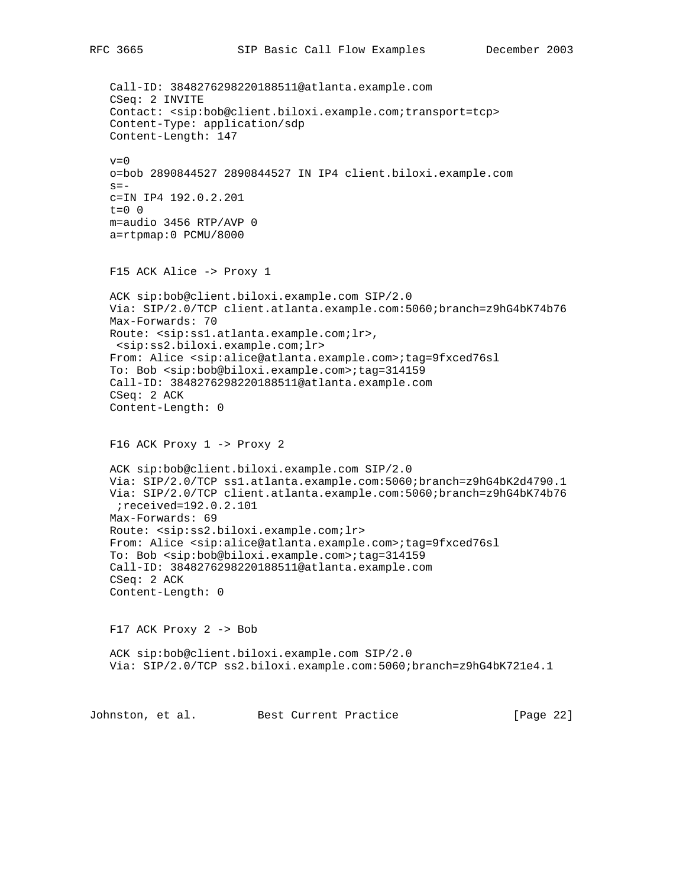```
Call-ID: 3848276298220188511@atlanta.example.com
CSeq: 2 INVITE
Contact: <sip:bob@client.biloxi.example.com;transport=tcp>
Content-Type: application/sdp
Content-Length: 147

v=0
o=bob 2890844527 2890844527 IN IP4 client.biloxi.example.com
s=-
c=IN IP4 192.0.2.201
t=0 0
m=audio 3456 RTP/AVP 0
a=rtpmap:0 PCMU/8000
```

F15 ACK Alice -> Proxy 1

```
ACK sip:bob@client.biloxi.example.com SIP/2.0
Via: SIP/2.0/TCP client.atlanta.example.com:5060;branch=z9hG4bK74b76
Max-Forwards: 70
Route: <sip:ss1.atlanta.example.com;lr>,
 <sip:ss2.biloxi.example.com;lr>
From: Alice <sip:alice@atlanta.example.com>;tag=9fxced76sl
To: Bob <sip:bob@biloxi.example.com>;tag=314159
Call-ID: 3848276298220188511@atlanta.example.com
CSeq: 2 ACK
Content-Length: 0
```

F16 ACK Proxy 1 -> Proxy 2

```
ACK sip:bob@client.biloxi.example.com SIP/2.0
Via: SIP/2.0/TCP ss1.atlanta.example.com:5060;branch=z9hG4bK2d4790.1
Via: SIP/2.0/TCP client.atlanta.example.com:5060;branch=z9hG4bK74b76
 ;received=192.0.2.101
Max-Forwards: 69
Route: <sip:ss2.biloxi.example.com;lr>
From: Alice <sip:alice@atlanta.example.com>;tag=9fxced76sl
To: Bob <sip:bob@biloxi.example.com>;tag=314159
Call-ID: 3848276298220188511@atlanta.example.com
CSeq: 2 ACK
Content-Length: 0
```

F17 ACK Proxy 2 -> Bob

```
ACK sip:bob@client.biloxi.example.com SIP/2.0
Via: SIP/2.0/TCP ss2.biloxi.example.com:5060;branch=z9hG4bK721e4.1
```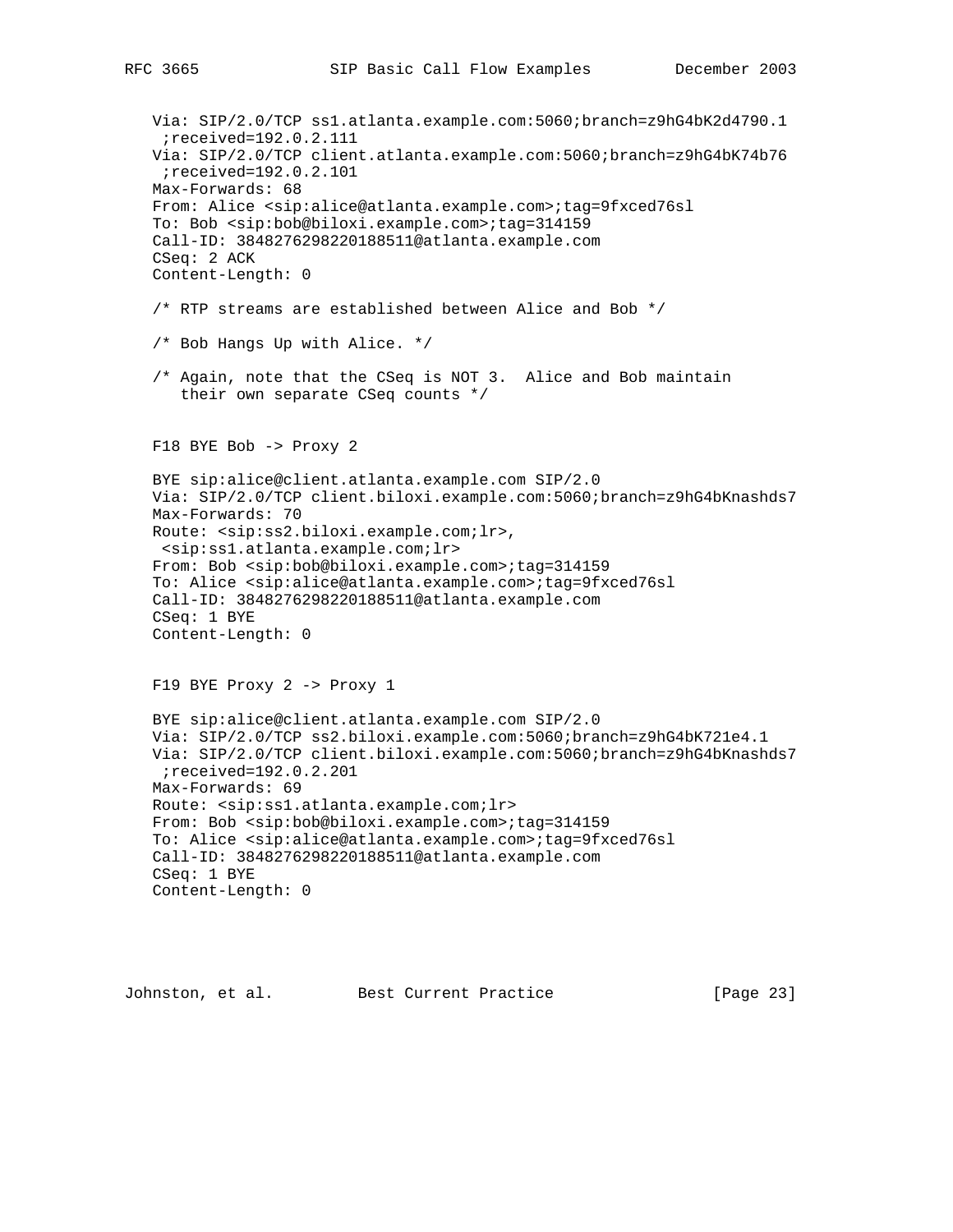```
Via: SIP/2.0/TCP ss1.atlanta.example.com:5060;branch=z9hG4bK2d4790.1
 ;received=192.0.2.111
Via: SIP/2.0/TCP client.atlanta.example.com:5060;branch=z9hG4bK74b76
 ;received=192.0.2.101
Max-Forwards: 68
From: Alice <sip:alice@atlanta.example.com>;tag=9fxced76sl
To: Bob <sip:bob@biloxi.example.com>;tag=314159
Call-ID: 3848276298220188511@atlanta.example.com
CSeq: 2 ACK
Content-Length: 0

/* RTP streams are established between Alice and Bob */

/* Bob Hangs Up with Alice. */

/* Again, note that the CSeq is NOT 3.  Alice and Bob maintain
   their own separate CSeq counts */


F18 BYE Bob -> Proxy 2

BYE sip:alice@client.atlanta.example.com SIP/2.0
Via: SIP/2.0/TCP client.biloxi.example.com:5060;branch=z9hG4bKnashds7
Max-Forwards: 70
Route: <sip:ss2.biloxi.example.com;lr>,
 <sip:ss1.atlanta.example.com;lr>
From: Bob <sip:bob@biloxi.example.com>;tag=314159
To: Alice <sip:alice@atlanta.example.com>;tag=9fxced76sl
Call-ID: 3848276298220188511@atlanta.example.com
CSeq: 1 BYE
Content-Length: 0


F19 BYE Proxy 2 -> Proxy 1

BYE sip:alice@client.atlanta.example.com SIP/2.0
Via: SIP/2.0/TCP ss2.biloxi.example.com:5060;branch=z9hG4bK721e4.1
Via: SIP/2.0/TCP client.biloxi.example.com:5060;branch=z9hG4bKnashds7
 ;received=192.0.2.201
Max-Forwards: 69
Route: <sip:ss1.atlanta.example.com;lr>
From: Bob <sip:bob@biloxi.example.com>;tag=314159
To: Alice <sip:alice@atlanta.example.com>;tag=9fxced76sl
Call-ID: 3848276298220188511@atlanta.example.com
CSeq: 1 BYE
Content-Length: 0
```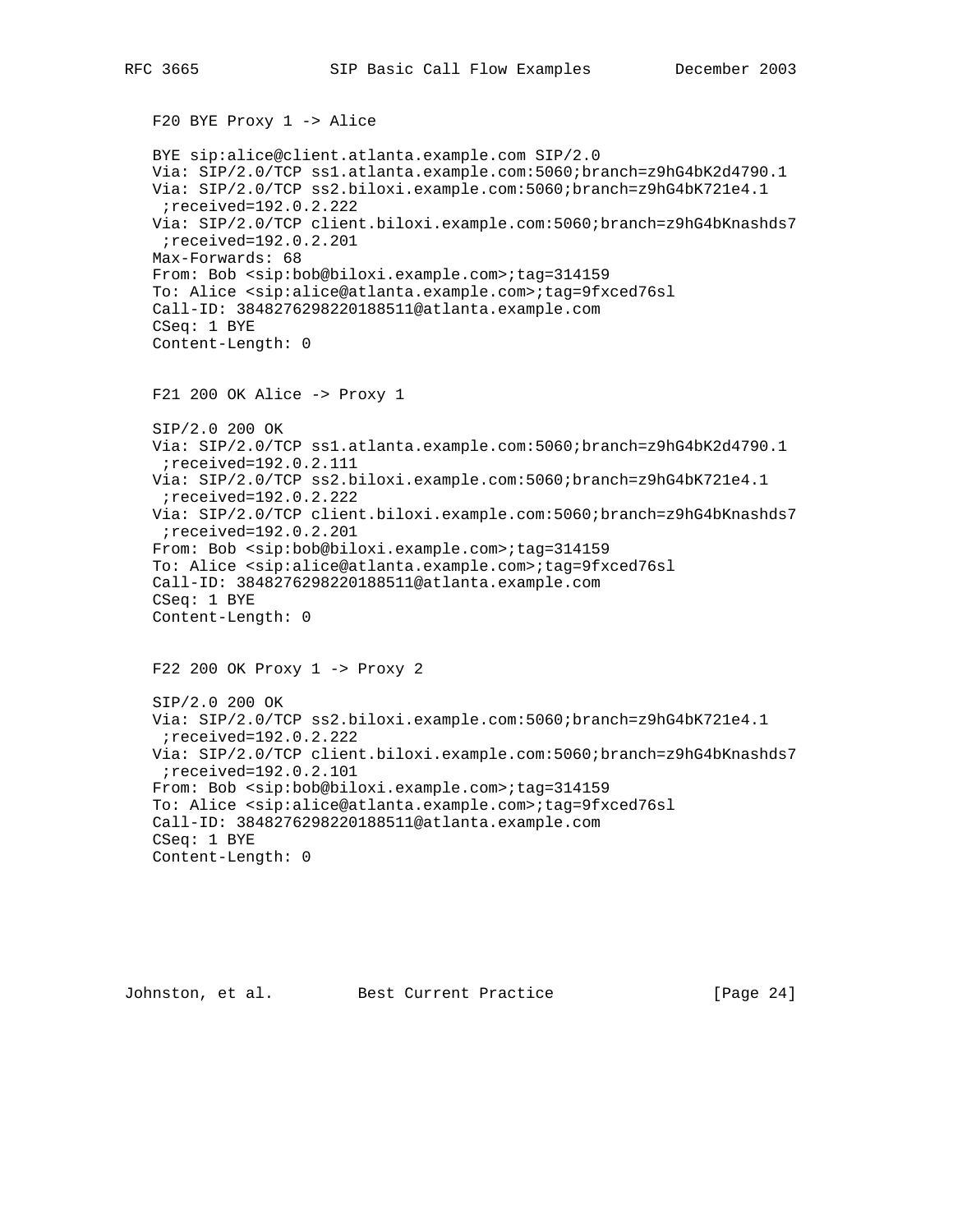F20 BYE Proxy 1 -> Alice

```
BYE sip:alice@client.atlanta.example.com SIP/2.0
Via: SIP/2.0/TCP ss1.atlanta.example.com:5060;branch=z9hG4bK2d4790.1
Via: SIP/2.0/TCP ss2.biloxi.example.com:5060;branch=z9hG4bK721e4.1
 ;received=192.0.2.222
Via: SIP/2.0/TCP client.biloxi.example.com:5060;branch=z9hG4bKnashds7
 ;received=192.0.2.201
Max-Forwards: 68
From: Bob <sip:bob@biloxi.example.com>;tag=314159
To: Alice <sip:alice@atlanta.example.com>;tag=9fxced76sl
Call-ID: 3848276298220188511@atlanta.example.com
CSeq: 1 BYE
Content-Length: 0
```

F21 200 OK Alice -> Proxy 1

```
SIP/2.0 200 OK
Via: SIP/2.0/TCP ss1.atlanta.example.com:5060;branch=z9hG4bK2d4790.1
 ;received=192.0.2.111
Via: SIP/2.0/TCP ss2.biloxi.example.com:5060;branch=z9hG4bK721e4.1
 ;received=192.0.2.222
Via: SIP/2.0/TCP client.biloxi.example.com:5060;branch=z9hG4bKnashds7
 ;received=192.0.2.201
From: Bob <sip:bob@biloxi.example.com>;tag=314159
To: Alice <sip:alice@atlanta.example.com>;tag=9fxced76sl
Call-ID: 3848276298220188511@atlanta.example.com
CSeq: 1 BYE
Content-Length: 0
```

F22 200 OK Proxy 1 -> Proxy 2

```
SIP/2.0 200 OK
Via: SIP/2.0/TCP ss2.biloxi.example.com:5060;branch=z9hG4bK721e4.1
 ;received=192.0.2.222
Via: SIP/2.0/TCP client.biloxi.example.com:5060;branch=z9hG4bKnashds7
 ;received=192.0.2.101
From: Bob <sip:bob@biloxi.example.com>;tag=314159
To: Alice <sip:alice@atlanta.example.com>;tag=9fxced76sl
Call-ID: 3848276298220188511@atlanta.example.com
CSeq: 1 BYE
Content-Length: 0
```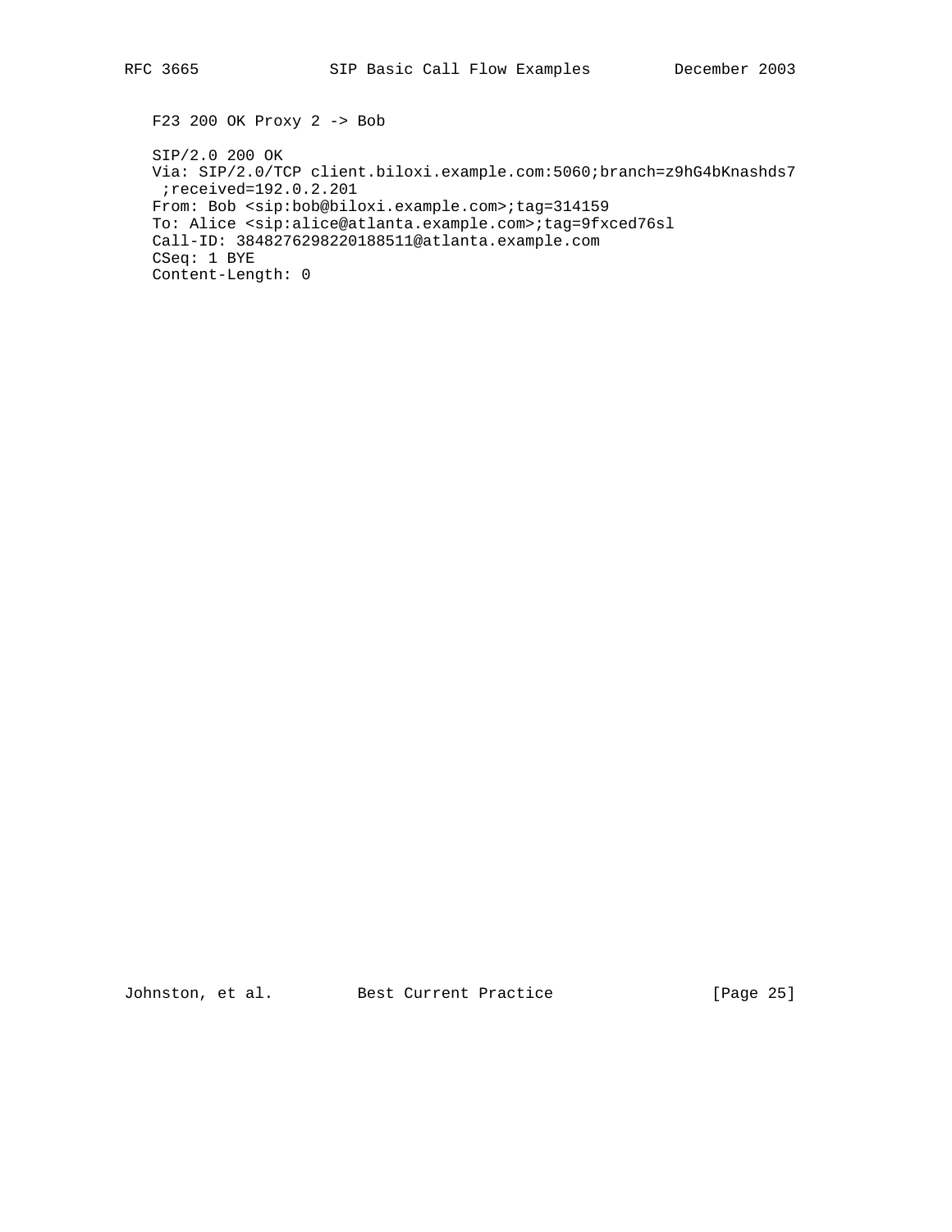F23 200 OK Proxy 2 -> Bob

```
SIP/2.0 200 OK
Via: SIP/2.0/TCP client.biloxi.example.com:5060;branch=z9hG4bKnashds7
 ;received=192.0.2.201
From: Bob <sip:bob@biloxi.example.com>;tag=314159
To: Alice <sip:alice@atlanta.example.com>;tag=9fxced76sl
Call-ID: 3848276298220188511@atlanta.example.com
CSeq: 1 BYE
Content-Length: 0
```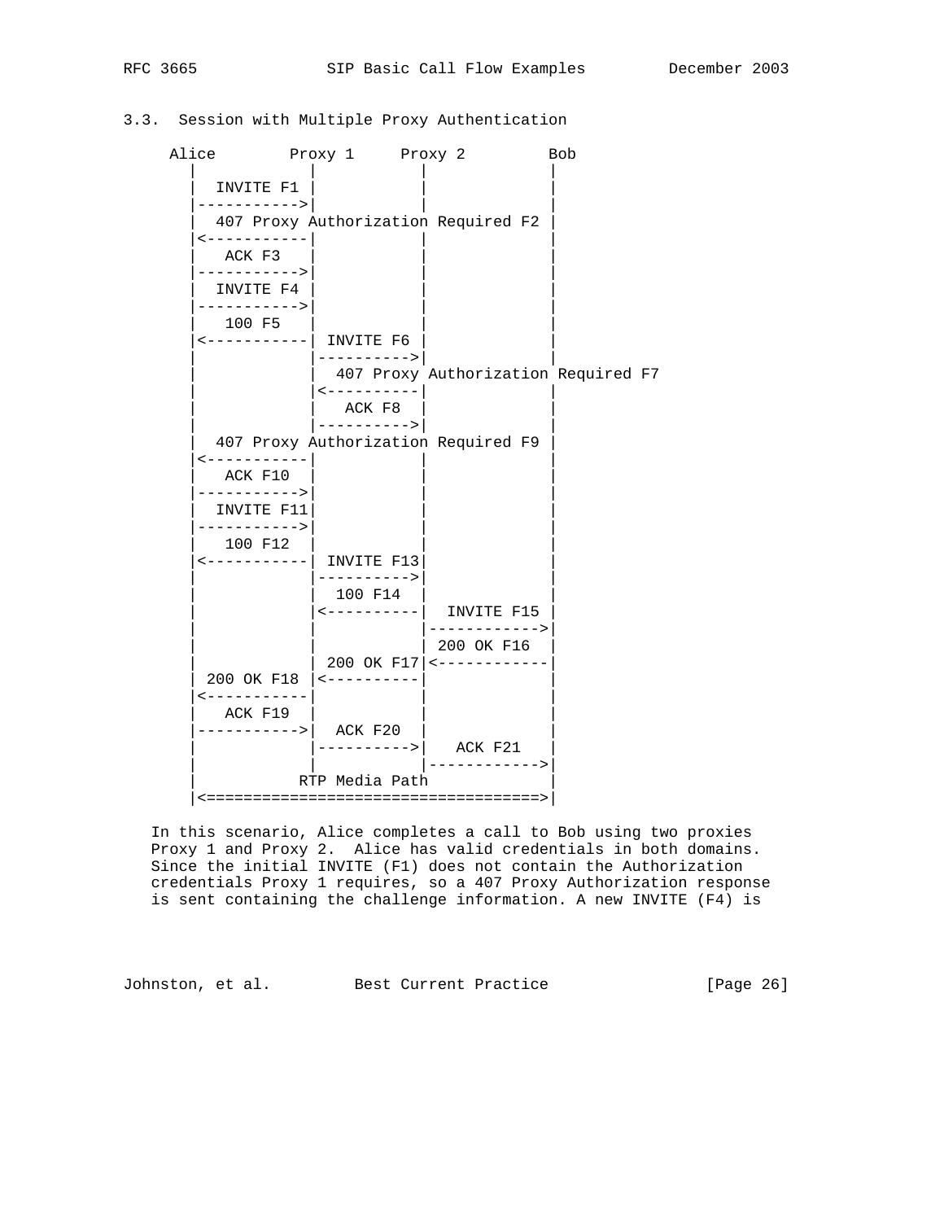## 3.3. Session with Multiple Proxy Authentication

```
     Alice        Proxy 1     Proxy 2         Bob
       |            |           |              |
       |  INVITE F1 |           |              |
       |----------->|           |              |
       |  407 Proxy Authorization Required F2  |
       |<-----------|           |              |
       |   ACK F3   |           |              |
       |----------->|           |              |
       |  INVITE F4 |           |              |
       |----------->|           |              |
       |   100 F5   |           |              |
       |<-----------| INVITE F6 |              |
       |            |---------->|              |
       |            |  407 Proxy Authorization Required F7
       |            |<----------|              |
       |            |   ACK F8  |              |
       |            |---------->|              |
       |  407 Proxy Authorization Required F9  |
       |<-----------|           |              |
       |   ACK F10  |           |              |
       |----------->|           |              |
       |  INVITE F11|           |              |
       |----------->|           |              |
       |   100 F12  |           |              |
       |<-----------| INVITE F13|              |
       |            |---------->|              |
       |            |  100 F14  |              |
       |            |<----------|  INVITE F15  |
       |            |           |------------->|
       |            |           | 200 OK F16   |
       |            | 200 OK F17|<-------------|
       | 200 OK F18 |<----------|              |
       |<-----------|           |              |
       |   ACK F19  |           |              |
       |----------->|  ACK F20  |              |
       |            |---------->|   ACK F21    |
       |            |           |------------->|
       |           RTP Media Path              |
       |<=====================================>|
```

In this scenario, Alice completes a call to Bob using two proxies Proxy 1 and Proxy 2. Alice has valid credentials in both domains. Since the initial INVITE (F1) does not contain the Authorization credentials Proxy 1 requires, so a 407 Proxy Authorization response is sent containing the challenge information. A new INVITE (F4) is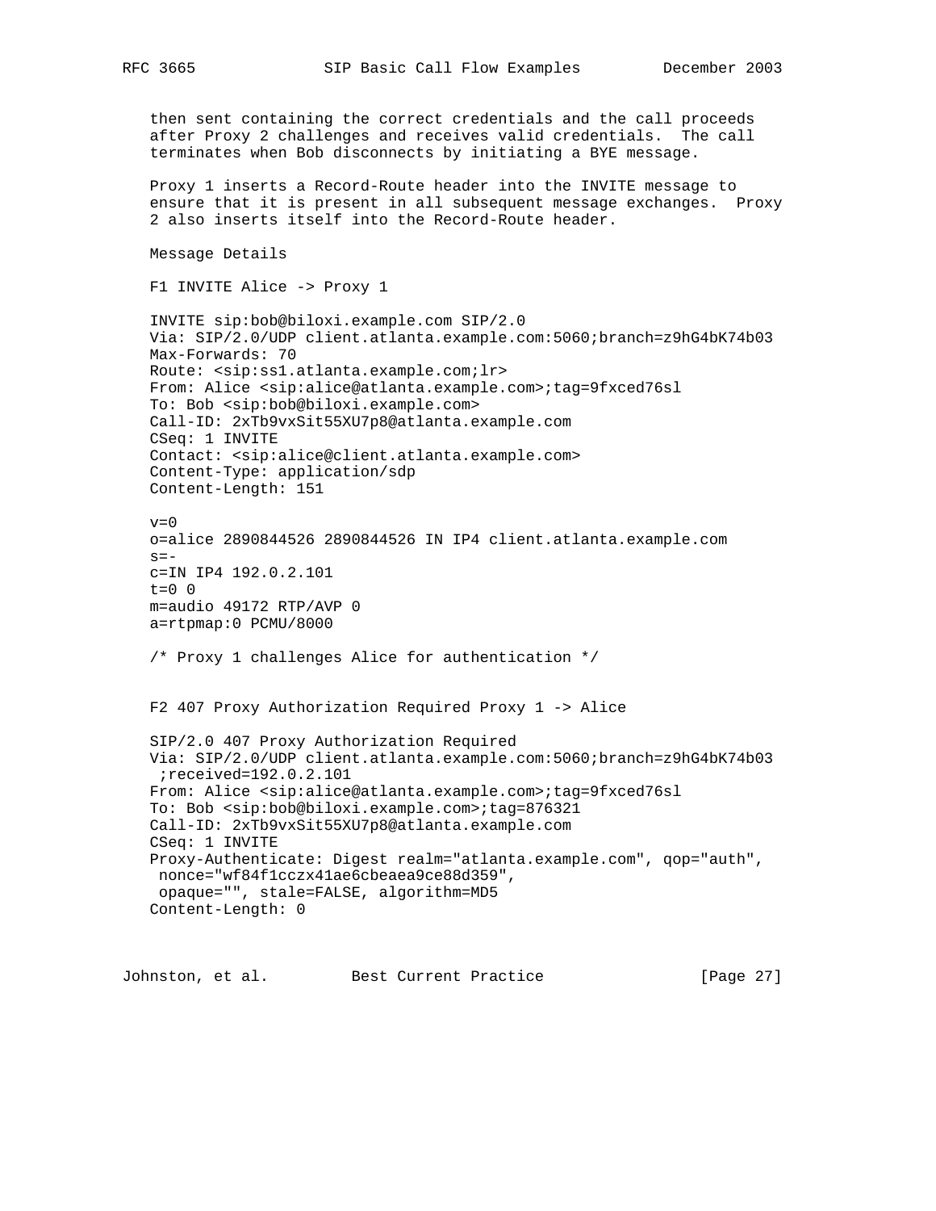then sent containing the correct credentials and the call proceeds after Proxy 2 challenges and receives valid credentials. The call terminates when Bob disconnects by initiating a BYE message.

Proxy 1 inserts a Record-Route header into the INVITE message to ensure that it is present in all subsequent message exchanges. Proxy 2 also inserts itself into the Record-Route header.

Message Details

F1 INVITE Alice -> Proxy 1

```
INVITE sip:bob@biloxi.example.com SIP/2.0
Via: SIP/2.0/UDP client.atlanta.example.com:5060;branch=z9hG4bK74b03
Max-Forwards: 70
Route: <sip:ss1.atlanta.example.com;lr>
From: Alice <sip:alice@atlanta.example.com>;tag=9fxced76sl
To: Bob <sip:bob@biloxi.example.com>
Call-ID: 2xTb9vxSit55XU7p8@atlanta.example.com
CSeq: 1 INVITE
Contact: <sip:alice@client.atlanta.example.com>
Content-Type: application/sdp
Content-Length: 151

v=0
o=alice 2890844526 2890844526 IN IP4 client.atlanta.example.com
s=-
c=IN IP4 192.0.2.101
t=0 0
m=audio 49172 RTP/AVP 0
a=rtpmap:0 PCMU/8000
```

/* Proxy 1 challenges Alice for authentication */

F2 407 Proxy Authorization Required Proxy 1 -> Alice

```
SIP/2.0 407 Proxy Authorization Required
Via: SIP/2.0/UDP client.atlanta.example.com:5060;branch=z9hG4bK74b03
 ;received=192.0.2.101
From: Alice <sip:alice@atlanta.example.com>;tag=9fxced76sl
To: Bob <sip:bob@biloxi.example.com>;tag=876321
Call-ID: 2xTb9vxSit55XU7p8@atlanta.example.com
CSeq: 1 INVITE
Proxy-Authenticate: Digest realm="atlanta.example.com", qop="auth",
 nonce="wf84f1cczx41ae6cbeaea9ce88d359",
 opaque="", stale=FALSE, algorithm=MD5
Content-Length: 0
```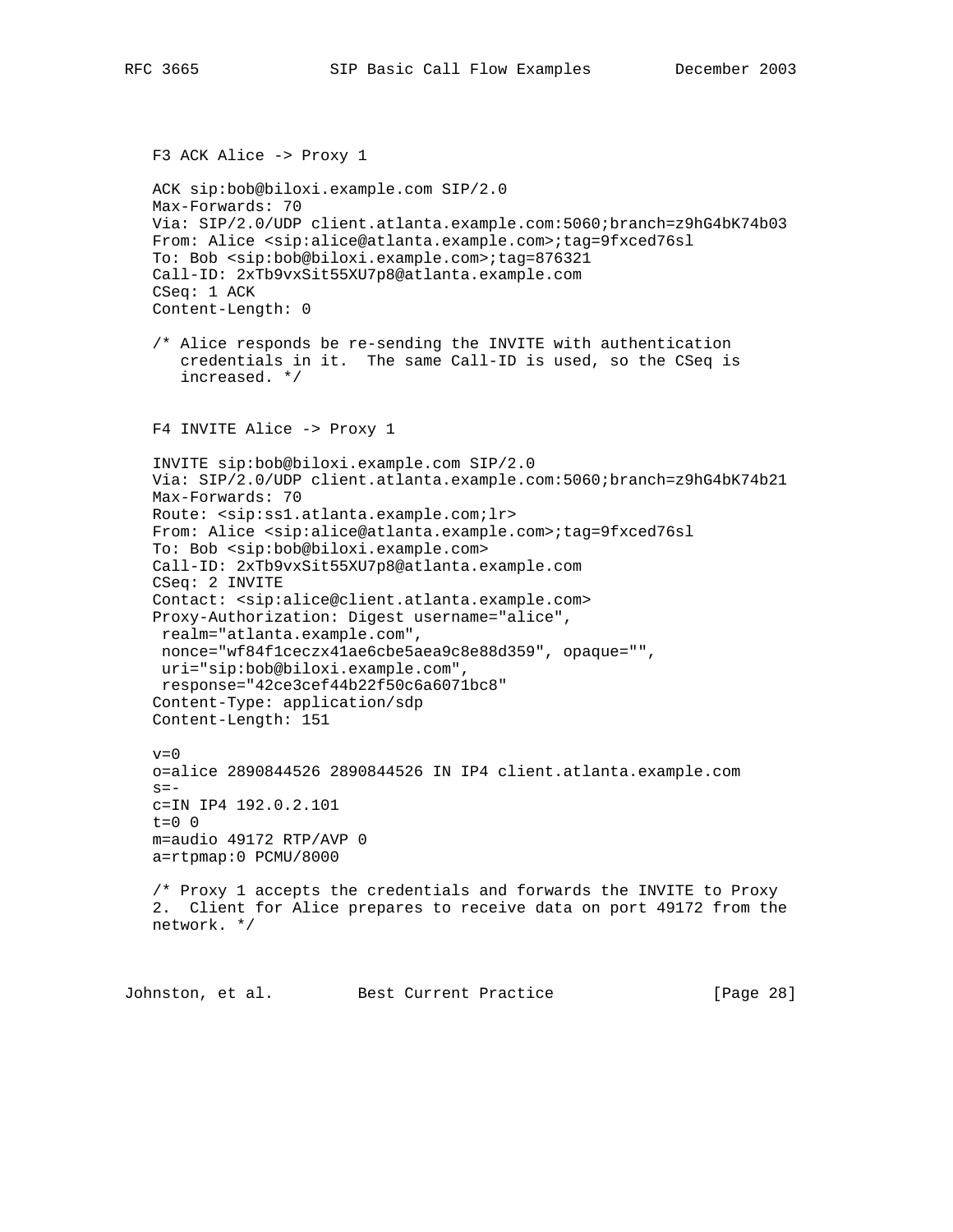F3 ACK Alice -> Proxy 1

```
ACK sip:bob@biloxi.example.com SIP/2.0
Max-Forwards: 70
Via: SIP/2.0/UDP client.atlanta.example.com:5060;branch=z9hG4bK74b03
From: Alice <sip:alice@atlanta.example.com>;tag=9fxced76sl
To: Bob <sip:bob@biloxi.example.com>;tag=876321
Call-ID: 2xTb9vxSit55XU7p8@atlanta.example.com
CSeq: 1 ACK
Content-Length: 0
```

/* Alice responds be re-sending the INVITE with authentication credentials in it. The same Call-ID is used, so the CSeq is increased. */

F4 INVITE Alice -> Proxy 1

```
INVITE sip:bob@biloxi.example.com SIP/2.0
Via: SIP/2.0/UDP client.atlanta.example.com:5060;branch=z9hG4bK74b21
Max-Forwards: 70
Route: <sip:ss1.atlanta.example.com;lr>
From: Alice <sip:alice@atlanta.example.com>;tag=9fxced76sl
To: Bob <sip:bob@biloxi.example.com>
Call-ID: 2xTb9vxSit55XU7p8@atlanta.example.com
CSeq: 2 INVITE
Contact: <sip:alice@client.atlanta.example.com>
Proxy-Authorization: Digest username="alice",
 realm="atlanta.example.com",
 nonce="wf84f1ceczx41ae6cbe5aea9c8e88d359", opaque="",
 uri="sip:bob@biloxi.example.com",
 response="42ce3cef44b22f50c6a6071bc8"
Content-Type: application/sdp
Content-Length: 151

v=0
o=alice 2890844526 2890844526 IN IP4 client.atlanta.example.com
s=-
c=IN IP4 192.0.2.101
t=0 0
m=audio 49172 RTP/AVP 0
a=rtpmap:0 PCMU/8000
```

/* Proxy 1 accepts the credentials and forwards the INVITE to Proxy 2. Client for Alice prepares to receive data on port 49172 from the network. */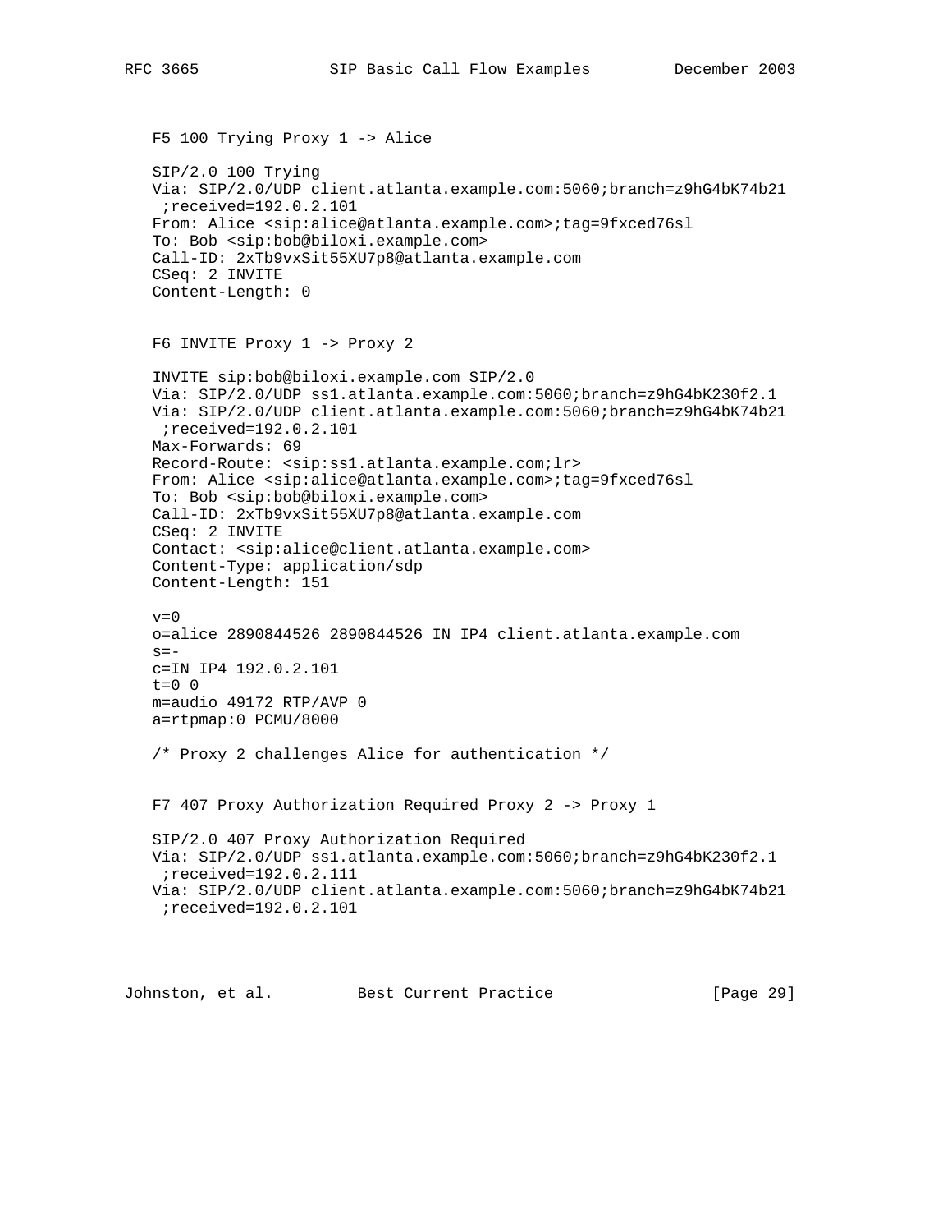F5 100 Trying Proxy 1 -> Alice

```
SIP/2.0 100 Trying
Via: SIP/2.0/UDP client.atlanta.example.com:5060;branch=z9hG4bK74b21
 ;received=192.0.2.101
From: Alice <sip:alice@atlanta.example.com>;tag=9fxced76sl
To: Bob <sip:bob@biloxi.example.com>
Call-ID: 2xTb9vxSit55XU7p8@atlanta.example.com
CSeq: 2 INVITE
Content-Length: 0
```

F6 INVITE Proxy 1 -> Proxy 2

```
INVITE sip:bob@biloxi.example.com SIP/2.0
Via: SIP/2.0/UDP ss1.atlanta.example.com:5060;branch=z9hG4bK230f2.1
Via: SIP/2.0/UDP client.atlanta.example.com:5060;branch=z9hG4bK74b21
 ;received=192.0.2.101
Max-Forwards: 69
Record-Route: <sip:ss1.atlanta.example.com;lr>
From: Alice <sip:alice@atlanta.example.com>;tag=9fxced76sl
To: Bob <sip:bob@biloxi.example.com>
Call-ID: 2xTb9vxSit55XU7p8@atlanta.example.com
CSeq: 2 INVITE
Contact: <sip:alice@client.atlanta.example.com>
Content-Type: application/sdp
Content-Length: 151

v=0
o=alice 2890844526 2890844526 IN IP4 client.atlanta.example.com
s=-
c=IN IP4 192.0.2.101
t=0 0
m=audio 49172 RTP/AVP 0
a=rtpmap:0 PCMU/8000
```

/* Proxy 2 challenges Alice for authentication */

F7 407 Proxy Authorization Required Proxy 2 -> Proxy 1

```
SIP/2.0 407 Proxy Authorization Required
Via: SIP/2.0/UDP ss1.atlanta.example.com:5060;branch=z9hG4bK230f2.1
 ;received=192.0.2.111
Via: SIP/2.0/UDP client.atlanta.example.com:5060;branch=z9hG4bK74b21
 ;received=192.0.2.101
```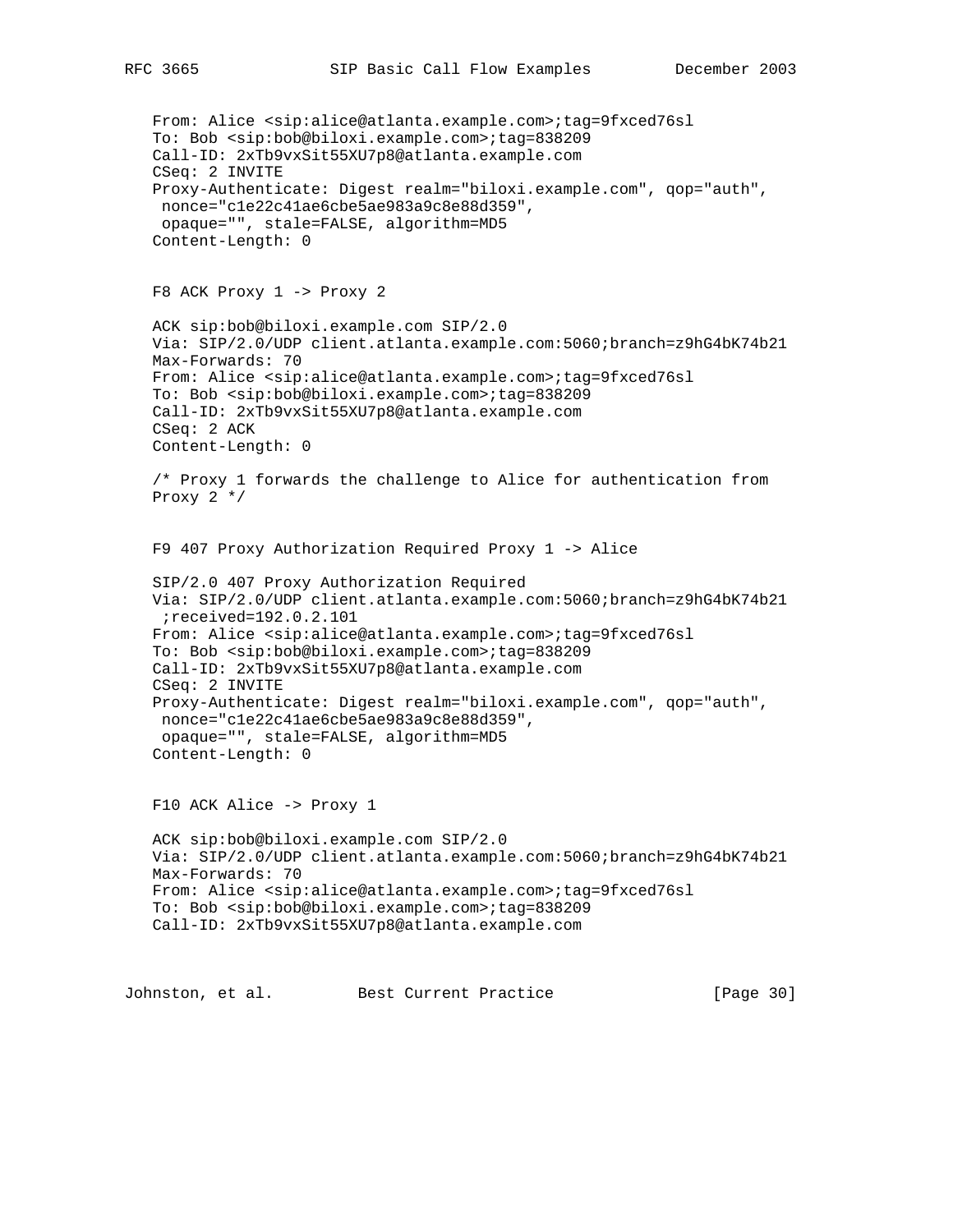```
From: Alice <sip:alice@atlanta.example.com>;tag=9fxced76sl
To: Bob <sip:bob@biloxi.example.com>;tag=838209
Call-ID: 2xTb9vxSit55XU7p8@atlanta.example.com
CSeq: 2 INVITE
Proxy-Authenticate: Digest realm="biloxi.example.com", qop="auth",
 nonce="c1e22c41ae6cbe5ae983a9c8e88d359",
 opaque="", stale=FALSE, algorithm=MD5
Content-Length: 0
```

F8 ACK Proxy 1 -> Proxy 2

```
ACK sip:bob@biloxi.example.com SIP/2.0
Via: SIP/2.0/UDP client.atlanta.example.com:5060;branch=z9hG4bK74b21
Max-Forwards: 70
From: Alice <sip:alice@atlanta.example.com>;tag=9fxced76sl
To: Bob <sip:bob@biloxi.example.com>;tag=838209
Call-ID: 2xTb9vxSit55XU7p8@atlanta.example.com
CSeq: 2 ACK
Content-Length: 0
```

/* Proxy 1 forwards the challenge to Alice for authentication from Proxy 2 */

F9 407 Proxy Authorization Required Proxy 1 -> Alice

```
SIP/2.0 407 Proxy Authorization Required
Via: SIP/2.0/UDP client.atlanta.example.com:5060;branch=z9hG4bK74b21
 ;received=192.0.2.101
From: Alice <sip:alice@atlanta.example.com>;tag=9fxced76sl
To: Bob <sip:bob@biloxi.example.com>;tag=838209
Call-ID: 2xTb9vxSit55XU7p8@atlanta.example.com
CSeq: 2 INVITE
Proxy-Authenticate: Digest realm="biloxi.example.com", qop="auth",
 nonce="c1e22c41ae6cbe5ae983a9c8e88d359",
 opaque="", stale=FALSE, algorithm=MD5
Content-Length: 0
```

F10 ACK Alice -> Proxy 1

```
ACK sip:bob@biloxi.example.com SIP/2.0
Via: SIP/2.0/UDP client.atlanta.example.com:5060;branch=z9hG4bK74b21
Max-Forwards: 70
From: Alice <sip:alice@atlanta.example.com>;tag=9fxced76sl
To: Bob <sip:bob@biloxi.example.com>;tag=838209
Call-ID: 2xTb9vxSit55XU7p8@atlanta.example.com
```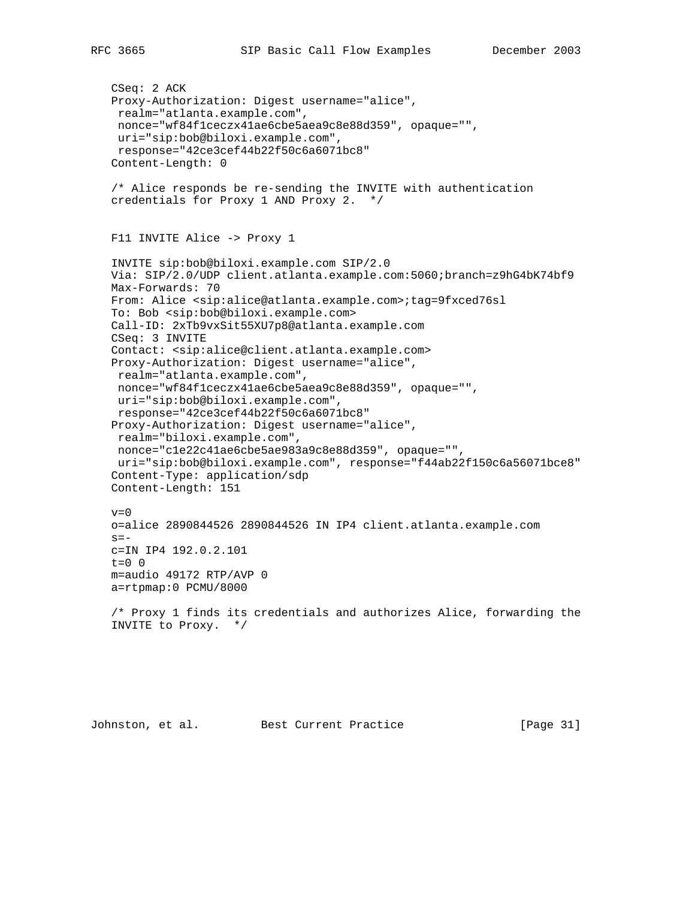```
CSeq: 2 ACK
Proxy-Authorization: Digest username="alice",
 realm="atlanta.example.com",
 nonce="wf84f1ceczx41ae6cbe5aea9c8e88d359", opaque="",
 uri="sip:bob@biloxi.example.com",
 response="42ce3cef44b22f50c6a6071bc8"
Content-Length: 0
```

/* Alice responds be re-sending the INVITE with authentication credentials for Proxy 1 AND Proxy 2. */

F11 INVITE Alice -> Proxy 1

```
INVITE sip:bob@biloxi.example.com SIP/2.0
Via: SIP/2.0/UDP client.atlanta.example.com:5060;branch=z9hG4bK74bf9
Max-Forwards: 70
From: Alice <sip:alice@atlanta.example.com>;tag=9fxced76sl
To: Bob <sip:bob@biloxi.example.com>
Call-ID: 2xTb9vxSit55XU7p8@atlanta.example.com
CSeq: 3 INVITE
Contact: <sip:alice@client.atlanta.example.com>
Proxy-Authorization: Digest username="alice",
 realm="atlanta.example.com",
 nonce="wf84f1ceczx41ae6cbe5aea9c8e88d359", opaque="",
 uri="sip:bob@biloxi.example.com",
 response="42ce3cef44b22f50c6a6071bc8"
Proxy-Authorization: Digest username="alice",
 realm="biloxi.example.com",
 nonce="c1e22c41ae6cbe5ae983a9c8e88d359", opaque="",
 uri="sip:bob@biloxi.example.com", response="f44ab22f150c6a56071bce8"
Content-Type: application/sdp
Content-Length: 151

v=0
o=alice 2890844526 2890844526 IN IP4 client.atlanta.example.com
s=-
c=IN IP4 192.0.2.101
t=0 0
m=audio 49172 RTP/AVP 0
a=rtpmap:0 PCMU/8000
```

/* Proxy 1 finds its credentials and authorizes Alice, forwarding the INVITE to Proxy. */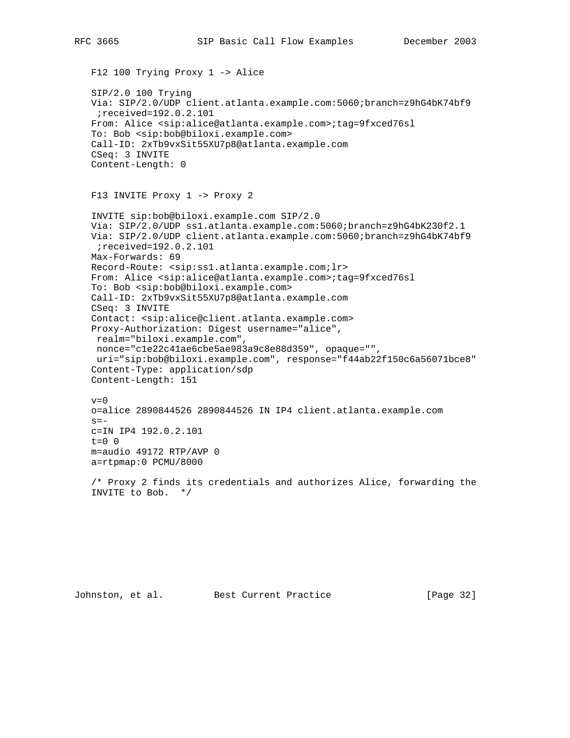F12 100 Trying Proxy 1 -> Alice

```
SIP/2.0 100 Trying
Via: SIP/2.0/UDP client.atlanta.example.com:5060;branch=z9hG4bK74bf9
 ;received=192.0.2.101
From: Alice <sip:alice@atlanta.example.com>;tag=9fxced76sl
To: Bob <sip:bob@biloxi.example.com>
Call-ID: 2xTb9vxSit55XU7p8@atlanta.example.com
CSeq: 3 INVITE
Content-Length: 0
```

F13 INVITE Proxy 1 -> Proxy 2

```
INVITE sip:bob@biloxi.example.com SIP/2.0
Via: SIP/2.0/UDP ss1.atlanta.example.com:5060;branch=z9hG4bK230f2.1
Via: SIP/2.0/UDP client.atlanta.example.com:5060;branch=z9hG4bK74bf9
 ;received=192.0.2.101
Max-Forwards: 69
Record-Route: <sip:ss1.atlanta.example.com;lr>
From: Alice <sip:alice@atlanta.example.com>;tag=9fxced76sl
To: Bob <sip:bob@biloxi.example.com>
Call-ID: 2xTb9vxSit55XU7p8@atlanta.example.com
CSeq: 3 INVITE
Contact: <sip:alice@client.atlanta.example.com>
Proxy-Authorization: Digest username="alice",
 realm="biloxi.example.com",
 nonce="c1e22c41ae6cbe5ae983a9c8e88d359", opaque="",
 uri="sip:bob@biloxi.example.com", response="f44ab22f150c6a56071bce8"
Content-Type: application/sdp
Content-Length: 151

v=0
o=alice 2890844526 2890844526 IN IP4 client.atlanta.example.com
s=-
c=IN IP4 192.0.2.101
t=0 0
m=audio 49172 RTP/AVP 0
a=rtpmap:0 PCMU/8000

/* Proxy 2 finds its credentials and authorizes Alice, forwarding the
INVITE to Bob.  */
```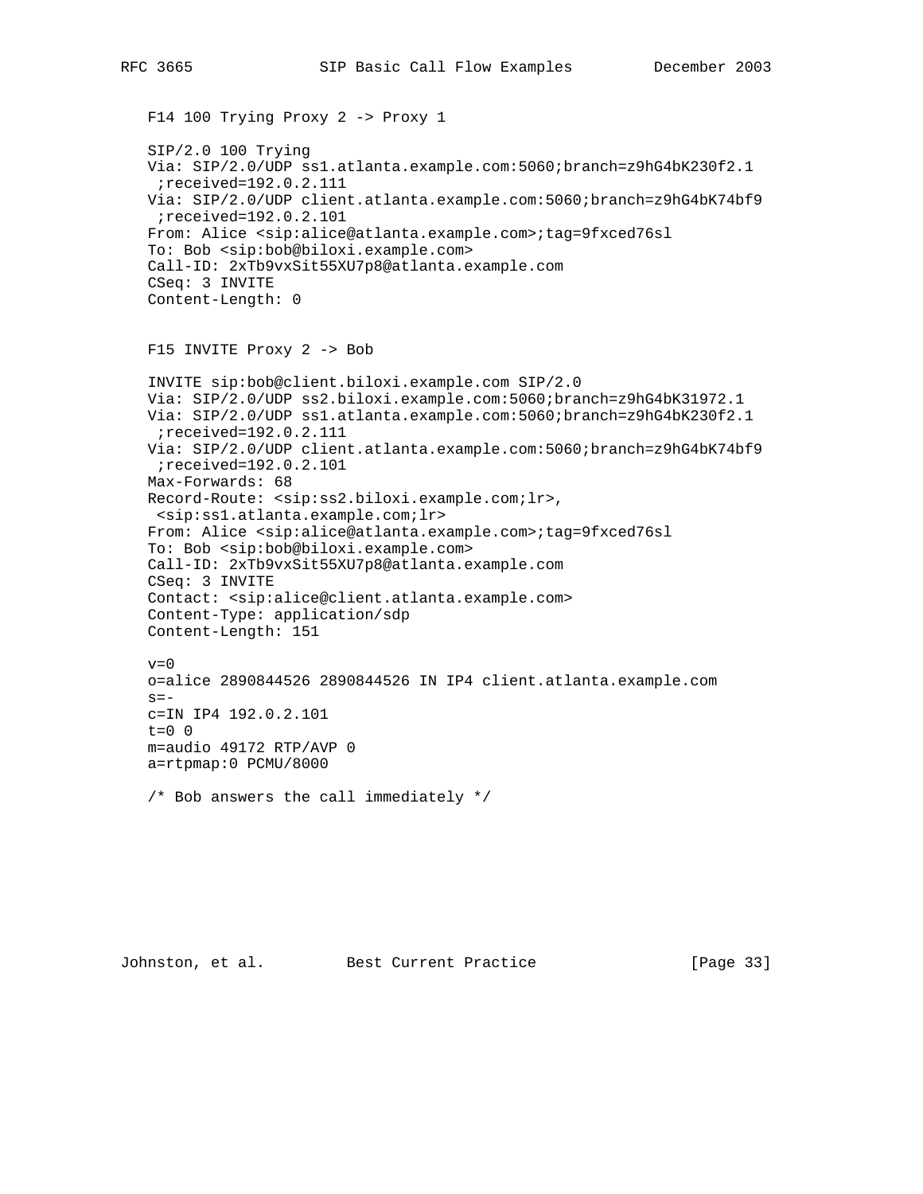F14 100 Trying Proxy 2 -> Proxy 1

```
SIP/2.0 100 Trying
Via: SIP/2.0/UDP ss1.atlanta.example.com:5060;branch=z9hG4bK230f2.1
 ;received=192.0.2.111
Via: SIP/2.0/UDP client.atlanta.example.com:5060;branch=z9hG4bK74bf9
 ;received=192.0.2.101
From: Alice <sip:alice@atlanta.example.com>;tag=9fxced76sl
To: Bob <sip:bob@biloxi.example.com>
Call-ID: 2xTb9vxSit55XU7p8@atlanta.example.com
CSeq: 3 INVITE
Content-Length: 0
```

F15 INVITE Proxy 2 -> Bob

```
INVITE sip:bob@client.biloxi.example.com SIP/2.0
Via: SIP/2.0/UDP ss2.biloxi.example.com:5060;branch=z9hG4bK31972.1
Via: SIP/2.0/UDP ss1.atlanta.example.com:5060;branch=z9hG4bK230f2.1
 ;received=192.0.2.111
Via: SIP/2.0/UDP client.atlanta.example.com:5060;branch=z9hG4bK74bf9
 ;received=192.0.2.101
Max-Forwards: 68
Record-Route: <sip:ss2.biloxi.example.com;lr>,
 <sip:ss1.atlanta.example.com;lr>
From: Alice <sip:alice@atlanta.example.com>;tag=9fxced76sl
To: Bob <sip:bob@biloxi.example.com>
Call-ID: 2xTb9vxSit55XU7p8@atlanta.example.com
CSeq: 3 INVITE
Contact: <sip:alice@client.atlanta.example.com>
Content-Type: application/sdp
Content-Length: 151

v=0
o=alice 2890844526 2890844526 IN IP4 client.atlanta.example.com
s=-
c=IN IP4 192.0.2.101
t=0 0
m=audio 49172 RTP/AVP 0
a=rtpmap:0 PCMU/8000
```

/* Bob answers the call immediately */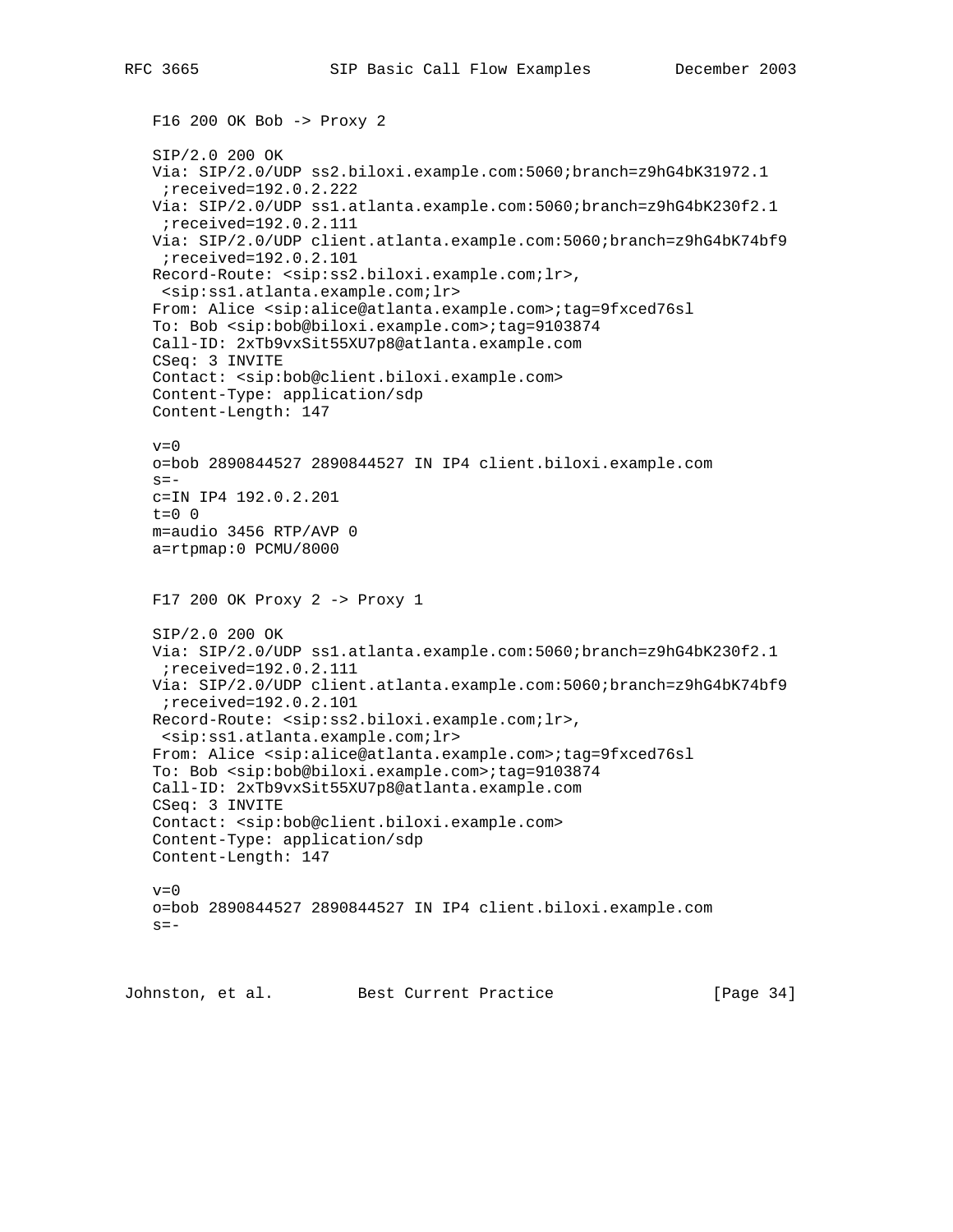F16 200 OK Bob -> Proxy 2

```
SIP/2.0 200 OK
Via: SIP/2.0/UDP ss2.biloxi.example.com:5060;branch=z9hG4bK31972.1
 ;received=192.0.2.222
Via: SIP/2.0/UDP ss1.atlanta.example.com:5060;branch=z9hG4bK230f2.1
 ;received=192.0.2.111
Via: SIP/2.0/UDP client.atlanta.example.com:5060;branch=z9hG4bK74bf9
 ;received=192.0.2.101
Record-Route: <sip:ss2.biloxi.example.com;lr>,
 <sip:ss1.atlanta.example.com;lr>
From: Alice <sip:alice@atlanta.example.com>;tag=9fxced76sl
To: Bob <sip:bob@biloxi.example.com>;tag=9103874
Call-ID: 2xTb9vxSit55XU7p8@atlanta.example.com
CSeq: 3 INVITE
Contact: <sip:bob@client.biloxi.example.com>
Content-Type: application/sdp
Content-Length: 147

v=0
o=bob 2890844527 2890844527 IN IP4 client.biloxi.example.com
s=-
c=IN IP4 192.0.2.201
t=0 0
m=audio 3456 RTP/AVP 0
a=rtpmap:0 PCMU/8000
```

F17 200 OK Proxy 2 -> Proxy 1

```
SIP/2.0 200 OK
Via: SIP/2.0/UDP ss1.atlanta.example.com:5060;branch=z9hG4bK230f2.1
 ;received=192.0.2.111
Via: SIP/2.0/UDP client.atlanta.example.com:5060;branch=z9hG4bK74bf9
 ;received=192.0.2.101
Record-Route: <sip:ss2.biloxi.example.com;lr>,
 <sip:ss1.atlanta.example.com;lr>
From: Alice <sip:alice@atlanta.example.com>;tag=9fxced76sl
To: Bob <sip:bob@biloxi.example.com>;tag=9103874
Call-ID: 2xTb9vxSit55XU7p8@atlanta.example.com
CSeq: 3 INVITE
Contact: <sip:bob@client.biloxi.example.com>
Content-Type: application/sdp
Content-Length: 147

v=0
o=bob 2890844527 2890844527 IN IP4 client.biloxi.example.com
s=-
```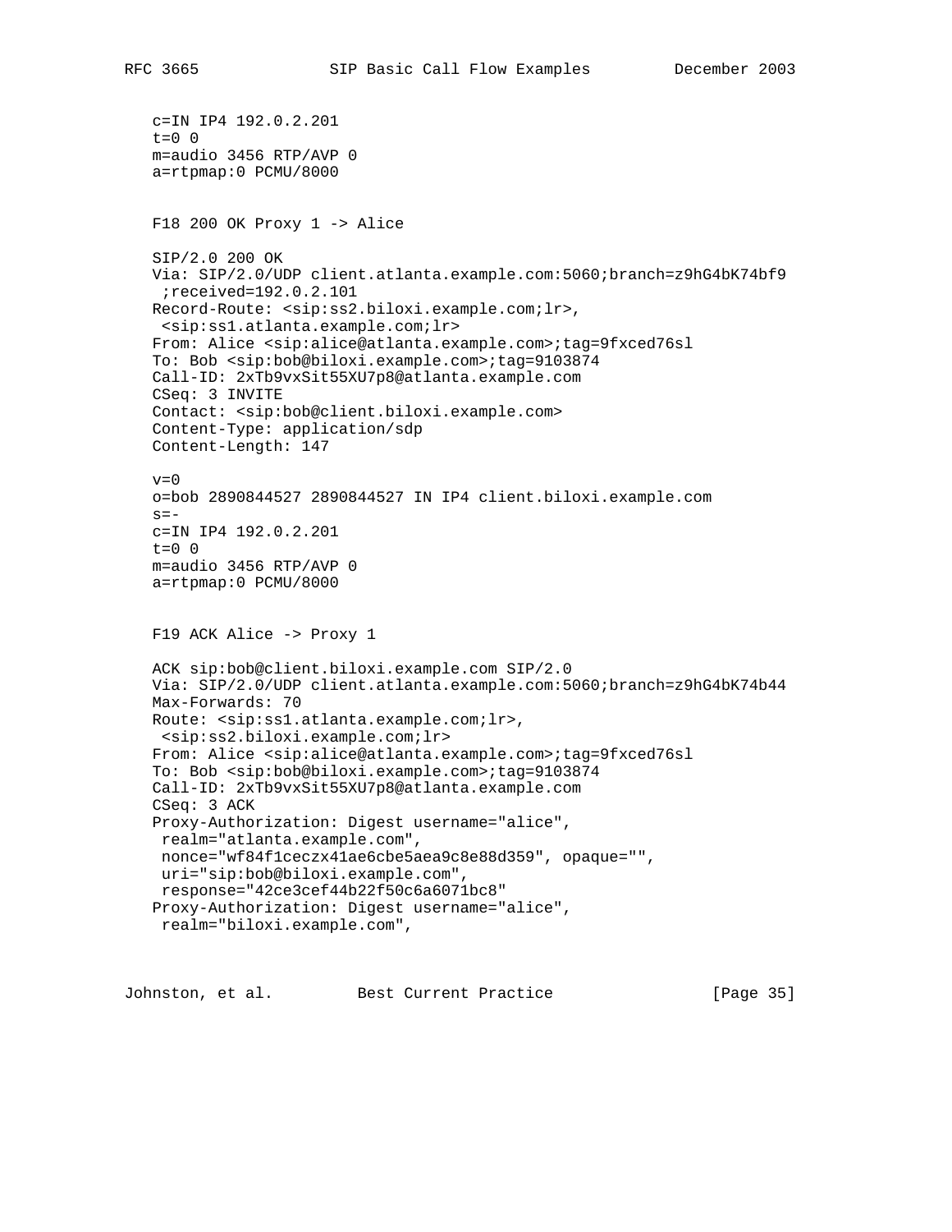```
c=IN IP4 192.0.2.201
t=0 0
m=audio 3456 RTP/AVP 0
a=rtpmap:0 PCMU/8000
```

F18 200 OK Proxy 1 -> Alice

```
SIP/2.0 200 OK
Via: SIP/2.0/UDP client.atlanta.example.com:5060;branch=z9hG4bK74bf9
 ;received=192.0.2.101
Record-Route: <sip:ss2.biloxi.example.com;lr>,
 <sip:ss1.atlanta.example.com;lr>
From: Alice <sip:alice@atlanta.example.com>;tag=9fxced76sl
To: Bob <sip:bob@biloxi.example.com>;tag=9103874
Call-ID: 2xTb9vxSit55XU7p8@atlanta.example.com
CSeq: 3 INVITE
Contact: <sip:bob@client.biloxi.example.com>
Content-Type: application/sdp
Content-Length: 147

v=0
o=bob 2890844527 2890844527 IN IP4 client.biloxi.example.com
s=-
c=IN IP4 192.0.2.201
t=0 0
m=audio 3456 RTP/AVP 0
a=rtpmap:0 PCMU/8000
```

F19 ACK Alice -> Proxy 1

```
ACK sip:bob@client.biloxi.example.com SIP/2.0
Via: SIP/2.0/UDP client.atlanta.example.com:5060;branch=z9hG4bK74b44
Max-Forwards: 70
Route: <sip:ss1.atlanta.example.com;lr>,
 <sip:ss2.biloxi.example.com;lr>
From: Alice <sip:alice@atlanta.example.com>;tag=9fxced76sl
To: Bob <sip:bob@biloxi.example.com>;tag=9103874
Call-ID: 2xTb9vxSit55XU7p8@atlanta.example.com
CSeq: 3 ACK
Proxy-Authorization: Digest username="alice",
 realm="atlanta.example.com",
 nonce="wf84f1ceczx41ae6cbe5aea9c8e88d359", opaque="",
 uri="sip:bob@biloxi.example.com",
 response="42ce3cef44b22f50c6a6071bc8"
Proxy-Authorization: Digest username="alice",
 realm="biloxi.example.com",
```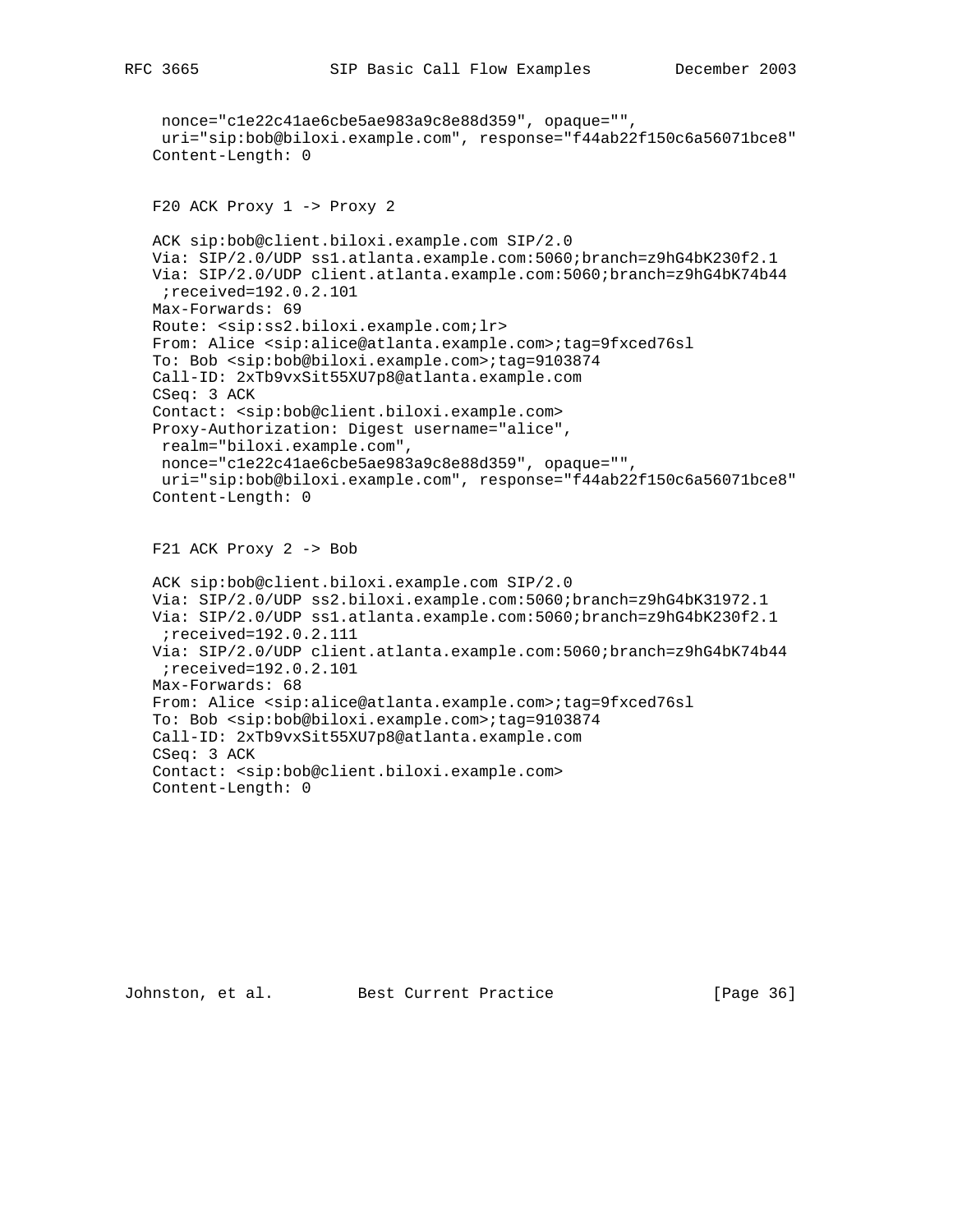```
    nonce="c1e22c41ae6cbe5ae983a9c8e88d359", opaque="",
    uri="sip:bob@biloxi.example.com", response="f44ab22f150c6a56071bce8"
   Content-Length: 0
```

F20 ACK Proxy 1 -> Proxy 2

```
   ACK sip:bob@client.biloxi.example.com SIP/2.0
   Via: SIP/2.0/UDP ss1.atlanta.example.com:5060;branch=z9hG4bK230f2.1
   Via: SIP/2.0/UDP client.atlanta.example.com:5060;branch=z9hG4bK74b44
    ;received=192.0.2.101
   Max-Forwards: 69
   Route: <sip:ss2.biloxi.example.com;lr>
   From: Alice <sip:alice@atlanta.example.com>;tag=9fxced76sl
   To: Bob <sip:bob@biloxi.example.com>;tag=9103874
   Call-ID: 2xTb9vxSit55XU7p8@atlanta.example.com
   CSeq: 3 ACK
   Contact: <sip:bob@client.biloxi.example.com>
   Proxy-Authorization: Digest username="alice",
    realm="biloxi.example.com",
    nonce="c1e22c41ae6cbe5ae983a9c8e88d359", opaque="",
    uri="sip:bob@biloxi.example.com", response="f44ab22f150c6a56071bce8"
   Content-Length: 0
```

F21 ACK Proxy 2 -> Bob

```
   ACK sip:bob@client.biloxi.example.com SIP/2.0
   Via: SIP/2.0/UDP ss2.biloxi.example.com:5060;branch=z9hG4bK31972.1
   Via: SIP/2.0/UDP ss1.atlanta.example.com:5060;branch=z9hG4bK230f2.1
    ;received=192.0.2.111
   Via: SIP/2.0/UDP client.atlanta.example.com:5060;branch=z9hG4bK74b44
    ;received=192.0.2.101
   Max-Forwards: 68
   From: Alice <sip:alice@atlanta.example.com>;tag=9fxced76sl
   To: Bob <sip:bob@biloxi.example.com>;tag=9103874
   Call-ID: 2xTb9vxSit55XU7p8@atlanta.example.com
   CSeq: 3 ACK
   Contact: <sip:bob@client.biloxi.example.com>
   Content-Length: 0
```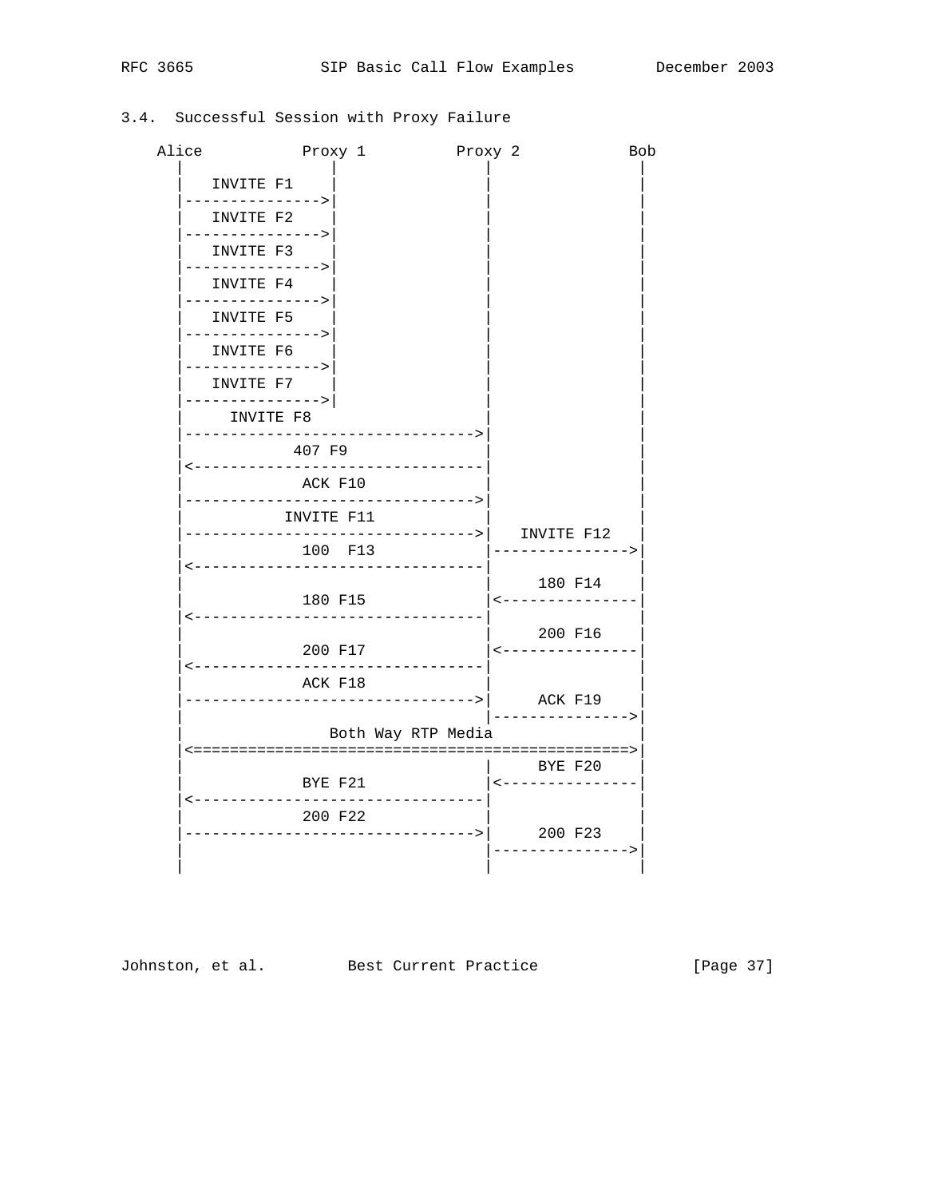### 3.4. Successful Session with Proxy Failure

```
    Alice           Proxy 1          Proxy 2            Bob
      |                |                |                 |
      |   INVITE F1    |                |                 |
      |--------------->|                |                 |
      |   INVITE F2    |                |                 |
      |--------------->|                |                 |
      |   INVITE F3    |                |                 |
      |--------------->|                |                 |
      |   INVITE F4    |                |                 |
      |--------------->|                |                 |
      |   INVITE F5    |                |                 |
      |--------------->|                |                 |
      |   INVITE F6    |                |                 |
      |--------------->|                |                 |
      |   INVITE F7    |                |                 |
      |--------------->|                |                 |
      |      INVITE F8                  |                 |
      |-------------------------------->|                 |
      |            407 F9               |                 |
      |<--------------------------------|                 |
      |             ACK F10             |                 |
      |-------------------------------->|                 |
      |           INVITE F11            |                 |
      |-------------------------------->|   INVITE F12    |
      |             100  F13            |---------------->|
      |<--------------------------------|                 |
      |                                 |     180 F14     |
      |             180 F15             |<----------------|
      |<--------------------------------|                 |
      |                                 |     200 F16     |
      |             200 F17             |<----------------|
      |<--------------------------------|                 |
      |             ACK F18             |                 |
      |-------------------------------->|     ACK F19     |
      |                                 |---------------->|
      |                Both Way RTP Media                 |
      |<=================================================>|
      |                                 |     BYE F20     |
      |             BYE F21             |<----------------|
      |<--------------------------------|                 |
      |             200 F22             |                 |
      |-------------------------------->|     200 F23     |
      |                                 |---------------->|
      |                                 |                 |
```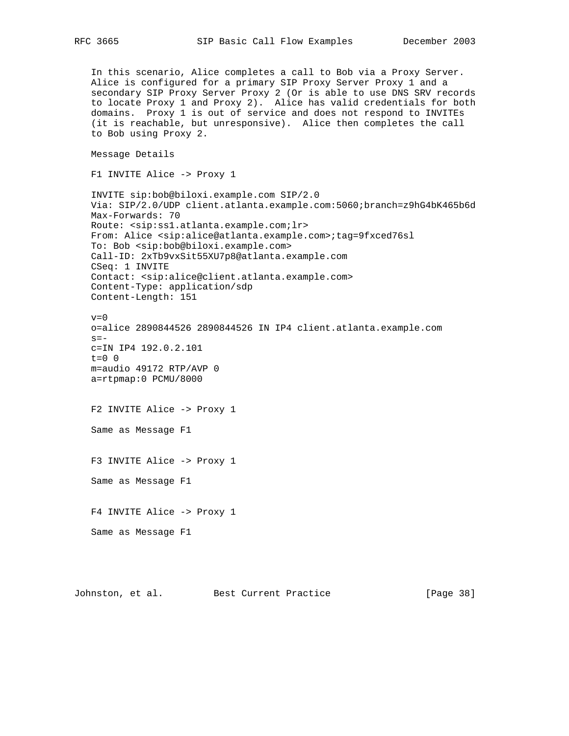In this scenario, Alice completes a call to Bob via a Proxy Server. Alice is configured for a primary SIP Proxy Server Proxy 1 and a secondary SIP Proxy Server Proxy 2 (Or is able to use DNS SRV records to locate Proxy 1 and Proxy 2). Alice has valid credentials for both domains. Proxy 1 is out of service and does not respond to INVITEs (it is reachable, but unresponsive). Alice then completes the call to Bob using Proxy 2.

Message Details

F1 INVITE Alice -> Proxy 1

```
INVITE sip:bob@biloxi.example.com SIP/2.0
Via: SIP/2.0/UDP client.atlanta.example.com:5060;branch=z9hG4bK465b6d
Max-Forwards: 70
Route: <sip:ss1.atlanta.example.com;lr>
From: Alice <sip:alice@atlanta.example.com>;tag=9fxced76sl
To: Bob <sip:bob@biloxi.example.com>
Call-ID: 2xTb9vxSit55XU7p8@atlanta.example.com
CSeq: 1 INVITE
Contact: <sip:alice@client.atlanta.example.com>
Content-Type: application/sdp
Content-Length: 151

v=0
o=alice 2890844526 2890844526 IN IP4 client.atlanta.example.com
s=-
c=IN IP4 192.0.2.101
t=0 0
m=audio 49172 RTP/AVP 0
a=rtpmap:0 PCMU/8000
```

F2 INVITE Alice -> Proxy 1

Same as Message F1

F3 INVITE Alice -> Proxy 1

Same as Message F1

F4 INVITE Alice -> Proxy 1

Same as Message F1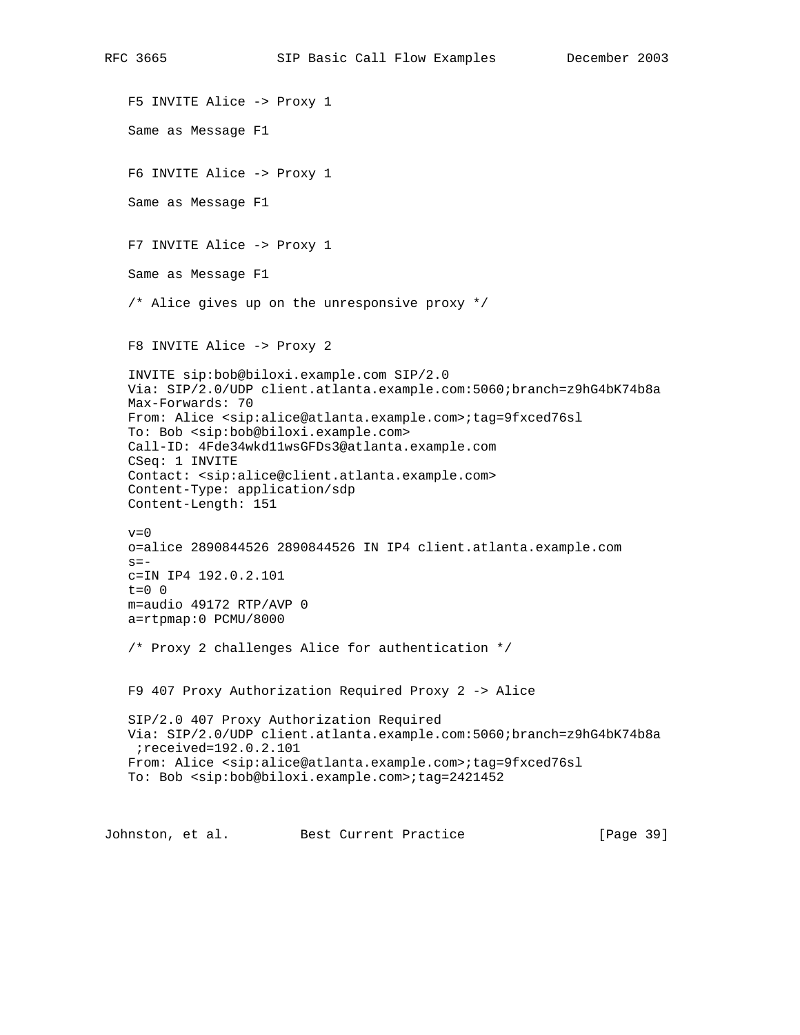F5 INVITE Alice -> Proxy 1

Same as Message F1

F6 INVITE Alice -> Proxy 1

Same as Message F1

F7 INVITE Alice -> Proxy 1

Same as Message F1

/* Alice gives up on the unresponsive proxy */

F8 INVITE Alice -> Proxy 2

```
INVITE sip:bob@biloxi.example.com SIP/2.0
Via: SIP/2.0/UDP client.atlanta.example.com:5060;branch=z9hG4bK74b8a
Max-Forwards: 70
From: Alice <sip:alice@atlanta.example.com>;tag=9fxced76sl
To: Bob <sip:bob@biloxi.example.com>
Call-ID: 4Fde34wkd11wsGFDs3@atlanta.example.com
CSeq: 1 INVITE
Contact: <sip:alice@client.atlanta.example.com>
Content-Type: application/sdp
Content-Length: 151

v=0
o=alice 2890844526 2890844526 IN IP4 client.atlanta.example.com
s=-
c=IN IP4 192.0.2.101
t=0 0
m=audio 49172 RTP/AVP 0
a=rtpmap:0 PCMU/8000
```

/* Proxy 2 challenges Alice for authentication */

F9 407 Proxy Authorization Required Proxy 2 -> Alice

```
SIP/2.0 407 Proxy Authorization Required
Via: SIP/2.0/UDP client.atlanta.example.com:5060;branch=z9hG4bK74b8a
 ;received=192.0.2.101
From: Alice <sip:alice@atlanta.example.com>;tag=9fxced76sl
To: Bob <sip:bob@biloxi.example.com>;tag=2421452
```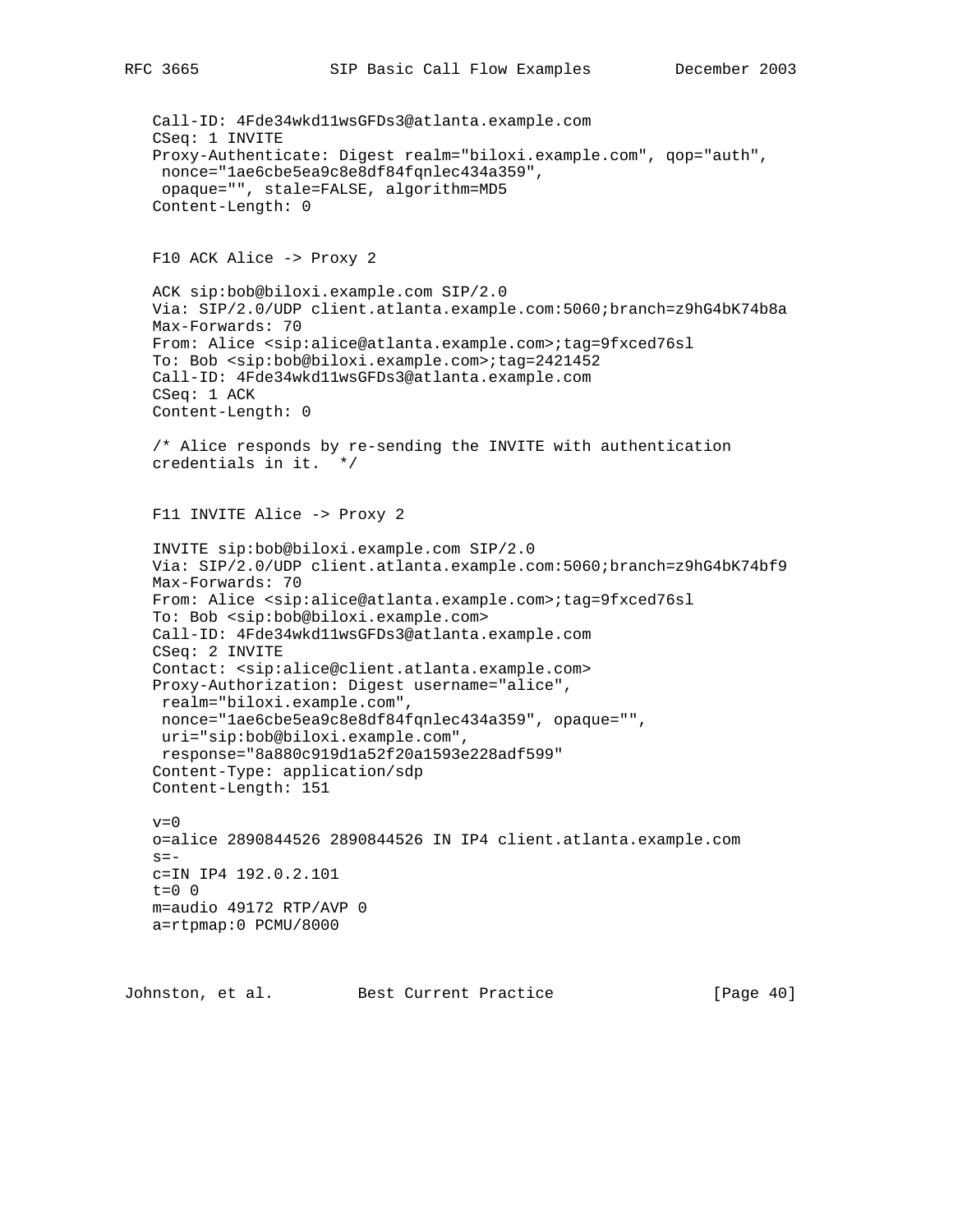```
Call-ID: 4Fde34wkd11wsGFDs3@atlanta.example.com
CSeq: 1 INVITE
Proxy-Authenticate: Digest realm="biloxi.example.com", qop="auth",
 nonce="1ae6cbe5ea9c8e8df84fqnlec434a359",
 opaque="", stale=FALSE, algorithm=MD5
Content-Length: 0
```

F10 ACK Alice -> Proxy 2

```
ACK sip:bob@biloxi.example.com SIP/2.0
Via: SIP/2.0/UDP client.atlanta.example.com:5060;branch=z9hG4bK74b8a
Max-Forwards: 70
From: Alice <sip:alice@atlanta.example.com>;tag=9fxced76sl
To: Bob <sip:bob@biloxi.example.com>;tag=2421452
Call-ID: 4Fde34wkd11wsGFDs3@atlanta.example.com
CSeq: 1 ACK
Content-Length: 0
```

/* Alice responds by re-sending the INVITE with authentication credentials in it. */

F11 INVITE Alice -> Proxy 2

```
INVITE sip:bob@biloxi.example.com SIP/2.0
Via: SIP/2.0/UDP client.atlanta.example.com:5060;branch=z9hG4bK74bf9
Max-Forwards: 70
From: Alice <sip:alice@atlanta.example.com>;tag=9fxced76sl
To: Bob <sip:bob@biloxi.example.com>
Call-ID: 4Fde34wkd11wsGFDs3@atlanta.example.com
CSeq: 2 INVITE
Contact: <sip:alice@client.atlanta.example.com>
Proxy-Authorization: Digest username="alice",
 realm="biloxi.example.com",
 nonce="1ae6cbe5ea9c8e8df84fqnlec434a359", opaque="",
 uri="sip:bob@biloxi.example.com",
 response="8a880c919d1a52f20a1593e228adf599"
Content-Type: application/sdp
Content-Length: 151

v=0
o=alice 2890844526 2890844526 IN IP4 client.atlanta.example.com
s=-
c=IN IP4 192.0.2.101
t=0 0
m=audio 49172 RTP/AVP 0
a=rtpmap:0 PCMU/8000
```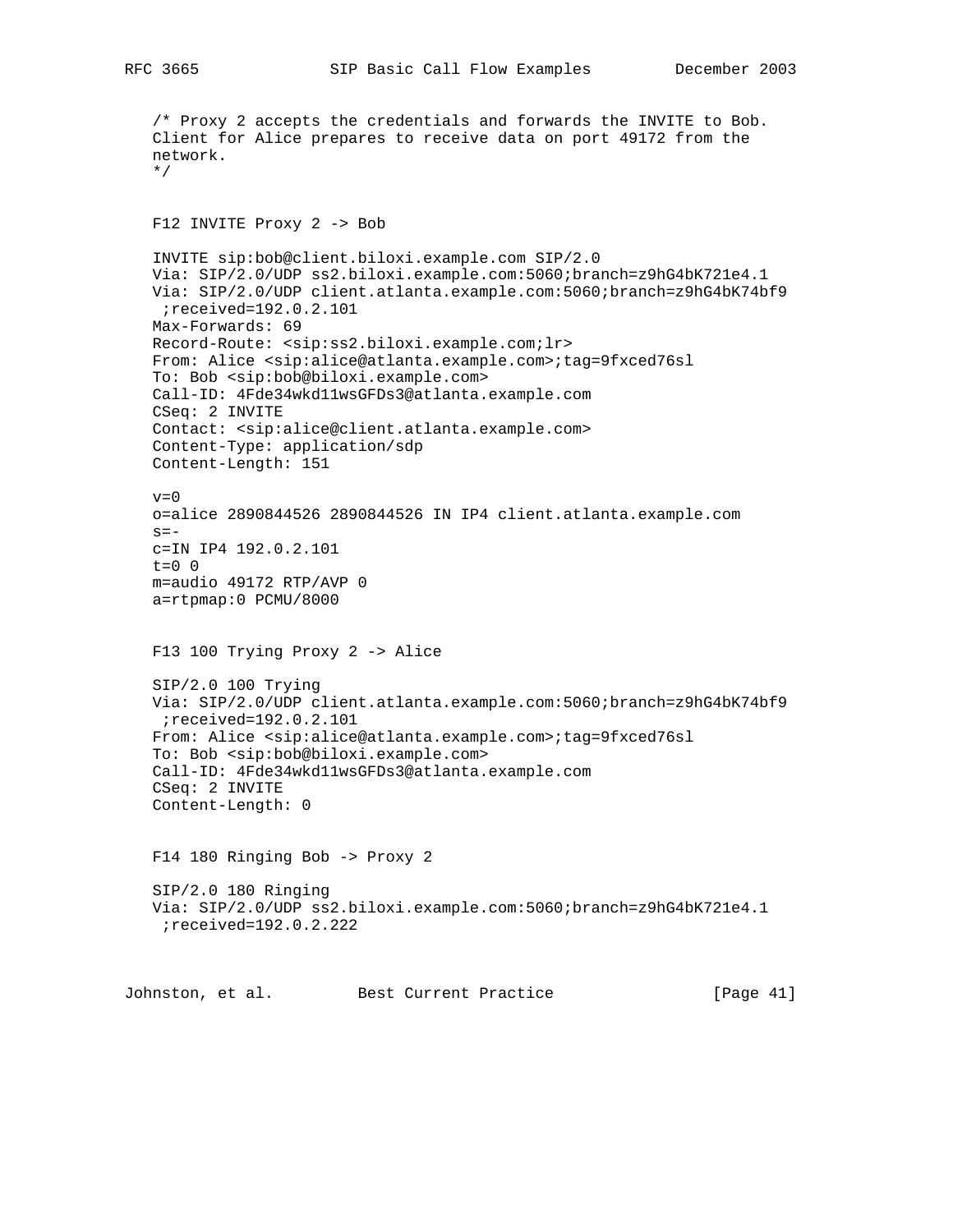```
/* Proxy 2 accepts the credentials and forwards the INVITE to Bob.
Client for Alice prepares to receive data on port 49172 from the
network.
*/
```

F12 INVITE Proxy 2 -> Bob

```
INVITE sip:bob@client.biloxi.example.com SIP/2.0
Via: SIP/2.0/UDP ss2.biloxi.example.com:5060;branch=z9hG4bK721e4.1
Via: SIP/2.0/UDP client.atlanta.example.com:5060;branch=z9hG4bK74bf9
 ;received=192.0.2.101
Max-Forwards: 69
Record-Route: <sip:ss2.biloxi.example.com;lr>
From: Alice <sip:alice@atlanta.example.com>;tag=9fxced76sl
To: Bob <sip:bob@biloxi.example.com>
Call-ID: 4Fde34wkd11wsGFDs3@atlanta.example.com
CSeq: 2 INVITE
Contact: <sip:alice@client.atlanta.example.com>
Content-Type: application/sdp
Content-Length: 151

v=0
o=alice 2890844526 2890844526 IN IP4 client.atlanta.example.com
s=-
c=IN IP4 192.0.2.101
t=0 0
m=audio 49172 RTP/AVP 0
a=rtpmap:0 PCMU/8000
```

F13 100 Trying Proxy 2 -> Alice

```
SIP/2.0 100 Trying
Via: SIP/2.0/UDP client.atlanta.example.com:5060;branch=z9hG4bK74bf9
 ;received=192.0.2.101
From: Alice <sip:alice@atlanta.example.com>;tag=9fxced76sl
To: Bob <sip:bob@biloxi.example.com>
Call-ID: 4Fde34wkd11wsGFDs3@atlanta.example.com
CSeq: 2 INVITE
Content-Length: 0
```

F14 180 Ringing Bob -> Proxy 2

```
SIP/2.0 180 Ringing
Via: SIP/2.0/UDP ss2.biloxi.example.com:5060;branch=z9hG4bK721e4.1
 ;received=192.0.2.222
```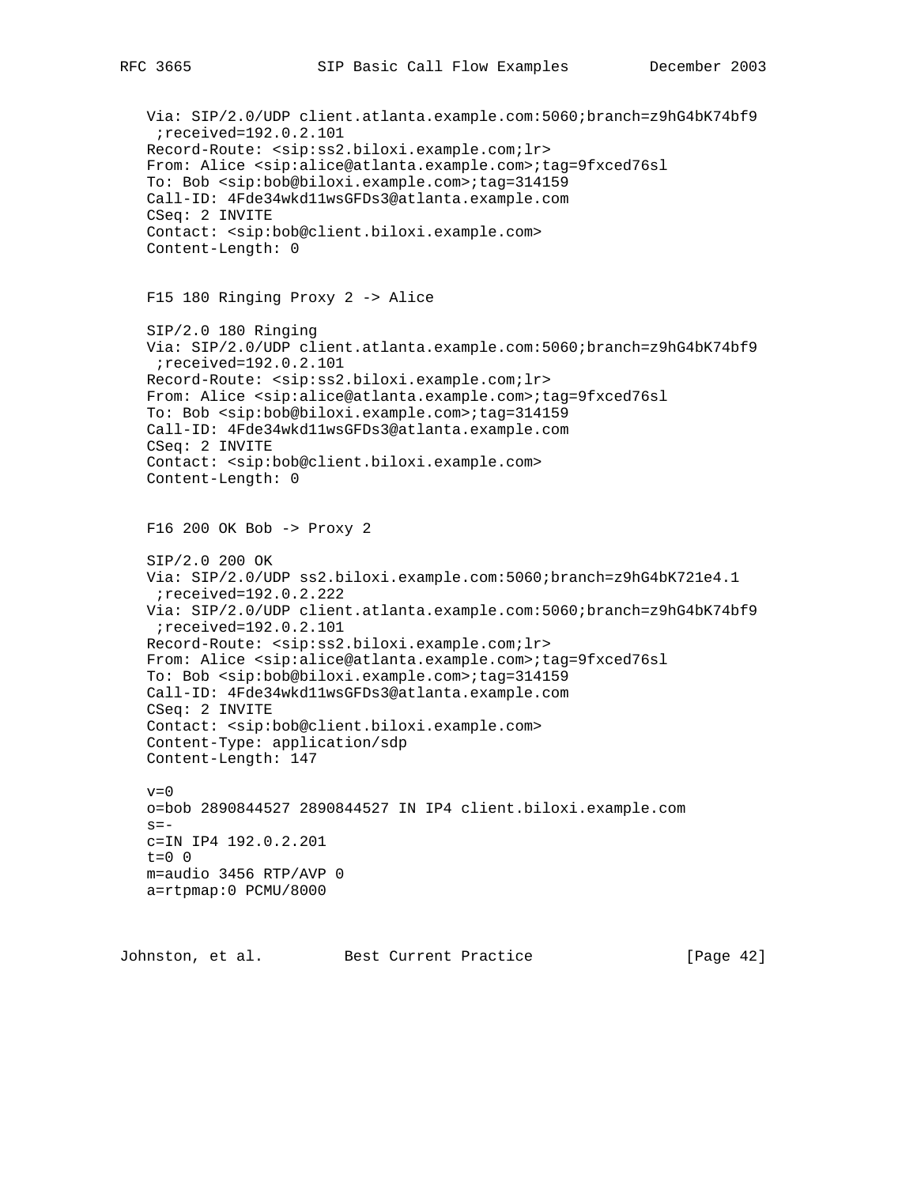```
Via: SIP/2.0/UDP client.atlanta.example.com:5060;branch=z9hG4bK74bf9
 ;received=192.0.2.101
Record-Route: <sip:ss2.biloxi.example.com;lr>
From: Alice <sip:alice@atlanta.example.com>;tag=9fxced76sl
To: Bob <sip:bob@biloxi.example.com>;tag=314159
Call-ID: 4Fde34wkd11wsGFDs3@atlanta.example.com
CSeq: 2 INVITE
Contact: <sip:bob@client.biloxi.example.com>
Content-Length: 0
```

F15 180 Ringing Proxy 2 -> Alice

```
SIP/2.0 180 Ringing
Via: SIP/2.0/UDP client.atlanta.example.com:5060;branch=z9hG4bK74bf9
 ;received=192.0.2.101
Record-Route: <sip:ss2.biloxi.example.com;lr>
From: Alice <sip:alice@atlanta.example.com>;tag=9fxced76sl
To: Bob <sip:bob@biloxi.example.com>;tag=314159
Call-ID: 4Fde34wkd11wsGFDs3@atlanta.example.com
CSeq: 2 INVITE
Contact: <sip:bob@client.biloxi.example.com>
Content-Length: 0
```

F16 200 OK Bob -> Proxy 2

```
SIP/2.0 200 OK
Via: SIP/2.0/UDP ss2.biloxi.example.com:5060;branch=z9hG4bK721e4.1
 ;received=192.0.2.222
Via: SIP/2.0/UDP client.atlanta.example.com:5060;branch=z9hG4bK74bf9
 ;received=192.0.2.101
Record-Route: <sip:ss2.biloxi.example.com;lr>
From: Alice <sip:alice@atlanta.example.com>;tag=9fxced76sl
To: Bob <sip:bob@biloxi.example.com>;tag=314159
Call-ID: 4Fde34wkd11wsGFDs3@atlanta.example.com
CSeq: 2 INVITE
Contact: <sip:bob@client.biloxi.example.com>
Content-Type: application/sdp
Content-Length: 147

v=0
o=bob 2890844527 2890844527 IN IP4 client.biloxi.example.com
s=-
c=IN IP4 192.0.2.201
t=0 0
m=audio 3456 RTP/AVP 0
a=rtpmap:0 PCMU/8000
```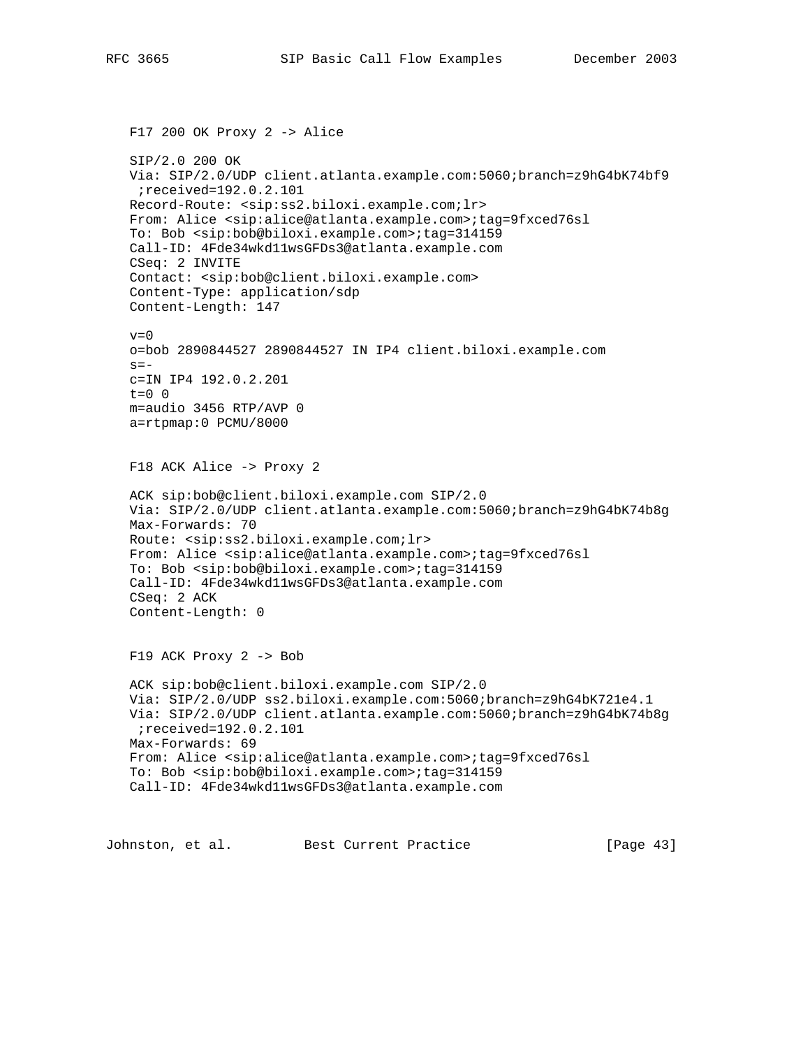F17 200 OK Proxy 2 -> Alice

```
SIP/2.0 200 OK
Via: SIP/2.0/UDP client.atlanta.example.com:5060;branch=z9hG4bK74bf9
 ;received=192.0.2.101
Record-Route: <sip:ss2.biloxi.example.com;lr>
From: Alice <sip:alice@atlanta.example.com>;tag=9fxced76sl
To: Bob <sip:bob@biloxi.example.com>;tag=314159
Call-ID: 4Fde34wkd11wsGFDs3@atlanta.example.com
CSeq: 2 INVITE
Contact: <sip:bob@client.biloxi.example.com>
Content-Type: application/sdp
Content-Length: 147

v=0
o=bob 2890844527 2890844527 IN IP4 client.biloxi.example.com
s=-
c=IN IP4 192.0.2.201
t=0 0
m=audio 3456 RTP/AVP 0
a=rtpmap:0 PCMU/8000
```

F18 ACK Alice -> Proxy 2

```
ACK sip:bob@client.biloxi.example.com SIP/2.0
Via: SIP/2.0/UDP client.atlanta.example.com:5060;branch=z9hG4bK74b8g
Max-Forwards: 70
Route: <sip:ss2.biloxi.example.com;lr>
From: Alice <sip:alice@atlanta.example.com>;tag=9fxced76sl
To: Bob <sip:bob@biloxi.example.com>;tag=314159
Call-ID: 4Fde34wkd11wsGFDs3@atlanta.example.com
CSeq: 2 ACK
Content-Length: 0
```

F19 ACK Proxy 2 -> Bob

```
ACK sip:bob@client.biloxi.example.com SIP/2.0
Via: SIP/2.0/UDP ss2.biloxi.example.com:5060;branch=z9hG4bK721e4.1
Via: SIP/2.0/UDP client.atlanta.example.com:5060;branch=z9hG4bK74b8g
 ;received=192.0.2.101
Max-Forwards: 69
From: Alice <sip:alice@atlanta.example.com>;tag=9fxced76sl
To: Bob <sip:bob@biloxi.example.com>;tag=314159
Call-ID: 4Fde34wkd11wsGFDs3@atlanta.example.com
```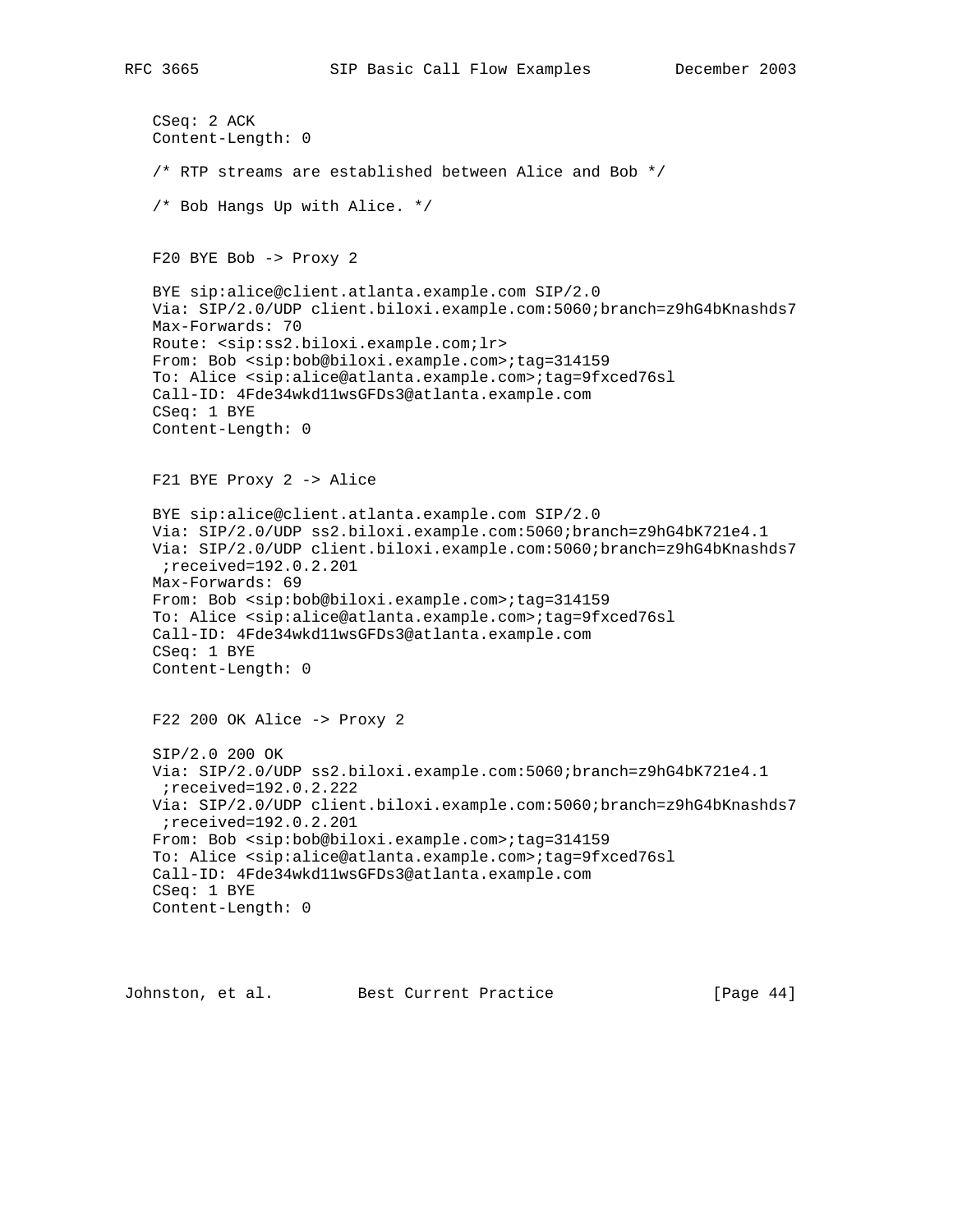```
   CSeq: 2 ACK
   Content-Length: 0

   /* RTP streams are established between Alice and Bob */

   /* Bob Hangs Up with Alice. */


   F20 BYE Bob -> Proxy 2

   BYE sip:alice@client.atlanta.example.com SIP/2.0
   Via: SIP/2.0/UDP client.biloxi.example.com:5060;branch=z9hG4bKnashds7
   Max-Forwards: 70
   Route: <sip:ss2.biloxi.example.com;lr>
   From: Bob <sip:bob@biloxi.example.com>;tag=314159
   To: Alice <sip:alice@atlanta.example.com>;tag=9fxced76sl
   Call-ID: 4Fde34wkd11wsGFDs3@atlanta.example.com
   CSeq: 1 BYE
   Content-Length: 0


   F21 BYE Proxy 2 -> Alice

   BYE sip:alice@client.atlanta.example.com SIP/2.0
   Via: SIP/2.0/UDP ss2.biloxi.example.com:5060;branch=z9hG4bK721e4.1
   Via: SIP/2.0/UDP client.biloxi.example.com:5060;branch=z9hG4bKnashds7
    ;received=192.0.2.201
   Max-Forwards: 69
   From: Bob <sip:bob@biloxi.example.com>;tag=314159
   To: Alice <sip:alice@atlanta.example.com>;tag=9fxced76sl
   Call-ID: 4Fde34wkd11wsGFDs3@atlanta.example.com
   CSeq: 1 BYE
   Content-Length: 0


   F22 200 OK Alice -> Proxy 2

   SIP/2.0 200 OK
   Via: SIP/2.0/UDP ss2.biloxi.example.com:5060;branch=z9hG4bK721e4.1
    ;received=192.0.2.222
   Via: SIP/2.0/UDP client.biloxi.example.com:5060;branch=z9hG4bKnashds7
    ;received=192.0.2.201
   From: Bob <sip:bob@biloxi.example.com>;tag=314159
   To: Alice <sip:alice@atlanta.example.com>;tag=9fxced76sl
   Call-ID: 4Fde34wkd11wsGFDs3@atlanta.example.com
   CSeq: 1 BYE
   Content-Length: 0
```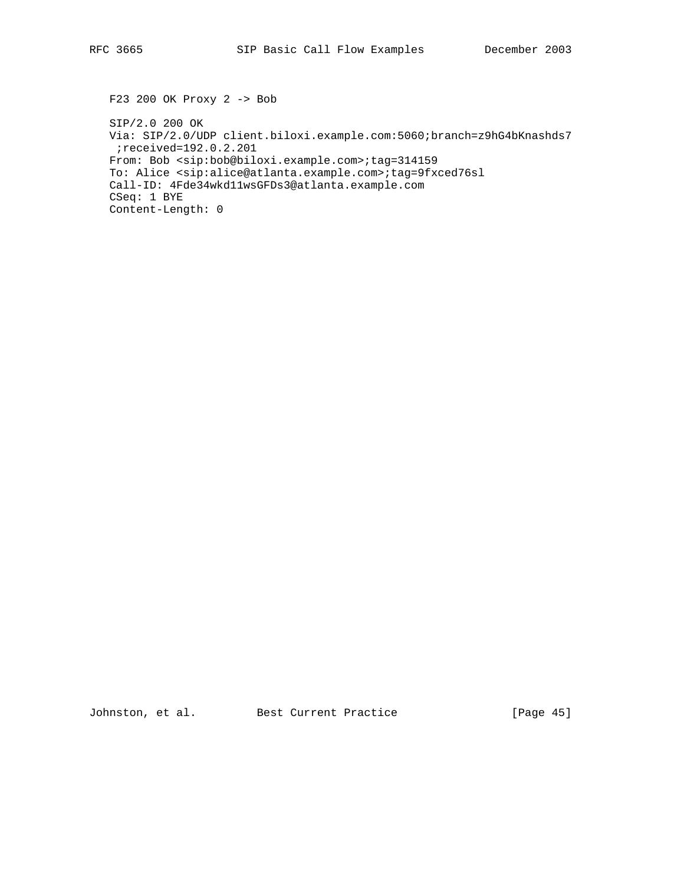F23 200 OK Proxy 2 -> Bob

```
SIP/2.0 200 OK
Via: SIP/2.0/UDP client.biloxi.example.com:5060;branch=z9hG4bKnashds7
 ;received=192.0.2.201
From: Bob <sip:bob@biloxi.example.com>;tag=314159
To: Alice <sip:alice@atlanta.example.com>;tag=9fxced76sl
Call-ID: 4Fde34wkd11wsGFDs3@atlanta.example.com
CSeq: 1 BYE
Content-Length: 0
```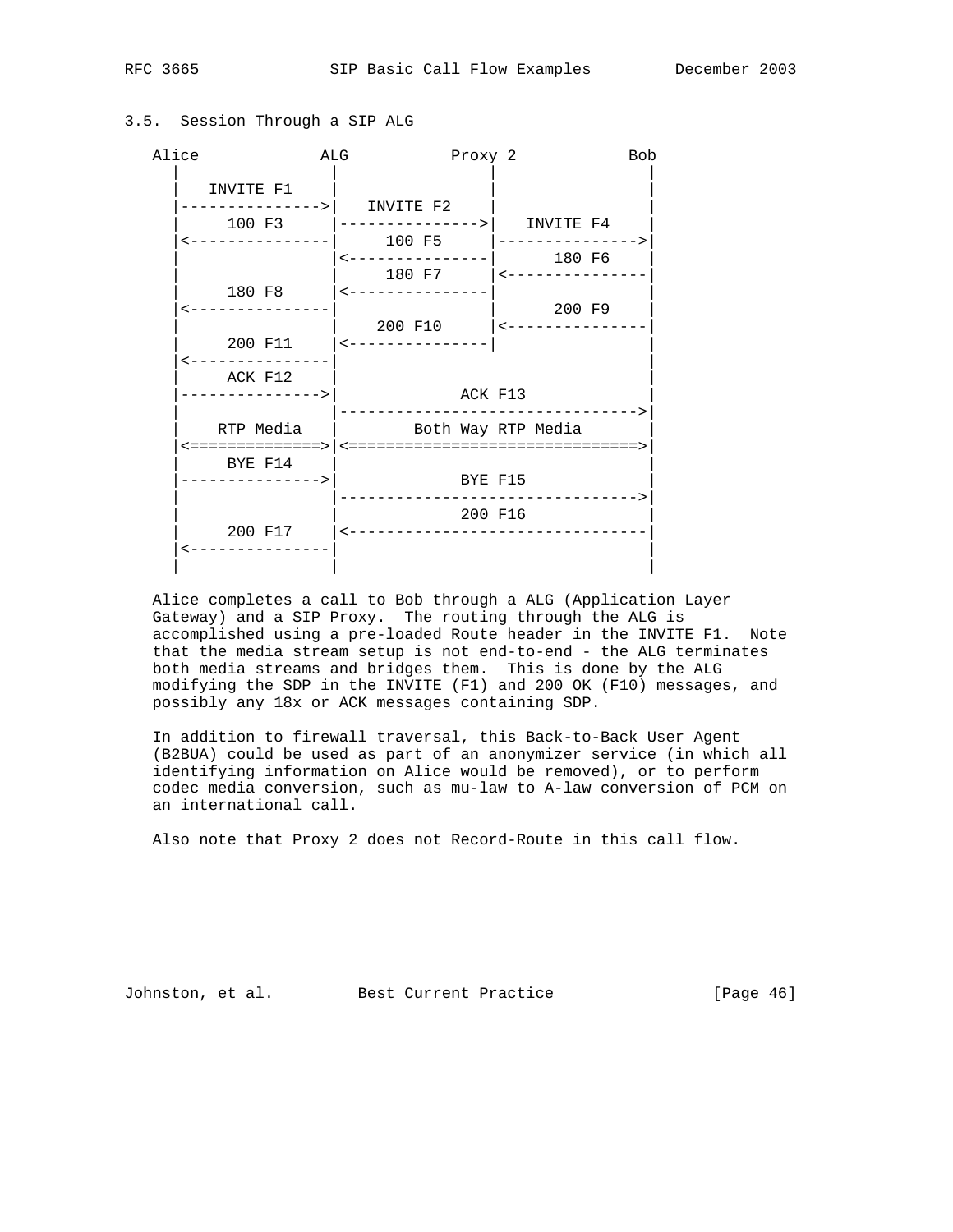### 3.5. Session Through a SIP ALG

```
   Alice             ALG           Proxy 2           Bob
     |                |               |                |
     |   INVITE F1    |               |                |
     |--------------->|   INVITE F2   |                |
     |      100 F3    |--------------->|   INVITE F4    |
     |<---------------|     100 F5    |--------------->|
     |                |<---------------|      180 F6    |
     |                |     180 F7    |<---------------|
     |      180 F8    |<---------------|                |
     |<---------------|               |      200 F9    |
     |                |    200 F10    |<---------------|
     |     200 F11    |<---------------|                |
     |<---------------|                                |
     |     ACK F12    |                                |
     |--------------->|            ACK F13             |
     |                |------------------------------->|
     |    RTP Media   |       Both Way RTP Media       |
     |<==============>|<==============================>|
     |     BYE F14    |                                |
     |--------------->|            BYE F15             |
     |                |------------------------------->|
     |                |            200 F16             |
     |     200 F17    |<-------------------------------|
     |<---------------|                                |
     |                |                                |
```

Alice completes a call to Bob through a ALG (Application Layer Gateway) and a SIP Proxy. The routing through the ALG is accomplished using a pre-loaded Route header in the INVITE F1. Note that the media stream setup is not end-to-end - the ALG terminates both media streams and bridges them. This is done by the ALG modifying the SDP in the INVITE (F1) and 200 OK (F10) messages, and possibly any 18x or ACK messages containing SDP.

In addition to firewall traversal, this Back-to-Back User Agent (B2BUA) could be used as part of an anonymizer service (in which all identifying information on Alice would be removed), or to perform codec media conversion, such as mu-law to A-law conversion of PCM on an international call.

Also note that Proxy 2 does not Record-Route in this call flow.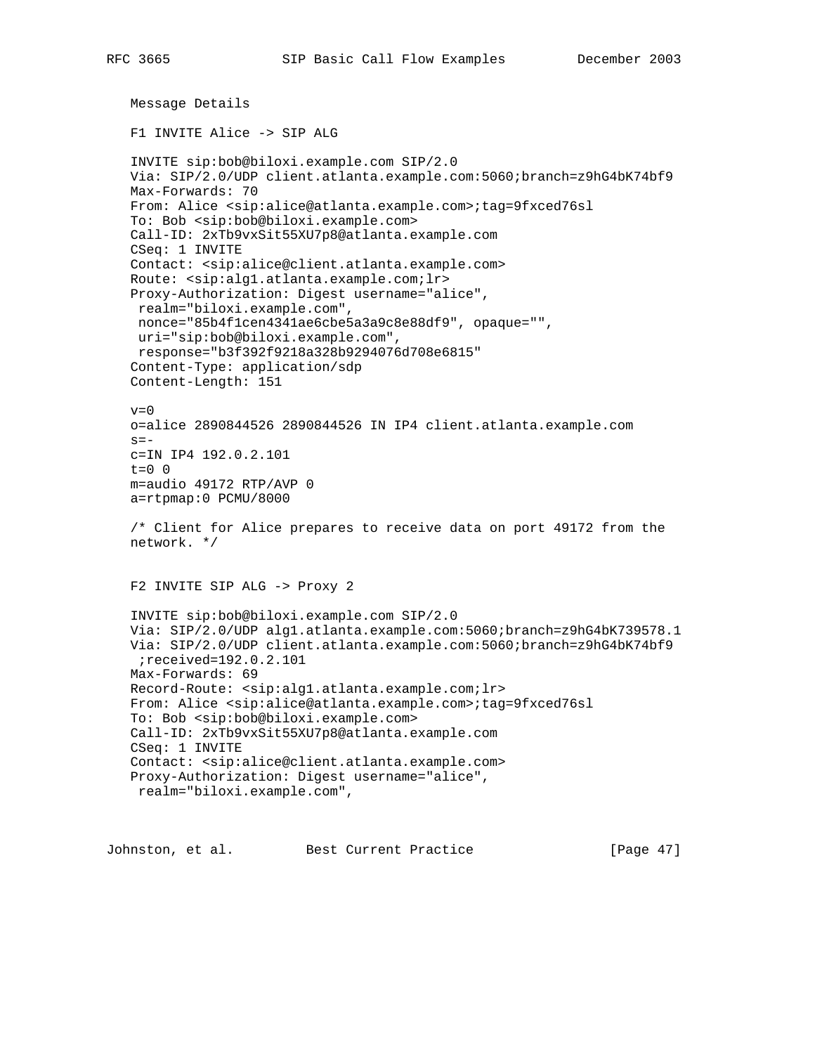Message Details

F1 INVITE Alice -> SIP ALG

```
INVITE sip:bob@biloxi.example.com SIP/2.0
Via: SIP/2.0/UDP client.atlanta.example.com:5060;branch=z9hG4bK74bf9
Max-Forwards: 70
From: Alice <sip:alice@atlanta.example.com>;tag=9fxced76sl
To: Bob <sip:bob@biloxi.example.com>
Call-ID: 2xTb9vxSit55XU7p8@atlanta.example.com
CSeq: 1 INVITE
Contact: <sip:alice@client.atlanta.example.com>
Route: <sip:alg1.atlanta.example.com;lr>
Proxy-Authorization: Digest username="alice",
 realm="biloxi.example.com",
 nonce="85b4f1cen4341ae6cbe5a3a9c8e88df9", opaque="",
 uri="sip:bob@biloxi.example.com",
 response="b3f392f9218a328b9294076d708e6815"
Content-Type: application/sdp
Content-Length: 151

v=0
o=alice 2890844526 2890844526 IN IP4 client.atlanta.example.com
s=-
c=IN IP4 192.0.2.101
t=0 0
m=audio 49172 RTP/AVP 0
a=rtpmap:0 PCMU/8000
```

/* Client for Alice prepares to receive data on port 49172 from the network. */

F2 INVITE SIP ALG -> Proxy 2

```
INVITE sip:bob@biloxi.example.com SIP/2.0
Via: SIP/2.0/UDP alg1.atlanta.example.com:5060;branch=z9hG4bK739578.1
Via: SIP/2.0/UDP client.atlanta.example.com:5060;branch=z9hG4bK74bf9
 ;received=192.0.2.101
Max-Forwards: 69
Record-Route: <sip:alg1.atlanta.example.com;lr>
From: Alice <sip:alice@atlanta.example.com>;tag=9fxced76sl
To: Bob <sip:bob@biloxi.example.com>
Call-ID: 2xTb9vxSit55XU7p8@atlanta.example.com
CSeq: 1 INVITE
Contact: <sip:alice@client.atlanta.example.com>
Proxy-Authorization: Digest username="alice",
 realm="biloxi.example.com",
```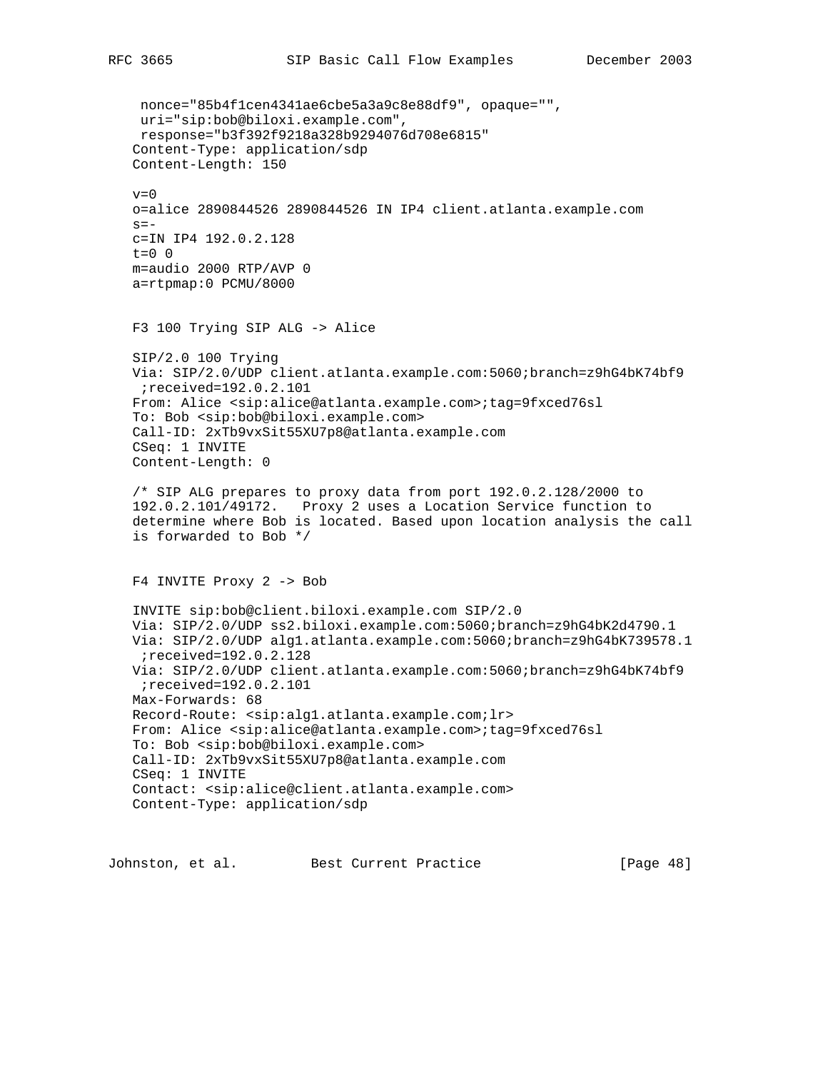```
 nonce="85b4f1cen4341ae6cbe5a3a9c8e88df9", opaque="",
 uri="sip:bob@biloxi.example.com",
 response="b3f392f9218a328b9294076d708e6815"
Content-Type: application/sdp
Content-Length: 150

v=0
o=alice 2890844526 2890844526 IN IP4 client.atlanta.example.com
s=-
c=IN IP4 192.0.2.128
t=0 0
m=audio 2000 RTP/AVP 0
a=rtpmap:0 PCMU/8000
```

F3 100 Trying SIP ALG -> Alice

```
SIP/2.0 100 Trying
Via: SIP/2.0/UDP client.atlanta.example.com:5060;branch=z9hG4bK74bf9
 ;received=192.0.2.101
From: Alice <sip:alice@atlanta.example.com>;tag=9fxced76sl
To: Bob <sip:bob@biloxi.example.com>
Call-ID: 2xTb9vxSit55XU7p8@atlanta.example.com
CSeq: 1 INVITE
Content-Length: 0

/* SIP ALG prepares to proxy data from port 192.0.2.128/2000 to
192.0.2.101/49172.   Proxy 2 uses a Location Service function to
determine where Bob is located. Based upon location analysis the call
is forwarded to Bob */
```

F4 INVITE Proxy 2 -> Bob

```
INVITE sip:bob@client.biloxi.example.com SIP/2.0
Via: SIP/2.0/UDP ss2.biloxi.example.com:5060;branch=z9hG4bK2d4790.1
Via: SIP/2.0/UDP alg1.atlanta.example.com:5060;branch=z9hG4bK739578.1
 ;received=192.0.2.128
Via: SIP/2.0/UDP client.atlanta.example.com:5060;branch=z9hG4bK74bf9
 ;received=192.0.2.101
Max-Forwards: 68
Record-Route: <sip:alg1.atlanta.example.com;lr>
From: Alice <sip:alice@atlanta.example.com>;tag=9fxced76sl
To: Bob <sip:bob@biloxi.example.com>
Call-ID: 2xTb9vxSit55XU7p8@atlanta.example.com
CSeq: 1 INVITE
Contact: <sip:alice@client.atlanta.example.com>
Content-Type: application/sdp
```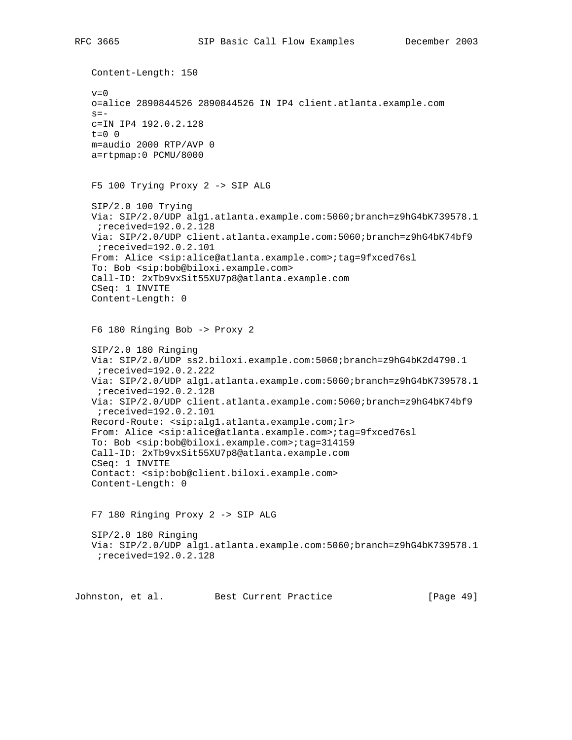```
Content-Length: 150

v=0
o=alice 2890844526 2890844526 IN IP4 client.atlanta.example.com
s=-
c=IN IP4 192.0.2.128
t=0 0
m=audio 2000 RTP/AVP 0
a=rtpmap:0 PCMU/8000
```

F5 100 Trying Proxy 2 -> SIP ALG

```
SIP/2.0 100 Trying
Via: SIP/2.0/UDP alg1.atlanta.example.com:5060;branch=z9hG4bK739578.1
 ;received=192.0.2.128
Via: SIP/2.0/UDP client.atlanta.example.com:5060;branch=z9hG4bK74bf9
 ;received=192.0.2.101
From: Alice <sip:alice@atlanta.example.com>;tag=9fxced76sl
To: Bob <sip:bob@biloxi.example.com>
Call-ID: 2xTb9vxSit55XU7p8@atlanta.example.com
CSeq: 1 INVITE
Content-Length: 0
```

F6 180 Ringing Bob -> Proxy 2

```
SIP/2.0 180 Ringing
Via: SIP/2.0/UDP ss2.biloxi.example.com:5060;branch=z9hG4bK2d4790.1
 ;received=192.0.2.222
Via: SIP/2.0/UDP alg1.atlanta.example.com:5060;branch=z9hG4bK739578.1
 ;received=192.0.2.128
Via: SIP/2.0/UDP client.atlanta.example.com:5060;branch=z9hG4bK74bf9
 ;received=192.0.2.101
Record-Route: <sip:alg1.atlanta.example.com;lr>
From: Alice <sip:alice@atlanta.example.com>;tag=9fxced76sl
To: Bob <sip:bob@biloxi.example.com>;tag=314159
Call-ID: 2xTb9vxSit55XU7p8@atlanta.example.com
CSeq: 1 INVITE
Contact: <sip:bob@client.biloxi.example.com>
Content-Length: 0
```

F7 180 Ringing Proxy 2 -> SIP ALG

```
SIP/2.0 180 Ringing
Via: SIP/2.0/UDP alg1.atlanta.example.com:5060;branch=z9hG4bK739578.1
 ;received=192.0.2.128
```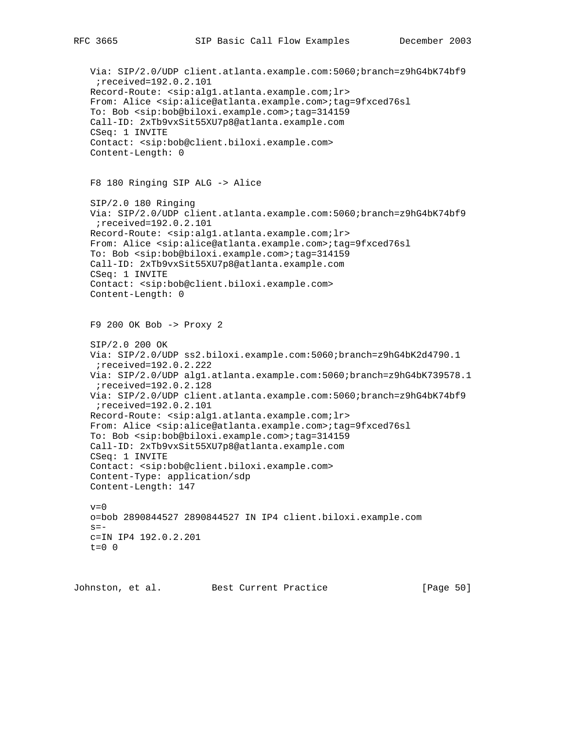```
Via: SIP/2.0/UDP client.atlanta.example.com:5060;branch=z9hG4bK74bf9
 ;received=192.0.2.101
Record-Route: <sip:alg1.atlanta.example.com;lr>
From: Alice <sip:alice@atlanta.example.com>;tag=9fxced76sl
To: Bob <sip:bob@biloxi.example.com>;tag=314159
Call-ID: 2xTb9vxSit55XU7p8@atlanta.example.com
CSeq: 1 INVITE
Contact: <sip:bob@client.biloxi.example.com>
Content-Length: 0
```

F8 180 Ringing SIP ALG -> Alice

```
SIP/2.0 180 Ringing
Via: SIP/2.0/UDP client.atlanta.example.com:5060;branch=z9hG4bK74bf9
 ;received=192.0.2.101
Record-Route: <sip:alg1.atlanta.example.com;lr>
From: Alice <sip:alice@atlanta.example.com>;tag=9fxced76sl
To: Bob <sip:bob@biloxi.example.com>;tag=314159
Call-ID: 2xTb9vxSit55XU7p8@atlanta.example.com
CSeq: 1 INVITE
Contact: <sip:bob@client.biloxi.example.com>
Content-Length: 0
```

F9 200 OK Bob -> Proxy 2

```
SIP/2.0 200 OK
Via: SIP/2.0/UDP ss2.biloxi.example.com:5060;branch=z9hG4bK2d4790.1
 ;received=192.0.2.222
Via: SIP/2.0/UDP alg1.atlanta.example.com:5060;branch=z9hG4bK739578.1
 ;received=192.0.2.128
Via: SIP/2.0/UDP client.atlanta.example.com:5060;branch=z9hG4bK74bf9
 ;received=192.0.2.101
Record-Route: <sip:alg1.atlanta.example.com;lr>
From: Alice <sip:alice@atlanta.example.com>;tag=9fxced76sl
To: Bob <sip:bob@biloxi.example.com>;tag=314159
Call-ID: 2xTb9vxSit55XU7p8@atlanta.example.com
CSeq: 1 INVITE
Contact: <sip:bob@client.biloxi.example.com>
Content-Type: application/sdp
Content-Length: 147

v=0
o=bob 2890844527 2890844527 IN IP4 client.biloxi.example.com
s=-
c=IN IP4 192.0.2.201
t=0 0
```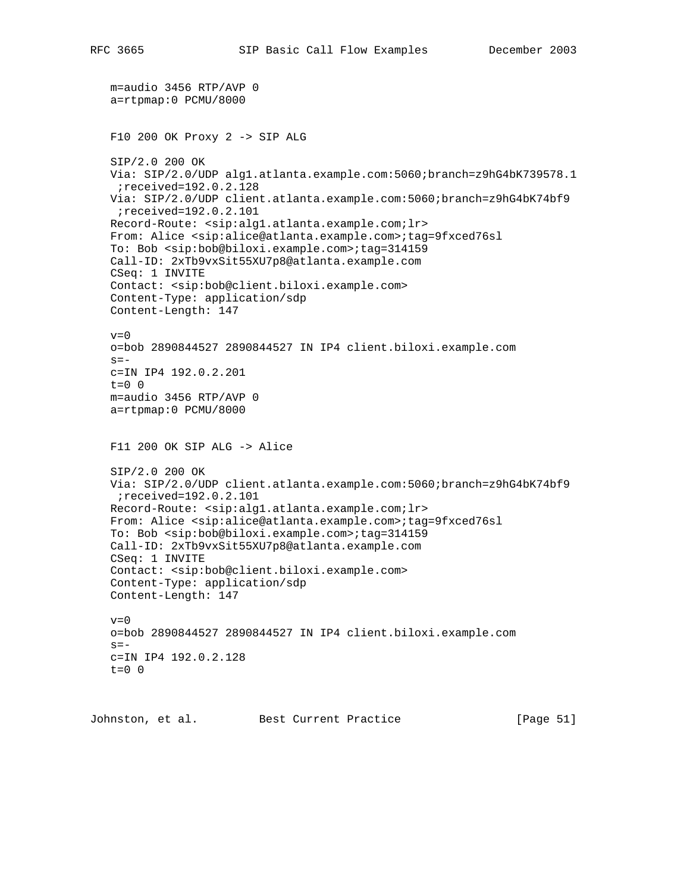```
m=audio 3456 RTP/AVP 0
a=rtpmap:0 PCMU/8000
```

F10 200 OK Proxy 2 -> SIP ALG

```
SIP/2.0 200 OK
Via: SIP/2.0/UDP alg1.atlanta.example.com:5060;branch=z9hG4bK739578.1
 ;received=192.0.2.128
Via: SIP/2.0/UDP client.atlanta.example.com:5060;branch=z9hG4bK74bf9
 ;received=192.0.2.101
Record-Route: <sip:alg1.atlanta.example.com;lr>
From: Alice <sip:alice@atlanta.example.com>;tag=9fxced76sl
To: Bob <sip:bob@biloxi.example.com>;tag=314159
Call-ID: 2xTb9vxSit55XU7p8@atlanta.example.com
CSeq: 1 INVITE
Contact: <sip:bob@client.biloxi.example.com>
Content-Type: application/sdp
Content-Length: 147

v=0
o=bob 2890844527 2890844527 IN IP4 client.biloxi.example.com
s=-
c=IN IP4 192.0.2.201
t=0 0
m=audio 3456 RTP/AVP 0
a=rtpmap:0 PCMU/8000
```

F11 200 OK SIP ALG -> Alice

```
SIP/2.0 200 OK
Via: SIP/2.0/UDP client.atlanta.example.com:5060;branch=z9hG4bK74bf9
 ;received=192.0.2.101
Record-Route: <sip:alg1.atlanta.example.com;lr>
From: Alice <sip:alice@atlanta.example.com>;tag=9fxced76sl
To: Bob <sip:bob@biloxi.example.com>;tag=314159
Call-ID: 2xTb9vxSit55XU7p8@atlanta.example.com
CSeq: 1 INVITE
Contact: <sip:bob@client.biloxi.example.com>
Content-Type: application/sdp
Content-Length: 147

v=0
o=bob 2890844527 2890844527 IN IP4 client.biloxi.example.com
s=-
c=IN IP4 192.0.2.128
t=0 0
```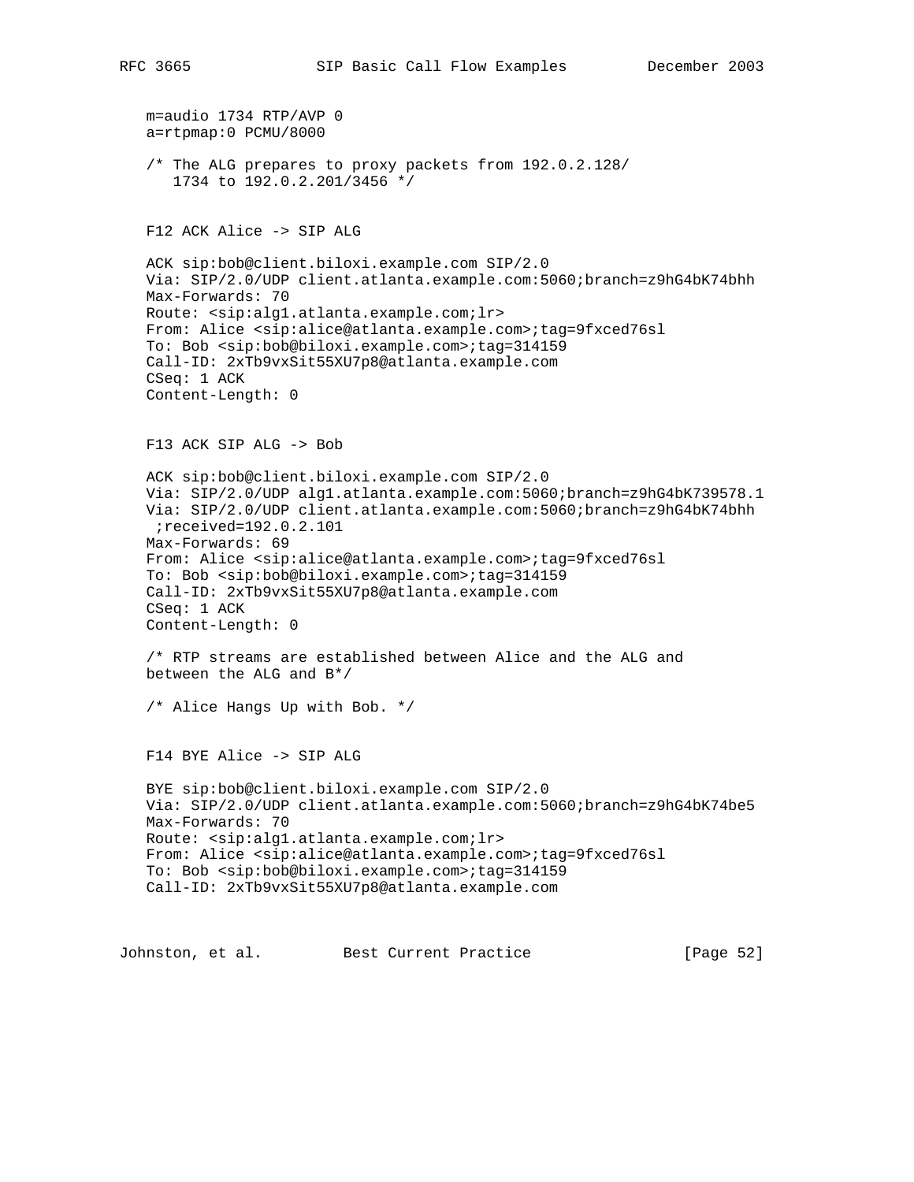```
m=audio 1734 RTP/AVP 0
a=rtpmap:0 PCMU/8000

/* The ALG prepares to proxy packets from 192.0.2.128/
   1734 to 192.0.2.201/3456 */


F12 ACK Alice -> SIP ALG

ACK sip:bob@client.biloxi.example.com SIP/2.0
Via: SIP/2.0/UDP client.atlanta.example.com:5060;branch=z9hG4bK74bhh
Max-Forwards: 70
Route: <sip:alg1.atlanta.example.com;lr>
From: Alice <sip:alice@atlanta.example.com>;tag=9fxced76sl
To: Bob <sip:bob@biloxi.example.com>;tag=314159
Call-ID: 2xTb9vxSit55XU7p8@atlanta.example.com
CSeq: 1 ACK
Content-Length: 0


F13 ACK SIP ALG -> Bob

ACK sip:bob@client.biloxi.example.com SIP/2.0
Via: SIP/2.0/UDP alg1.atlanta.example.com:5060;branch=z9hG4bK739578.1
Via: SIP/2.0/UDP client.atlanta.example.com:5060;branch=z9hG4bK74bhh
 ;received=192.0.2.101
Max-Forwards: 69
From: Alice <sip:alice@atlanta.example.com>;tag=9fxced76sl
To: Bob <sip:bob@biloxi.example.com>;tag=314159
Call-ID: 2xTb9vxSit55XU7p8@atlanta.example.com
CSeq: 1 ACK
Content-Length: 0

/* RTP streams are established between Alice and the ALG and
between the ALG and B*/

/* Alice Hangs Up with Bob. */


F14 BYE Alice -> SIP ALG

BYE sip:bob@client.biloxi.example.com SIP/2.0
Via: SIP/2.0/UDP client.atlanta.example.com:5060;branch=z9hG4bK74be5
Max-Forwards: 70
Route: <sip:alg1.atlanta.example.com;lr>
From: Alice <sip:alice@atlanta.example.com>;tag=9fxced76sl
To: Bob <sip:bob@biloxi.example.com>;tag=314159
Call-ID: 2xTb9vxSit55XU7p8@atlanta.example.com
```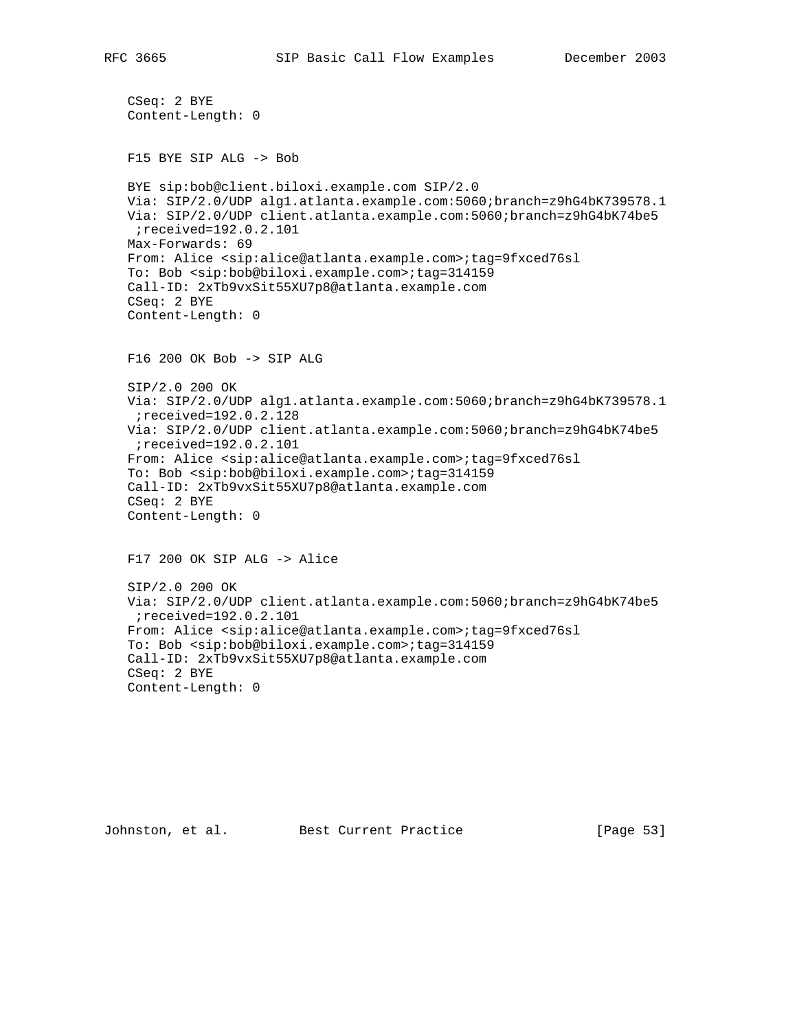```
CSeq: 2 BYE
Content-Length: 0
```

F15 BYE SIP ALG -> Bob

```
BYE sip:bob@client.biloxi.example.com SIP/2.0
Via: SIP/2.0/UDP alg1.atlanta.example.com:5060;branch=z9hG4bK739578.1
Via: SIP/2.0/UDP client.atlanta.example.com:5060;branch=z9hG4bK74be5
 ;received=192.0.2.101
Max-Forwards: 69
From: Alice <sip:alice@atlanta.example.com>;tag=9fxced76sl
To: Bob <sip:bob@biloxi.example.com>;tag=314159
Call-ID: 2xTb9vxSit55XU7p8@atlanta.example.com
CSeq: 2 BYE
Content-Length: 0
```

F16 200 OK Bob -> SIP ALG

```
SIP/2.0 200 OK
Via: SIP/2.0/UDP alg1.atlanta.example.com:5060;branch=z9hG4bK739578.1
 ;received=192.0.2.128
Via: SIP/2.0/UDP client.atlanta.example.com:5060;branch=z9hG4bK74be5
 ;received=192.0.2.101
From: Alice <sip:alice@atlanta.example.com>;tag=9fxced76sl
To: Bob <sip:bob@biloxi.example.com>;tag=314159
Call-ID: 2xTb9vxSit55XU7p8@atlanta.example.com
CSeq: 2 BYE
Content-Length: 0
```

F17 200 OK SIP ALG -> Alice

```
SIP/2.0 200 OK
Via: SIP/2.0/UDP client.atlanta.example.com:5060;branch=z9hG4bK74be5
 ;received=192.0.2.101
From: Alice <sip:alice@atlanta.example.com>;tag=9fxced76sl
To: Bob <sip:bob@biloxi.example.com>;tag=314159
Call-ID: 2xTb9vxSit55XU7p8@atlanta.example.com
CSeq: 2 BYE
Content-Length: 0
```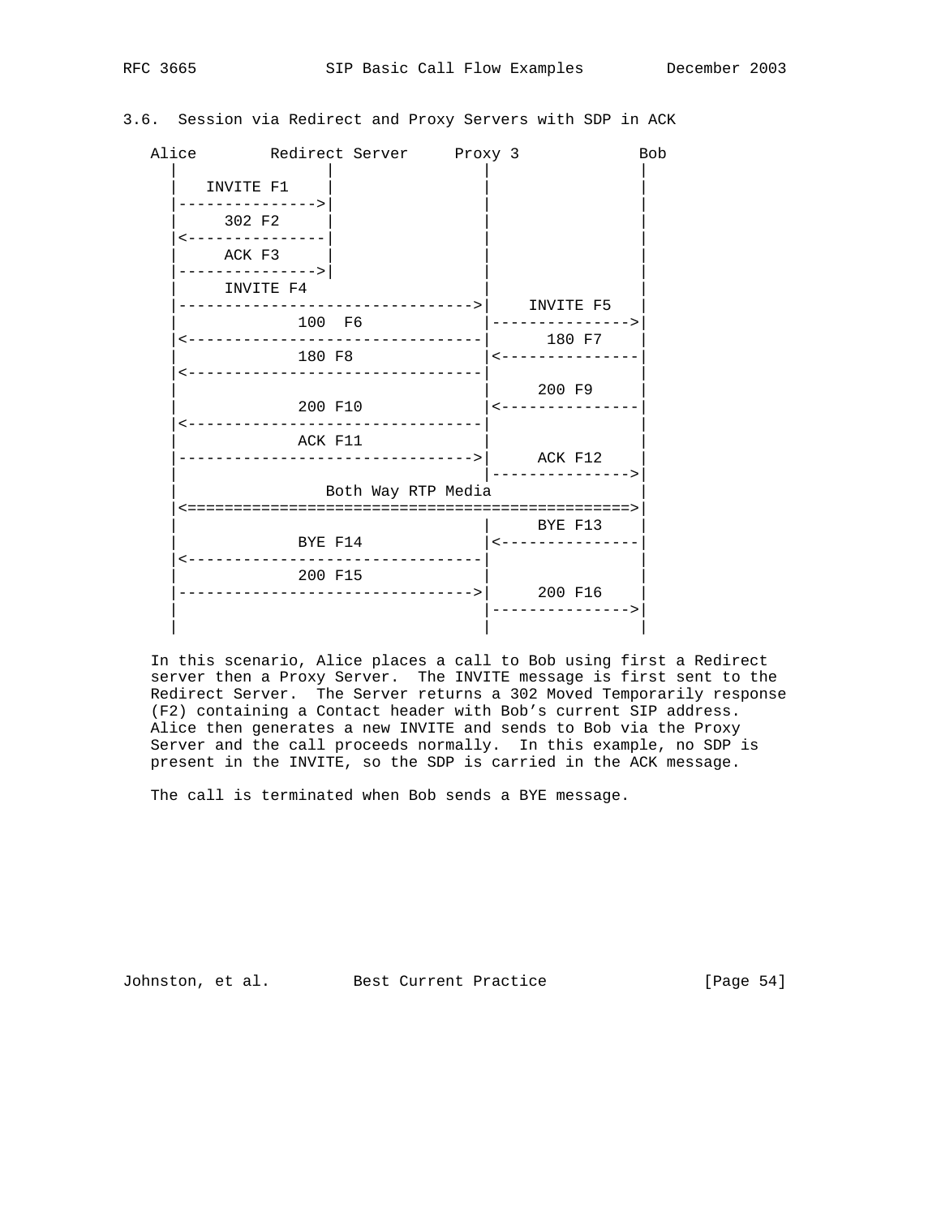### 3.6. Session via Redirect and Proxy Servers with SDP in ACK

```
   Alice        Redirect Server     Proxy 3             Bob
     |                |                |                 |
     |   INVITE F1    |                |                 |
     |--------------->|                |                 |
     |     302 F2     |                |                 |
     |<---------------|                |                 |
     |     ACK F3     |                |                 |
     |--------------->|                |                 |
     |     INVITE F4                   |                 |
     |-------------------------------->|    INVITE F5    |
     |            100  F6              |---------------->|
     |<--------------------------------|     180 F7      |
     |            180 F8               |<----------------|
     |<--------------------------------|                 |
     |                                 |     200 F9      |
     |            200 F10              |<----------------|
     |<--------------------------------|                 |
     |            ACK F11              |                 |
     |-------------------------------->|     ACK F12     |
     |                                 |---------------->|
     |               Both Way RTP Media                  |
     |<================================================>|
     |                                 |     BYE F13     |
     |            BYE F14              |<----------------|
     |<--------------------------------|                 |
     |            200 F15              |                 |
     |-------------------------------->|     200 F16     |
     |                                 |---------------->|
     |                                 |                 |
```

In this scenario, Alice places a call to Bob using first a Redirect server then a Proxy Server. The INVITE message is first sent to the Redirect Server. The Server returns a 302 Moved Temporarily response (F2) containing a Contact header with Bob's current SIP address. Alice then generates a new INVITE and sends to Bob via the Proxy Server and the call proceeds normally. In this example, no SDP is present in the INVITE, so the SDP is carried in the ACK message.

The call is terminated when Bob sends a BYE message.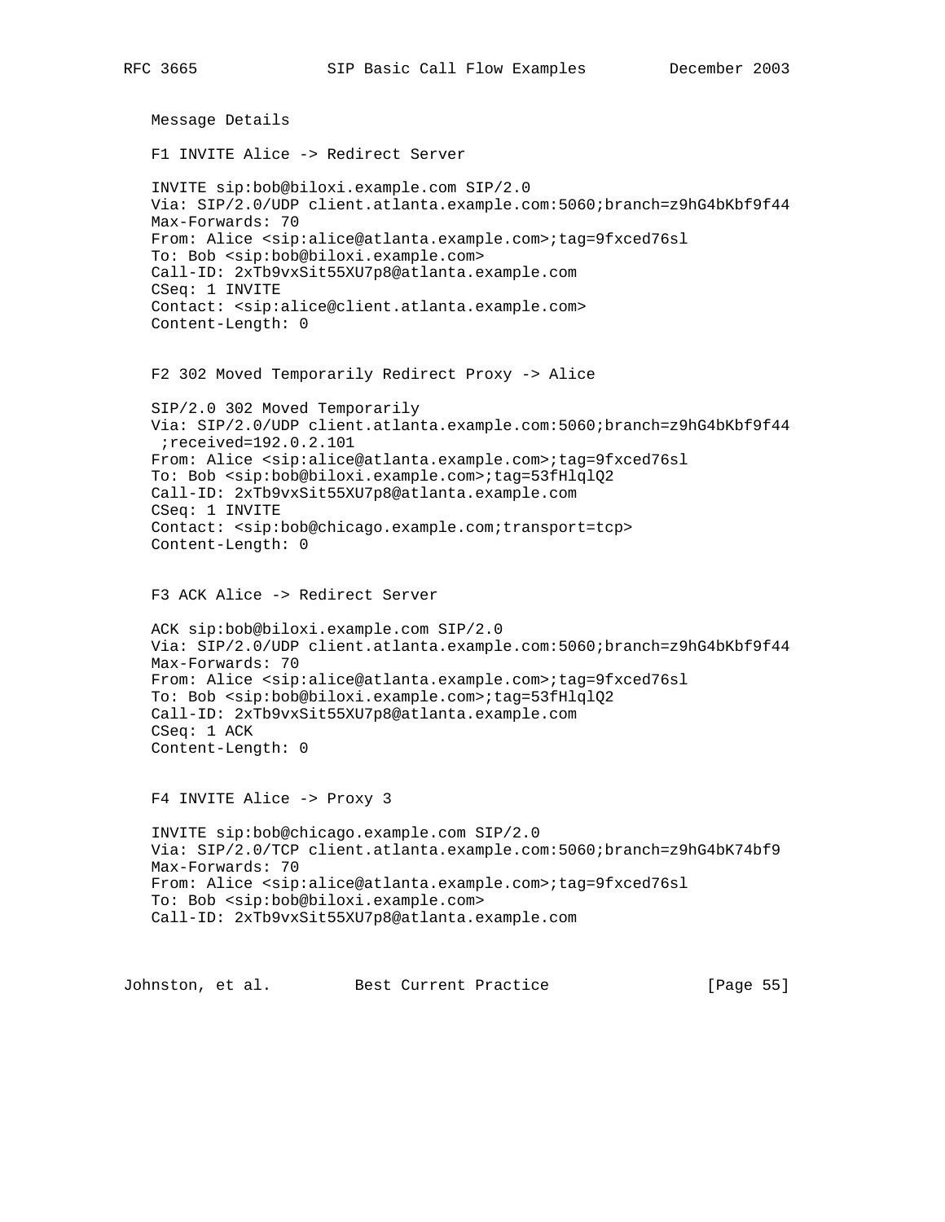Message Details

F1 INVITE Alice -> Redirect Server

```
INVITE sip:bob@biloxi.example.com SIP/2.0
Via: SIP/2.0/UDP client.atlanta.example.com:5060;branch=z9hG4bKbf9f44
Max-Forwards: 70
From: Alice <sip:alice@atlanta.example.com>;tag=9fxced76sl
To: Bob <sip:bob@biloxi.example.com>
Call-ID: 2xTb9vxSit55XU7p8@atlanta.example.com
CSeq: 1 INVITE
Contact: <sip:alice@client.atlanta.example.com>
Content-Length: 0
```

F2 302 Moved Temporarily Redirect Proxy -> Alice

```
SIP/2.0 302 Moved Temporarily
Via: SIP/2.0/UDP client.atlanta.example.com:5060;branch=z9hG4bKbf9f44
 ;received=192.0.2.101
From: Alice <sip:alice@atlanta.example.com>;tag=9fxced76sl
To: Bob <sip:bob@biloxi.example.com>;tag=53fHlqlQ2
Call-ID: 2xTb9vxSit55XU7p8@atlanta.example.com
CSeq: 1 INVITE
Contact: <sip:bob@chicago.example.com;transport=tcp>
Content-Length: 0
```

F3 ACK Alice -> Redirect Server

```
ACK sip:bob@biloxi.example.com SIP/2.0
Via: SIP/2.0/UDP client.atlanta.example.com:5060;branch=z9hG4bKbf9f44
Max-Forwards: 70
From: Alice <sip:alice@atlanta.example.com>;tag=9fxced76sl
To: Bob <sip:bob@biloxi.example.com>;tag=53fHlqlQ2
Call-ID: 2xTb9vxSit55XU7p8@atlanta.example.com
CSeq: 1 ACK
Content-Length: 0
```

F4 INVITE Alice -> Proxy 3

```
INVITE sip:bob@chicago.example.com SIP/2.0
Via: SIP/2.0/TCP client.atlanta.example.com:5060;branch=z9hG4bK74bf9
Max-Forwards: 70
From: Alice <sip:alice@atlanta.example.com>;tag=9fxced76sl
To: Bob <sip:bob@biloxi.example.com>
Call-ID: 2xTb9vxSit55XU7p8@atlanta.example.com
```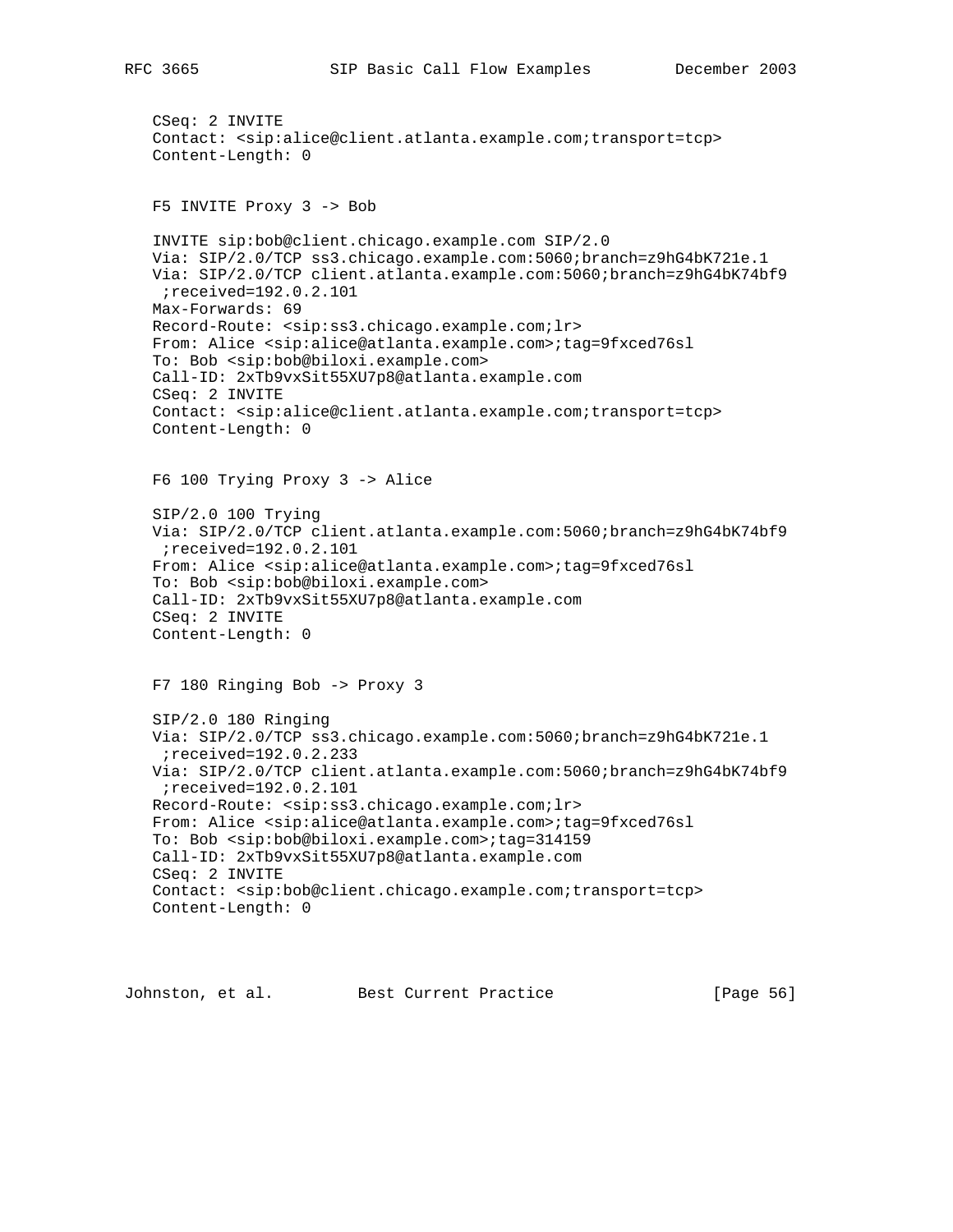```
   CSeq: 2 INVITE
   Contact: <sip:alice@client.atlanta.example.com;transport=tcp>
   Content-Length: 0
```

F5 INVITE Proxy 3 -> Bob

```
   INVITE sip:bob@client.chicago.example.com SIP/2.0
   Via: SIP/2.0/TCP ss3.chicago.example.com:5060;branch=z9hG4bK721e.1
   Via: SIP/2.0/TCP client.atlanta.example.com:5060;branch=z9hG4bK74bf9
    ;received=192.0.2.101
   Max-Forwards: 69
   Record-Route: <sip:ss3.chicago.example.com;lr>
   From: Alice <sip:alice@atlanta.example.com>;tag=9fxced76sl
   To: Bob <sip:bob@biloxi.example.com>
   Call-ID: 2xTb9vxSit55XU7p8@atlanta.example.com
   CSeq: 2 INVITE
   Contact: <sip:alice@client.atlanta.example.com;transport=tcp>
   Content-Length: 0
```

F6 100 Trying Proxy 3 -> Alice

```
   SIP/2.0 100 Trying
   Via: SIP/2.0/TCP client.atlanta.example.com:5060;branch=z9hG4bK74bf9
    ;received=192.0.2.101
   From: Alice <sip:alice@atlanta.example.com>;tag=9fxced76sl
   To: Bob <sip:bob@biloxi.example.com>
   Call-ID: 2xTb9vxSit55XU7p8@atlanta.example.com
   CSeq: 2 INVITE
   Content-Length: 0
```

F7 180 Ringing Bob -> Proxy 3

```
   SIP/2.0 180 Ringing
   Via: SIP/2.0/TCP ss3.chicago.example.com:5060;branch=z9hG4bK721e.1
    ;received=192.0.2.233
   Via: SIP/2.0/TCP client.atlanta.example.com:5060;branch=z9hG4bK74bf9
    ;received=192.0.2.101
   Record-Route: <sip:ss3.chicago.example.com;lr>
   From: Alice <sip:alice@atlanta.example.com>;tag=9fxced76sl
   To: Bob <sip:bob@biloxi.example.com>;tag=314159
   Call-ID: 2xTb9vxSit55XU7p8@atlanta.example.com
   CSeq: 2 INVITE
   Contact: <sip:bob@client.chicago.example.com;transport=tcp>
   Content-Length: 0
```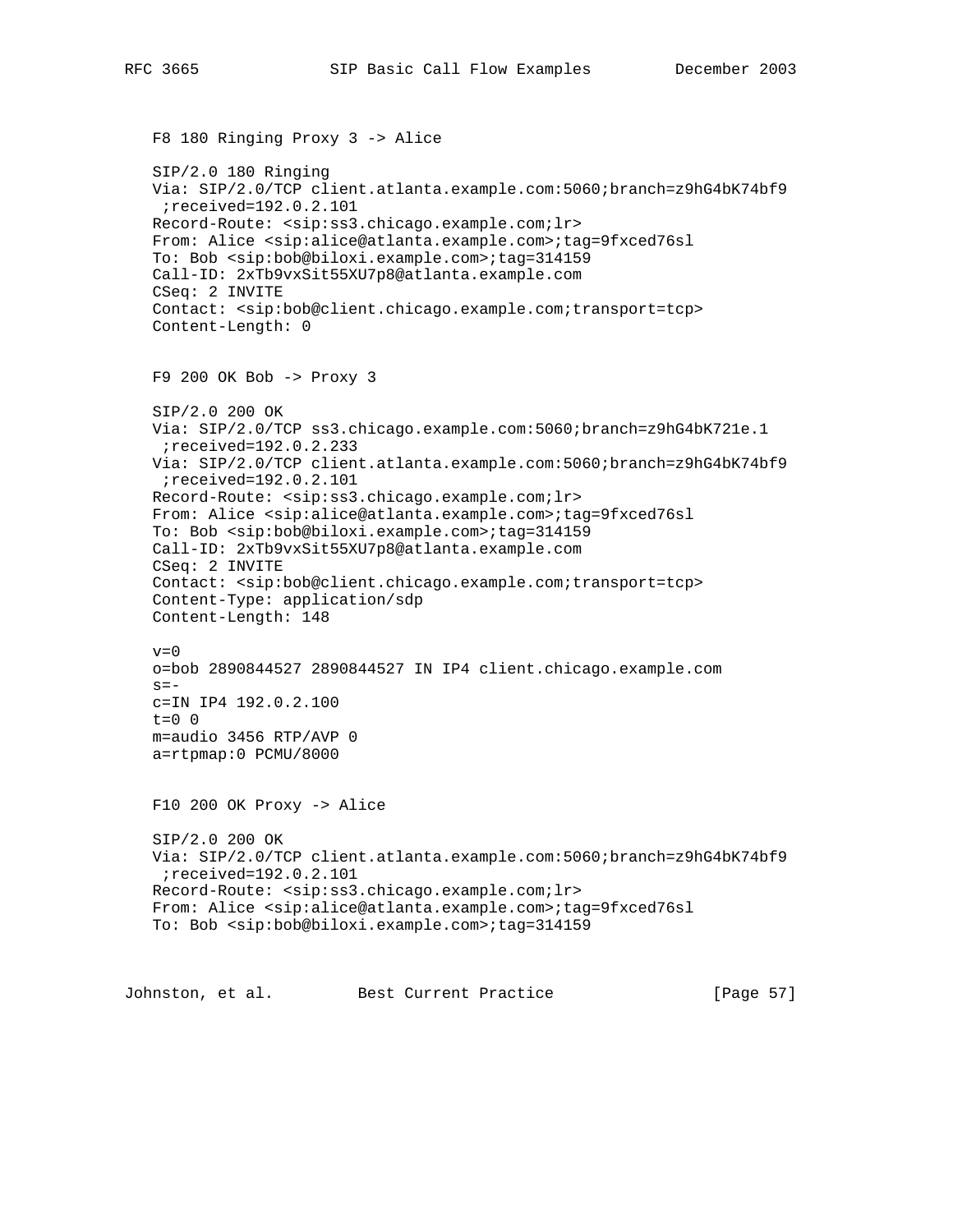F8 180 Ringing Proxy 3 -> Alice

```
SIP/2.0 180 Ringing
Via: SIP/2.0/TCP client.atlanta.example.com:5060;branch=z9hG4bK74bf9
 ;received=192.0.2.101
Record-Route: <sip:ss3.chicago.example.com;lr>
From: Alice <sip:alice@atlanta.example.com>;tag=9fxced76sl
To: Bob <sip:bob@biloxi.example.com>;tag=314159
Call-ID: 2xTb9vxSit55XU7p8@atlanta.example.com
CSeq: 2 INVITE
Contact: <sip:bob@client.chicago.example.com;transport=tcp>
Content-Length: 0
```

F9 200 OK Bob -> Proxy 3

```
SIP/2.0 200 OK
Via: SIP/2.0/TCP ss3.chicago.example.com:5060;branch=z9hG4bK721e.1
 ;received=192.0.2.233
Via: SIP/2.0/TCP client.atlanta.example.com:5060;branch=z9hG4bK74bf9
 ;received=192.0.2.101
Record-Route: <sip:ss3.chicago.example.com;lr>
From: Alice <sip:alice@atlanta.example.com>;tag=9fxced76sl
To: Bob <sip:bob@biloxi.example.com>;tag=314159
Call-ID: 2xTb9vxSit55XU7p8@atlanta.example.com
CSeq: 2 INVITE
Contact: <sip:bob@client.chicago.example.com;transport=tcp>
Content-Type: application/sdp
Content-Length: 148

v=0
o=bob 2890844527 2890844527 IN IP4 client.chicago.example.com
s=-
c=IN IP4 192.0.2.100
t=0 0
m=audio 3456 RTP/AVP 0
a=rtpmap:0 PCMU/8000
```

F10 200 OK Proxy -> Alice

```
SIP/2.0 200 OK
Via: SIP/2.0/TCP client.atlanta.example.com:5060;branch=z9hG4bK74bf9
 ;received=192.0.2.101
Record-Route: <sip:ss3.chicago.example.com;lr>
From: Alice <sip:alice@atlanta.example.com>;tag=9fxced76sl
To: Bob <sip:bob@biloxi.example.com>;tag=314159
```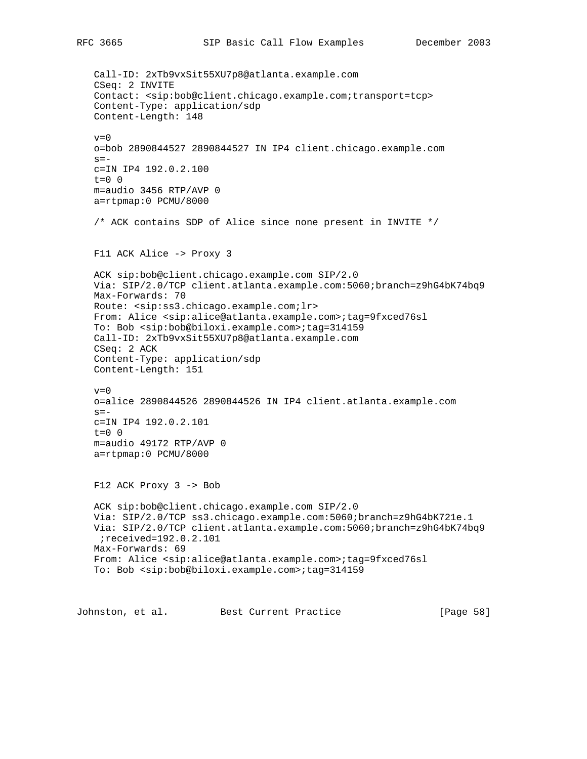```
Call-ID: 2xTb9vxSit55XU7p8@atlanta.example.com
CSeq: 2 INVITE
Contact: <sip:bob@client.chicago.example.com;transport=tcp>
Content-Type: application/sdp
Content-Length: 148

v=0
o=bob 2890844527 2890844527 IN IP4 client.chicago.example.com
s=-
c=IN IP4 192.0.2.100
t=0 0
m=audio 3456 RTP/AVP 0
a=rtpmap:0 PCMU/8000

/* ACK contains SDP of Alice since none present in INVITE */


F11 ACK Alice -> Proxy 3

ACK sip:bob@client.chicago.example.com SIP/2.0
Via: SIP/2.0/TCP client.atlanta.example.com:5060;branch=z9hG4bK74bq9
Max-Forwards: 70
Route: <sip:ss3.chicago.example.com;lr>
From: Alice <sip:alice@atlanta.example.com>;tag=9fxced76sl
To: Bob <sip:bob@biloxi.example.com>;tag=314159
Call-ID: 2xTb9vxSit55XU7p8@atlanta.example.com
CSeq: 2 ACK
Content-Type: application/sdp
Content-Length: 151

v=0
o=alice 2890844526 2890844526 IN IP4 client.atlanta.example.com
s=-
c=IN IP4 192.0.2.101
t=0 0
m=audio 49172 RTP/AVP 0
a=rtpmap:0 PCMU/8000


F12 ACK Proxy 3 -> Bob

ACK sip:bob@client.chicago.example.com SIP/2.0
Via: SIP/2.0/TCP ss3.chicago.example.com:5060;branch=z9hG4bK721e.1
Via: SIP/2.0/TCP client.atlanta.example.com:5060;branch=z9hG4bK74bq9
 ;received=192.0.2.101
Max-Forwards: 69
From: Alice <sip:alice@atlanta.example.com>;tag=9fxced76sl
To: Bob <sip:bob@biloxi.example.com>;tag=314159
```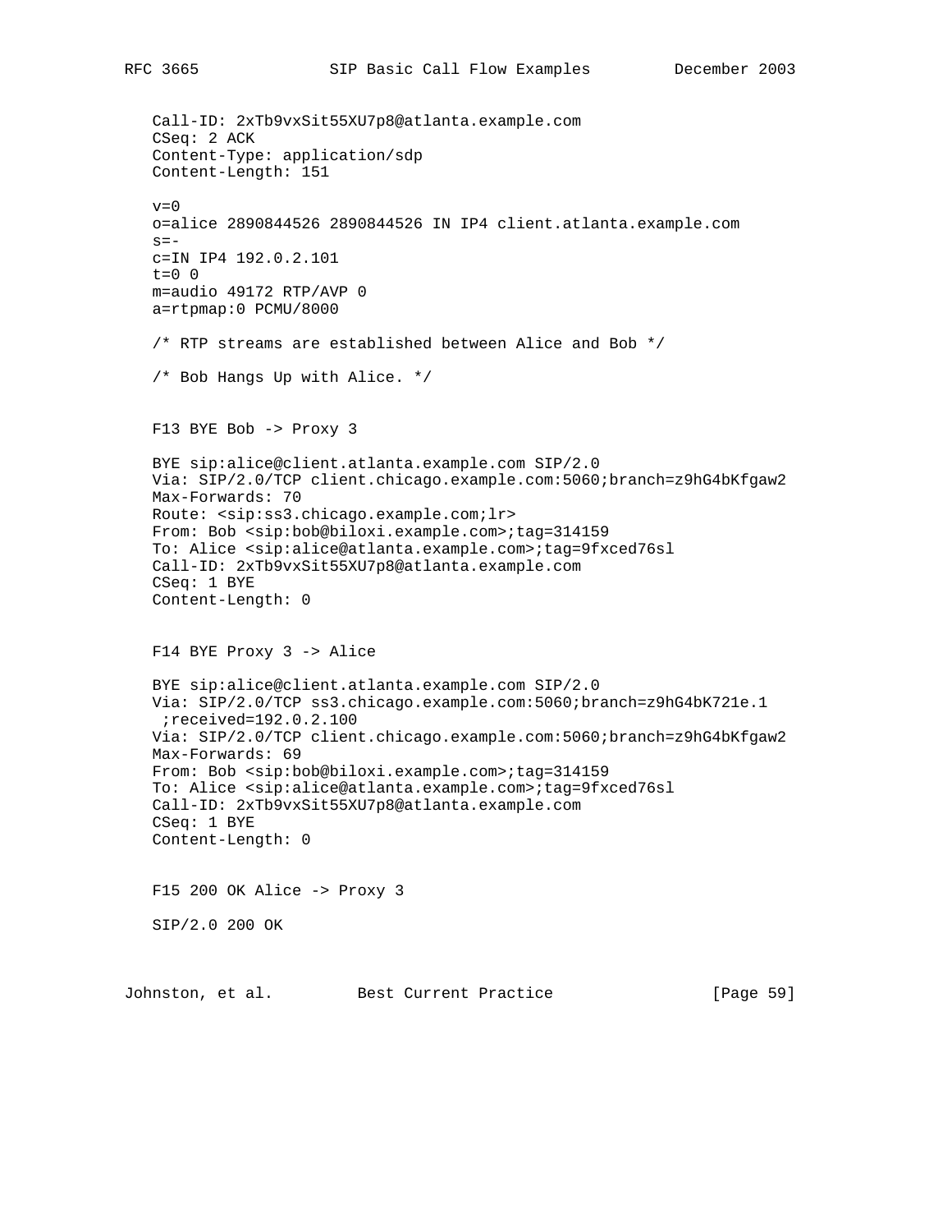```
Call-ID: 2xTb9vxSit55XU7p8@atlanta.example.com
CSeq: 2 ACK
Content-Type: application/sdp
Content-Length: 151

v=0
o=alice 2890844526 2890844526 IN IP4 client.atlanta.example.com
s=-
c=IN IP4 192.0.2.101
t=0 0
m=audio 49172 RTP/AVP 0
a=rtpmap:0 PCMU/8000

/* RTP streams are established between Alice and Bob */

/* Bob Hangs Up with Alice. */
```

F13 BYE Bob -> Proxy 3

```
BYE sip:alice@client.atlanta.example.com SIP/2.0
Via: SIP/2.0/TCP client.chicago.example.com:5060;branch=z9hG4bKfgaw2
Max-Forwards: 70
Route: <sip:ss3.chicago.example.com;lr>
From: Bob <sip:bob@biloxi.example.com>;tag=314159
To: Alice <sip:alice@atlanta.example.com>;tag=9fxced76sl
Call-ID: 2xTb9vxSit55XU7p8@atlanta.example.com
CSeq: 1 BYE
Content-Length: 0
```

F14 BYE Proxy 3 -> Alice

```
BYE sip:alice@client.atlanta.example.com SIP/2.0
Via: SIP/2.0/TCP ss3.chicago.example.com:5060;branch=z9hG4bK721e.1
 ;received=192.0.2.100
Via: SIP/2.0/TCP client.chicago.example.com:5060;branch=z9hG4bKfgaw2
Max-Forwards: 69
From: Bob <sip:bob@biloxi.example.com>;tag=314159
To: Alice <sip:alice@atlanta.example.com>;tag=9fxced76sl
Call-ID: 2xTb9vxSit55XU7p8@atlanta.example.com
CSeq: 1 BYE
Content-Length: 0
```

F15 200 OK Alice -> Proxy 3

```
SIP/2.0 200 OK
```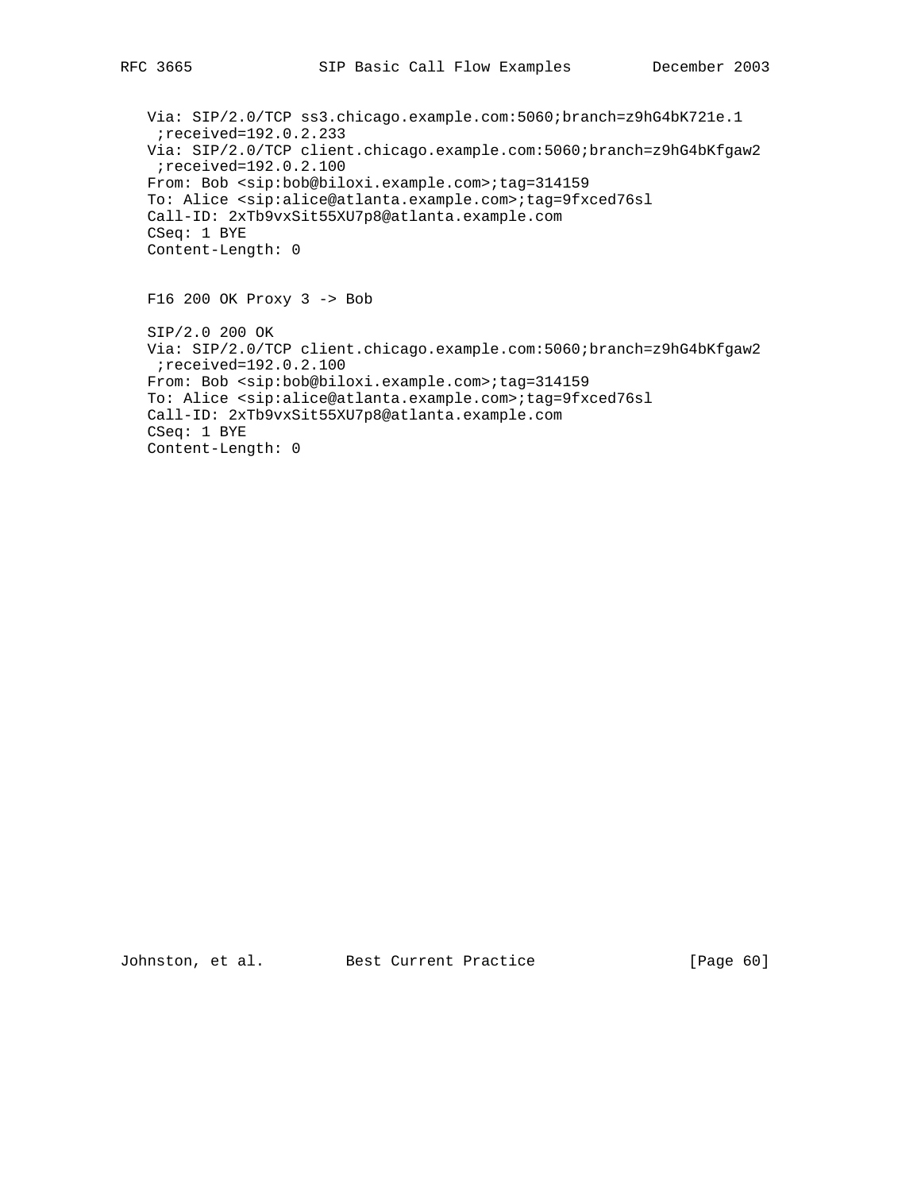```
Via: SIP/2.0/TCP ss3.chicago.example.com:5060;branch=z9hG4bK721e.1
 ;received=192.0.2.233
Via: SIP/2.0/TCP client.chicago.example.com:5060;branch=z9hG4bKfgaw2
 ;received=192.0.2.100
From: Bob <sip:bob@biloxi.example.com>;tag=314159
To: Alice <sip:alice@atlanta.example.com>;tag=9fxced76sl
Call-ID: 2xTb9vxSit55XU7p8@atlanta.example.com
CSeq: 1 BYE
Content-Length: 0
```

F16 200 OK Proxy 3 -> Bob

```
SIP/2.0 200 OK
Via: SIP/2.0/TCP client.chicago.example.com:5060;branch=z9hG4bKfgaw2
 ;received=192.0.2.100
From: Bob <sip:bob@biloxi.example.com>;tag=314159
To: Alice <sip:alice@atlanta.example.com>;tag=9fxced76sl
Call-ID: 2xTb9vxSit55XU7p8@atlanta.example.com
CSeq: 1 BYE
Content-Length: 0
```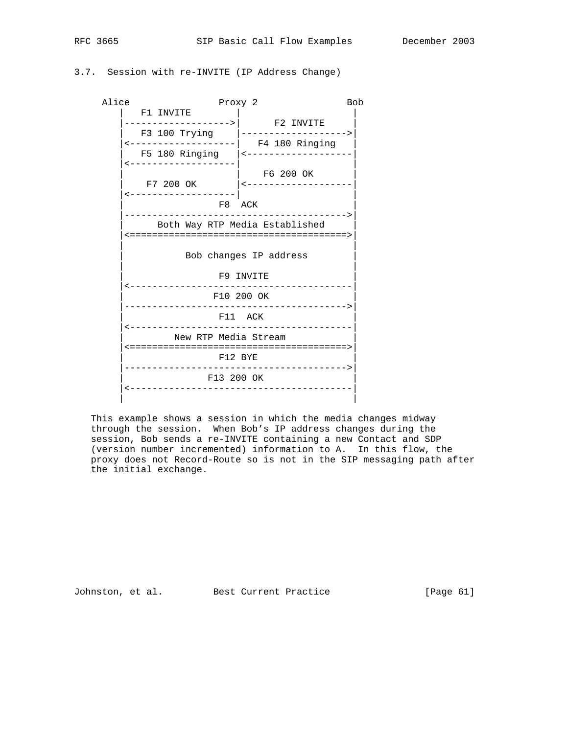### 3.7. Session with re-INVITE (IP Address Change)

```
     Alice               Proxy 2               Bob
        |   F1 INVITE        |                   |
        |------------------->|      F2 INVITE    |
        |   F3 100 Trying    |------------------->|
        |<-------------------|   F4 180 Ringing  |
        |   F5 180 Ringing   |<-------------------|
        |<-------------------|                   |
        |                    |    F6 200 OK      |
        |    F7 200 OK       |<-------------------|
        |<-------------------|                   |
        |                  F8  ACK               |
        |--------------------------------------->|
        |      Both Way RTP Media Established    |
        |<======================================>|
        |                                        |
        |           Bob changes IP address       |
        |                                        |
        |                  F9 INVITE             |
        |<---------------------------------------|
        |                 F10 200 OK             |
        |--------------------------------------->|
        |                  F11  ACK              |
        |<---------------------------------------|
        |          New RTP Media Stream          |
        |<======================================>|
        |                  F12 BYE               |
        |--------------------------------------->|
        |                F13 200 OK              |
        |<---------------------------------------|
        |                                        |
```

This example shows a session in which the media changes midway through the session. When Bob's IP address changes during the session, Bob sends a re-INVITE containing a new Contact and SDP (version number incremented) information to A. In this flow, the proxy does not Record-Route so is not in the SIP messaging path after the initial exchange.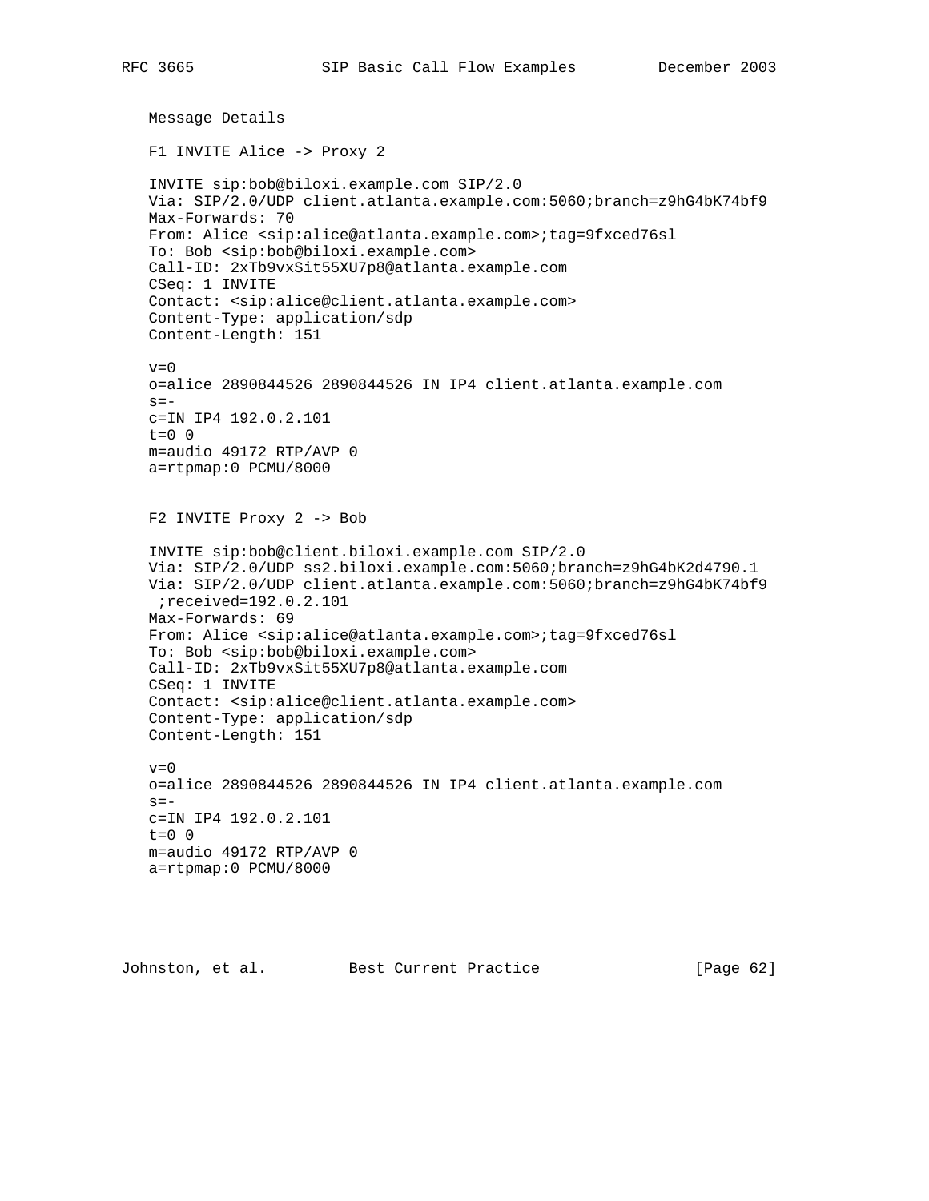Message Details

F1 INVITE Alice -> Proxy 2

```
INVITE sip:bob@biloxi.example.com SIP/2.0
Via: SIP/2.0/UDP client.atlanta.example.com:5060;branch=z9hG4bK74bf9
Max-Forwards: 70
From: Alice <sip:alice@atlanta.example.com>;tag=9fxced76sl
To: Bob <sip:bob@biloxi.example.com>
Call-ID: 2xTb9vxSit55XU7p8@atlanta.example.com
CSeq: 1 INVITE
Contact: <sip:alice@client.atlanta.example.com>
Content-Type: application/sdp
Content-Length: 151

v=0
o=alice 2890844526 2890844526 IN IP4 client.atlanta.example.com
s=-
c=IN IP4 192.0.2.101
t=0 0
m=audio 49172 RTP/AVP 0
a=rtpmap:0 PCMU/8000
```

F2 INVITE Proxy 2 -> Bob

```
INVITE sip:bob@client.biloxi.example.com SIP/2.0
Via: SIP/2.0/UDP ss2.biloxi.example.com:5060;branch=z9hG4bK2d4790.1
Via: SIP/2.0/UDP client.atlanta.example.com:5060;branch=z9hG4bK74bf9
 ;received=192.0.2.101
Max-Forwards: 69
From: Alice <sip:alice@atlanta.example.com>;tag=9fxced76sl
To: Bob <sip:bob@biloxi.example.com>
Call-ID: 2xTb9vxSit55XU7p8@atlanta.example.com
CSeq: 1 INVITE
Contact: <sip:alice@client.atlanta.example.com>
Content-Type: application/sdp
Content-Length: 151

v=0
o=alice 2890844526 2890844526 IN IP4 client.atlanta.example.com
s=-
c=IN IP4 192.0.2.101
t=0 0
m=audio 49172 RTP/AVP 0
a=rtpmap:0 PCMU/8000
```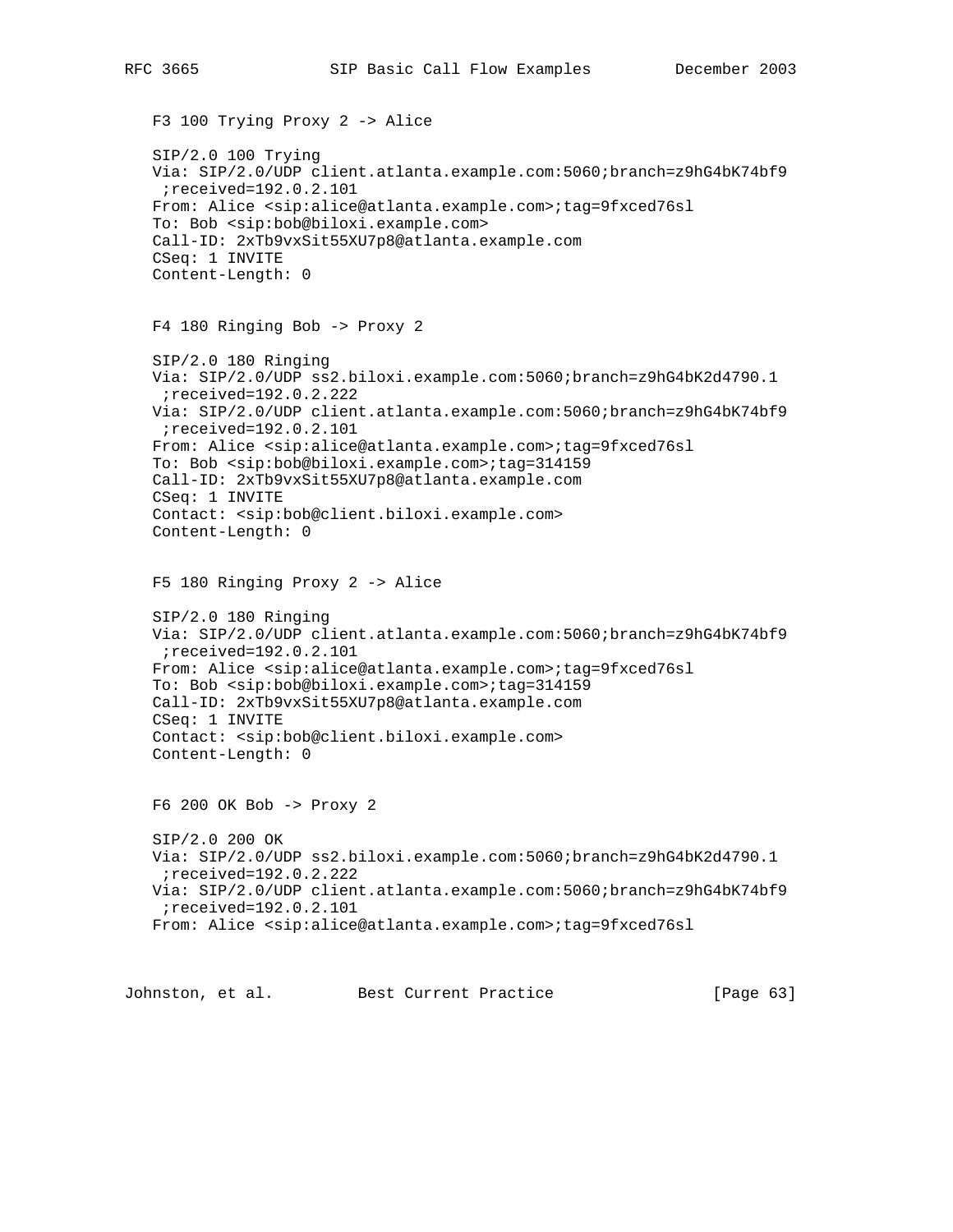F3 100 Trying Proxy 2 -> Alice

```
SIP/2.0 100 Trying
Via: SIP/2.0/UDP client.atlanta.example.com:5060;branch=z9hG4bK74bf9
 ;received=192.0.2.101
From: Alice <sip:alice@atlanta.example.com>;tag=9fxced76sl
To: Bob <sip:bob@biloxi.example.com>
Call-ID: 2xTb9vxSit55XU7p8@atlanta.example.com
CSeq: 1 INVITE
Content-Length: 0
```

F4 180 Ringing Bob -> Proxy 2

```
SIP/2.0 180 Ringing
Via: SIP/2.0/UDP ss2.biloxi.example.com:5060;branch=z9hG4bK2d4790.1
 ;received=192.0.2.222
Via: SIP/2.0/UDP client.atlanta.example.com:5060;branch=z9hG4bK74bf9
 ;received=192.0.2.101
From: Alice <sip:alice@atlanta.example.com>;tag=9fxced76sl
To: Bob <sip:bob@biloxi.example.com>;tag=314159
Call-ID: 2xTb9vxSit55XU7p8@atlanta.example.com
CSeq: 1 INVITE
Contact: <sip:bob@client.biloxi.example.com>
Content-Length: 0
```

F5 180 Ringing Proxy 2 -> Alice

```
SIP/2.0 180 Ringing
Via: SIP/2.0/UDP client.atlanta.example.com:5060;branch=z9hG4bK74bf9
 ;received=192.0.2.101
From: Alice <sip:alice@atlanta.example.com>;tag=9fxced76sl
To: Bob <sip:bob@biloxi.example.com>;tag=314159
Call-ID: 2xTb9vxSit55XU7p8@atlanta.example.com
CSeq: 1 INVITE
Contact: <sip:bob@client.biloxi.example.com>
Content-Length: 0
```

F6 200 OK Bob -> Proxy 2

```
SIP/2.0 200 OK
Via: SIP/2.0/UDP ss2.biloxi.example.com:5060;branch=z9hG4bK2d4790.1
 ;received=192.0.2.222
Via: SIP/2.0/UDP client.atlanta.example.com:5060;branch=z9hG4bK74bf9
 ;received=192.0.2.101
From: Alice <sip:alice@atlanta.example.com>;tag=9fxced76sl
```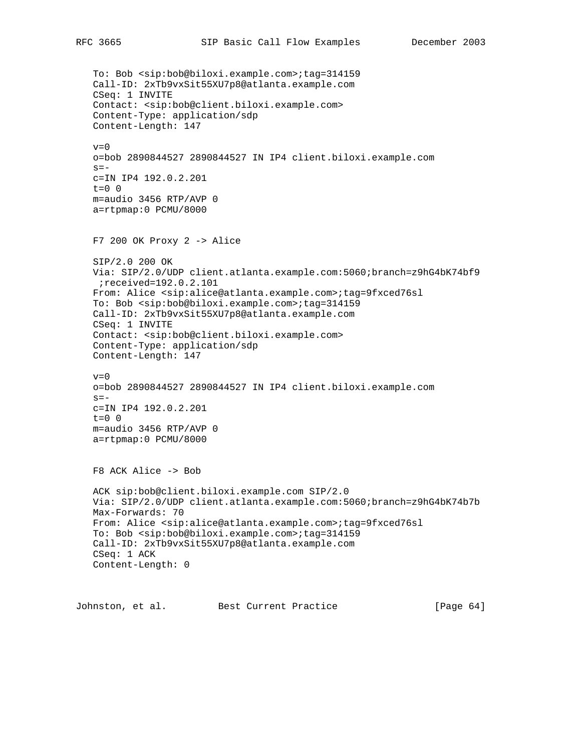```
To: Bob <sip:bob@biloxi.example.com>;tag=314159
Call-ID: 2xTb9vxSit55XU7p8@atlanta.example.com
CSeq: 1 INVITE
Contact: <sip:bob@client.biloxi.example.com>
Content-Type: application/sdp
Content-Length: 147

v=0
o=bob 2890844527 2890844527 IN IP4 client.biloxi.example.com
s=-
c=IN IP4 192.0.2.201
t=0 0
m=audio 3456 RTP/AVP 0
a=rtpmap:0 PCMU/8000
```

F7 200 OK Proxy 2 -> Alice

```
SIP/2.0 200 OK
Via: SIP/2.0/UDP client.atlanta.example.com:5060;branch=z9hG4bK74bf9
 ;received=192.0.2.101
From: Alice <sip:alice@atlanta.example.com>;tag=9fxced76sl
To: Bob <sip:bob@biloxi.example.com>;tag=314159
Call-ID: 2xTb9vxSit55XU7p8@atlanta.example.com
CSeq: 1 INVITE
Contact: <sip:bob@client.biloxi.example.com>
Content-Type: application/sdp
Content-Length: 147

v=0
o=bob 2890844527 2890844527 IN IP4 client.biloxi.example.com
s=-
c=IN IP4 192.0.2.201
t=0 0
m=audio 3456 RTP/AVP 0
a=rtpmap:0 PCMU/8000
```

F8 ACK Alice -> Bob

```
ACK sip:bob@client.biloxi.example.com SIP/2.0
Via: SIP/2.0/UDP client.atlanta.example.com:5060;branch=z9hG4bK74b7b
Max-Forwards: 70
From: Alice <sip:alice@atlanta.example.com>;tag=9fxced76sl
To: Bob <sip:bob@biloxi.example.com>;tag=314159
Call-ID: 2xTb9vxSit55XU7p8@atlanta.example.com
CSeq: 1 ACK
Content-Length: 0
```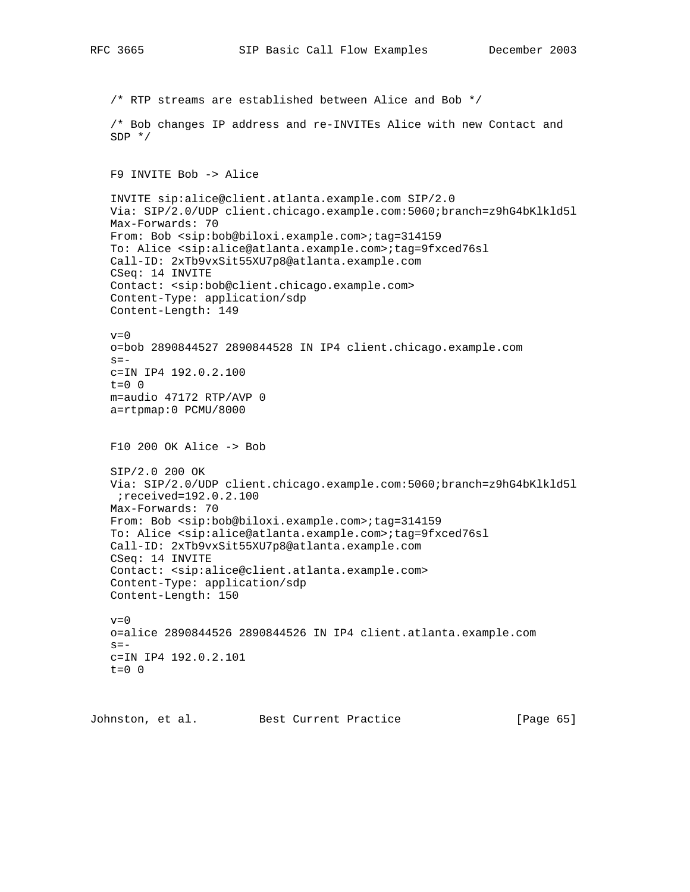```
/* RTP streams are established between Alice and Bob */

/* Bob changes IP address and re-INVITEs Alice with new Contact and
SDP */


F9 INVITE Bob -> Alice

INVITE sip:alice@client.atlanta.example.com SIP/2.0
Via: SIP/2.0/UDP client.chicago.example.com:5060;branch=z9hG4bKlkld5l
Max-Forwards: 70
From: Bob <sip:bob@biloxi.example.com>;tag=314159
To: Alice <sip:alice@atlanta.example.com>;tag=9fxced76sl
Call-ID: 2xTb9vxSit55XU7p8@atlanta.example.com
CSeq: 14 INVITE
Contact: <sip:bob@client.chicago.example.com>
Content-Type: application/sdp
Content-Length: 149

v=0
o=bob 2890844527 2890844528 IN IP4 client.chicago.example.com
s=-
c=IN IP4 192.0.2.100
t=0 0
m=audio 47172 RTP/AVP 0
a=rtpmap:0 PCMU/8000


F10 200 OK Alice -> Bob

SIP/2.0 200 OK
Via: SIP/2.0/UDP client.chicago.example.com:5060;branch=z9hG4bKlkld5l
 ;received=192.0.2.100
Max-Forwards: 70
From: Bob <sip:bob@biloxi.example.com>;tag=314159
To: Alice <sip:alice@atlanta.example.com>;tag=9fxced76sl
Call-ID: 2xTb9vxSit55XU7p8@atlanta.example.com
CSeq: 14 INVITE
Contact: <sip:alice@client.atlanta.example.com>
Content-Type: application/sdp
Content-Length: 150

v=0
o=alice 2890844526 2890844526 IN IP4 client.atlanta.example.com
s=-
c=IN IP4 192.0.2.101
t=0 0
```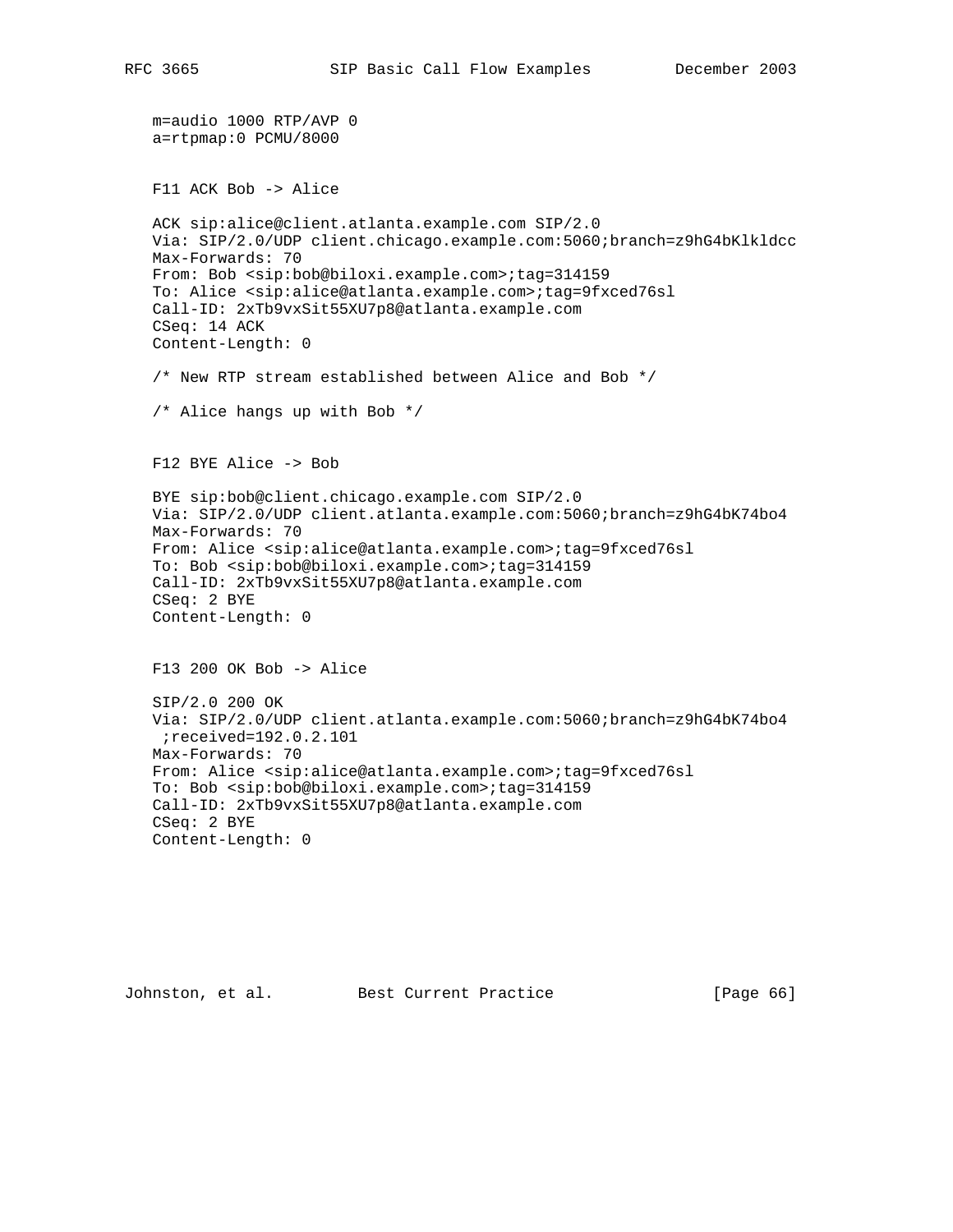```
m=audio 1000 RTP/AVP 0
a=rtpmap:0 PCMU/8000
```

F11 ACK Bob -> Alice

```
ACK sip:alice@client.atlanta.example.com SIP/2.0
Via: SIP/2.0/UDP client.chicago.example.com:5060;branch=z9hG4bKlkldcc
Max-Forwards: 70
From: Bob <sip:bob@biloxi.example.com>;tag=314159
To: Alice <sip:alice@atlanta.example.com>;tag=9fxced76sl
Call-ID: 2xTb9vxSit55XU7p8@atlanta.example.com
CSeq: 14 ACK
Content-Length: 0
```

/* New RTP stream established between Alice and Bob */

/* Alice hangs up with Bob */

F12 BYE Alice -> Bob

```
BYE sip:bob@client.chicago.example.com SIP/2.0
Via: SIP/2.0/UDP client.atlanta.example.com:5060;branch=z9hG4bK74bo4
Max-Forwards: 70
From: Alice <sip:alice@atlanta.example.com>;tag=9fxced76sl
To: Bob <sip:bob@biloxi.example.com>;tag=314159
Call-ID: 2xTb9vxSit55XU7p8@atlanta.example.com
CSeq: 2 BYE
Content-Length: 0
```

F13 200 OK Bob -> Alice

```
SIP/2.0 200 OK
Via: SIP/2.0/UDP client.atlanta.example.com:5060;branch=z9hG4bK74bo4
 ;received=192.0.2.101
Max-Forwards: 70
From: Alice <sip:alice@atlanta.example.com>;tag=9fxced76sl
To: Bob <sip:bob@biloxi.example.com>;tag=314159
Call-ID: 2xTb9vxSit55XU7p8@atlanta.example.com
CSeq: 2 BYE
Content-Length: 0
```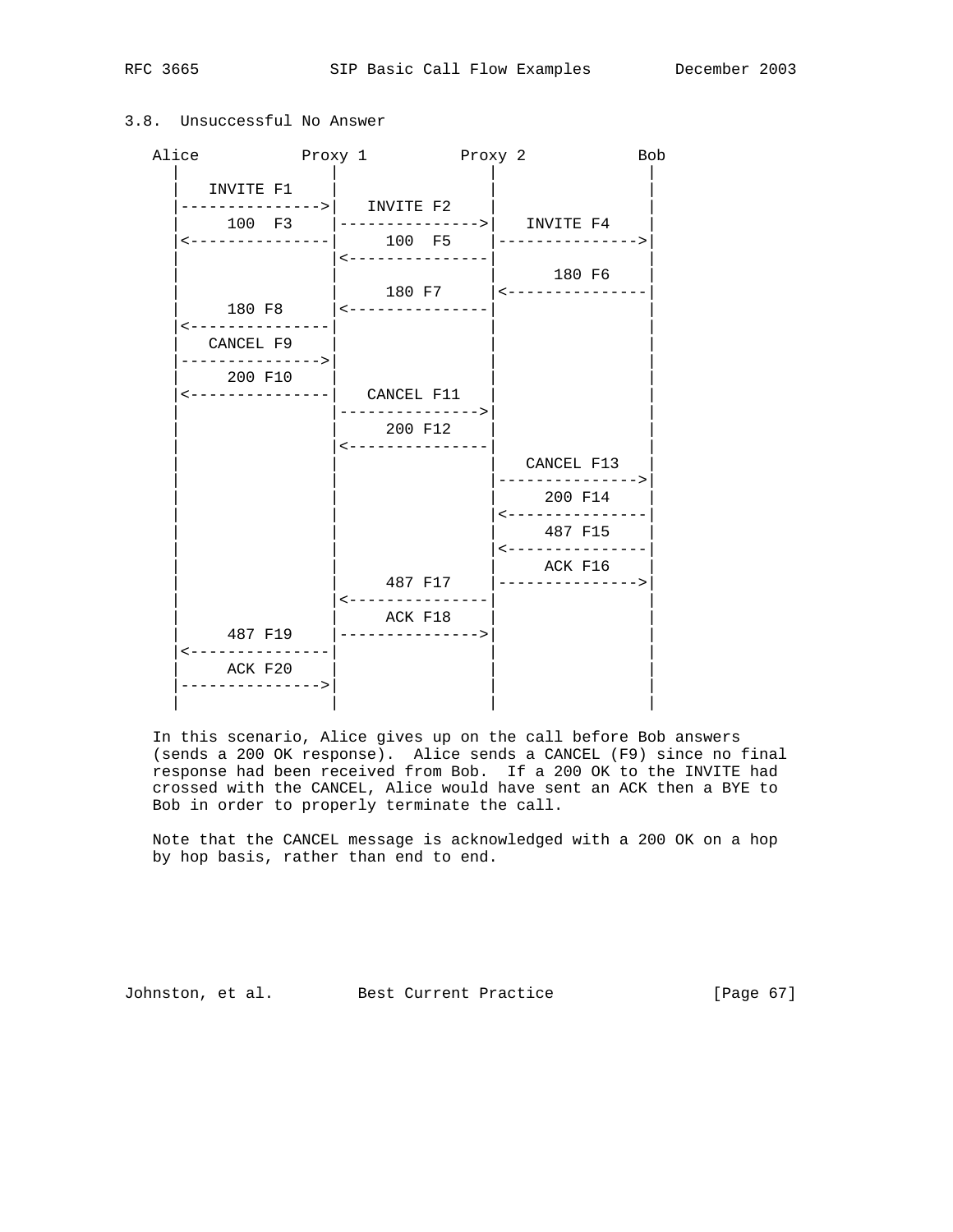### 3.8. Unsuccessful No Answer

```
   Alice           Proxy 1          Proxy 2            Bob
     |                |                |                |
     |   INVITE F1    |                |                |
     |--------------->|   INVITE F2    |                |
     |     100  F3    |--------------->|   INVITE F4    |
     |<---------------|     100  F5    |--------------->|
     |                |<---------------|                |
     |                |                |     180 F6     |
     |                |     180 F7     |<---------------|
     |     180 F8     |<---------------|                |
     |<---------------|                |                |
     |   CANCEL F9    |                |                |
     |--------------->|                |                |
     |     200 F10    |                |                |
     |<---------------|   CANCEL F11   |                |
     |                |--------------->|                |
     |                |     200 F12    |                |
     |                |<---------------|                |
     |                |                |   CANCEL F13   |
     |                |                |--------------->|
     |                |                |     200 F14    |
     |                |                |<---------------|
     |                |                |     487 F15    |
     |                |                |<---------------|
     |                |                |     ACK F16    |
     |                |     487 F17    |--------------->|
     |                |<---------------|                |
     |                |     ACK F18    |                |
     |     487 F19    |--------------->|                |
     |<---------------|                |                |
     |     ACK F20    |                |                |
     |--------------->|                |                |
     |                |                |                |
```

In this scenario, Alice gives up on the call before Bob answers (sends a 200 OK response). Alice sends a CANCEL (F9) since no final response had been received from Bob. If a 200 OK to the INVITE had crossed with the CANCEL, Alice would have sent an ACK then a BYE to Bob in order to properly terminate the call.

Note that the CANCEL message is acknowledged with a 200 OK on a hop by hop basis, rather than end to end.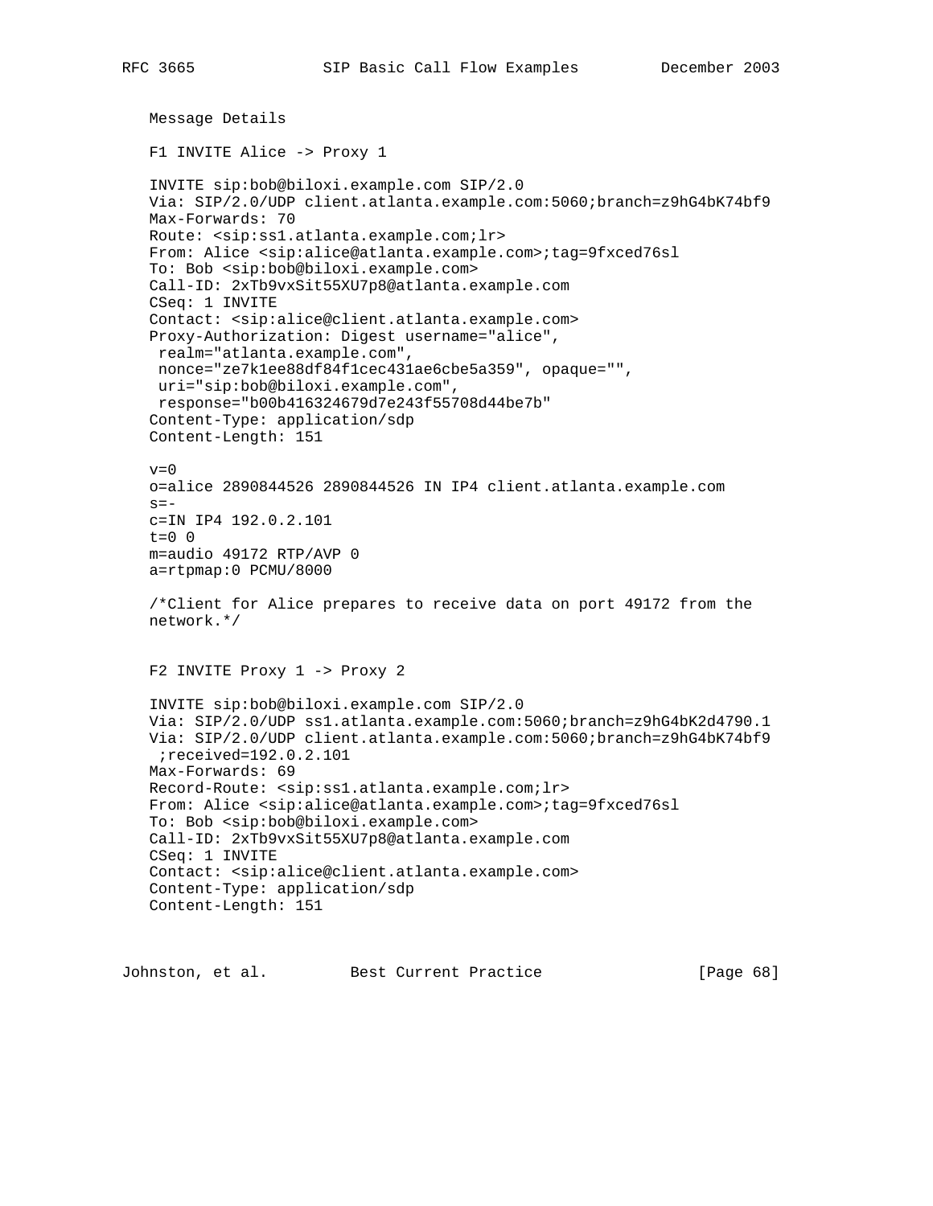Message Details

F1 INVITE Alice -> Proxy 1

```
INVITE sip:bob@biloxi.example.com SIP/2.0
Via: SIP/2.0/UDP client.atlanta.example.com:5060;branch=z9hG4bK74bf9
Max-Forwards: 70
Route: <sip:ss1.atlanta.example.com;lr>
From: Alice <sip:alice@atlanta.example.com>;tag=9fxced76sl
To: Bob <sip:bob@biloxi.example.com>
Call-ID: 2xTb9vxSit55XU7p8@atlanta.example.com
CSeq: 1 INVITE
Contact: <sip:alice@client.atlanta.example.com>
Proxy-Authorization: Digest username="alice",
 realm="atlanta.example.com",
 nonce="ze7k1ee88df84f1cec431ae6cbe5a359", opaque="",
 uri="sip:bob@biloxi.example.com",
 response="b00b416324679d7e243f55708d44be7b"
Content-Type: application/sdp
Content-Length: 151

v=0
o=alice 2890844526 2890844526 IN IP4 client.atlanta.example.com
s=-
c=IN IP4 192.0.2.101
t=0 0
m=audio 49172 RTP/AVP 0
a=rtpmap:0 PCMU/8000

/*Client for Alice prepares to receive data on port 49172 from the
network.*/
```

F2 INVITE Proxy 1 -> Proxy 2

```
INVITE sip:bob@biloxi.example.com SIP/2.0
Via: SIP/2.0/UDP ss1.atlanta.example.com:5060;branch=z9hG4bK2d4790.1
Via: SIP/2.0/UDP client.atlanta.example.com:5060;branch=z9hG4bK74bf9
 ;received=192.0.2.101
Max-Forwards: 69
Record-Route: <sip:ss1.atlanta.example.com;lr>
From: Alice <sip:alice@atlanta.example.com>;tag=9fxced76sl
To: Bob <sip:bob@biloxi.example.com>
Call-ID: 2xTb9vxSit55XU7p8@atlanta.example.com
CSeq: 1 INVITE
Contact: <sip:alice@client.atlanta.example.com>
Content-Type: application/sdp
Content-Length: 151
```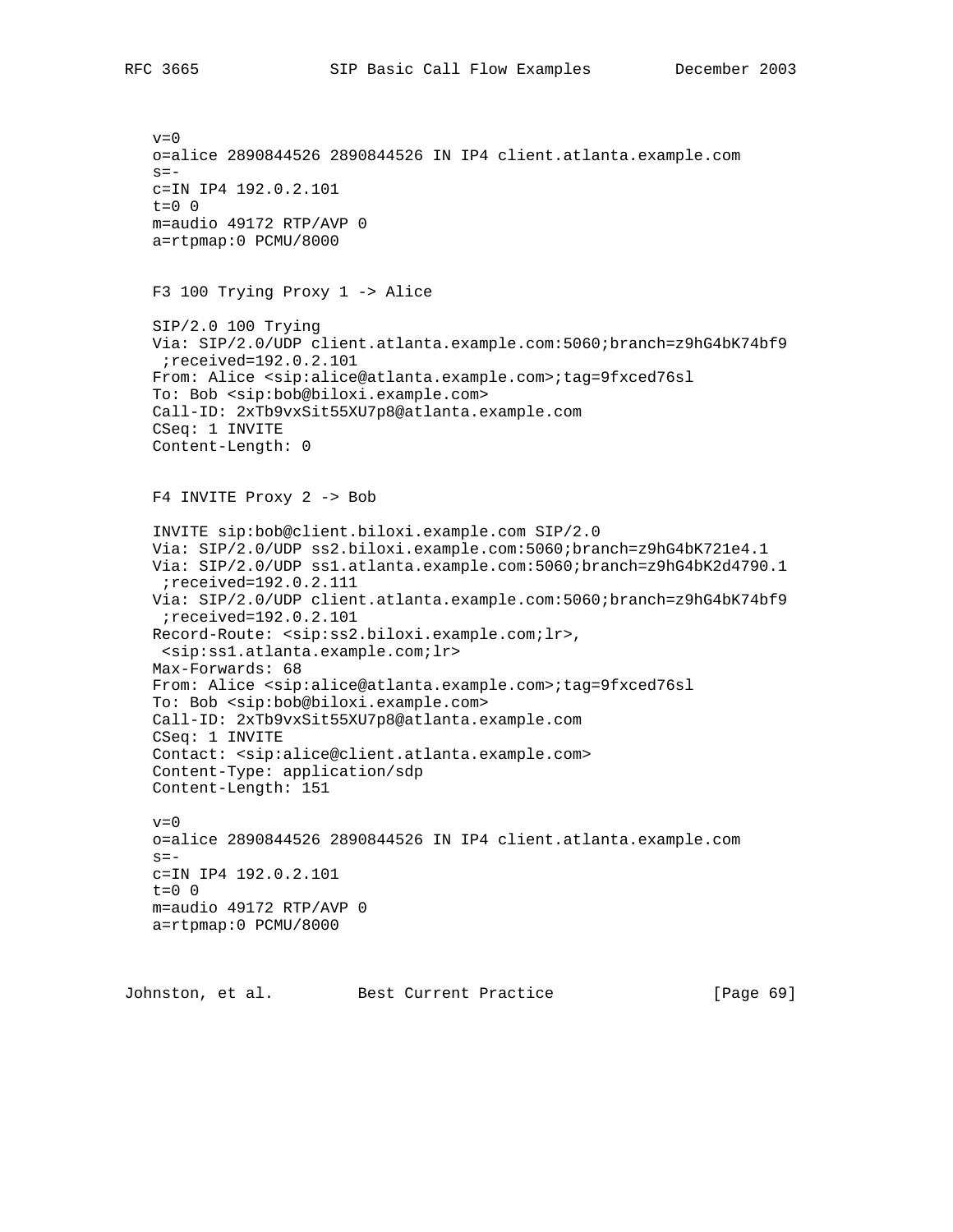```
v=0
o=alice 2890844526 2890844526 IN IP4 client.atlanta.example.com
s=-
c=IN IP4 192.0.2.101
t=0 0
m=audio 49172 RTP/AVP 0
a=rtpmap:0 PCMU/8000
```

F3 100 Trying Proxy 1 -> Alice

```
SIP/2.0 100 Trying
Via: SIP/2.0/UDP client.atlanta.example.com:5060;branch=z9hG4bK74bf9
 ;received=192.0.2.101
From: Alice <sip:alice@atlanta.example.com>;tag=9fxced76sl
To: Bob <sip:bob@biloxi.example.com>
Call-ID: 2xTb9vxSit55XU7p8@atlanta.example.com
CSeq: 1 INVITE
Content-Length: 0
```

F4 INVITE Proxy 2 -> Bob

```
INVITE sip:bob@client.biloxi.example.com SIP/2.0
Via: SIP/2.0/UDP ss2.biloxi.example.com:5060;branch=z9hG4bK721e4.1
Via: SIP/2.0/UDP ss1.atlanta.example.com:5060;branch=z9hG4bK2d4790.1
 ;received=192.0.2.111
Via: SIP/2.0/UDP client.atlanta.example.com:5060;branch=z9hG4bK74bf9
 ;received=192.0.2.101
Record-Route: <sip:ss2.biloxi.example.com;lr>,
 <sip:ss1.atlanta.example.com;lr>
Max-Forwards: 68
From: Alice <sip:alice@atlanta.example.com>;tag=9fxced76sl
To: Bob <sip:bob@biloxi.example.com>
Call-ID: 2xTb9vxSit55XU7p8@atlanta.example.com
CSeq: 1 INVITE
Contact: <sip:alice@client.atlanta.example.com>
Content-Type: application/sdp
Content-Length: 151

v=0
o=alice 2890844526 2890844526 IN IP4 client.atlanta.example.com
s=-
c=IN IP4 192.0.2.101
t=0 0
m=audio 49172 RTP/AVP 0
a=rtpmap:0 PCMU/8000
```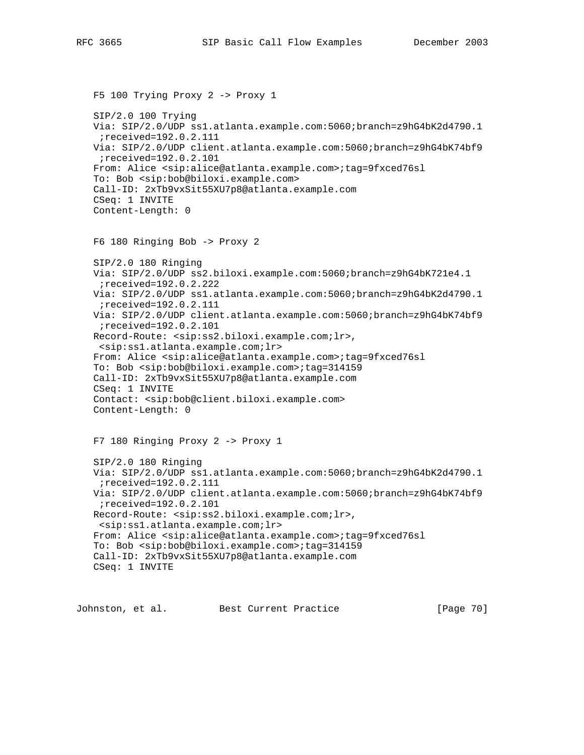F5 100 Trying Proxy 2 -> Proxy 1

```
SIP/2.0 100 Trying
Via: SIP/2.0/UDP ss1.atlanta.example.com:5060;branch=z9hG4bK2d4790.1
 ;received=192.0.2.111
Via: SIP/2.0/UDP client.atlanta.example.com:5060;branch=z9hG4bK74bf9
 ;received=192.0.2.101
From: Alice <sip:alice@atlanta.example.com>;tag=9fxced76sl
To: Bob <sip:bob@biloxi.example.com>
Call-ID: 2xTb9vxSit55XU7p8@atlanta.example.com
CSeq: 1 INVITE
Content-Length: 0
```

F6 180 Ringing Bob -> Proxy 2

```
SIP/2.0 180 Ringing
Via: SIP/2.0/UDP ss2.biloxi.example.com:5060;branch=z9hG4bK721e4.1
 ;received=192.0.2.222
Via: SIP/2.0/UDP ss1.atlanta.example.com:5060;branch=z9hG4bK2d4790.1
 ;received=192.0.2.111
Via: SIP/2.0/UDP client.atlanta.example.com:5060;branch=z9hG4bK74bf9
 ;received=192.0.2.101
Record-Route: <sip:ss2.biloxi.example.com;lr>,
 <sip:ss1.atlanta.example.com;lr>
From: Alice <sip:alice@atlanta.example.com>;tag=9fxced76sl
To: Bob <sip:bob@biloxi.example.com>;tag=314159
Call-ID: 2xTb9vxSit55XU7p8@atlanta.example.com
CSeq: 1 INVITE
Contact: <sip:bob@client.biloxi.example.com>
Content-Length: 0
```

F7 180 Ringing Proxy 2 -> Proxy 1

```
SIP/2.0 180 Ringing
Via: SIP/2.0/UDP ss1.atlanta.example.com:5060;branch=z9hG4bK2d4790.1
 ;received=192.0.2.111
Via: SIP/2.0/UDP client.atlanta.example.com:5060;branch=z9hG4bK74bf9
 ;received=192.0.2.101
Record-Route: <sip:ss2.biloxi.example.com;lr>,
 <sip:ss1.atlanta.example.com;lr>
From: Alice <sip:alice@atlanta.example.com>;tag=9fxced76sl
To: Bob <sip:bob@biloxi.example.com>;tag=314159
Call-ID: 2xTb9vxSit55XU7p8@atlanta.example.com
CSeq: 1 INVITE
```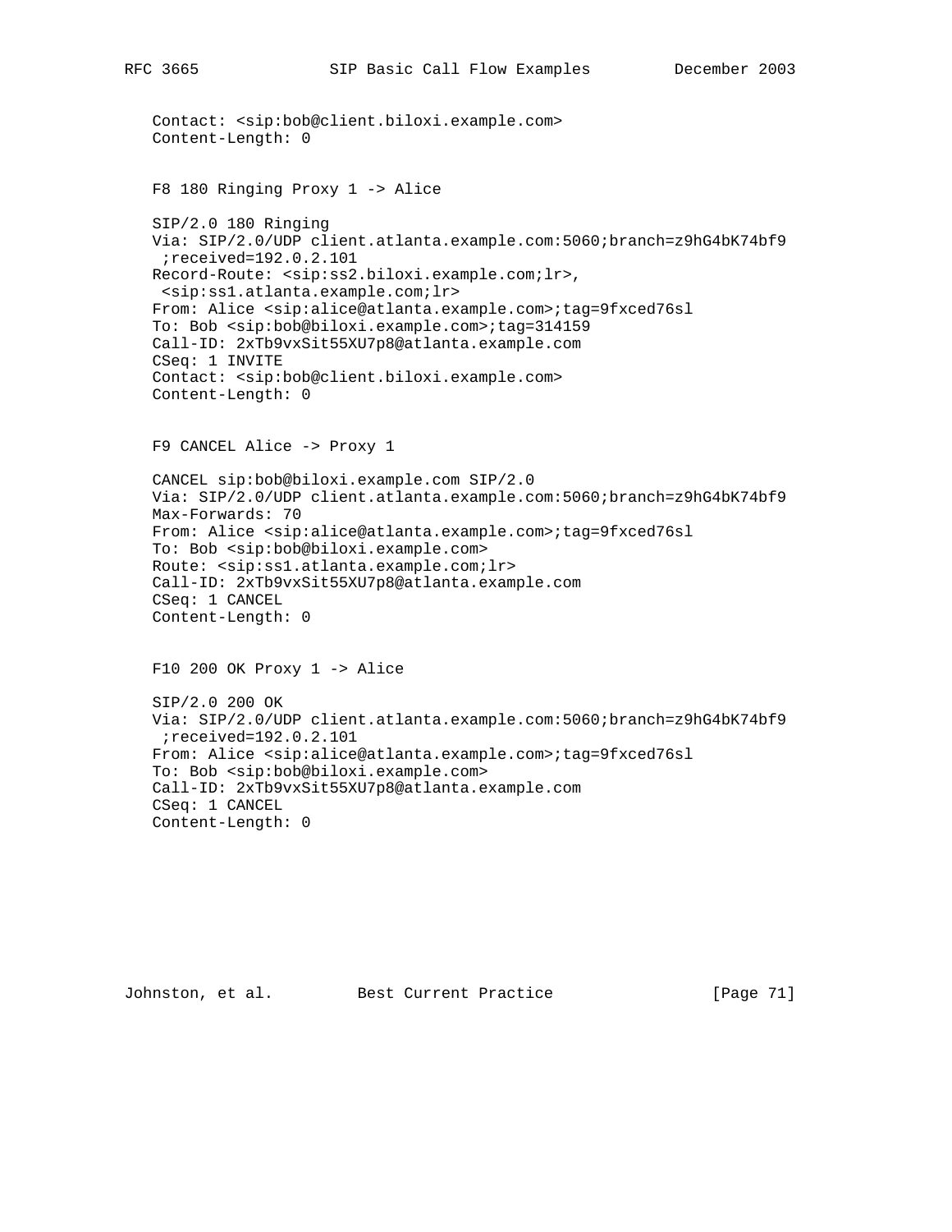```
   Contact: <sip:bob@client.biloxi.example.com>
   Content-Length: 0
```

F8 180 Ringing Proxy 1 -> Alice

```
   SIP/2.0 180 Ringing
   Via: SIP/2.0/UDP client.atlanta.example.com:5060;branch=z9hG4bK74bf9
    ;received=192.0.2.101
   Record-Route: <sip:ss2.biloxi.example.com;lr>,
    <sip:ss1.atlanta.example.com;lr>
   From: Alice <sip:alice@atlanta.example.com>;tag=9fxced76sl
   To: Bob <sip:bob@biloxi.example.com>;tag=314159
   Call-ID: 2xTb9vxSit55XU7p8@atlanta.example.com
   CSeq: 1 INVITE
   Contact: <sip:bob@client.biloxi.example.com>
   Content-Length: 0
```

F9 CANCEL Alice -> Proxy 1

```
   CANCEL sip:bob@biloxi.example.com SIP/2.0
   Via: SIP/2.0/UDP client.atlanta.example.com:5060;branch=z9hG4bK74bf9
   Max-Forwards: 70
   From: Alice <sip:alice@atlanta.example.com>;tag=9fxced76sl
   To: Bob <sip:bob@biloxi.example.com>
   Route: <sip:ss1.atlanta.example.com;lr>
   Call-ID: 2xTb9vxSit55XU7p8@atlanta.example.com
   CSeq: 1 CANCEL
   Content-Length: 0
```

F10 200 OK Proxy 1 -> Alice

```
   SIP/2.0 200 OK
   Via: SIP/2.0/UDP client.atlanta.example.com:5060;branch=z9hG4bK74bf9
    ;received=192.0.2.101
   From: Alice <sip:alice@atlanta.example.com>;tag=9fxced76sl
   To: Bob <sip:bob@biloxi.example.com>
   Call-ID: 2xTb9vxSit55XU7p8@atlanta.example.com
   CSeq: 1 CANCEL
   Content-Length: 0
```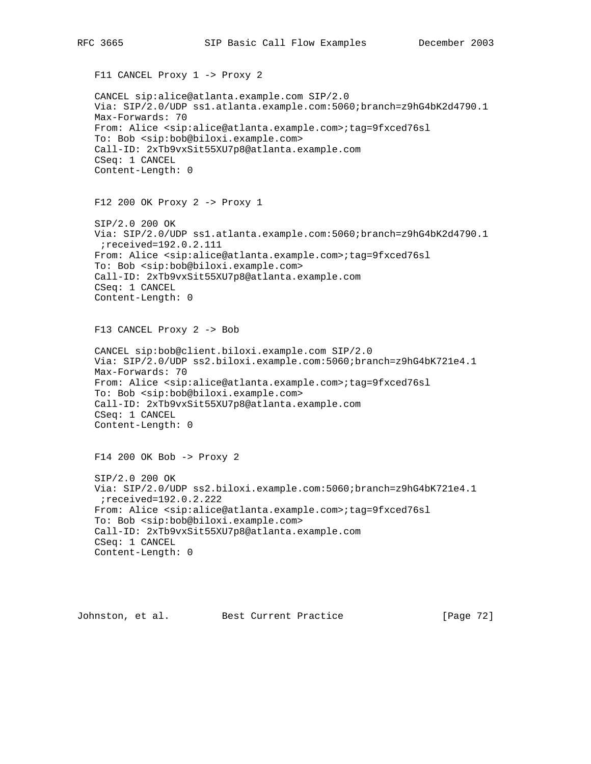F11 CANCEL Proxy 1 -> Proxy 2

```
CANCEL sip:alice@atlanta.example.com SIP/2.0
Via: SIP/2.0/UDP ss1.atlanta.example.com:5060;branch=z9hG4bK2d4790.1
Max-Forwards: 70
From: Alice <sip:alice@atlanta.example.com>;tag=9fxced76sl
To: Bob <sip:bob@biloxi.example.com>
Call-ID: 2xTb9vxSit55XU7p8@atlanta.example.com
CSeq: 1 CANCEL
Content-Length: 0
```

F12 200 OK Proxy 2 -> Proxy 1

```
SIP/2.0 200 OK
Via: SIP/2.0/UDP ss1.atlanta.example.com:5060;branch=z9hG4bK2d4790.1
 ;received=192.0.2.111
From: Alice <sip:alice@atlanta.example.com>;tag=9fxced76sl
To: Bob <sip:bob@biloxi.example.com>
Call-ID: 2xTb9vxSit55XU7p8@atlanta.example.com
CSeq: 1 CANCEL
Content-Length: 0
```

F13 CANCEL Proxy 2 -> Bob

```
CANCEL sip:bob@client.biloxi.example.com SIP/2.0
Via: SIP/2.0/UDP ss2.biloxi.example.com:5060;branch=z9hG4bK721e4.1
Max-Forwards: 70
From: Alice <sip:alice@atlanta.example.com>;tag=9fxced76sl
To: Bob <sip:bob@biloxi.example.com>
Call-ID: 2xTb9vxSit55XU7p8@atlanta.example.com
CSeq: 1 CANCEL
Content-Length: 0
```

F14 200 OK Bob -> Proxy 2

```
SIP/2.0 200 OK
Via: SIP/2.0/UDP ss2.biloxi.example.com:5060;branch=z9hG4bK721e4.1
 ;received=192.0.2.222
From: Alice <sip:alice@atlanta.example.com>;tag=9fxced76sl
To: Bob <sip:bob@biloxi.example.com>
Call-ID: 2xTb9vxSit55XU7p8@atlanta.example.com
CSeq: 1 CANCEL
Content-Length: 0
```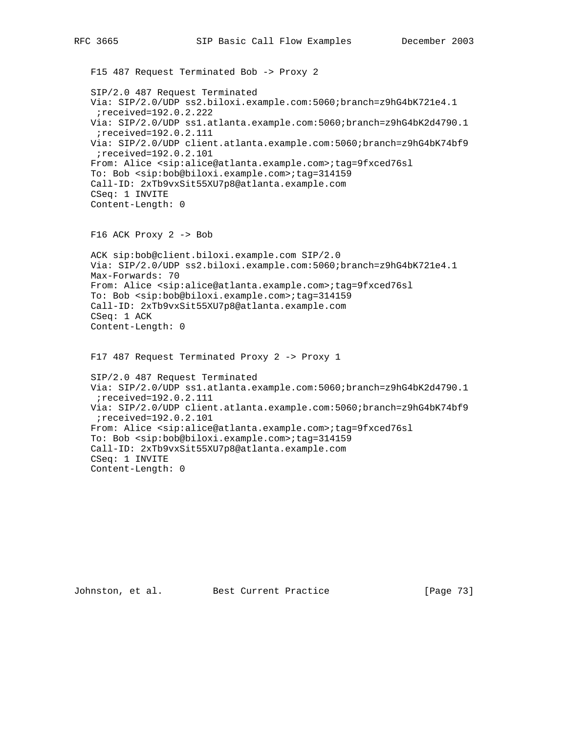F15 487 Request Terminated Bob -> Proxy 2

```
SIP/2.0 487 Request Terminated
Via: SIP/2.0/UDP ss2.biloxi.example.com:5060;branch=z9hG4bK721e4.1
 ;received=192.0.2.222
Via: SIP/2.0/UDP ss1.atlanta.example.com:5060;branch=z9hG4bK2d4790.1
 ;received=192.0.2.111
Via: SIP/2.0/UDP client.atlanta.example.com:5060;branch=z9hG4bK74bf9
 ;received=192.0.2.101
From: Alice <sip:alice@atlanta.example.com>;tag=9fxced76sl
To: Bob <sip:bob@biloxi.example.com>;tag=314159
Call-ID: 2xTb9vxSit55XU7p8@atlanta.example.com
CSeq: 1 INVITE
Content-Length: 0
```

F16 ACK Proxy 2 -> Bob

```
ACK sip:bob@client.biloxi.example.com SIP/2.0
Via: SIP/2.0/UDP ss2.biloxi.example.com:5060;branch=z9hG4bK721e4.1
Max-Forwards: 70
From: Alice <sip:alice@atlanta.example.com>;tag=9fxced76sl
To: Bob <sip:bob@biloxi.example.com>;tag=314159
Call-ID: 2xTb9vxSit55XU7p8@atlanta.example.com
CSeq: 1 ACK
Content-Length: 0
```

F17 487 Request Terminated Proxy 2 -> Proxy 1

```
SIP/2.0 487 Request Terminated
Via: SIP/2.0/UDP ss1.atlanta.example.com:5060;branch=z9hG4bK2d4790.1
 ;received=192.0.2.111
Via: SIP/2.0/UDP client.atlanta.example.com:5060;branch=z9hG4bK74bf9
 ;received=192.0.2.101
From: Alice <sip:alice@atlanta.example.com>;tag=9fxced76sl
To: Bob <sip:bob@biloxi.example.com>;tag=314159
Call-ID: 2xTb9vxSit55XU7p8@atlanta.example.com
CSeq: 1 INVITE
Content-Length: 0
```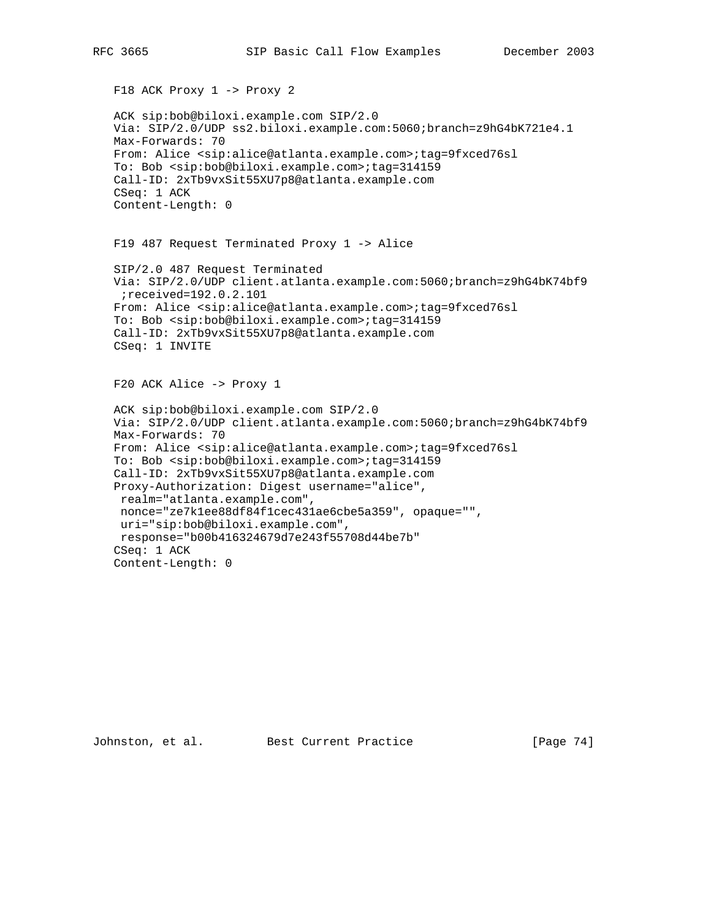F18 ACK Proxy 1 -> Proxy 2

```
ACK sip:bob@biloxi.example.com SIP/2.0
Via: SIP/2.0/UDP ss2.biloxi.example.com:5060;branch=z9hG4bK721e4.1
Max-Forwards: 70
From: Alice <sip:alice@atlanta.example.com>;tag=9fxced76sl
To: Bob <sip:bob@biloxi.example.com>;tag=314159
Call-ID: 2xTb9vxSit55XU7p8@atlanta.example.com
CSeq: 1 ACK
Content-Length: 0
```

F19 487 Request Terminated Proxy 1 -> Alice

```
SIP/2.0 487 Request Terminated
Via: SIP/2.0/UDP client.atlanta.example.com:5060;branch=z9hG4bK74bf9
 ;received=192.0.2.101
From: Alice <sip:alice@atlanta.example.com>;tag=9fxced76sl
To: Bob <sip:bob@biloxi.example.com>;tag=314159
Call-ID: 2xTb9vxSit55XU7p8@atlanta.example.com
CSeq: 1 INVITE
```

F20 ACK Alice -> Proxy 1

```
ACK sip:bob@biloxi.example.com SIP/2.0
Via: SIP/2.0/UDP client.atlanta.example.com:5060;branch=z9hG4bK74bf9
Max-Forwards: 70
From: Alice <sip:alice@atlanta.example.com>;tag=9fxced76sl
To: Bob <sip:bob@biloxi.example.com>;tag=314159
Call-ID: 2xTb9vxSit55XU7p8@atlanta.example.com
Proxy-Authorization: Digest username="alice",
 realm="atlanta.example.com",
 nonce="ze7k1ee88df84f1cec431ae6cbe5a359", opaque="",
 uri="sip:bob@biloxi.example.com",
 response="b00b416324679d7e243f55708d44be7b"
CSeq: 1 ACK
Content-Length: 0
```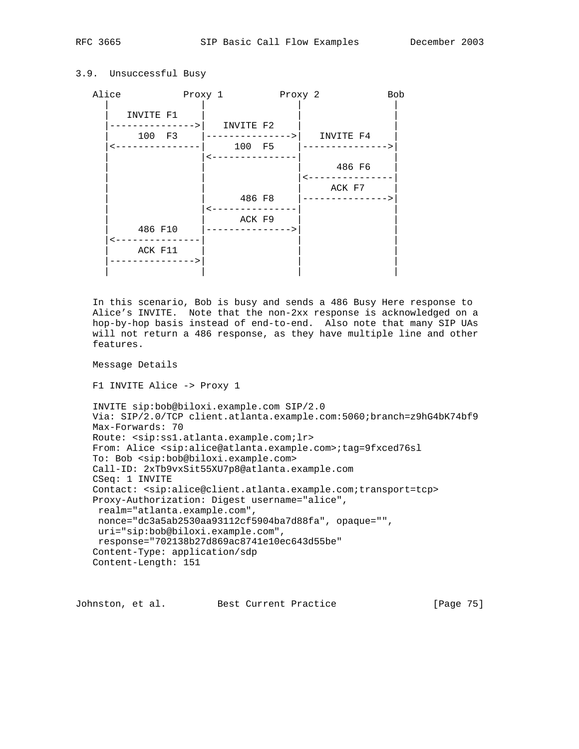### 3.9. Unsuccessful Busy

```
   Alice           Proxy 1          Proxy 2            Bob
     |                |                |                |
     |   INVITE F1    |                |                |
     |--------------->|   INVITE F2    |                |
     |     100  F3    |--------------->|   INVITE F4    |
     |<---------------|     100  F5    |--------------->|
     |                |<---------------|                |
     |                |                |     486 F6     |
     |                |                |<---------------|
     |                |                |     ACK F7     |
     |                |     486 F8     |--------------->|
     |                |<---------------|                |
     |                |     ACK F9     |                |
     |     486 F10    |--------------->|                |
     |<---------------|                |                |
     |     ACK F11    |                |                |
     |--------------->|                |                |
     |                |                |                |
```

In this scenario, Bob is busy and sends a 486 Busy Here response to Alice's INVITE. Note that the non-2xx response is acknowledged on a hop-by-hop basis instead of end-to-end. Also note that many SIP UAs will not return a 486 response, as they have multiple line and other features.

Message Details

F1 INVITE Alice -> Proxy 1

```
INVITE sip:bob@biloxi.example.com SIP/2.0
Via: SIP/2.0/TCP client.atlanta.example.com:5060;branch=z9hG4bK74bf9
Max-Forwards: 70
Route: <sip:ss1.atlanta.example.com;lr>
From: Alice <sip:alice@atlanta.example.com>;tag=9fxced76sl
To: Bob <sip:bob@biloxi.example.com>
Call-ID: 2xTb9vxSit55XU7p8@atlanta.example.com
CSeq: 1 INVITE
Contact: <sip:alice@client.atlanta.example.com;transport=tcp>
Proxy-Authorization: Digest username="alice",
 realm="atlanta.example.com",
 nonce="dc3a5ab2530aa93112cf5904ba7d88fa", opaque="",
 uri="sip:bob@biloxi.example.com",
 response="702138b27d869ac8741e10ec643d55be"
Content-Type: application/sdp
Content-Length: 151
```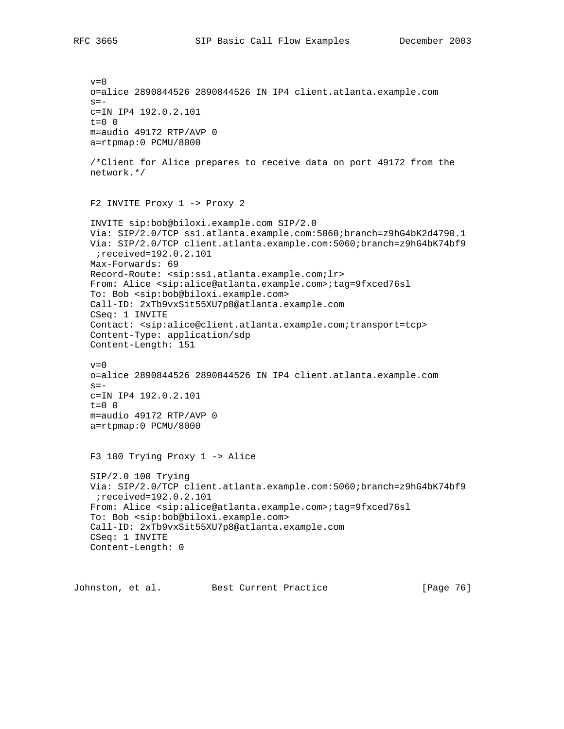```
v=0
o=alice 2890844526 2890844526 IN IP4 client.atlanta.example.com
s=-
c=IN IP4 192.0.2.101
t=0 0
m=audio 49172 RTP/AVP 0
a=rtpmap:0 PCMU/8000
```

/*Client for Alice prepares to receive data on port 49172 from the network.*/

F2 INVITE Proxy 1 -> Proxy 2

```
INVITE sip:bob@biloxi.example.com SIP/2.0
Via: SIP/2.0/TCP ss1.atlanta.example.com:5060;branch=z9hG4bK2d4790.1
Via: SIP/2.0/TCP client.atlanta.example.com:5060;branch=z9hG4bK74bf9
 ;received=192.0.2.101
Max-Forwards: 69
Record-Route: <sip:ss1.atlanta.example.com;lr>
From: Alice <sip:alice@atlanta.example.com>;tag=9fxced76sl
To: Bob <sip:bob@biloxi.example.com>
Call-ID: 2xTb9vxSit55XU7p8@atlanta.example.com
CSeq: 1 INVITE
Contact: <sip:alice@client.atlanta.example.com;transport=tcp>
Content-Type: application/sdp
Content-Length: 151

v=0
o=alice 2890844526 2890844526 IN IP4 client.atlanta.example.com
s=-
c=IN IP4 192.0.2.101
t=0 0
m=audio 49172 RTP/AVP 0
a=rtpmap:0 PCMU/8000
```

F3 100 Trying Proxy 1 -> Alice

```
SIP/2.0 100 Trying
Via: SIP/2.0/TCP client.atlanta.example.com:5060;branch=z9hG4bK74bf9
 ;received=192.0.2.101
From: Alice <sip:alice@atlanta.example.com>;tag=9fxced76sl
To: Bob <sip:bob@biloxi.example.com>
Call-ID: 2xTb9vxSit55XU7p8@atlanta.example.com
CSeq: 1 INVITE
Content-Length: 0
```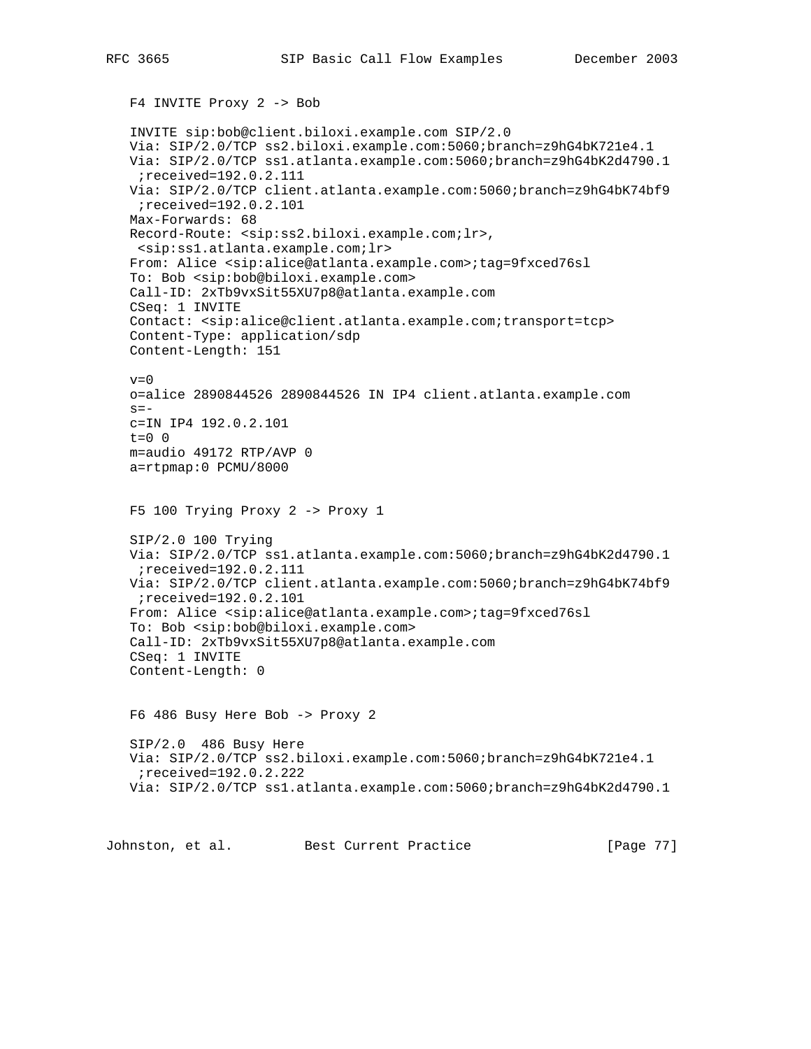F4 INVITE Proxy 2 -> Bob

```
INVITE sip:bob@client.biloxi.example.com SIP/2.0
Via: SIP/2.0/TCP ss2.biloxi.example.com:5060;branch=z9hG4bK721e4.1
Via: SIP/2.0/TCP ss1.atlanta.example.com:5060;branch=z9hG4bK2d4790.1
 ;received=192.0.2.111
Via: SIP/2.0/TCP client.atlanta.example.com:5060;branch=z9hG4bK74bf9
 ;received=192.0.2.101
Max-Forwards: 68
Record-Route: <sip:ss2.biloxi.example.com;lr>,
 <sip:ss1.atlanta.example.com;lr>
From: Alice <sip:alice@atlanta.example.com>;tag=9fxced76sl
To: Bob <sip:bob@biloxi.example.com>
Call-ID: 2xTb9vxSit55XU7p8@atlanta.example.com
CSeq: 1 INVITE
Contact: <sip:alice@client.atlanta.example.com;transport=tcp>
Content-Type: application/sdp
Content-Length: 151

v=0
o=alice 2890844526 2890844526 IN IP4 client.atlanta.example.com
s=-
c=IN IP4 192.0.2.101
t=0 0
m=audio 49172 RTP/AVP 0
a=rtpmap:0 PCMU/8000
```

F5 100 Trying Proxy 2 -> Proxy 1

```
SIP/2.0 100 Trying
Via: SIP/2.0/TCP ss1.atlanta.example.com:5060;branch=z9hG4bK2d4790.1
 ;received=192.0.2.111
Via: SIP/2.0/TCP client.atlanta.example.com:5060;branch=z9hG4bK74bf9
 ;received=192.0.2.101
From: Alice <sip:alice@atlanta.example.com>;tag=9fxced76sl
To: Bob <sip:bob@biloxi.example.com>
Call-ID: 2xTb9vxSit55XU7p8@atlanta.example.com
CSeq: 1 INVITE
Content-Length: 0
```

F6 486 Busy Here Bob -> Proxy 2

```
SIP/2.0  486 Busy Here
Via: SIP/2.0/TCP ss2.biloxi.example.com:5060;branch=z9hG4bK721e4.1
 ;received=192.0.2.222
Via: SIP/2.0/TCP ss1.atlanta.example.com:5060;branch=z9hG4bK2d4790.1
```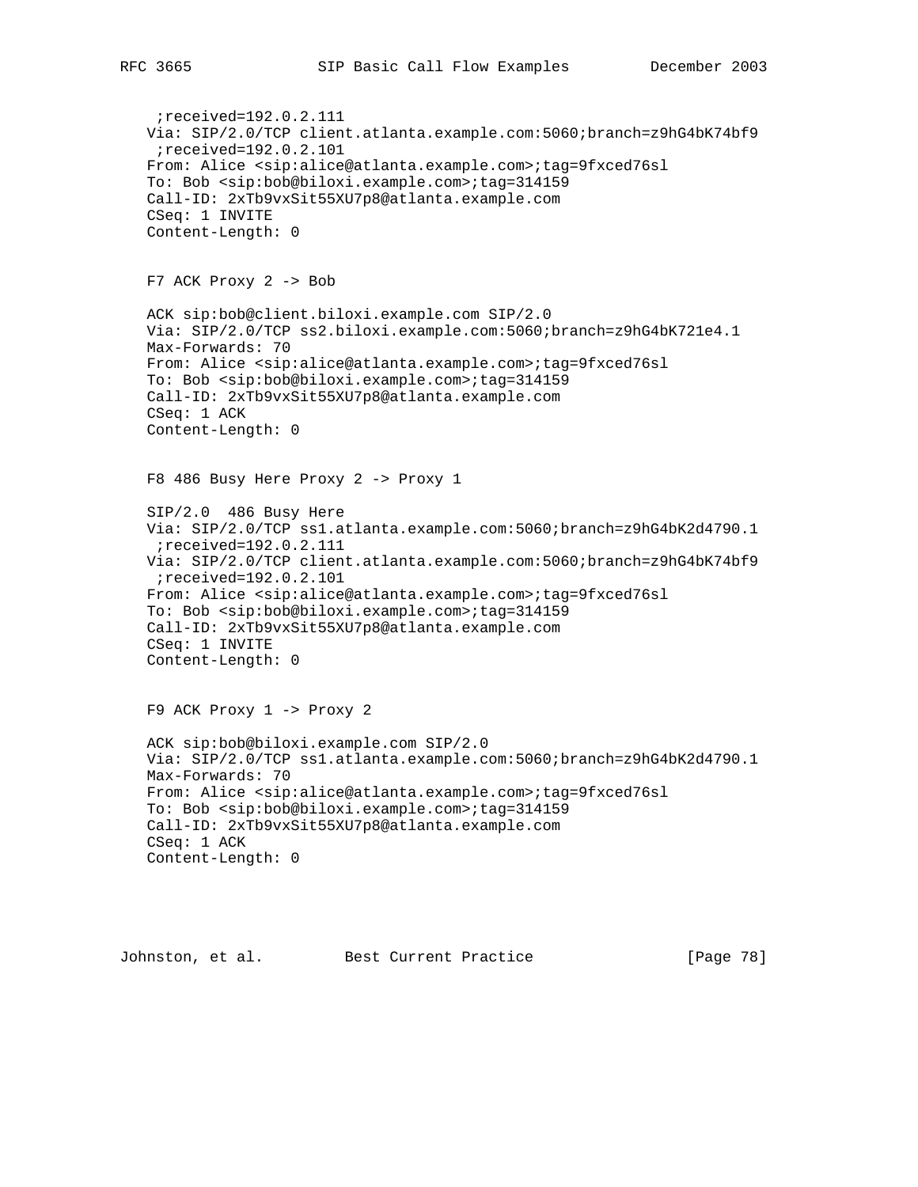```
    ;received=192.0.2.111
   Via: SIP/2.0/TCP client.atlanta.example.com:5060;branch=z9hG4bK74bf9
    ;received=192.0.2.101
   From: Alice <sip:alice@atlanta.example.com>;tag=9fxced76sl
   To: Bob <sip:bob@biloxi.example.com>;tag=314159
   Call-ID: 2xTb9vxSit55XU7p8@atlanta.example.com
   CSeq: 1 INVITE
   Content-Length: 0
```

F7 ACK Proxy 2 -> Bob

```
   ACK sip:bob@client.biloxi.example.com SIP/2.0
   Via: SIP/2.0/TCP ss2.biloxi.example.com:5060;branch=z9hG4bK721e4.1
   Max-Forwards: 70
   From: Alice <sip:alice@atlanta.example.com>;tag=9fxced76sl
   To: Bob <sip:bob@biloxi.example.com>;tag=314159
   Call-ID: 2xTb9vxSit55XU7p8@atlanta.example.com
   CSeq: 1 ACK
   Content-Length: 0
```

F8 486 Busy Here Proxy 2 -> Proxy 1

```
   SIP/2.0  486 Busy Here
   Via: SIP/2.0/TCP ss1.atlanta.example.com:5060;branch=z9hG4bK2d4790.1
    ;received=192.0.2.111
   Via: SIP/2.0/TCP client.atlanta.example.com:5060;branch=z9hG4bK74bf9
    ;received=192.0.2.101
   From: Alice <sip:alice@atlanta.example.com>;tag=9fxced76sl
   To: Bob <sip:bob@biloxi.example.com>;tag=314159
   Call-ID: 2xTb9vxSit55XU7p8@atlanta.example.com
   CSeq: 1 INVITE
   Content-Length: 0
```

F9 ACK Proxy 1 -> Proxy 2

```
   ACK sip:bob@biloxi.example.com SIP/2.0
   Via: SIP/2.0/TCP ss1.atlanta.example.com:5060;branch=z9hG4bK2d4790.1
   Max-Forwards: 70
   From: Alice <sip:alice@atlanta.example.com>;tag=9fxced76sl
   To: Bob <sip:bob@biloxi.example.com>;tag=314159
   Call-ID: 2xTb9vxSit55XU7p8@atlanta.example.com
   CSeq: 1 ACK
   Content-Length: 0
```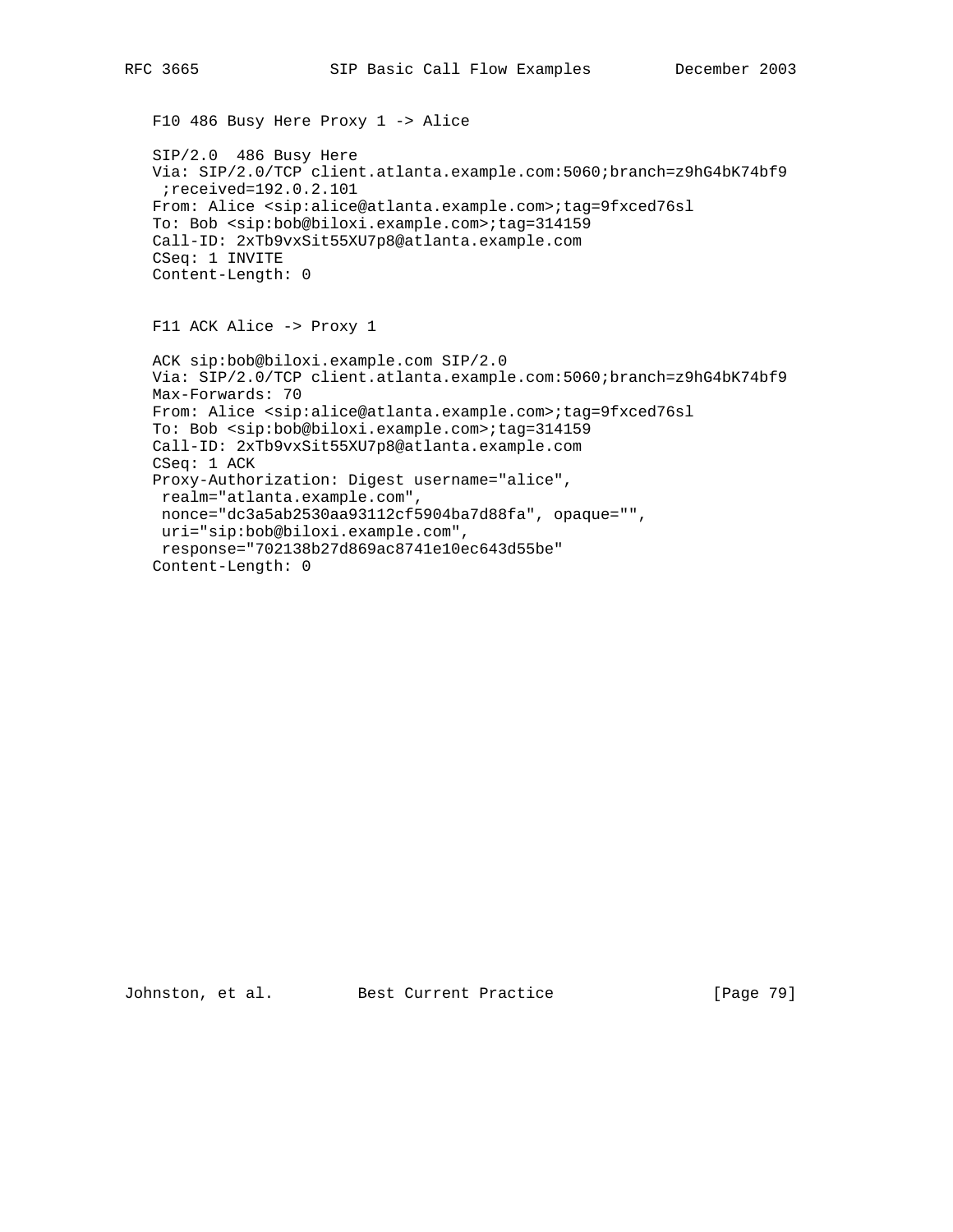F10 486 Busy Here Proxy 1 -> Alice

```
SIP/2.0  486 Busy Here
Via: SIP/2.0/TCP client.atlanta.example.com:5060;branch=z9hG4bK74bf9
 ;received=192.0.2.101
From: Alice <sip:alice@atlanta.example.com>;tag=9fxced76sl
To: Bob <sip:bob@biloxi.example.com>;tag=314159
Call-ID: 2xTb9vxSit55XU7p8@atlanta.example.com
CSeq: 1 INVITE
Content-Length: 0
```

F11 ACK Alice -> Proxy 1

```
ACK sip:bob@biloxi.example.com SIP/2.0
Via: SIP/2.0/TCP client.atlanta.example.com:5060;branch=z9hG4bK74bf9
Max-Forwards: 70
From: Alice <sip:alice@atlanta.example.com>;tag=9fxced76sl
To: Bob <sip:bob@biloxi.example.com>;tag=314159
Call-ID: 2xTb9vxSit55XU7p8@atlanta.example.com
CSeq: 1 ACK
Proxy-Authorization: Digest username="alice",
 realm="atlanta.example.com",
 nonce="dc3a5ab2530aa93112cf5904ba7d88fa", opaque="",
 uri="sip:bob@biloxi.example.com",
 response="702138b27d869ac8741e10ec643d55be"
Content-Length: 0
```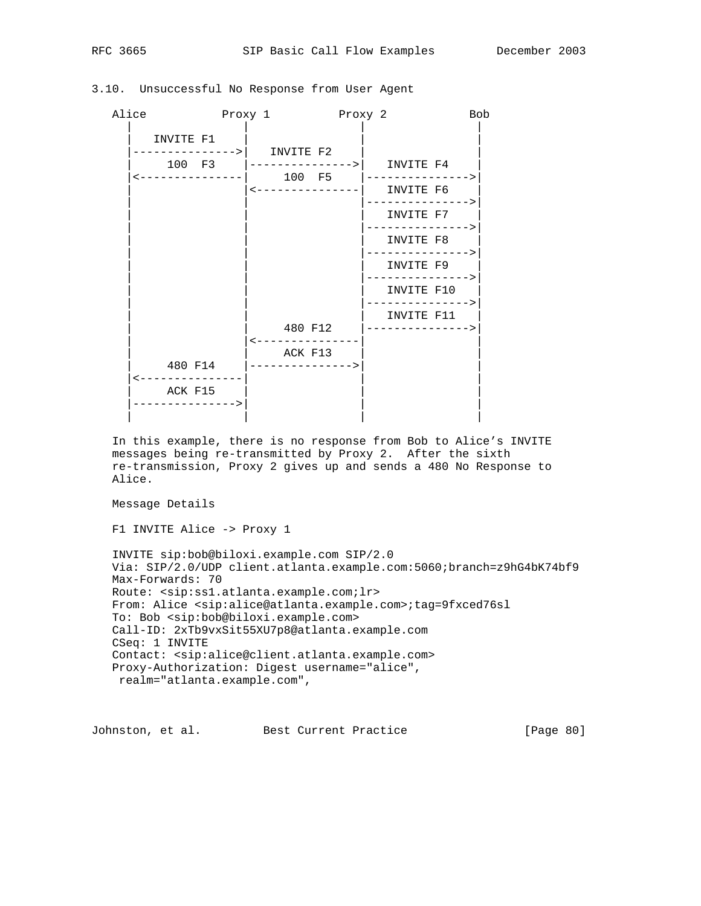### 3.10. Unsuccessful No Response from User Agent

```
   Alice           Proxy 1          Proxy 2            Bob
     |                |                |                |
     |   INVITE F1    |                |                |
     |--------------->|   INVITE F2    |                |
     |     100  F3    |--------------->|   INVITE F4    |
     |<---------------|     100  F5    |--------------->|
     |                |<---------------|   INVITE F6    |
     |                |                |--------------->|
     |                |                |   INVITE F7    |
     |                |                |--------------->|
     |                |                |   INVITE F8    |
     |                |                |--------------->|
     |                |                |   INVITE F9    |
     |                |                |--------------->|
     |                |                |   INVITE F10   |
     |                |                |--------------->|
     |                |                |   INVITE F11   |
     |                |     480 F12    |--------------->|
     |                |<---------------|                |
     |                |     ACK F13    |                |
     |     480 F14    |--------------->|                |
     |<---------------|                |                |
     |     ACK F15    |                |                |
     |--------------->|                |                |
     |                |                |                |
```

In this example, there is no response from Bob to Alice's INVITE messages being re-transmitted by Proxy 2. After the sixth re-transmission, Proxy 2 gives up and sends a 480 No Response to Alice.

Message Details

F1 INVITE Alice -> Proxy 1

```
INVITE sip:bob@biloxi.example.com SIP/2.0
Via: SIP/2.0/UDP client.atlanta.example.com:5060;branch=z9hG4bK74bf9
Max-Forwards: 70
Route: <sip:ss1.atlanta.example.com;lr>
From: Alice <sip:alice@atlanta.example.com>;tag=9fxced76sl
To: Bob <sip:bob@biloxi.example.com>
Call-ID: 2xTb9vxSit55XU7p8@atlanta.example.com
CSeq: 1 INVITE
Contact: <sip:alice@client.atlanta.example.com>
Proxy-Authorization: Digest username="alice",
 realm="atlanta.example.com",
```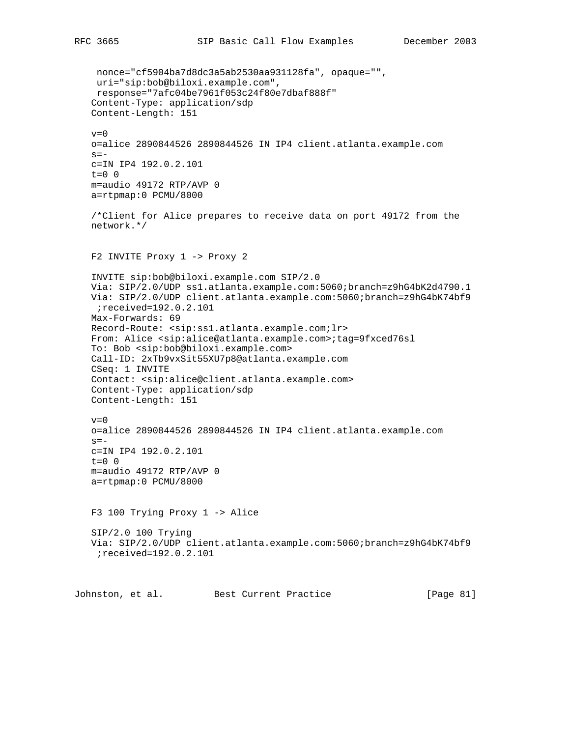```
 nonce="cf5904ba7d8dc3a5ab2530aa931128fa", opaque="",
 uri="sip:bob@biloxi.example.com",
 response="7afc04be7961f053c24f80e7dbaf888f"
Content-Type: application/sdp
Content-Length: 151

v=0
o=alice 2890844526 2890844526 IN IP4 client.atlanta.example.com
s=-
c=IN IP4 192.0.2.101
t=0 0
m=audio 49172 RTP/AVP 0
a=rtpmap:0 PCMU/8000

/*Client for Alice prepares to receive data on port 49172 from the
network.*/


F2 INVITE Proxy 1 -> Proxy 2

INVITE sip:bob@biloxi.example.com SIP/2.0
Via: SIP/2.0/UDP ss1.atlanta.example.com:5060;branch=z9hG4bK2d4790.1
Via: SIP/2.0/UDP client.atlanta.example.com:5060;branch=z9hG4bK74bf9
 ;received=192.0.2.101
Max-Forwards: 69
Record-Route: <sip:ss1.atlanta.example.com;lr>
From: Alice <sip:alice@atlanta.example.com>;tag=9fxced76sl
To: Bob <sip:bob@biloxi.example.com>
Call-ID: 2xTb9vxSit55XU7p8@atlanta.example.com
CSeq: 1 INVITE
Contact: <sip:alice@client.atlanta.example.com>
Content-Type: application/sdp
Content-Length: 151

v=0
o=alice 2890844526 2890844526 IN IP4 client.atlanta.example.com
s=-
c=IN IP4 192.0.2.101
t=0 0
m=audio 49172 RTP/AVP 0
a=rtpmap:0 PCMU/8000


F3 100 Trying Proxy 1 -> Alice

SIP/2.0 100 Trying
Via: SIP/2.0/UDP client.atlanta.example.com:5060;branch=z9hG4bK74bf9
 ;received=192.0.2.101
```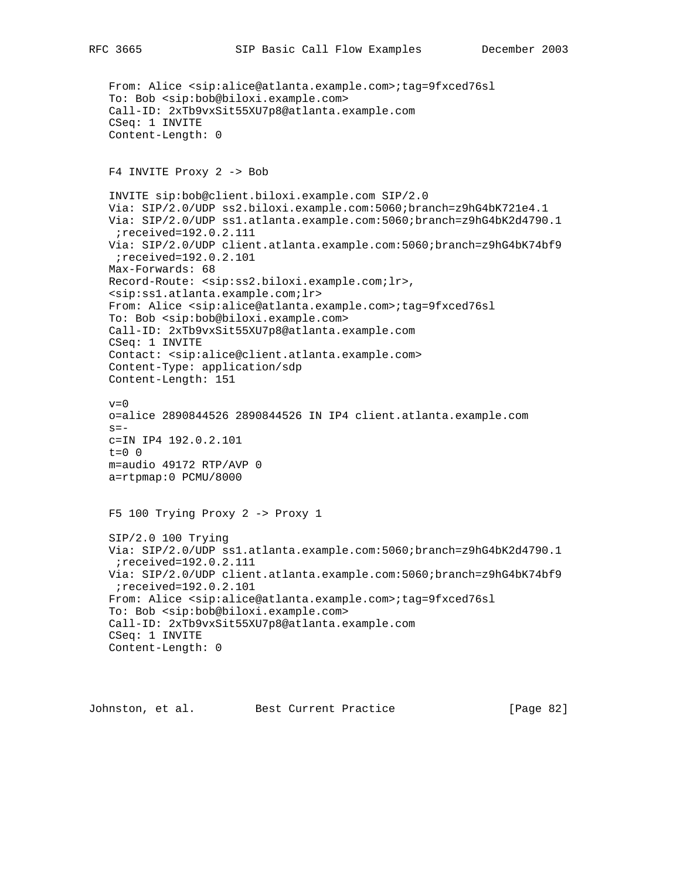```
From: Alice <sip:alice@atlanta.example.com>;tag=9fxced76sl
To: Bob <sip:bob@biloxi.example.com>
Call-ID: 2xTb9vxSit55XU7p8@atlanta.example.com
CSeq: 1 INVITE
Content-Length: 0
```

F4 INVITE Proxy 2 -> Bob

```
INVITE sip:bob@client.biloxi.example.com SIP/2.0
Via: SIP/2.0/UDP ss2.biloxi.example.com:5060;branch=z9hG4bK721e4.1
Via: SIP/2.0/UDP ss1.atlanta.example.com:5060;branch=z9hG4bK2d4790.1
 ;received=192.0.2.111
Via: SIP/2.0/UDP client.atlanta.example.com:5060;branch=z9hG4bK74bf9
 ;received=192.0.2.101
Max-Forwards: 68
Record-Route: <sip:ss2.biloxi.example.com;lr>,
<sip:ss1.atlanta.example.com;lr>
From: Alice <sip:alice@atlanta.example.com>;tag=9fxced76sl
To: Bob <sip:bob@biloxi.example.com>
Call-ID: 2xTb9vxSit55XU7p8@atlanta.example.com
CSeq: 1 INVITE
Contact: <sip:alice@client.atlanta.example.com>
Content-Type: application/sdp
Content-Length: 151

v=0
o=alice 2890844526 2890844526 IN IP4 client.atlanta.example.com
s=-
c=IN IP4 192.0.2.101
t=0 0
m=audio 49172 RTP/AVP 0
a=rtpmap:0 PCMU/8000
```

F5 100 Trying Proxy 2 -> Proxy 1

```
SIP/2.0 100 Trying
Via: SIP/2.0/UDP ss1.atlanta.example.com:5060;branch=z9hG4bK2d4790.1
 ;received=192.0.2.111
Via: SIP/2.0/UDP client.atlanta.example.com:5060;branch=z9hG4bK74bf9
 ;received=192.0.2.101
From: Alice <sip:alice@atlanta.example.com>;tag=9fxced76sl
To: Bob <sip:bob@biloxi.example.com>
Call-ID: 2xTb9vxSit55XU7p8@atlanta.example.com
CSeq: 1 INVITE
Content-Length: 0
```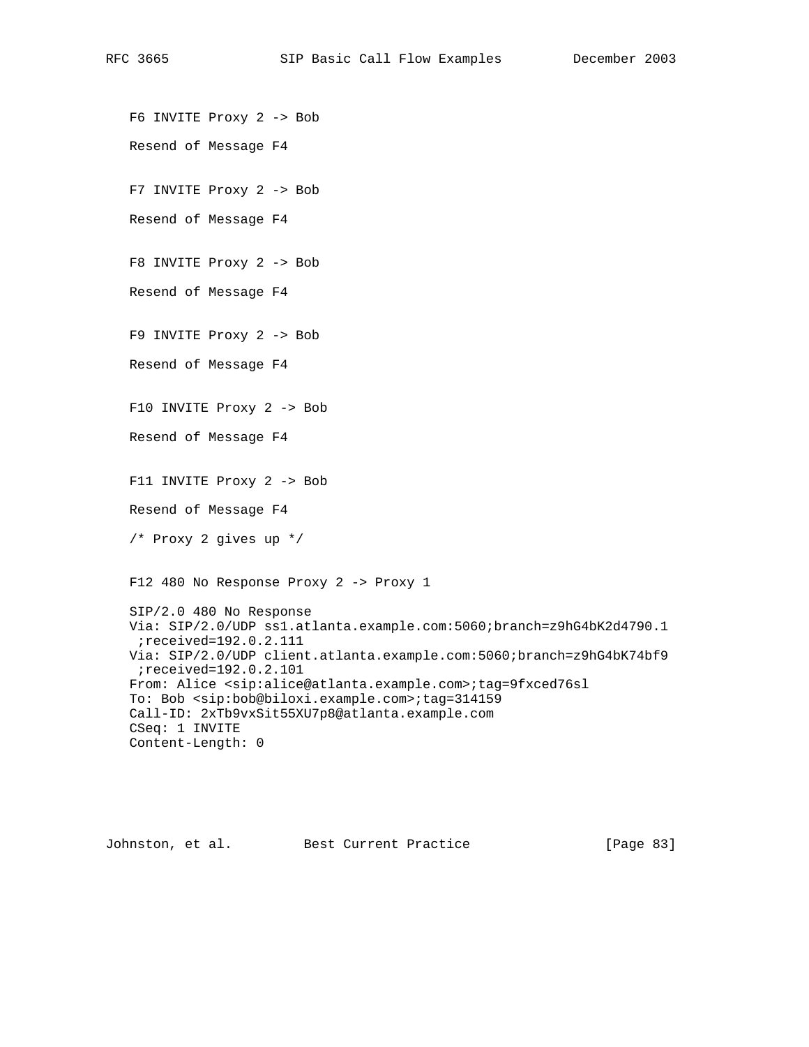F6 INVITE Proxy 2 -> Bob

Resend of Message F4

F7 INVITE Proxy 2 -> Bob

Resend of Message F4

F8 INVITE Proxy 2 -> Bob

Resend of Message F4

F9 INVITE Proxy 2 -> Bob

Resend of Message F4

F10 INVITE Proxy 2 -> Bob

Resend of Message F4

F11 INVITE Proxy 2 -> Bob

Resend of Message F4

/* Proxy 2 gives up */

F12 480 No Response Proxy 2 -> Proxy 1

```
SIP/2.0 480 No Response
Via: SIP/2.0/UDP ss1.atlanta.example.com:5060;branch=z9hG4bK2d4790.1
 ;received=192.0.2.111
Via: SIP/2.0/UDP client.atlanta.example.com:5060;branch=z9hG4bK74bf9
 ;received=192.0.2.101
From: Alice <sip:alice@atlanta.example.com>;tag=9fxced76sl
To: Bob <sip:bob@biloxi.example.com>;tag=314159
Call-ID: 2xTb9vxSit55XU7p8@atlanta.example.com
CSeq: 1 INVITE
Content-Length: 0
```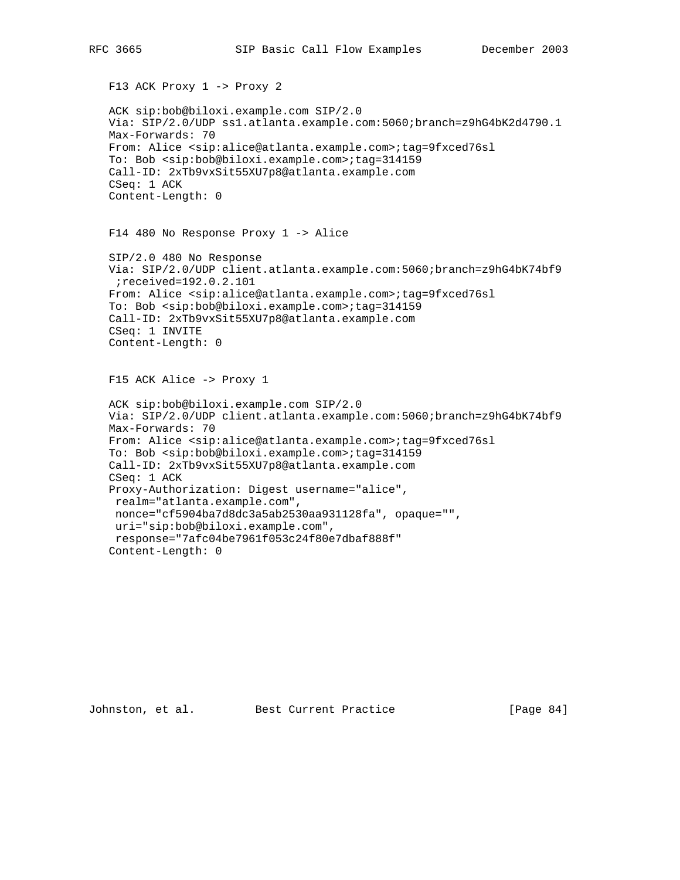F13 ACK Proxy 1 -> Proxy 2

```
ACK sip:bob@biloxi.example.com SIP/2.0
Via: SIP/2.0/UDP ss1.atlanta.example.com:5060;branch=z9hG4bK2d4790.1
Max-Forwards: 70
From: Alice <sip:alice@atlanta.example.com>;tag=9fxced76sl
To: Bob <sip:bob@biloxi.example.com>;tag=314159
Call-ID: 2xTb9vxSit55XU7p8@atlanta.example.com
CSeq: 1 ACK
Content-Length: 0
```

F14 480 No Response Proxy 1 -> Alice

```
SIP/2.0 480 No Response
Via: SIP/2.0/UDP client.atlanta.example.com:5060;branch=z9hG4bK74bf9
 ;received=192.0.2.101
From: Alice <sip:alice@atlanta.example.com>;tag=9fxced76sl
To: Bob <sip:bob@biloxi.example.com>;tag=314159
Call-ID: 2xTb9vxSit55XU7p8@atlanta.example.com
CSeq: 1 INVITE
Content-Length: 0
```

F15 ACK Alice -> Proxy 1

```
ACK sip:bob@biloxi.example.com SIP/2.0
Via: SIP/2.0/UDP client.atlanta.example.com:5060;branch=z9hG4bK74bf9
Max-Forwards: 70
From: Alice <sip:alice@atlanta.example.com>;tag=9fxced76sl
To: Bob <sip:bob@biloxi.example.com>;tag=314159
Call-ID: 2xTb9vxSit55XU7p8@atlanta.example.com
CSeq: 1 ACK
Proxy-Authorization: Digest username="alice",
 realm="atlanta.example.com",
 nonce="cf5904ba7d8dc3a5ab2530aa931128fa", opaque="",
 uri="sip:bob@biloxi.example.com",
 response="7afc04be7961f053c24f80e7dbaf888f"
Content-Length: 0
```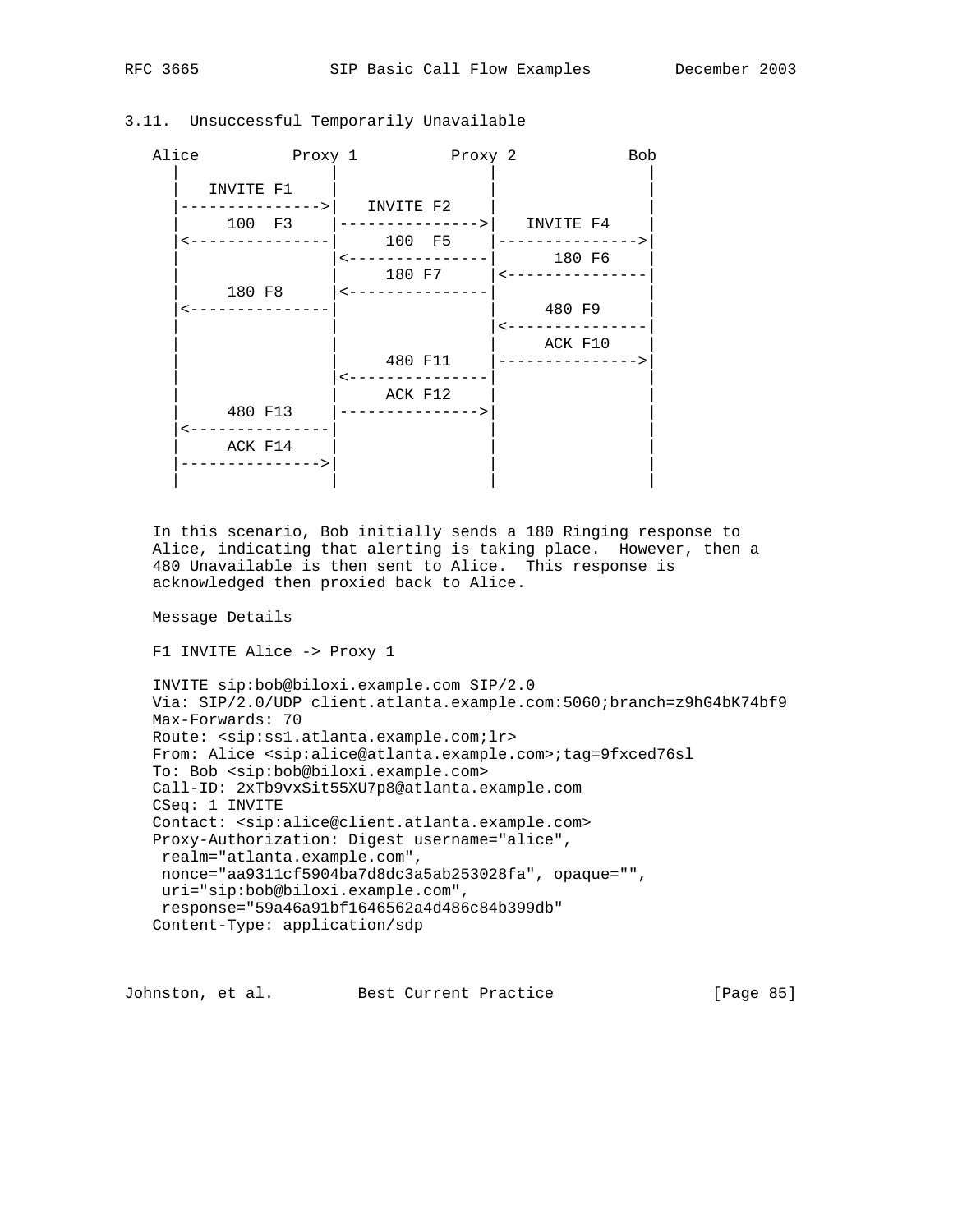## 3.11. Unsuccessful Temporarily Unavailable

```
Alice          Proxy 1          Proxy 2            Bob
  |               |                |                |
  |   INVITE F1   |                |                |
  |--------------->|   INVITE F2   |                |
  |     100  F3   |--------------->|   INVITE F4    |
  |<---------------|     100  F5    |--------------->|
  |               |<---------------|      180 F6    |
  |               |     180 F7     |<---------------|
  |     180 F8    |<---------------|                |
  |<---------------|                |     480 F9     |
  |               |                |<---------------|
  |               |                |     ACK F10    |
  |               |     480 F11    |--------------->|
  |               |<---------------|                |
  |               |     ACK F12    |                |
  |     480 F13   |--------------->|                |
  |<---------------|                |                |
  |     ACK F14   |                |                |
  |--------------->|                |                |
  |               |                |                |
```

In this scenario, Bob initially sends a 180 Ringing response to Alice, indicating that alerting is taking place. However, then a 480 Unavailable is then sent to Alice. This response is acknowledged then proxied back to Alice.

Message Details

F1 INVITE Alice -> Proxy 1

```
INVITE sip:bob@biloxi.example.com SIP/2.0
Via: SIP/2.0/UDP client.atlanta.example.com:5060;branch=z9hG4bK74bf9
Max-Forwards: 70
Route: <sip:ss1.atlanta.example.com;lr>
From: Alice <sip:alice@atlanta.example.com>;tag=9fxced76sl
To: Bob <sip:bob@biloxi.example.com>
Call-ID: 2xTb9vxSit55XU7p8@atlanta.example.com
CSeq: 1 INVITE
Contact: <sip:alice@client.atlanta.example.com>
Proxy-Authorization: Digest username="alice",
 realm="atlanta.example.com",
 nonce="aa9311cf5904ba7d8dc3a5ab253028fa", opaque="",
 uri="sip:bob@biloxi.example.com",
 response="59a46a91bf1646562a4d486c84b399db"
Content-Type: application/sdp
```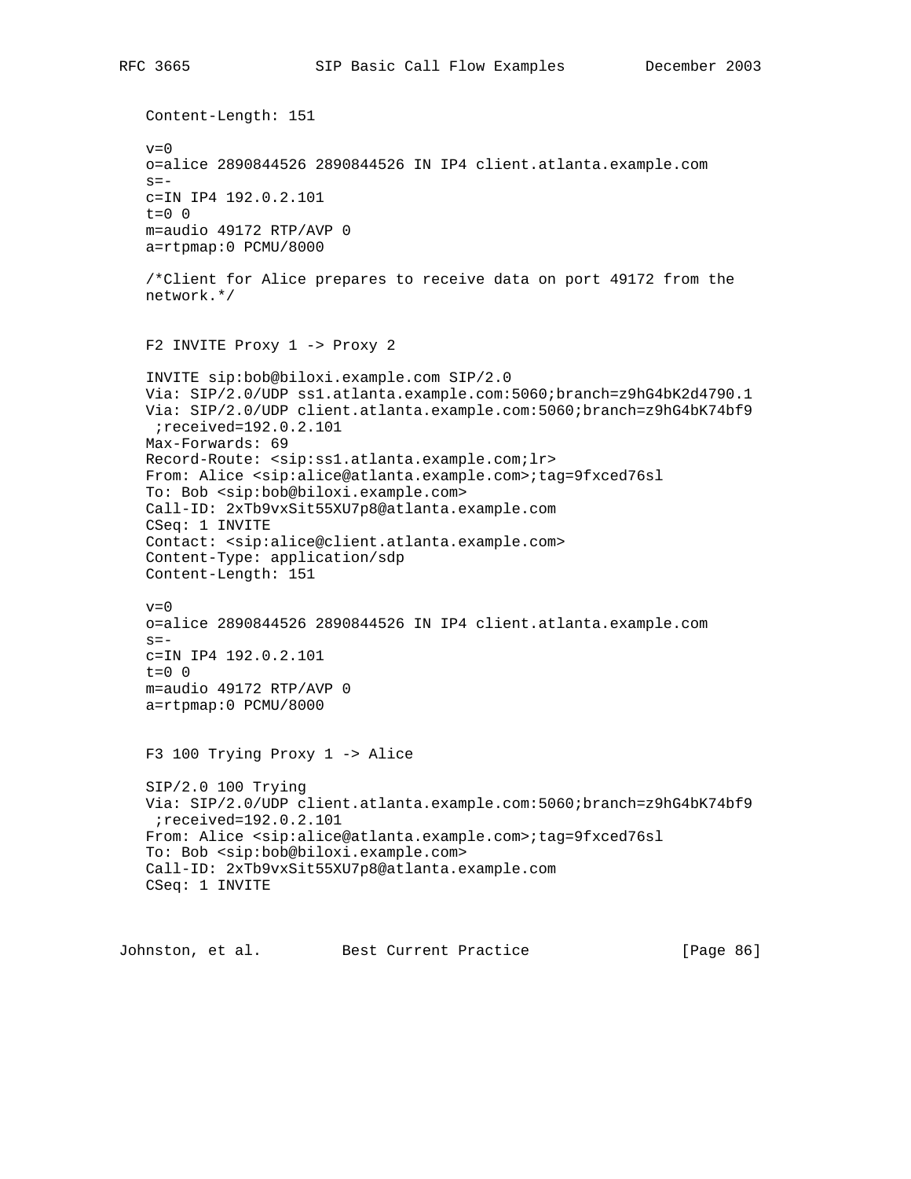```
Content-Length: 151

v=0
o=alice 2890844526 2890844526 IN IP4 client.atlanta.example.com
s=-
c=IN IP4 192.0.2.101
t=0 0
m=audio 49172 RTP/AVP 0
a=rtpmap:0 PCMU/8000

/*Client for Alice prepares to receive data on port 49172 from the
network.*/
```

F2 INVITE Proxy 1 -> Proxy 2

```
INVITE sip:bob@biloxi.example.com SIP/2.0
Via: SIP/2.0/UDP ss1.atlanta.example.com:5060;branch=z9hG4bK2d4790.1
Via: SIP/2.0/UDP client.atlanta.example.com:5060;branch=z9hG4bK74bf9
 ;received=192.0.2.101
Max-Forwards: 69
Record-Route: <sip:ss1.atlanta.example.com;lr>
From: Alice <sip:alice@atlanta.example.com>;tag=9fxced76sl
To: Bob <sip:bob@biloxi.example.com>
Call-ID: 2xTb9vxSit55XU7p8@atlanta.example.com
CSeq: 1 INVITE
Contact: <sip:alice@client.atlanta.example.com>
Content-Type: application/sdp
Content-Length: 151

v=0
o=alice 2890844526 2890844526 IN IP4 client.atlanta.example.com
s=-
c=IN IP4 192.0.2.101
t=0 0
m=audio 49172 RTP/AVP 0
a=rtpmap:0 PCMU/8000
```

F3 100 Trying Proxy 1 -> Alice

```
SIP/2.0 100 Trying
Via: SIP/2.0/UDP client.atlanta.example.com:5060;branch=z9hG4bK74bf9
 ;received=192.0.2.101
From: Alice <sip:alice@atlanta.example.com>;tag=9fxced76sl
To: Bob <sip:bob@biloxi.example.com>
Call-ID: 2xTb9vxSit55XU7p8@atlanta.example.com
CSeq: 1 INVITE
```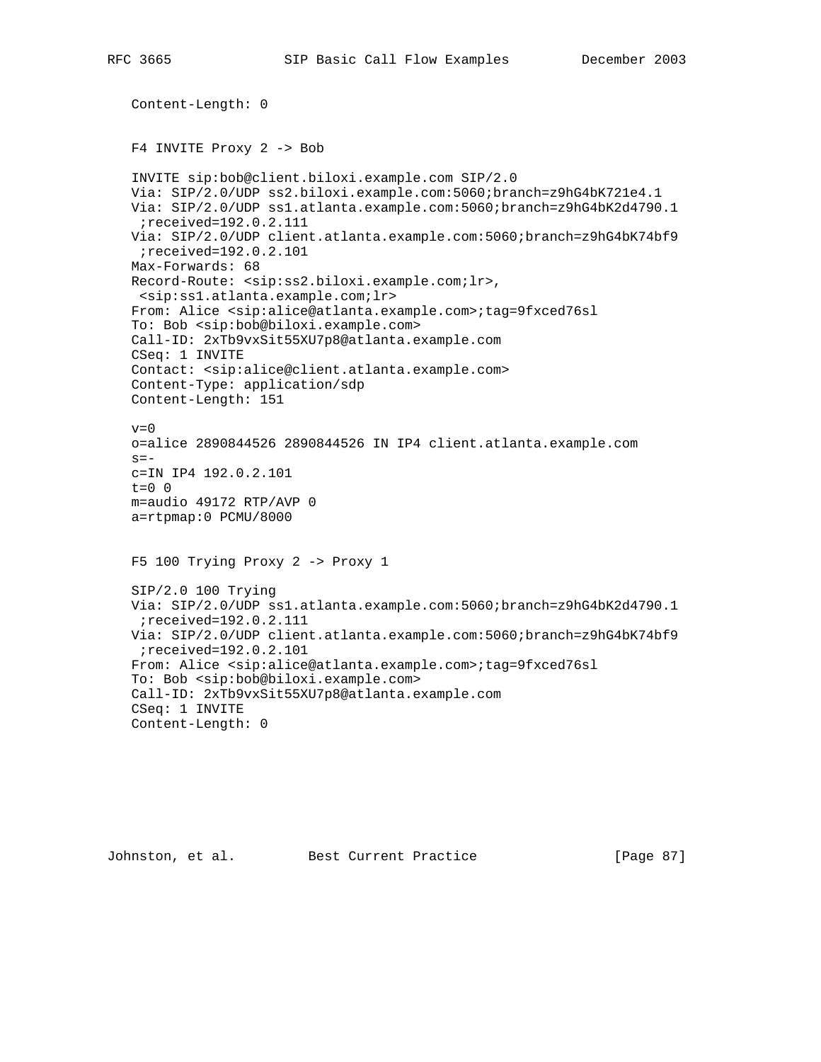```
Content-Length: 0
```

F4 INVITE Proxy 2 -> Bob

```
INVITE sip:bob@client.biloxi.example.com SIP/2.0
Via: SIP/2.0/UDP ss2.biloxi.example.com:5060;branch=z9hG4bK721e4.1
Via: SIP/2.0/UDP ss1.atlanta.example.com:5060;branch=z9hG4bK2d4790.1
 ;received=192.0.2.111
Via: SIP/2.0/UDP client.atlanta.example.com:5060;branch=z9hG4bK74bf9
 ;received=192.0.2.101
Max-Forwards: 68
Record-Route: <sip:ss2.biloxi.example.com;lr>,
 <sip:ss1.atlanta.example.com;lr>
From: Alice <sip:alice@atlanta.example.com>;tag=9fxced76sl
To: Bob <sip:bob@biloxi.example.com>
Call-ID: 2xTb9vxSit55XU7p8@atlanta.example.com
CSeq: 1 INVITE
Contact: <sip:alice@client.atlanta.example.com>
Content-Type: application/sdp
Content-Length: 151

v=0
o=alice 2890844526 2890844526 IN IP4 client.atlanta.example.com
s=-
c=IN IP4 192.0.2.101
t=0 0
m=audio 49172 RTP/AVP 0
a=rtpmap:0 PCMU/8000
```

F5 100 Trying Proxy 2 -> Proxy 1

```
SIP/2.0 100 Trying
Via: SIP/2.0/UDP ss1.atlanta.example.com:5060;branch=z9hG4bK2d4790.1
 ;received=192.0.2.111
Via: SIP/2.0/UDP client.atlanta.example.com:5060;branch=z9hG4bK74bf9
 ;received=192.0.2.101
From: Alice <sip:alice@atlanta.example.com>;tag=9fxced76sl
To: Bob <sip:bob@biloxi.example.com>
Call-ID: 2xTb9vxSit55XU7p8@atlanta.example.com
CSeq: 1 INVITE
Content-Length: 0
```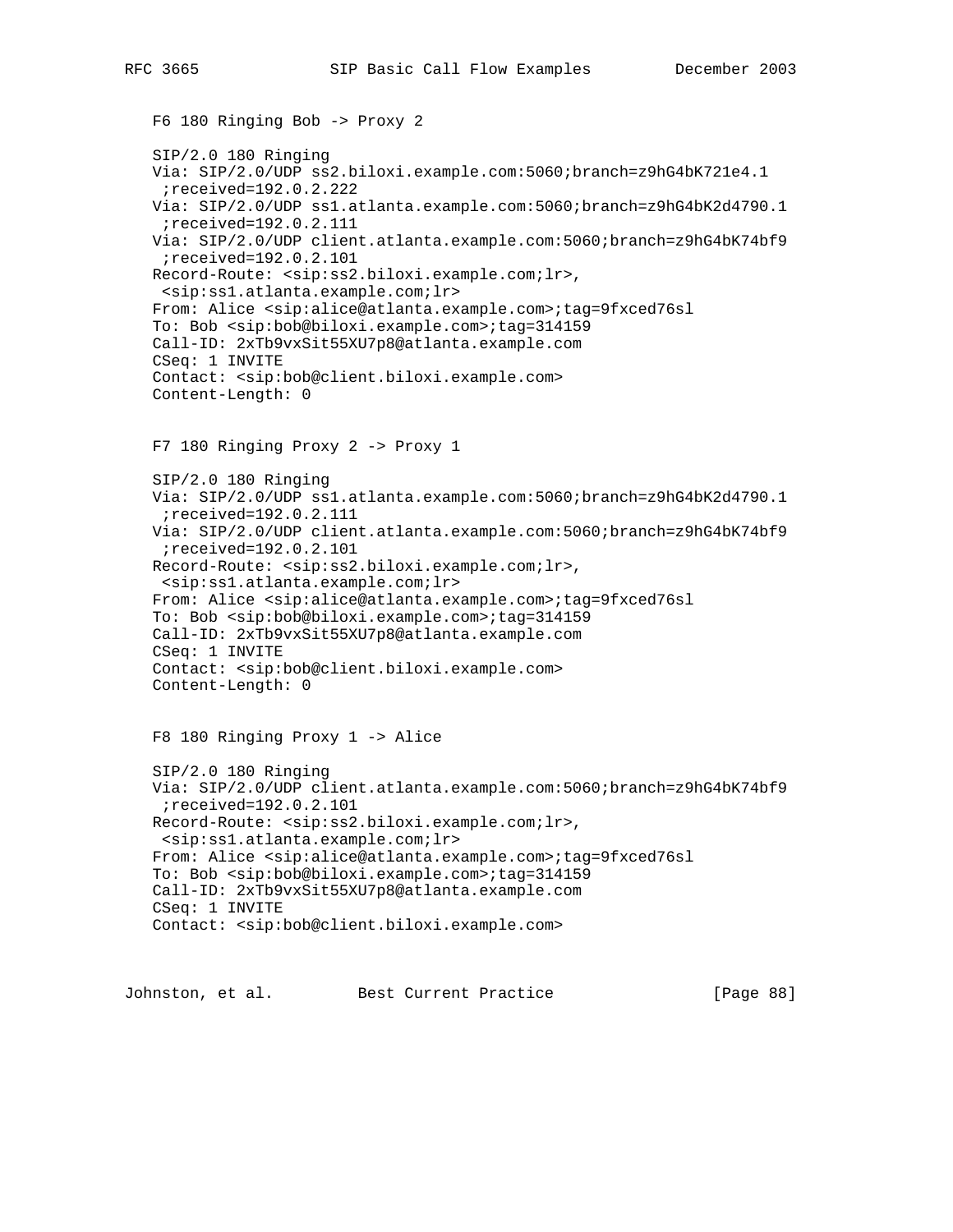F6 180 Ringing Bob -> Proxy 2

```
SIP/2.0 180 Ringing
Via: SIP/2.0/UDP ss2.biloxi.example.com:5060;branch=z9hG4bK721e4.1
 ;received=192.0.2.222
Via: SIP/2.0/UDP ss1.atlanta.example.com:5060;branch=z9hG4bK2d4790.1
 ;received=192.0.2.111
Via: SIP/2.0/UDP client.atlanta.example.com:5060;branch=z9hG4bK74bf9
 ;received=192.0.2.101
Record-Route: <sip:ss2.biloxi.example.com;lr>,
 <sip:ss1.atlanta.example.com;lr>
From: Alice <sip:alice@atlanta.example.com>;tag=9fxced76sl
To: Bob <sip:bob@biloxi.example.com>;tag=314159
Call-ID: 2xTb9vxSit55XU7p8@atlanta.example.com
CSeq: 1 INVITE
Contact: <sip:bob@client.biloxi.example.com>
Content-Length: 0
```

F7 180 Ringing Proxy 2 -> Proxy 1

```
SIP/2.0 180 Ringing
Via: SIP/2.0/UDP ss1.atlanta.example.com:5060;branch=z9hG4bK2d4790.1
 ;received=192.0.2.111
Via: SIP/2.0/UDP client.atlanta.example.com:5060;branch=z9hG4bK74bf9
 ;received=192.0.2.101
Record-Route: <sip:ss2.biloxi.example.com;lr>,
 <sip:ss1.atlanta.example.com;lr>
From: Alice <sip:alice@atlanta.example.com>;tag=9fxced76sl
To: Bob <sip:bob@biloxi.example.com>;tag=314159
Call-ID: 2xTb9vxSit55XU7p8@atlanta.example.com
CSeq: 1 INVITE
Contact: <sip:bob@client.biloxi.example.com>
Content-Length: 0
```

F8 180 Ringing Proxy 1 -> Alice

```
SIP/2.0 180 Ringing
Via: SIP/2.0/UDP client.atlanta.example.com:5060;branch=z9hG4bK74bf9
 ;received=192.0.2.101
Record-Route: <sip:ss2.biloxi.example.com;lr>,
 <sip:ss1.atlanta.example.com;lr>
From: Alice <sip:alice@atlanta.example.com>;tag=9fxced76sl
To: Bob <sip:bob@biloxi.example.com>;tag=314159
Call-ID: 2xTb9vxSit55XU7p8@atlanta.example.com
CSeq: 1 INVITE
Contact: <sip:bob@client.biloxi.example.com>
```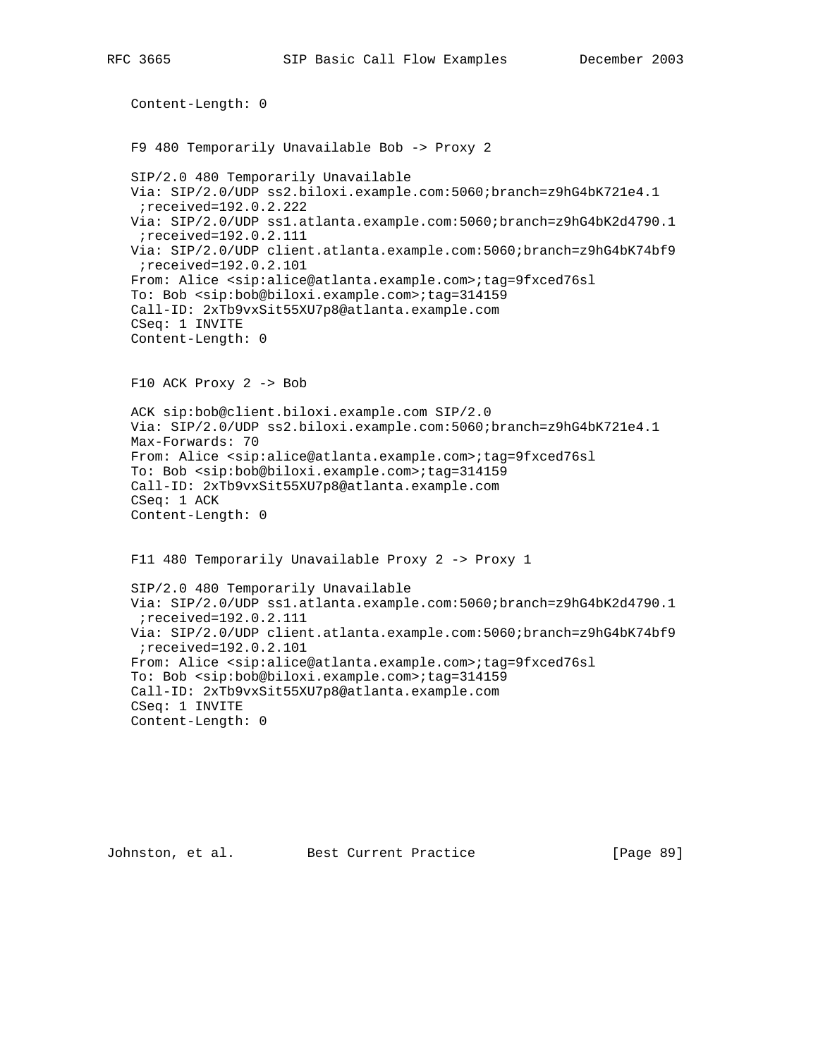```
   Content-Length: 0


   F9 480 Temporarily Unavailable Bob -> Proxy 2

   SIP/2.0 480 Temporarily Unavailable
   Via: SIP/2.0/UDP ss2.biloxi.example.com:5060;branch=z9hG4bK721e4.1
    ;received=192.0.2.222
   Via: SIP/2.0/UDP ss1.atlanta.example.com:5060;branch=z9hG4bK2d4790.1
    ;received=192.0.2.111
   Via: SIP/2.0/UDP client.atlanta.example.com:5060;branch=z9hG4bK74bf9
    ;received=192.0.2.101
   From: Alice <sip:alice@atlanta.example.com>;tag=9fxced76sl
   To: Bob <sip:bob@biloxi.example.com>;tag=314159
   Call-ID: 2xTb9vxSit55XU7p8@atlanta.example.com
   CSeq: 1 INVITE
   Content-Length: 0


   F10 ACK Proxy 2 -> Bob

   ACK sip:bob@client.biloxi.example.com SIP/2.0
   Via: SIP/2.0/UDP ss2.biloxi.example.com:5060;branch=z9hG4bK721e4.1
   Max-Forwards: 70
   From: Alice <sip:alice@atlanta.example.com>;tag=9fxced76sl
   To: Bob <sip:bob@biloxi.example.com>;tag=314159
   Call-ID: 2xTb9vxSit55XU7p8@atlanta.example.com
   CSeq: 1 ACK
   Content-Length: 0


   F11 480 Temporarily Unavailable Proxy 2 -> Proxy 1

   SIP/2.0 480 Temporarily Unavailable
   Via: SIP/2.0/UDP ss1.atlanta.example.com:5060;branch=z9hG4bK2d4790.1
    ;received=192.0.2.111
   Via: SIP/2.0/UDP client.atlanta.example.com:5060;branch=z9hG4bK74bf9
    ;received=192.0.2.101
   From: Alice <sip:alice@atlanta.example.com>;tag=9fxced76sl
   To: Bob <sip:bob@biloxi.example.com>;tag=314159
   Call-ID: 2xTb9vxSit55XU7p8@atlanta.example.com
   CSeq: 1 INVITE
   Content-Length: 0
```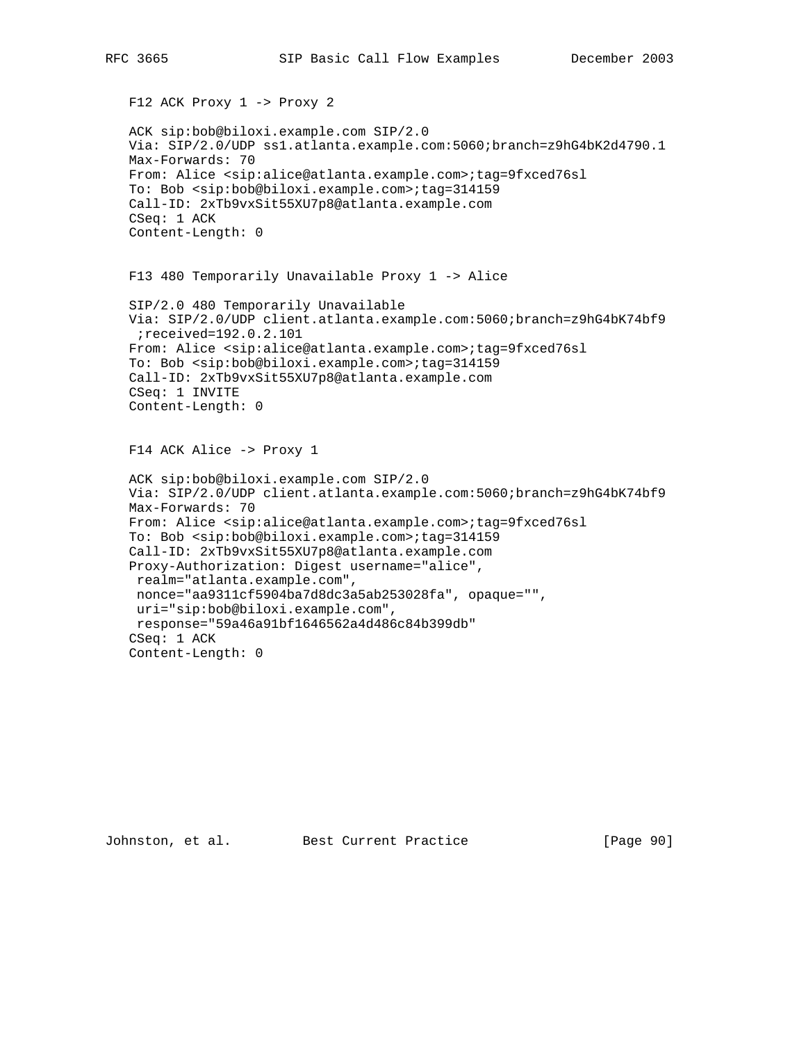F12 ACK Proxy 1 -> Proxy 2

```
ACK sip:bob@biloxi.example.com SIP/2.0
Via: SIP/2.0/UDP ss1.atlanta.example.com:5060;branch=z9hG4bK2d4790.1
Max-Forwards: 70
From: Alice <sip:alice@atlanta.example.com>;tag=9fxced76sl
To: Bob <sip:bob@biloxi.example.com>;tag=314159
Call-ID: 2xTb9vxSit55XU7p8@atlanta.example.com
CSeq: 1 ACK
Content-Length: 0
```

F13 480 Temporarily Unavailable Proxy 1 -> Alice

```
SIP/2.0 480 Temporarily Unavailable
Via: SIP/2.0/UDP client.atlanta.example.com:5060;branch=z9hG4bK74bf9
 ;received=192.0.2.101
From: Alice <sip:alice@atlanta.example.com>;tag=9fxced76sl
To: Bob <sip:bob@biloxi.example.com>;tag=314159
Call-ID: 2xTb9vxSit55XU7p8@atlanta.example.com
CSeq: 1 INVITE
Content-Length: 0
```

F14 ACK Alice -> Proxy 1

```
ACK sip:bob@biloxi.example.com SIP/2.0
Via: SIP/2.0/UDP client.atlanta.example.com:5060;branch=z9hG4bK74bf9
Max-Forwards: 70
From: Alice <sip:alice@atlanta.example.com>;tag=9fxced76sl
To: Bob <sip:bob@biloxi.example.com>;tag=314159
Call-ID: 2xTb9vxSit55XU7p8@atlanta.example.com
Proxy-Authorization: Digest username="alice",
 realm="atlanta.example.com",
 nonce="aa9311cf5904ba7d8dc3a5ab253028fa", opaque="",
 uri="sip:bob@biloxi.example.com",
 response="59a46a91bf1646562a4d486c84b399db"
CSeq: 1 ACK
Content-Length: 0
```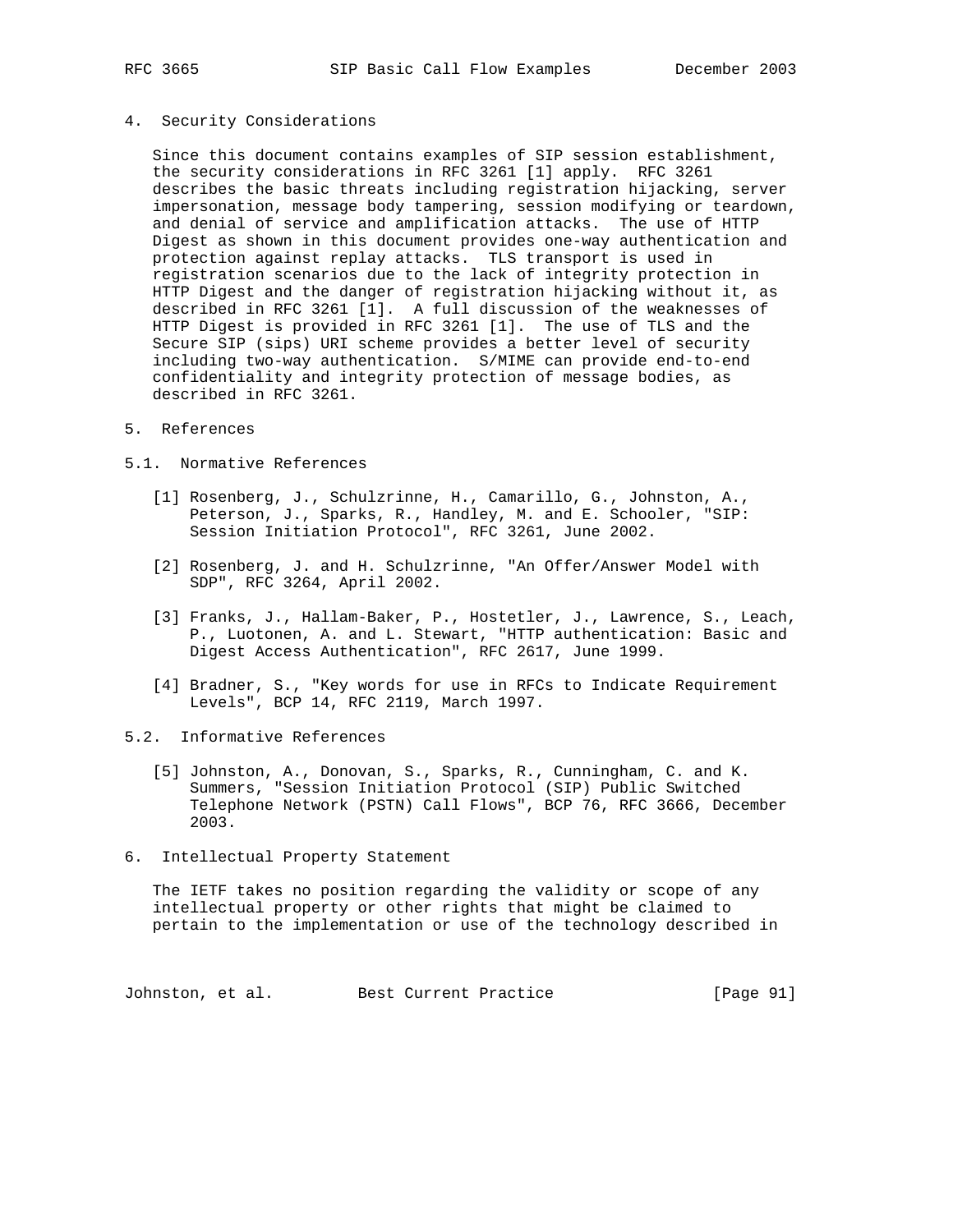## 4. Security Considerations

Since this document contains examples of SIP session establishment, the security considerations in RFC 3261 [1] apply. RFC 3261 describes the basic threats including registration hijacking, server impersonation, message body tampering, session modifying or teardown, and denial of service and amplification attacks. The use of HTTP Digest as shown in this document provides one-way authentication and protection against replay attacks. TLS transport is used in registration scenarios due to the lack of integrity protection in HTTP Digest and the danger of registration hijacking without it, as described in RFC 3261 [1]. A full discussion of the weaknesses of HTTP Digest is provided in RFC 3261 [1]. The use of TLS and the Secure SIP (sips) URI scheme provides a better level of security including two-way authentication. S/MIME can provide end-to-end confidentiality and integrity protection of message bodies, as described in RFC 3261.

## 5. References

### 5.1. Normative References

[1] Rosenberg, J., Schulzrinne, H., Camarillo, G., Johnston, A., Peterson, J., Sparks, R., Handley, M. and E. Schooler, "SIP: Session Initiation Protocol", RFC 3261, June 2002.

[2] Rosenberg, J. and H. Schulzrinne, "An Offer/Answer Model with SDP", RFC 3264, April 2002.

[3] Franks, J., Hallam-Baker, P., Hostetler, J., Lawrence, S., Leach, P., Luotonen, A. and L. Stewart, "HTTP authentication: Basic and Digest Access Authentication", RFC 2617, June 1999.

[4] Bradner, S., "Key words for use in RFCs to Indicate Requirement Levels", BCP 14, RFC 2119, March 1997.

### 5.2. Informative References

[5] Johnston, A., Donovan, S., Sparks, R., Cunningham, C. and K. Summers, "Session Initiation Protocol (SIP) Public Switched Telephone Network (PSTN) Call Flows", BCP 76, RFC 3666, December 2003.

## 6. Intellectual Property Statement

The IETF takes no position regarding the validity or scope of any intellectual property or other rights that might be claimed to pertain to the implementation or use of the technology described in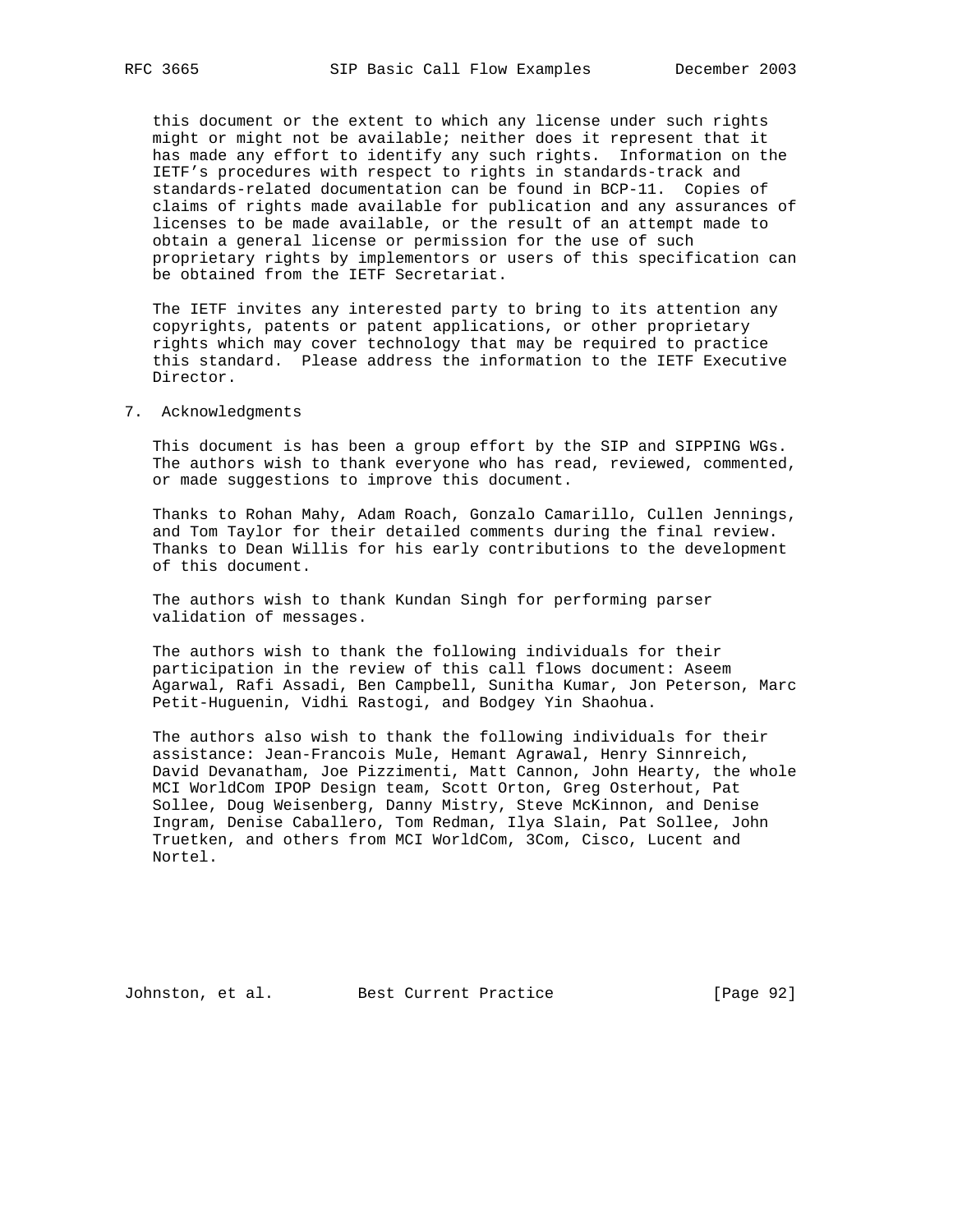this document or the extent to which any license under such rights might or might not be available; neither does it represent that it has made any effort to identify any such rights. Information on the IETF's procedures with respect to rights in standards-track and standards-related documentation can be found in BCP-11. Copies of claims of rights made available for publication and any assurances of licenses to be made available, or the result of an attempt made to obtain a general license or permission for the use of such proprietary rights by implementors or users of this specification can be obtained from the IETF Secretariat.

The IETF invites any interested party to bring to its attention any copyrights, patents or patent applications, or other proprietary rights which may cover technology that may be required to practice this standard. Please address the information to the IETF Executive Director.

## 7. Acknowledgments

This document is has been a group effort by the SIP and SIPPING WGs. The authors wish to thank everyone who has read, reviewed, commented, or made suggestions to improve this document.

Thanks to Rohan Mahy, Adam Roach, Gonzalo Camarillo, Cullen Jennings, and Tom Taylor for their detailed comments during the final review. Thanks to Dean Willis for his early contributions to the development of this document.

The authors wish to thank Kundan Singh for performing parser validation of messages.

The authors wish to thank the following individuals for their participation in the review of this call flows document: Aseem Agarwal, Rafi Assadi, Ben Campbell, Sunitha Kumar, Jon Peterson, Marc Petit-Huguenin, Vidhi Rastogi, and Bodgey Yin Shaohua.

The authors also wish to thank the following individuals for their assistance: Jean-Francois Mule, Hemant Agrawal, Henry Sinnreich, David Devanatham, Joe Pizzimenti, Matt Cannon, John Hearty, the whole MCI WorldCom IPOP Design team, Scott Orton, Greg Osterhout, Pat Sollee, Doug Weisenberg, Danny Mistry, Steve McKinnon, and Denise Ingram, Denise Caballero, Tom Redman, Ilya Slain, Pat Sollee, John Truetken, and others from MCI WorldCom, 3Com, Cisco, Lucent and Nortel.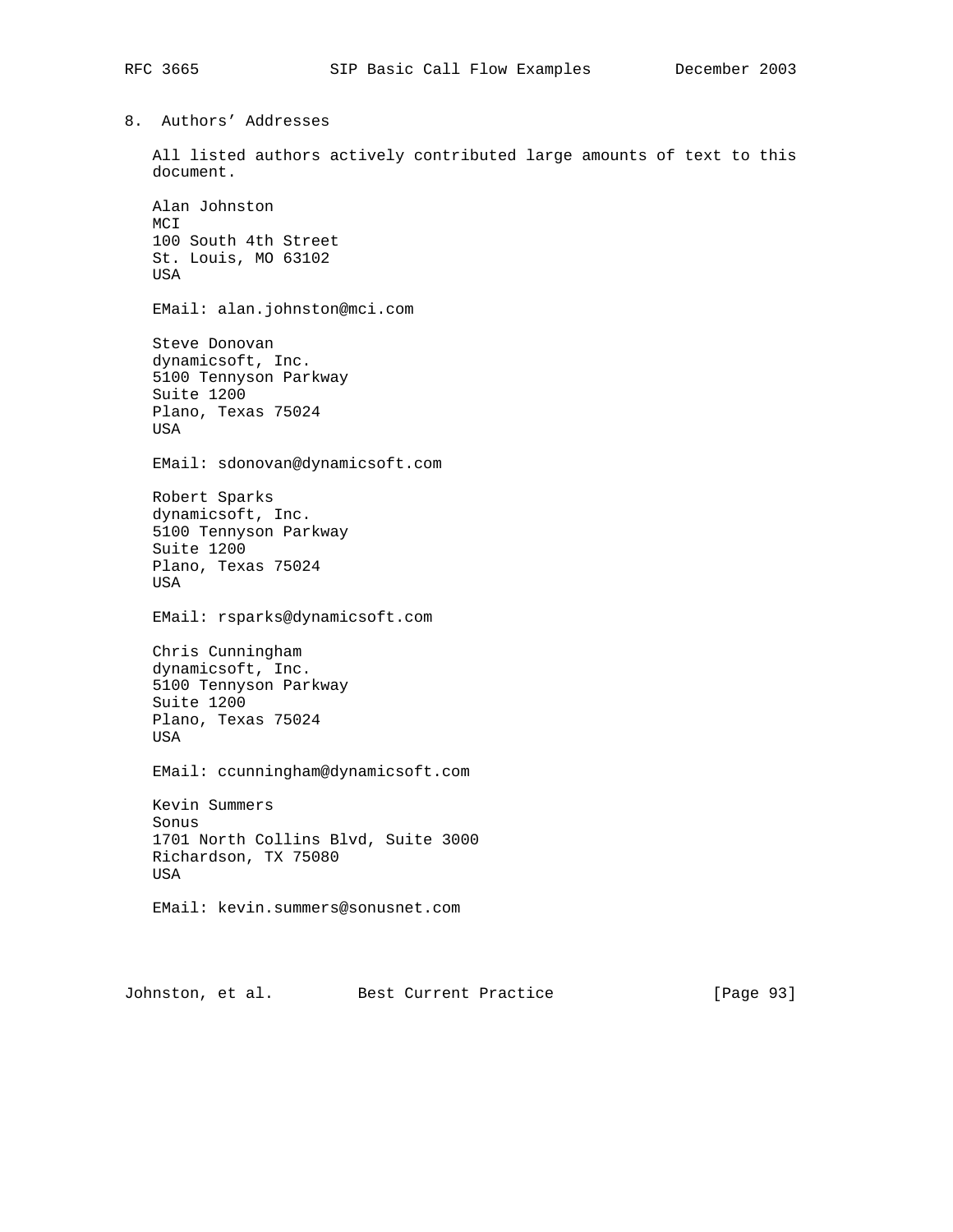## 8. Authors' Addresses

All listed authors actively contributed large amounts of text to this document.

Alan Johnston
MCI
100 South 4th Street
St. Louis, MO 63102
USA

EMail: alan.johnston@mci.com

Steve Donovan
dynamicsoft, Inc.
5100 Tennyson Parkway
Suite 1200
Plano, Texas 75024
USA

EMail: sdonovan@dynamicsoft.com

Robert Sparks
dynamicsoft, Inc.
5100 Tennyson Parkway
Suite 1200
Plano, Texas 75024
USA

EMail: rsparks@dynamicsoft.com

Chris Cunningham
dynamicsoft, Inc.
5100 Tennyson Parkway
Suite 1200
Plano, Texas 75024
USA

EMail: ccunningham@dynamicsoft.com

Kevin Summers
Sonus
1701 North Collins Blvd, Suite 3000
Richardson, TX 75080
USA

EMail: kevin.summers@sonusnet.com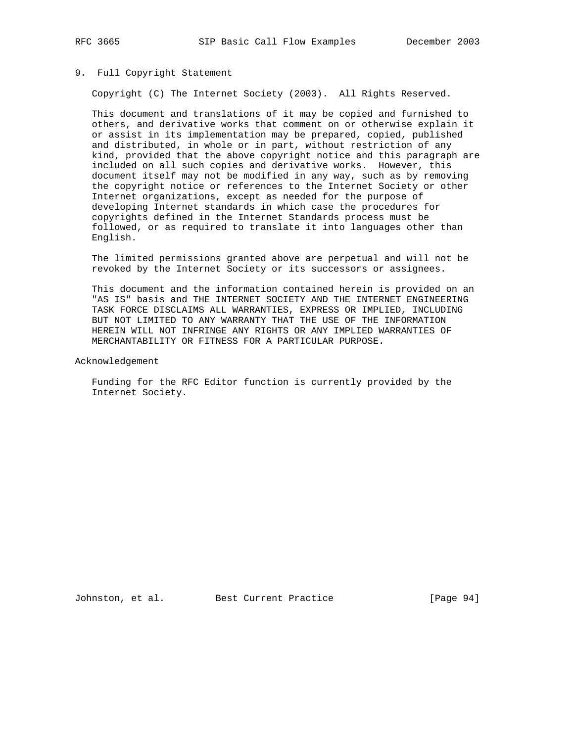## 9. Full Copyright Statement

Copyright (C) The Internet Society (2003). All Rights Reserved.

This document and translations of it may be copied and furnished to others, and derivative works that comment on or otherwise explain it or assist in its implementation may be prepared, copied, published and distributed, in whole or in part, without restriction of any kind, provided that the above copyright notice and this paragraph are included on all such copies and derivative works. However, this document itself may not be modified in any way, such as by removing the copyright notice or references to the Internet Society or other Internet organizations, except as needed for the purpose of developing Internet standards in which case the procedures for copyrights defined in the Internet Standards process must be followed, or as required to translate it into languages other than English.

The limited permissions granted above are perpetual and will not be revoked by the Internet Society or its successors or assignees.

This document and the information contained herein is provided on an "AS IS" basis and THE INTERNET SOCIETY AND THE INTERNET ENGINEERING TASK FORCE DISCLAIMS ALL WARRANTIES, EXPRESS OR IMPLIED, INCLUDING BUT NOT LIMITED TO ANY WARRANTY THAT THE USE OF THE INFORMATION HEREIN WILL NOT INFRINGE ANY RIGHTS OR ANY IMPLIED WARRANTIES OF MERCHANTABILITY OR FITNESS FOR A PARTICULAR PURPOSE.

## Acknowledgement

Funding for the RFC Editor function is currently provided by the Internet Society.